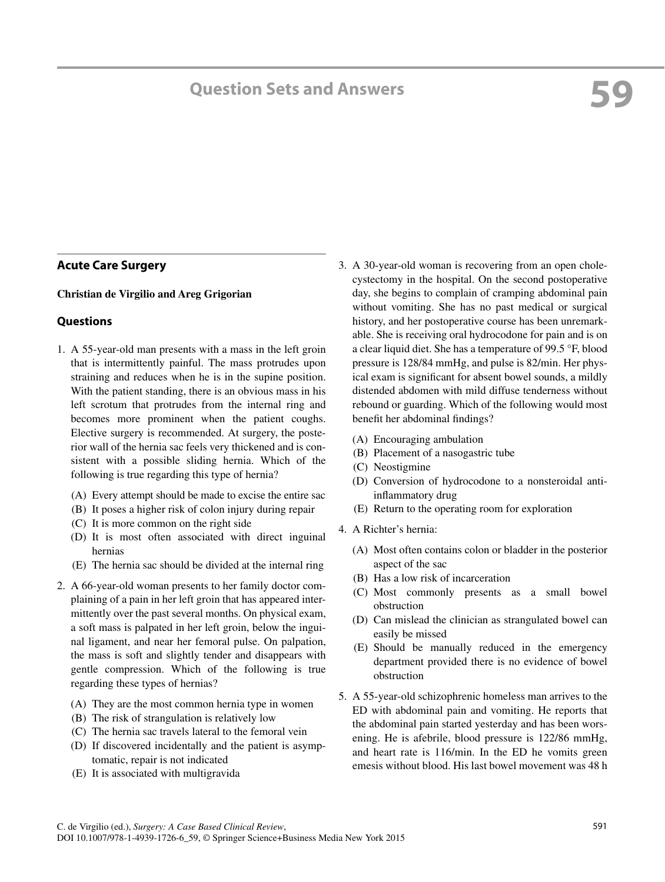# 59 Question Sets and Answers

## Acute Care Surgery

**Christian de Virgilio and Areg Grigorian**

### Questions

1. A 55-year-old man presents with a mass in the left groin that is intermittently painful. The mass protrudes upon straining and reduces when he is in the supine position. With the patient standing, there is an obvious mass in his left scrotum that protrudes from the internal ring and becomes more prominent when the patient coughs. Elective surgery is recommended. At surgery, the posterior wall of the hernia sac feels very thickened and is consistent with a possible sliding hernia. Which of the following is true regarding this type of hernia?

   (A) Every attempt should be made to excise the entire sac
   (B) It poses a higher risk of colon injury during repair
   (C) It is more common on the right side
   (D) It is most often associated with direct inguinal hernias
   (E) The hernia sac should be divided at the internal ring

2. A 66-year-old woman presents to her family doctor complaining of a pain in her left groin that has appeared intermittently over the past several months. On physical exam, a soft mass is palpated in her left groin, below the inguinal ligament, and near her femoral pulse. On palpation, the mass is soft and slightly tender and disappears with gentle compression. Which of the following is true regarding these types of hernias?

   (A) They are the most common hernia type in women
   (B) The risk of strangulation is relatively low
   (C) The hernia sac travels lateral to the femoral vein
   (D) If discovered incidentally and the patient is asymptomatic, repair is not indicated
   (E) It is associated with multigravida

3. A 30-year-old woman is recovering from an open cholecystectomy in the hospital. On the second postoperative day, she begins to complain of cramping abdominal pain without vomiting. She has no past medical or surgical history, and her postoperative course has been unremarkable. She is receiving oral hydrocodone for pain and is on a clear liquid diet. She has a temperature of 99.5 °F, blood pressure is 128/84 mmHg, and pulse is 82/min. Her physical exam is significant for absent bowel sounds, a mildly distended abdomen with mild diffuse tenderness without rebound or guarding. Which of the following would most benefit her abdominal findings?

   (A) Encouraging ambulation
   (B) Placement of a nasogastric tube
   (C) Neostigmine
   (D) Conversion of hydrocodone to a nonsteroidal anti-inflammatory drug
   (E) Return to the operating room for exploration

4. A Richter's hernia:

   (A) Most often contains colon or bladder in the posterior aspect of the sac
   (B) Has a low risk of incarceration
   (C) Most commonly presents as a small bowel obstruction
   (D) Can mislead the clinician as strangulated bowel can easily be missed
   (E) Should be manually reduced in the emergency department provided there is no evidence of bowel obstruction

5. A 55-year-old schizophrenic homeless man arrives to the ED with abdominal pain and vomiting. He reports that the abdominal pain started yesterday and has been worsening. He is afebrile, blood pressure is 122/86 mmHg, and heart rate is 116/min. In the ED he vomits green emesis without blood. His last bowel movement was 48 h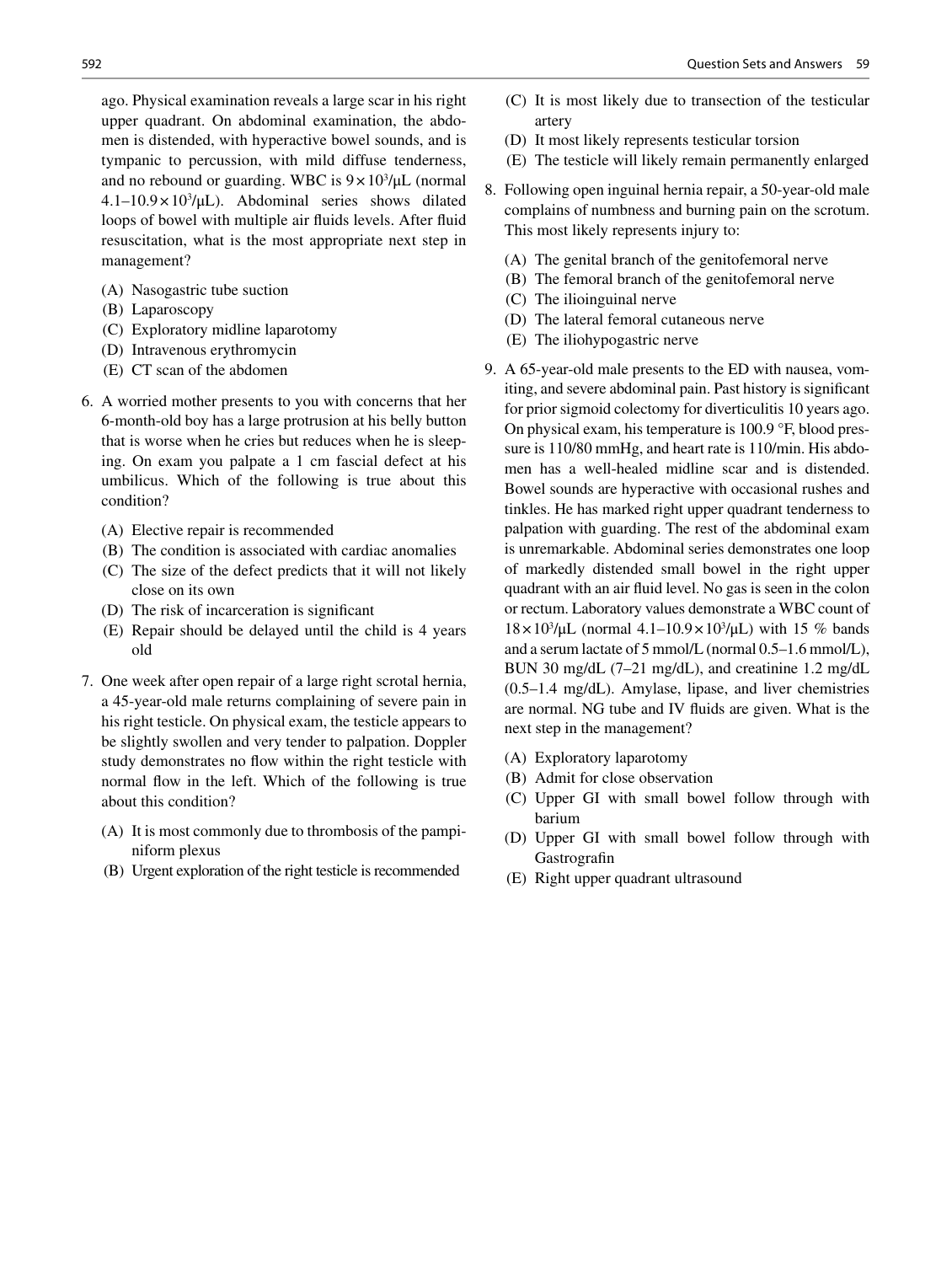ago. Physical examination reveals a large scar in his right upper quadrant. On abdominal examination, the abdomen is distended, with hyperactive bowel sounds, and is tympanic to percussion, with mild diffuse tenderness, and no rebound or guarding. WBC is $9 \times 10^3/\mu L$ (normal $4.1–10.9 \times 10^3/\mu L$). Abdominal series shows dilated loops of bowel with multiple air fluids levels. After fluid resuscitation, what is the most appropriate next step in management?

(A) Nasogastric tube suction
(B) Laparoscopy
(C) Exploratory midline laparotomy
(D) Intravenous erythromycin
(E) CT scan of the abdomen

6. A worried mother presents to you with concerns that her 6-month-old boy has a large protrusion at his belly button that is worse when he cries but reduces when he is sleeping. On exam you palpate a 1 cm fascial defect at his umbilicus. Which of the following is true about this condition?

(A) Elective repair is recommended
(B) The condition is associated with cardiac anomalies
(C) The size of the defect predicts that it will not likely close on its own
(D) The risk of incarceration is significant
(E) Repair should be delayed until the child is 4 years old

7. One week after open repair of a large right scrotal hernia, a 45-year-old male returns complaining of severe pain in his right testicle. On physical exam, the testicle appears to be slightly swollen and very tender to palpation. Doppler study demonstrates no flow within the right testicle with normal flow in the left. Which of the following is true about this condition?

(A) It is most commonly due to thrombosis of the pampiniform plexus
(B) Urgent exploration of the right testicle is recommended
(C) It is most likely due to transection of the testicular artery
(D) It most likely represents testicular torsion
(E) The testicle will likely remain permanently enlarged

8. Following open inguinal hernia repair, a 50-year-old male complains of numbness and burning pain on the scrotum. This most likely represents injury to:

(A) The genital branch of the genitofemoral nerve
(B) The femoral branch of the genitofemoral nerve
(C) The ilioinguinal nerve
(D) The lateral femoral cutaneous nerve
(E) The iliohypogastric nerve

9. A 65-year-old male presents to the ED with nausea, vomiting, and severe abdominal pain. Past history is significant for prior sigmoid colectomy for diverticulitis 10 years ago. On physical exam, his temperature is 100.9 °F, blood pressure is 110/80 mmHg, and heart rate is 110/min. His abdomen has a well-healed midline scar and is distended. Bowel sounds are hyperactive with occasional rushes and tinkles. He has marked right upper quadrant tenderness to palpation with guarding. The rest of the abdominal exam is unremarkable. Abdominal series demonstrates one loop of markedly distended small bowel in the right upper quadrant with an air fluid level. No gas is seen in the colon or rectum. Laboratory values demonstrate a WBC count of $18 \times 10^3/\mu L$ (normal $4.1–10.9 \times 10^3/\mu L$) with 15 % bands and a serum lactate of 5 mmol/L (normal 0.5–1.6 mmol/L), BUN 30 mg/dL (7–21 mg/dL), and creatinine 1.2 mg/dL (0.5–1.4 mg/dL). Amylase, lipase, and liver chemistries are normal. NG tube and IV fluids are given. What is the next step in the management?

(A) Exploratory laparotomy
(B) Admit for close observation
(C) Upper GI with small bowel follow through with barium
(D) Upper GI with small bowel follow through with Gastrografin
(E) Right upper quadrant ultrasound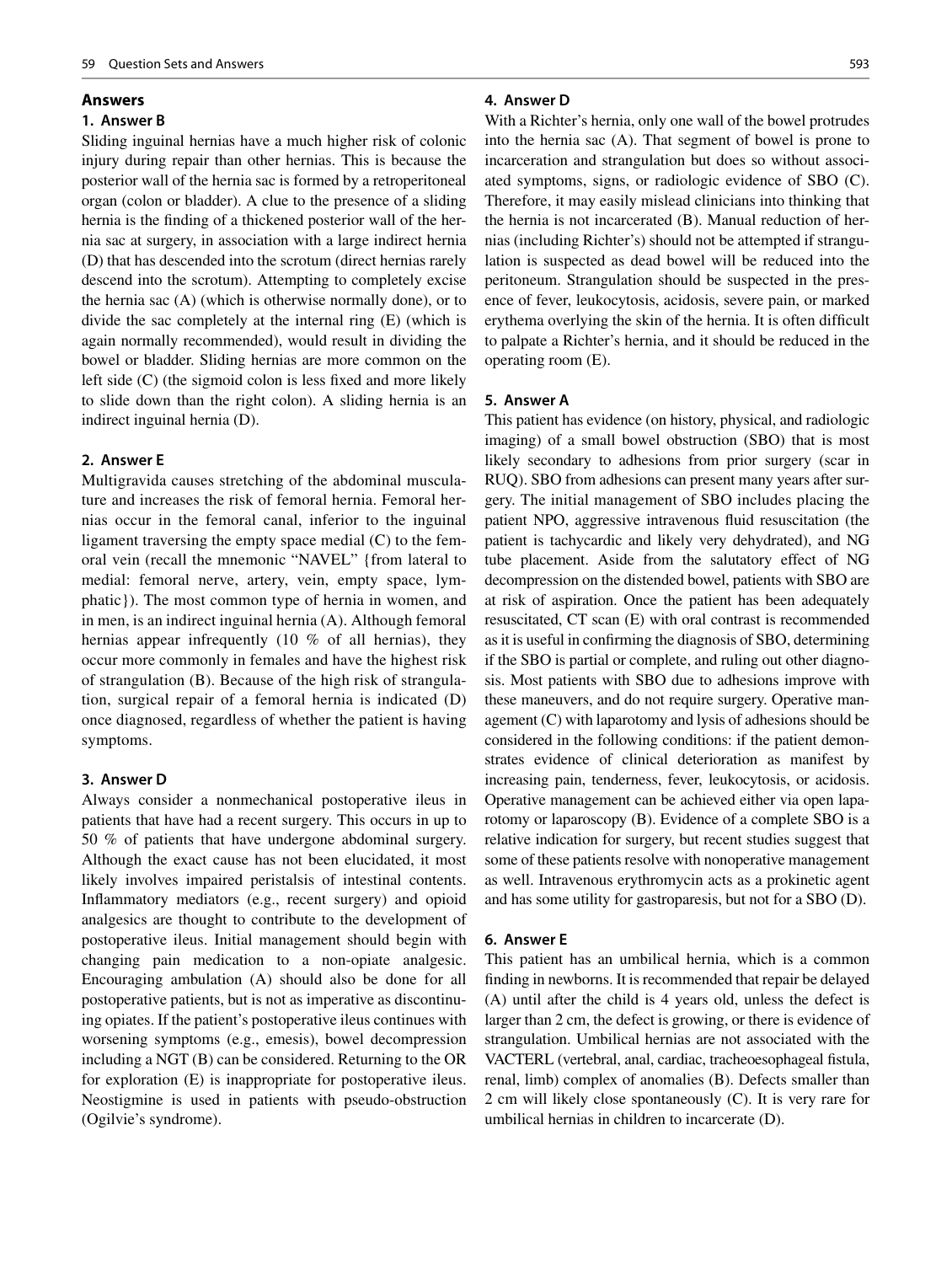## Answers

### 1. Answer B

Sliding inguinal hernias have a much higher risk of colonic injury during repair than other hernias. This is because the posterior wall of the hernia sac is formed by a retroperitoneal organ (colon or bladder). A clue to the presence of a sliding hernia is the finding of a thickened posterior wall of the hernia sac at surgery, in association with a large indirect hernia (D) that has descended into the scrotum (direct hernias rarely descend into the scrotum). Attempting to completely excise the hernia sac (A) (which is otherwise normally done), or to divide the sac completely at the internal ring (E) (which is again normally recommended), would result in dividing the bowel or bladder. Sliding hernias are more common on the left side (C) (the sigmoid colon is less fixed and more likely to slide down than the right colon). A sliding hernia is an indirect inguinal hernia (D).

### 2. Answer E

Multigravida causes stretching of the abdominal musculature and increases the risk of femoral hernia. Femoral hernias occur in the femoral canal, inferior to the inguinal ligament traversing the empty space medial (C) to the femoral vein (recall the mnemonic "NAVEL" {from lateral to medial: femoral nerve, artery, vein, empty space, lymphatic}). The most common type of hernia in women, and in men, is an indirect inguinal hernia (A). Although femoral hernias appear infrequently (10 % of all hernias), they occur more commonly in females and have the highest risk of strangulation (B). Because of the high risk of strangulation, surgical repair of a femoral hernia is indicated (D) once diagnosed, regardless of whether the patient is having symptoms.

### 3. Answer D

Always consider a nonmechanical postoperative ileus in patients that have had a recent surgery. This occurs in up to 50 % of patients that have undergone abdominal surgery. Although the exact cause has not been elucidated, it most likely involves impaired peristalsis of intestinal contents. Inflammatory mediators (e.g., recent surgery) and opioid analgesics are thought to contribute to the development of postoperative ileus. Initial management should begin with changing pain medication to a non-opiate analgesic. Encouraging ambulation (A) should also be done for all postoperative patients, but is not as imperative as discontinuing opiates. If the patient's postoperative ileus continues with worsening symptoms (e.g., emesis), bowel decompression including a NGT (B) can be considered. Returning to the OR for exploration (E) is inappropriate for postoperative ileus. Neostigmine is used in patients with pseudo-obstruction (Ogilvie's syndrome).

### 4. Answer D

With a Richter's hernia, only one wall of the bowel protrudes into the hernia sac (A). That segment of bowel is prone to incarceration and strangulation but does so without associated symptoms, signs, or radiologic evidence of SBO (C). Therefore, it may easily mislead clinicians into thinking that the hernia is not incarcerated (B). Manual reduction of hernias (including Richter's) should not be attempted if strangulation is suspected as dead bowel will be reduced into the peritoneum. Strangulation should be suspected in the presence of fever, leukocytosis, acidosis, severe pain, or marked erythema overlying the skin of the hernia. It is often difficult to palpate a Richter's hernia, and it should be reduced in the operating room (E).

### 5. Answer A

This patient has evidence (on history, physical, and radiologic imaging) of a small bowel obstruction (SBO) that is most likely secondary to adhesions from prior surgery (scar in RUQ). SBO from adhesions can present many years after surgery. The initial management of SBO includes placing the patient NPO, aggressive intravenous fluid resuscitation (the patient is tachycardic and likely very dehydrated), and NG tube placement. Aside from the salutatory effect of NG decompression on the distended bowel, patients with SBO are at risk of aspiration. Once the patient has been adequately resuscitated, CT scan (E) with oral contrast is recommended as it is useful in confirming the diagnosis of SBO, determining if the SBO is partial or complete, and ruling out other diagnosis. Most patients with SBO due to adhesions improve with these maneuvers, and do not require surgery. Operative management (C) with laparotomy and lysis of adhesions should be considered in the following conditions: if the patient demonstrates evidence of clinical deterioration as manifest by increasing pain, tenderness, fever, leukocytosis, or acidosis. Operative management can be achieved either via open laparotomy or laparoscopy (B). Evidence of a complete SBO is a relative indication for surgery, but recent studies suggest that some of these patients resolve with nonoperative management as well. Intravenous erythromycin acts as a prokinetic agent and has some utility for gastroparesis, but not for a SBO (D).

### 6. Answer E

This patient has an umbilical hernia, which is a common finding in newborns. It is recommended that repair be delayed (A) until after the child is 4 years old, unless the defect is larger than 2 cm, the defect is growing, or there is evidence of strangulation. Umbilical hernias are not associated with the VACTERL (vertebral, anal, cardiac, tracheoesophageal fistula, renal, limb) complex of anomalies (B). Defects smaller than 2 cm will likely close spontaneously (C). It is very rare for umbilical hernias in children to incarcerate (D).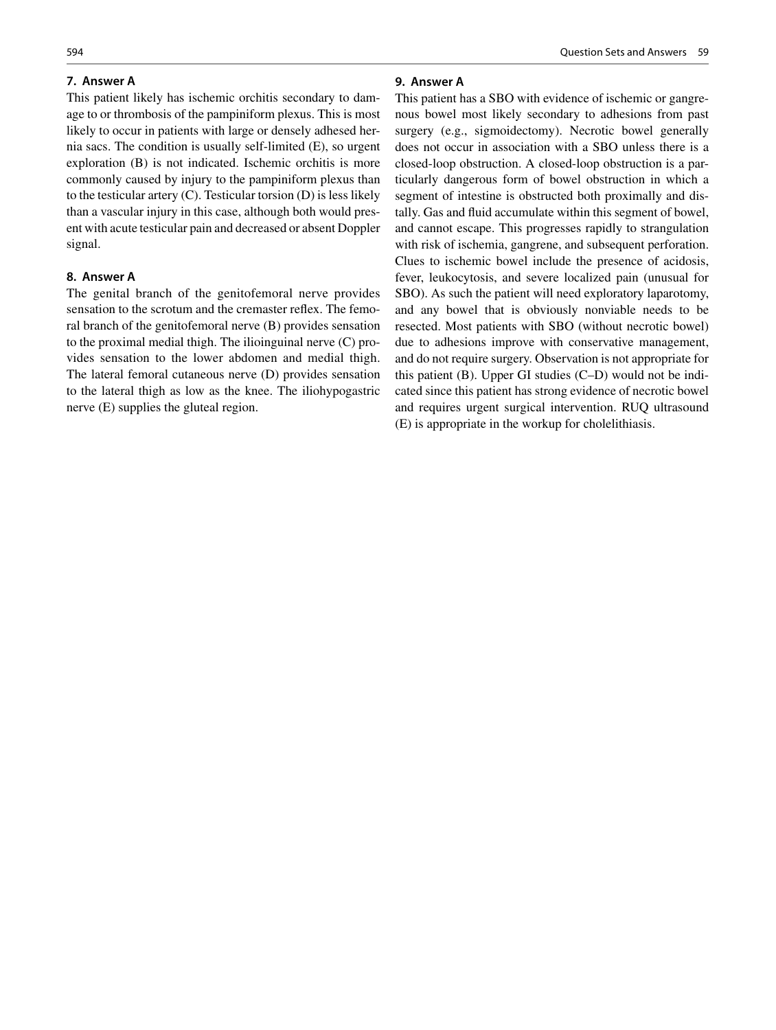**7. Answer A**

This patient likely has ischemic orchitis secondary to damage to or thrombosis of the pampiniform plexus. This is most likely to occur in patients with large or densely adhesed hernia sacs. The condition is usually self-limited (E), so urgent exploration (B) is not indicated. Ischemic orchitis is more commonly caused by injury to the pampiniform plexus than to the testicular artery (C). Testicular torsion (D) is less likely than a vascular injury in this case, although both would present with acute testicular pain and decreased or absent Doppler signal.

**8. Answer A**

The genital branch of the genitofemoral nerve provides sensation to the scrotum and the cremaster reflex. The femoral branch of the genitofemoral nerve (B) provides sensation to the proximal medial thigh. The ilioinguinal nerve (C) provides sensation to the lower abdomen and medial thigh. The lateral femoral cutaneous nerve (D) provides sensation to the lateral thigh as low as the knee. The iliohypogastric nerve (E) supplies the gluteal region.

**9. Answer A**

This patient has a SBO with evidence of ischemic or gangrenous bowel most likely secondary to adhesions from past surgery (e.g., sigmoidectomy). Necrotic bowel generally does not occur in association with a SBO unless there is a closed-loop obstruction. A closed-loop obstruction is a particularly dangerous form of bowel obstruction in which a segment of intestine is obstructed both proximally and distally. Gas and fluid accumulate within this segment of bowel, and cannot escape. This progresses rapidly to strangulation with risk of ischemia, gangrene, and subsequent perforation. Clues to ischemic bowel include the presence of acidosis, fever, leukocytosis, and severe localized pain (unusual for SBO). As such the patient will need exploratory laparotomy, and any bowel that is obviously nonviable needs to be resected. Most patients with SBO (without necrotic bowel) due to adhesions improve with conservative management, and do not require surgery. Observation is not appropriate for this patient (B). Upper GI studies (C–D) would not be indicated since this patient has strong evidence of necrotic bowel and requires urgent surgical intervention. RUQ ultrasound (E) is appropriate in the workup for cholelithiasis.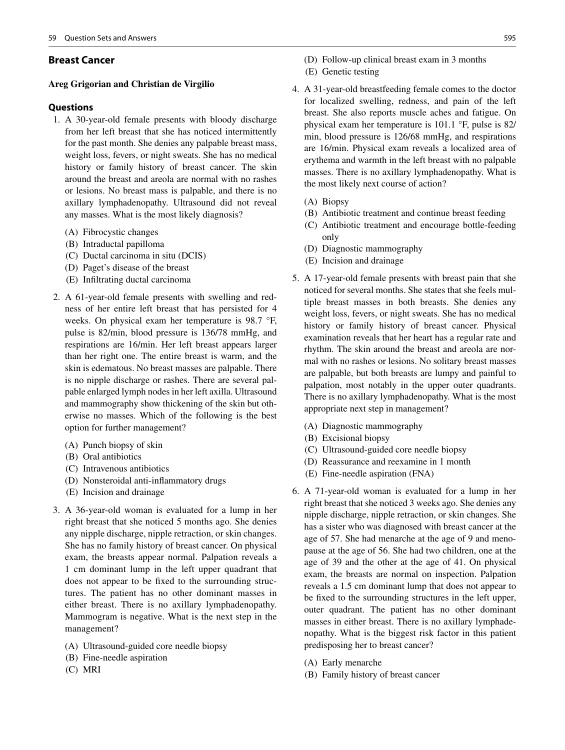## Breast Cancer

**Areg Grigorian and Christian de Virgilio**

### Questions

1. A 30-year-old female presents with bloody discharge from her left breast that she has noticed intermittently for the past month. She denies any palpable breast mass, weight loss, fevers, or night sweats. She has no medical history or family history of breast cancer. The skin around the breast and areola are normal with no rashes or lesions. No breast mass is palpable, and there is no axillary lymphadenopathy. Ultrasound did not reveal any masses. What is the most likely diagnosis?

   (A) Fibrocystic changes
   (B) Intraductal papilloma
   (C) Ductal carcinoma in situ (DCIS)
   (D) Paget's disease of the breast
   (E) Infiltrating ductal carcinoma

2. A 61-year-old female presents with swelling and redness of her entire left breast that has persisted for 4 weeks. On physical exam her temperature is 98.7 °F, pulse is 82/min, blood pressure is 136/78 mmHg, and respirations are 16/min. Her left breast appears larger than her right one. The entire breast is warm, and the skin is edematous. No breast masses are palpable. There is no nipple discharge or rashes. There are several palpable enlarged lymph nodes in her left axilla. Ultrasound and mammography show thickening of the skin but otherwise no masses. Which of the following is the best option for further management?

   (A) Punch biopsy of skin
   (B) Oral antibiotics
   (C) Intravenous antibiotics
   (D) Nonsteroidal anti-inflammatory drugs
   (E) Incision and drainage

3. A 36-year-old woman is evaluated for a lump in her right breast that she noticed 5 months ago. She denies any nipple discharge, nipple retraction, or skin changes. She has no family history of breast cancer. On physical exam, the breasts appear normal. Palpation reveals a 1 cm dominant lump in the left upper quadrant that does not appear to be fixed to the surrounding structures. The patient has no other dominant masses in either breast. There is no axillary lymphadenopathy. Mammogram is negative. What is the next step in the management?

   (A) Ultrasound-guided core needle biopsy
   (B) Fine-needle aspiration
   (C) MRI
   (D) Follow-up clinical breast exam in 3 months
   (E) Genetic testing

4. A 31-year-old breastfeeding female comes to the doctor for localized swelling, redness, and pain of the left breast. She also reports muscle aches and fatigue. On physical exam her temperature is 101.1 °F, pulse is 82/min, blood pressure is 126/68 mmHg, and respirations are 16/min. Physical exam reveals a localized area of erythema and warmth in the left breast with no palpable masses. There is no axillary lymphadenopathy. What is the most likely next course of action?

   (A) Biopsy
   (B) Antibiotic treatment and continue breast feeding
   (C) Antibiotic treatment and encourage bottle-feeding only
   (D) Diagnostic mammography
   (E) Incision and drainage

5. A 17-year-old female presents with breast pain that she noticed for several months. She states that she feels multiple breast masses in both breasts. She denies any weight loss, fevers, or night sweats. She has no medical history or family history of breast cancer. Physical examination reveals that her heart has a regular rate and rhythm. The skin around the breast and areola are normal with no rashes or lesions. No solitary breast masses are palpable, but both breasts are lumpy and painful to palpation, most notably in the upper outer quadrants. There is no axillary lymphadenopathy. What is the most appropriate next step in management?

   (A) Diagnostic mammography
   (B) Excisional biopsy
   (C) Ultrasound-guided core needle biopsy
   (D) Reassurance and reexamine in 1 month
   (E) Fine-needle aspiration (FNA)

6. A 71-year-old woman is evaluated for a lump in her right breast that she noticed 3 weeks ago. She denies any nipple discharge, nipple retraction, or skin changes. She has a sister who was diagnosed with breast cancer at the age of 57. She had menarche at the age of 9 and menopause at the age of 56. She had two children, one at the age of 39 and the other at the age of 41. On physical exam, the breasts are normal on inspection. Palpation reveals a 1.5 cm dominant lump that does not appear to be fixed to the surrounding structures in the left upper, outer quadrant. The patient has no other dominant masses in either breast. There is no axillary lymphadenopathy. What is the biggest risk factor in this patient predisposing her to breast cancer?

   (A) Early menarche
   (B) Family history of breast cancer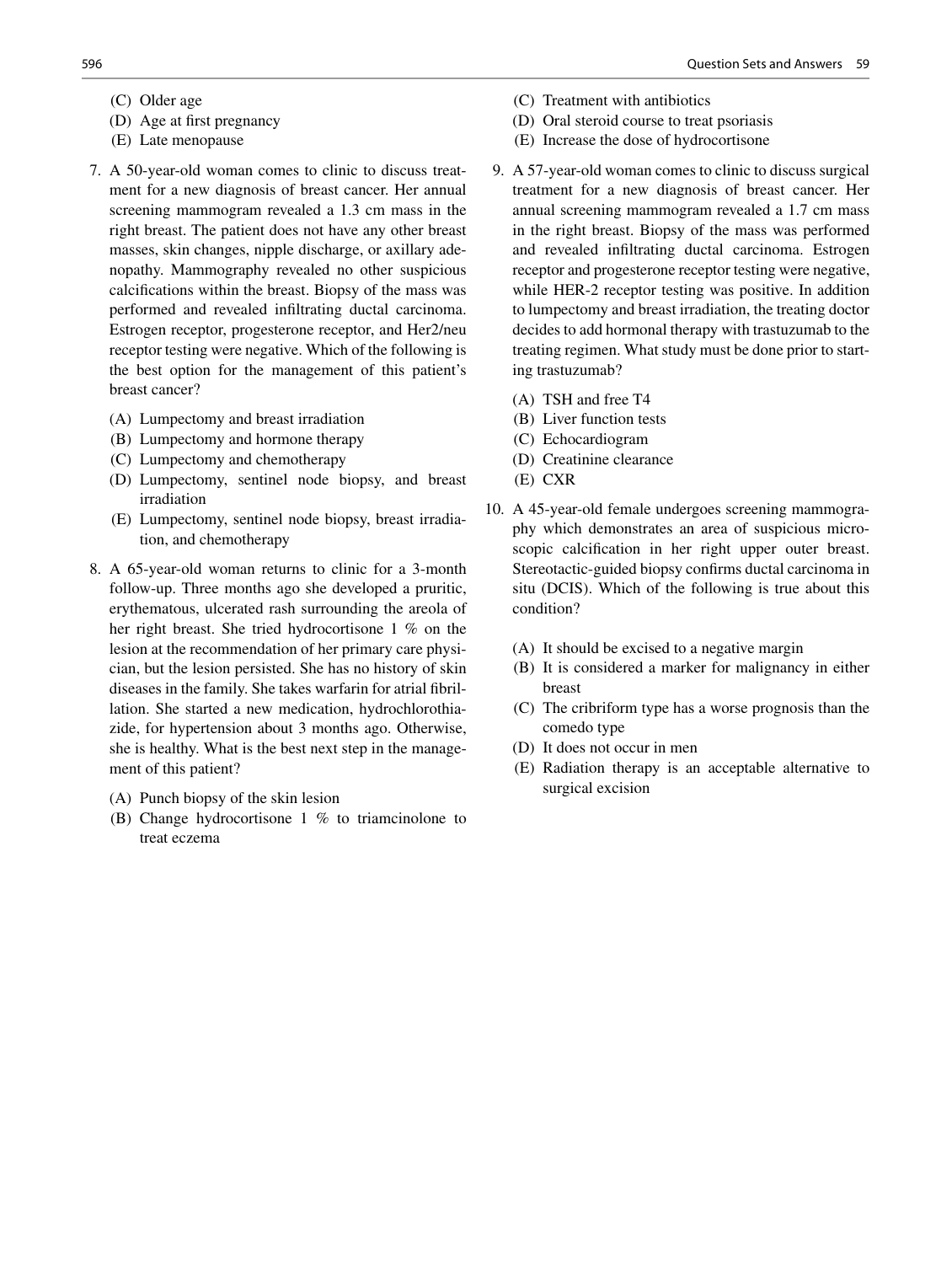(C) Older age
(D) Age at first pregnancy
(E) Late menopause

7. A 50-year-old woman comes to clinic to discuss treatment for a new diagnosis of breast cancer. Her annual screening mammogram revealed a 1.3 cm mass in the right breast. The patient does not have any other breast masses, skin changes, nipple discharge, or axillary adenopathy. Mammography revealed no other suspicious calcifications within the breast. Biopsy of the mass was performed and revealed infiltrating ductal carcinoma. Estrogen receptor, progesterone receptor, and Her2/neu receptor testing were negative. Which of the following is the best option for the management of this patient's breast cancer?

   (A) Lumpectomy and breast irradiation
   (B) Lumpectomy and hormone therapy
   (C) Lumpectomy and chemotherapy
   (D) Lumpectomy, sentinel node biopsy, and breast irradiation
   (E) Lumpectomy, sentinel node biopsy, breast irradiation, and chemotherapy

8. A 65-year-old woman returns to clinic for a 3-month follow-up. Three months ago she developed a pruritic, erythematous, ulcerated rash surrounding the areola of her right breast. She tried hydrocortisone 1 % on the lesion at the recommendation of her primary care physician, but the lesion persisted. She has no history of skin diseases in the family. She takes warfarin for atrial fibrillation. She started a new medication, hydrochlorothiazide, for hypertension about 3 months ago. Otherwise, she is healthy. What is the best next step in the management of this patient?

   (A) Punch biopsy of the skin lesion
   (B) Change hydrocortisone 1 % to triamcinolone to treat eczema
   (C) Treatment with antibiotics
   (D) Oral steroid course to treat psoriasis
   (E) Increase the dose of hydrocortisone

9. A 57-year-old woman comes to clinic to discuss surgical treatment for a new diagnosis of breast cancer. Her annual screening mammogram revealed a 1.7 cm mass in the right breast. Biopsy of the mass was performed and revealed infiltrating ductal carcinoma. Estrogen receptor and progesterone receptor testing were negative, while HER-2 receptor testing was positive. In addition to lumpectomy and breast irradiation, the treating doctor decides to add hormonal therapy with trastuzumab to the treating regimen. What study must be done prior to starting trastuzumab?

   (A) TSH and free T4
   (B) Liver function tests
   (C) Echocardiogram
   (D) Creatinine clearance
   (E) CXR

10. A 45-year-old female undergoes screening mammography which demonstrates an area of suspicious microscopic calcification in her right upper outer breast. Stereotactic-guided biopsy confirms ductal carcinoma in situ (DCIS). Which of the following is true about this condition?

   (A) It should be excised to a negative margin
   (B) It is considered a marker for malignancy in either breast
   (C) The cribriform type has a worse prognosis than the comedo type
   (D) It does not occur in men
   (E) Radiation therapy is an acceptable alternative to surgical excision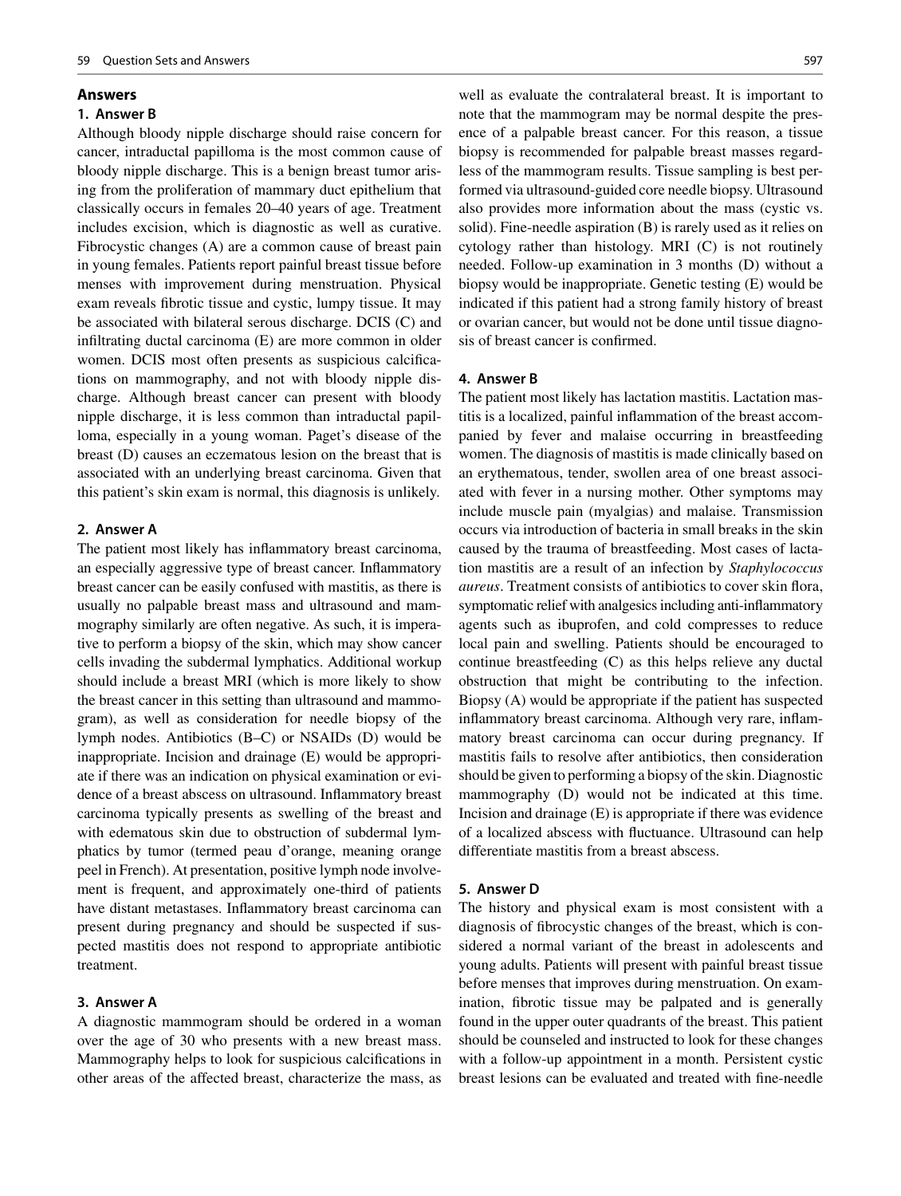## Answers

### 1. Answer B

Although bloody nipple discharge should raise concern for cancer, intraductal papilloma is the most common cause of bloody nipple discharge. This is a benign breast tumor arising from the proliferation of mammary duct epithelium that classically occurs in females 20–40 years of age. Treatment includes excision, which is diagnostic as well as curative. Fibrocystic changes (A) are a common cause of breast pain in young females. Patients report painful breast tissue before menses with improvement during menstruation. Physical exam reveals fibrotic tissue and cystic, lumpy tissue. It may be associated with bilateral serous discharge. DCIS (C) and infiltrating ductal carcinoma (E) are more common in older women. DCIS most often presents as suspicious calcifications on mammography, and not with bloody nipple discharge. Although breast cancer can present with bloody nipple discharge, it is less common than intraductal papilloma, especially in a young woman. Paget's disease of the breast (D) causes an eczematous lesion on the breast that is associated with an underlying breast carcinoma. Given that this patient's skin exam is normal, this diagnosis is unlikely.

### 2. Answer A

The patient most likely has inflammatory breast carcinoma, an especially aggressive type of breast cancer. Inflammatory breast cancer can be easily confused with mastitis, as there is usually no palpable breast mass and ultrasound and mammography similarly are often negative. As such, it is imperative to perform a biopsy of the skin, which may show cancer cells invading the subdermal lymphatics. Additional workup should include a breast MRI (which is more likely to show the breast cancer in this setting than ultrasound and mammogram), as well as consideration for needle biopsy of the lymph nodes. Antibiotics (B–C) or NSAIDs (D) would be inappropriate. Incision and drainage (E) would be appropriate if there was an indication on physical examination or evidence of a breast abscess on ultrasound. Inflammatory breast carcinoma typically presents as swelling of the breast and with edematous skin due to obstruction of subdermal lymphatics by tumor (termed peau d'orange, meaning orange peel in French). At presentation, positive lymph node involvement is frequent, and approximately one-third of patients have distant metastases. Inflammatory breast carcinoma can present during pregnancy and should be suspected if suspected mastitis does not respond to appropriate antibiotic treatment.

### 3. Answer A

A diagnostic mammogram should be ordered in a woman over the age of 30 who presents with a new breast mass. Mammography helps to look for suspicious calcifications in other areas of the affected breast, characterize the mass, as well as evaluate the contralateral breast. It is important to note that the mammogram may be normal despite the presence of a palpable breast cancer. For this reason, a tissue biopsy is recommended for palpable breast masses regardless of the mammogram results. Tissue sampling is best performed via ultrasound-guided core needle biopsy. Ultrasound also provides more information about the mass (cystic vs. solid). Fine-needle aspiration (B) is rarely used as it relies on cytology rather than histology. MRI (C) is not routinely needed. Follow-up examination in 3 months (D) without a biopsy would be inappropriate. Genetic testing (E) would be indicated if this patient had a strong family history of breast or ovarian cancer, but would not be done until tissue diagnosis of breast cancer is confirmed.

### 4. Answer B

The patient most likely has lactation mastitis. Lactation mastitis is a localized, painful inflammation of the breast accompanied by fever and malaise occurring in breastfeeding women. The diagnosis of mastitis is made clinically based on an erythematous, tender, swollen area of one breast associated with fever in a nursing mother. Other symptoms may include muscle pain (myalgias) and malaise. Transmission occurs via introduction of bacteria in small breaks in the skin caused by the trauma of breastfeeding. Most cases of lactation mastitis are a result of an infection by *Staphylococcus aureus*. Treatment consists of antibiotics to cover skin flora, symptomatic relief with analgesics including anti-inflammatory agents such as ibuprofen, and cold compresses to reduce local pain and swelling. Patients should be encouraged to continue breastfeeding (C) as this helps relieve any ductal obstruction that might be contributing to the infection. Biopsy (A) would be appropriate if the patient has suspected inflammatory breast carcinoma. Although very rare, inflammatory breast carcinoma can occur during pregnancy. If mastitis fails to resolve after antibiotics, then consideration should be given to performing a biopsy of the skin. Diagnostic mammography (D) would not be indicated at this time. Incision and drainage (E) is appropriate if there was evidence of a localized abscess with fluctuance. Ultrasound can help differentiate mastitis from a breast abscess.

### 5. Answer D

The history and physical exam is most consistent with a diagnosis of fibrocystic changes of the breast, which is considered a normal variant of the breast in adolescents and young adults. Patients will present with painful breast tissue before menses that improves during menstruation. On examination, fibrotic tissue may be palpated and is generally found in the upper outer quadrants of the breast. This patient should be counseled and instructed to look for these changes with a follow-up appointment in a month. Persistent cystic breast lesions can be evaluated and treated with fine-needle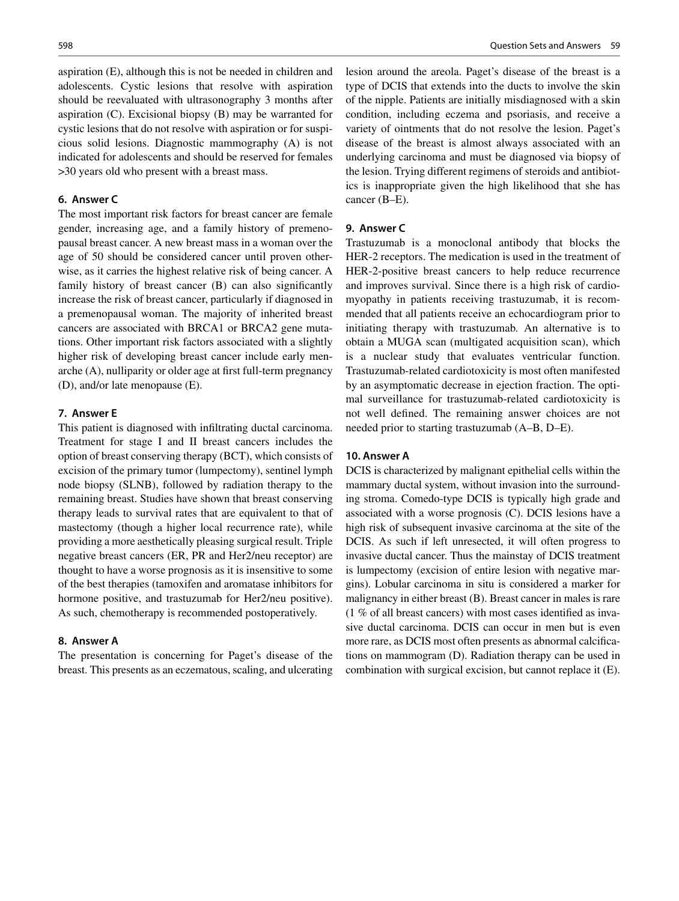aspiration (E), although this is not be needed in children and adolescents. Cystic lesions that resolve with aspiration should be reevaluated with ultrasonography 3 months after aspiration (C). Excisional biopsy (B) may be warranted for cystic lesions that do not resolve with aspiration or for suspicious solid lesions. Diagnostic mammography (A) is not indicated for adolescents and should be reserved for females >30 years old who present with a breast mass.

**6. Answer C**

The most important risk factors for breast cancer are female gender, increasing age, and a family history of premenopausal breast cancer. A new breast mass in a woman over the age of 50 should be considered cancer until proven otherwise, as it carries the highest relative risk of being cancer. A family history of breast cancer (B) can also significantly increase the risk of breast cancer, particularly if diagnosed in a premenopausal woman. The majority of inherited breast cancers are associated with BRCA1 or BRCA2 gene mutations. Other important risk factors associated with a slightly higher risk of developing breast cancer include early menarche (A), nulliparity or older age at first full-term pregnancy (D), and/or late menopause (E).

**7. Answer E**

This patient is diagnosed with infiltrating ductal carcinoma. Treatment for stage I and II breast cancers includes the option of breast conserving therapy (BCT), which consists of excision of the primary tumor (lumpectomy), sentinel lymph node biopsy (SLNB), followed by radiation therapy to the remaining breast. Studies have shown that breast conserving therapy leads to survival rates that are equivalent to that of mastectomy (though a higher local recurrence rate), while providing a more aesthetically pleasing surgical result. Triple negative breast cancers (ER, PR and Her2/neu receptor) are thought to have a worse prognosis as it is insensitive to some of the best therapies (tamoxifen and aromatase inhibitors for hormone positive, and trastuzumab for Her2/neu positive). As such, chemotherapy is recommended postoperatively.

**8. Answer A**

The presentation is concerning for Paget's disease of the breast. This presents as an eczematous, scaling, and ulcerating lesion around the areola. Paget's disease of the breast is a type of DCIS that extends into the ducts to involve the skin of the nipple. Patients are initially misdiagnosed with a skin condition, including eczema and psoriasis, and receive a variety of ointments that do not resolve the lesion. Paget's disease of the breast is almost always associated with an underlying carcinoma and must be diagnosed via biopsy of the lesion. Trying different regimens of steroids and antibiotics is inappropriate given the high likelihood that she has cancer (B–E).

**9. Answer C**

Trastuzumab is a monoclonal antibody that blocks the HER-2 receptors. The medication is used in the treatment of HER-2-positive breast cancers to help reduce recurrence and improves survival. Since there is a high risk of cardiomyopathy in patients receiving trastuzumab, it is recommended that all patients receive an echocardiogram prior to initiating therapy with trastuzumab. An alternative is to obtain a MUGA scan (multigated acquisition scan), which is a nuclear study that evaluates ventricular function. Trastuzumab-related cardiotoxicity is most often manifested by an asymptomatic decrease in ejection fraction. The optimal surveillance for trastuzumab-related cardiotoxicity is not well defined. The remaining answer choices are not needed prior to starting trastuzumab (A–B, D–E).

**10. Answer A**

DCIS is characterized by malignant epithelial cells within the mammary ductal system, without invasion into the surrounding stroma. Comedo-type DCIS is typically high grade and associated with a worse prognosis (C). DCIS lesions have a high risk of subsequent invasive carcinoma at the site of the DCIS. As such if left unresected, it will often progress to invasive ductal cancer. Thus the mainstay of DCIS treatment is lumpectomy (excision of entire lesion with negative margins). Lobular carcinoma in situ is considered a marker for malignancy in either breast (B). Breast cancer in males is rare (1 % of all breast cancers) with most cases identified as invasive ductal carcinoma. DCIS can occur in men but is even more rare, as DCIS most often presents as abnormal calcifications on mammogram (D). Radiation therapy can be used in combination with surgical excision, but cannot replace it (E).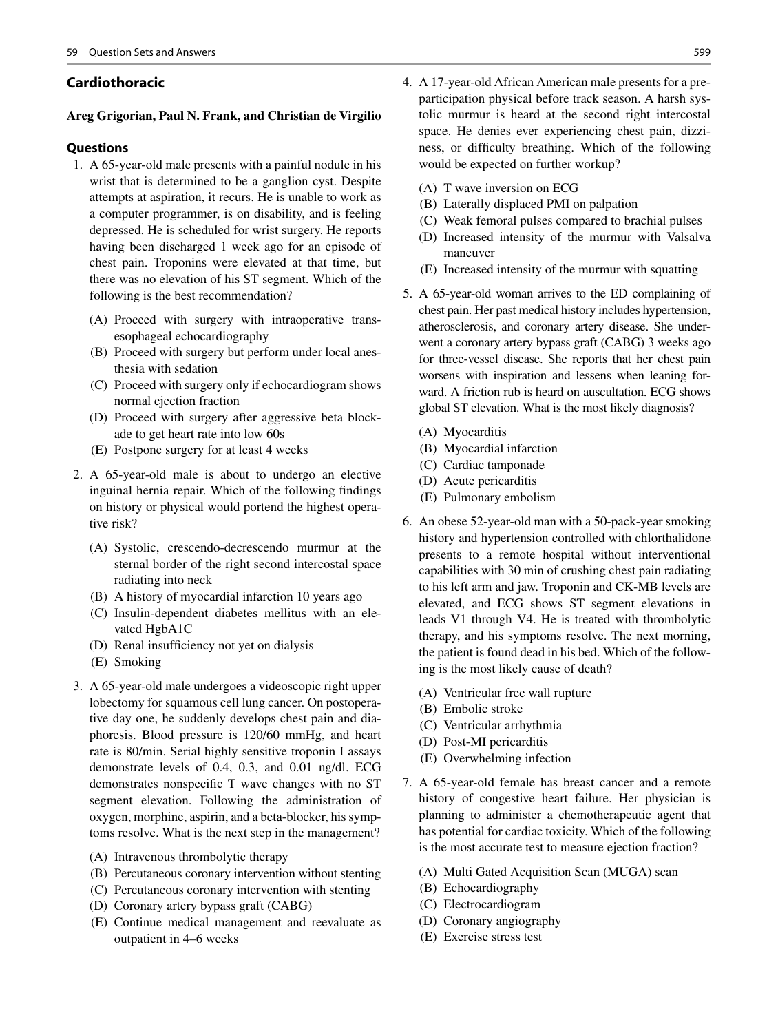## Cardiothoracic

**Areg Grigorian, Paul N. Frank, and Christian de Virgilio**

### Questions

1. A 65-year-old male presents with a painful nodule in his wrist that is determined to be a ganglion cyst. Despite attempts at aspiration, it recurs. He is unable to work as a computer programmer, is on disability, and is feeling depressed. He is scheduled for wrist surgery. He reports having been discharged 1 week ago for an episode of chest pain. Troponins were elevated at that time, but there was no elevation of his ST segment. Which of the following is the best recommendation?

   (A) Proceed with surgery with intraoperative transesophageal echocardiography
   (B) Proceed with surgery but perform under local anesthesia with sedation
   (C) Proceed with surgery only if echocardiogram shows normal ejection fraction
   (D) Proceed with surgery after aggressive beta blockade to get heart rate into low 60s
   (E) Postpone surgery for at least 4 weeks

2. A 65-year-old male is about to undergo an elective inguinal hernia repair. Which of the following findings on history or physical would portend the highest operative risk?

   (A) Systolic, crescendo-decrescendo murmur at the sternal border of the right second intercostal space radiating into neck
   (B) A history of myocardial infarction 10 years ago
   (C) Insulin-dependent diabetes mellitus with an elevated HgbA1C
   (D) Renal insufficiency not yet on dialysis
   (E) Smoking

3. A 65-year-old male undergoes a videoscopic right upper lobectomy for squamous cell lung cancer. On postoperative day one, he suddenly develops chest pain and diaphoresis. Blood pressure is 120/60 mmHg, and heart rate is 80/min. Serial highly sensitive troponin I assays demonstrate levels of 0.4, 0.3, and 0.01 ng/dl. ECG demonstrates nonspecific T wave changes with no ST segment elevation. Following the administration of oxygen, morphine, aspirin, and a beta-blocker, his symptoms resolve. What is the next step in the management?

   (A) Intravenous thrombolytic therapy
   (B) Percutaneous coronary intervention without stenting
   (C) Percutaneous coronary intervention with stenting
   (D) Coronary artery bypass graft (CABG)
   (E) Continue medical management and reevaluate as outpatient in 4–6 weeks

4. A 17-year-old African American male presents for a preparticipation physical before track season. A harsh systolic murmur is heard at the second right intercostal space. He denies ever experiencing chest pain, dizziness, or difficulty breathing. Which of the following would be expected on further workup?

   (A) T wave inversion on ECG
   (B) Laterally displaced PMI on palpation
   (C) Weak femoral pulses compared to brachial pulses
   (D) Increased intensity of the murmur with Valsalva maneuver
   (E) Increased intensity of the murmur with squatting

5. A 65-year-old woman arrives to the ED complaining of chest pain. Her past medical history includes hypertension, atherosclerosis, and coronary artery disease. She underwent a coronary artery bypass graft (CABG) 3 weeks ago for three-vessel disease. She reports that her chest pain worsens with inspiration and lessens when leaning forward. A friction rub is heard on auscultation. ECG shows global ST elevation. What is the most likely diagnosis?

   (A) Myocarditis
   (B) Myocardial infarction
   (C) Cardiac tamponade
   (D) Acute pericarditis
   (E) Pulmonary embolism

6. An obese 52-year-old man with a 50-pack-year smoking history and hypertension controlled with chlorthalidone presents to a remote hospital without interventional capabilities with 30 min of crushing chest pain radiating to his left arm and jaw. Troponin and CK-MB levels are elevated, and ECG shows ST segment elevations in leads V1 through V4. He is treated with thrombolytic therapy, and his symptoms resolve. The next morning, the patient is found dead in his bed. Which of the following is the most likely cause of death?

   (A) Ventricular free wall rupture
   (B) Embolic stroke
   (C) Ventricular arrhythmia
   (D) Post-MI pericarditis
   (E) Overwhelming infection

7. A 65-year-old female has breast cancer and a remote history of congestive heart failure. Her physician is planning to administer a chemotherapeutic agent that has potential for cardiac toxicity. Which of the following is the most accurate test to measure ejection fraction?

   (A) Multi Gated Acquisition Scan (MUGA) scan
   (B) Echocardiography
   (C) Electrocardiogram
   (D) Coronary angiography
   (E) Exercise stress test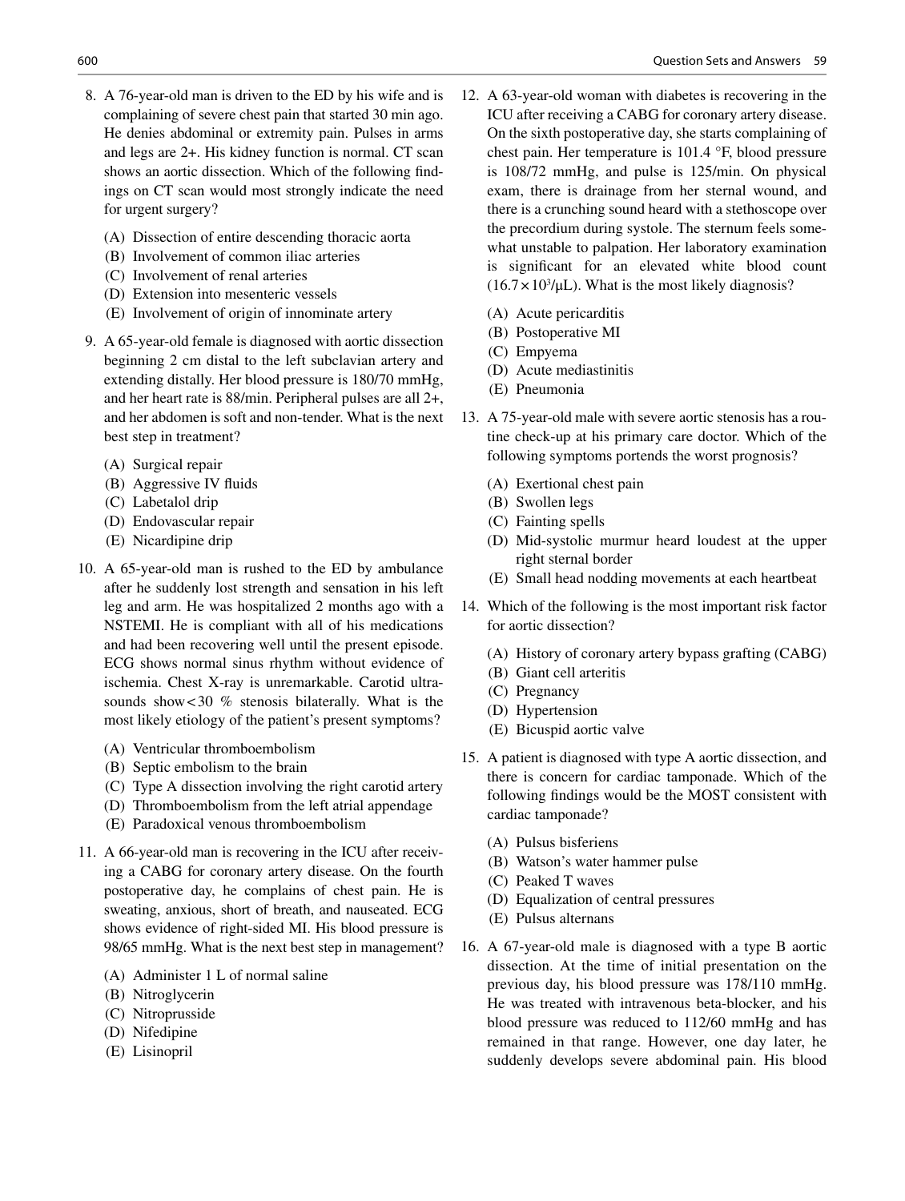8. A 76-year-old man is driven to the ED by his wife and is complaining of severe chest pain that started 30 min ago. He denies abdominal or extremity pain. Pulses in arms and legs are 2+. His kidney function is normal. CT scan shows an aortic dissection. Which of the following findings on CT scan would most strongly indicate the need for urgent surgery?

   (A) Dissection of entire descending thoracic aorta
   (B) Involvement of common iliac arteries
   (C) Involvement of renal arteries
   (D) Extension into mesenteric vessels
   (E) Involvement of origin of innominate artery

9. A 65-year-old female is diagnosed with aortic dissection beginning 2 cm distal to the left subclavian artery and extending distally. Her blood pressure is 180/70 mmHg, and her heart rate is 88/min. Peripheral pulses are all 2+, and her abdomen is soft and non-tender. What is the next best step in treatment?

   (A) Surgical repair
   (B) Aggressive IV fluids
   (C) Labetalol drip
   (D) Endovascular repair
   (E) Nicardipine drip

10. A 65-year-old man is rushed to the ED by ambulance after he suddenly lost strength and sensation in his left leg and arm. He was hospitalized 2 months ago with a NSTEMI. He is compliant with all of his medications and had been recovering well until the present episode. ECG shows normal sinus rhythm without evidence of ischemia. Chest X-ray is unremarkable. Carotid ultrasounds show < 30 % stenosis bilaterally. What is the most likely etiology of the patient's present symptoms?

    (A) Ventricular thromboembolism
    (B) Septic embolism to the brain
    (C) Type A dissection involving the right carotid artery
    (D) Thromboembolism from the left atrial appendage
    (E) Paradoxical venous thromboembolism

11. A 66-year-old man is recovering in the ICU after receiving a CABG for coronary artery disease. On the fourth postoperative day, he complains of chest pain. He is sweating, anxious, short of breath, and nauseated. ECG shows evidence of right-sided MI. His blood pressure is 98/65 mmHg. What is the next best step in management?

    (A) Administer 1 L of normal saline
    (B) Nitroglycerin
    (C) Nitroprusside
    (D) Nifedipine
    (E) Lisinopril

12. A 63-year-old woman with diabetes is recovering in the ICU after receiving a CABG for coronary artery disease. On the sixth postoperative day, she starts complaining of chest pain. Her temperature is 101.4 °F, blood pressure is 108/72 mmHg, and pulse is 125/min. On physical exam, there is drainage from her sternal wound, and there is a crunching sound heard with a stethoscope over the precordium during systole. The sternum feels somewhat unstable to palpation. Her laboratory examination is significant for an elevated white blood count ($16.7 \times 10^3/\mu L$). What is the most likely diagnosis?

    (A) Acute pericarditis
    (B) Postoperative MI
    (C) Empyema
    (D) Acute mediastinitis
    (E) Pneumonia

13. A 75-year-old male with severe aortic stenosis has a routine check-up at his primary care doctor. Which of the following symptoms portends the worst prognosis?

    (A) Exertional chest pain
    (B) Swollen legs
    (C) Fainting spells
    (D) Mid-systolic murmur heard loudest at the upper right sternal border
    (E) Small head nodding movements at each heartbeat

14. Which of the following is the most important risk factor for aortic dissection?

    (A) History of coronary artery bypass grafting (CABG)
    (B) Giant cell arteritis
    (C) Pregnancy
    (D) Hypertension
    (E) Bicuspid aortic valve

15. A patient is diagnosed with type A aortic dissection, and there is concern for cardiac tamponade. Which of the following findings would be the MOST consistent with cardiac tamponade?

    (A) Pulsus bisferiens
    (B) Watson's water hammer pulse
    (C) Peaked T waves
    (D) Equalization of central pressures
    (E) Pulsus alternans

16. A 67-year-old male is diagnosed with a type B aortic dissection. At the time of initial presentation on the previous day, his blood pressure was 178/110 mmHg. He was treated with intravenous beta-blocker, and his blood pressure was reduced to 112/60 mmHg and has remained in that range. However, one day later, he suddenly develops severe abdominal pain. His blood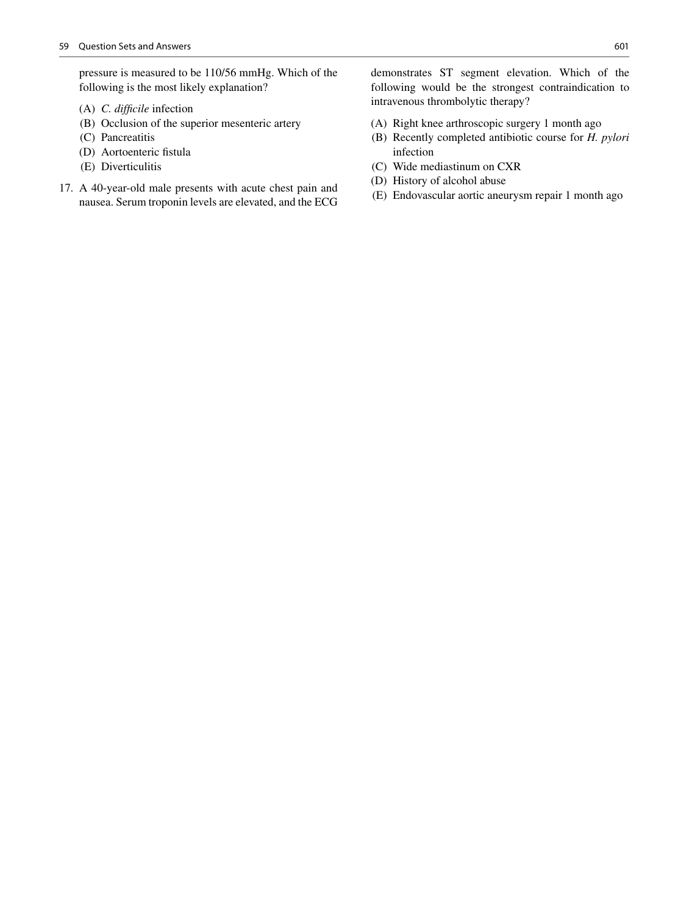pressure is measured to be 110/56 mmHg. Which of the following is the most likely explanation?

(A) *C. difficile* infection
(B) Occlusion of the superior mesenteric artery
(C) Pancreatitis
(D) Aortoenteric fistula
(E) Diverticulitis

17. A 40-year-old male presents with acute chest pain and nausea. Serum troponin levels are elevated, and the ECG demonstrates ST segment elevation. Which of the following would be the strongest contraindication to intravenous thrombolytic therapy?

(A) Right knee arthroscopic surgery 1 month ago
(B) Recently completed antibiotic course for *H. pylori* infection
(C) Wide mediastinum on CXR
(D) History of alcohol abuse
(E) Endovascular aortic aneurysm repair 1 month ago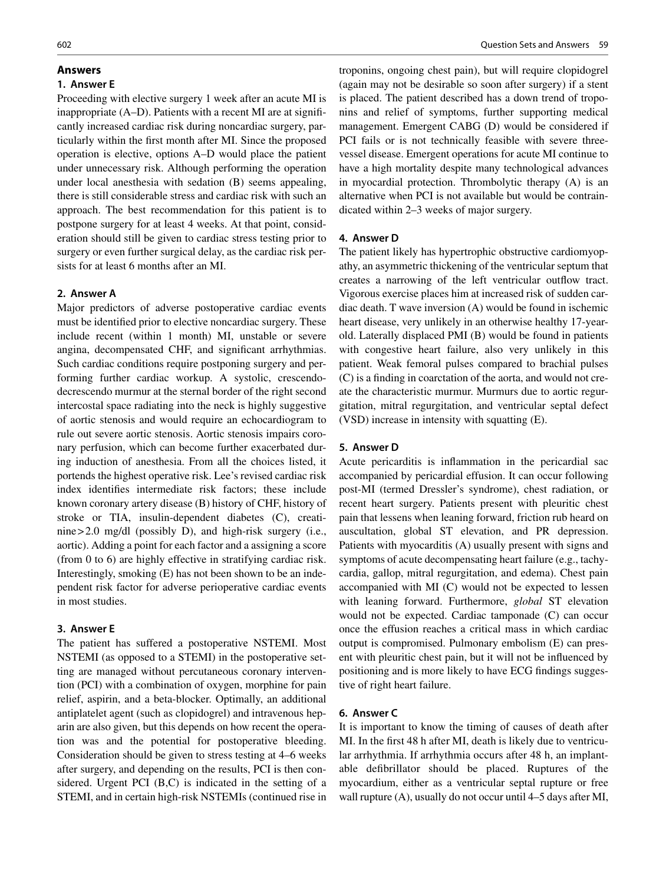## Answers

### 1. Answer E

Proceeding with elective surgery 1 week after an acute MI is inappropriate (A–D). Patients with a recent MI are at significantly increased cardiac risk during noncardiac surgery, particularly within the first month after MI. Since the proposed operation is elective, options A–D would place the patient under unnecessary risk. Although performing the operation under local anesthesia with sedation (B) seems appealing, there is still considerable stress and cardiac risk with such an approach. The best recommendation for this patient is to postpone surgery for at least 4 weeks. At that point, consideration should still be given to cardiac stress testing prior to surgery or even further surgical delay, as the cardiac risk persists for at least 6 months after an MI.

### 2. Answer A

Major predictors of adverse postoperative cardiac events must be identified prior to elective noncardiac surgery. These include recent (within 1 month) MI, unstable or severe angina, decompensated CHF, and significant arrhythmias. Such cardiac conditions require postponing surgery and performing further cardiac workup. A systolic, crescendo-decrescendo murmur at the sternal border of the right second intercostal space radiating into the neck is highly suggestive of aortic stenosis and would require an echocardiogram to rule out severe aortic stenosis. Aortic stenosis impairs coronary perfusion, which can become further exacerbated during induction of anesthesia. From all the choices listed, it portends the highest operative risk. Lee's revised cardiac risk index identifies intermediate risk factors; these include known coronary artery disease (B) history of CHF, history of stroke or TIA, insulin-dependent diabetes (C), creatinine > 2.0 mg/dl (possibly D), and high-risk surgery (i.e., aortic). Adding a point for each factor and a assigning a score (from 0 to 6) are highly effective in stratifying cardiac risk. Interestingly, smoking (E) has not been shown to be an independent risk factor for adverse perioperative cardiac events in most studies.

### 3. Answer E

The patient has suffered a postoperative NSTEMI. Most NSTEMI (as opposed to a STEMI) in the postoperative setting are managed without percutaneous coronary intervention (PCI) with a combination of oxygen, morphine for pain relief, aspirin, and a beta-blocker. Optimally, an additional antiplatelet agent (such as clopidogrel) and intravenous heparin are also given, but this depends on how recent the operation was and the potential for postoperative bleeding. Consideration should be given to stress testing at 4–6 weeks after surgery, and depending on the results, PCI is then considered. Urgent PCI (B,C) is indicated in the setting of a STEMI, and in certain high-risk NSTEMIs (continued rise in troponins, ongoing chest pain), but will require clopidogrel (again may not be desirable so soon after surgery) if a stent is placed. The patient described has a down trend of troponins and relief of symptoms, further supporting medical management. Emergent CABG (D) would be considered if PCI fails or is not technically feasible with severe three-vessel disease. Emergent operations for acute MI continue to have a high mortality despite many technological advances in myocardial protection. Thrombolytic therapy (A) is an alternative when PCI is not available but would be contraindicated within 2–3 weeks of major surgery.

### 4. Answer D

The patient likely has hypertrophic obstructive cardiomyopathy, an asymmetric thickening of the ventricular septum that creates a narrowing of the left ventricular outflow tract. Vigorous exercise places him at increased risk of sudden cardiac death. T wave inversion (A) would be found in ischemic heart disease, very unlikely in an otherwise healthy 17-year-old. Laterally displaced PMI (B) would be found in patients with congestive heart failure, also very unlikely in this patient. Weak femoral pulses compared to brachial pulses (C) is a finding in coarctation of the aorta, and would not create the characteristic murmur. Murmurs due to aortic regurgitation, mitral regurgitation, and ventricular septal defect (VSD) increase in intensity with squatting (E).

### 5. Answer D

Acute pericarditis is inflammation in the pericardial sac accompanied by pericardial effusion. It can occur following post-MI (termed Dressler's syndrome), chest radiation, or recent heart surgery. Patients present with pleuritic chest pain that lessens when leaning forward, friction rub heard on auscultation, global ST elevation, and PR depression. Patients with myocarditis (A) usually present with signs and symptoms of acute decompensating heart failure (e.g., tachycardia, gallop, mitral regurgitation, and edema). Chest pain accompanied with MI (C) would not be expected to lessen with leaning forward. Furthermore, *global* ST elevation would not be expected. Cardiac tamponade (C) can occur once the effusion reaches a critical mass in which cardiac output is compromised. Pulmonary embolism (E) can present with pleuritic chest pain, but it will not be influenced by positioning and is more likely to have ECG findings suggestive of right heart failure.

### 6. Answer C

It is important to know the timing of causes of death after MI. In the first 48 h after MI, death is likely due to ventricular arrhythmia. If arrhythmia occurs after 48 h, an implantable defibrillator should be placed. Ruptures of the myocardium, either as a ventricular septal rupture or free wall rupture (A), usually do not occur until 4–5 days after MI,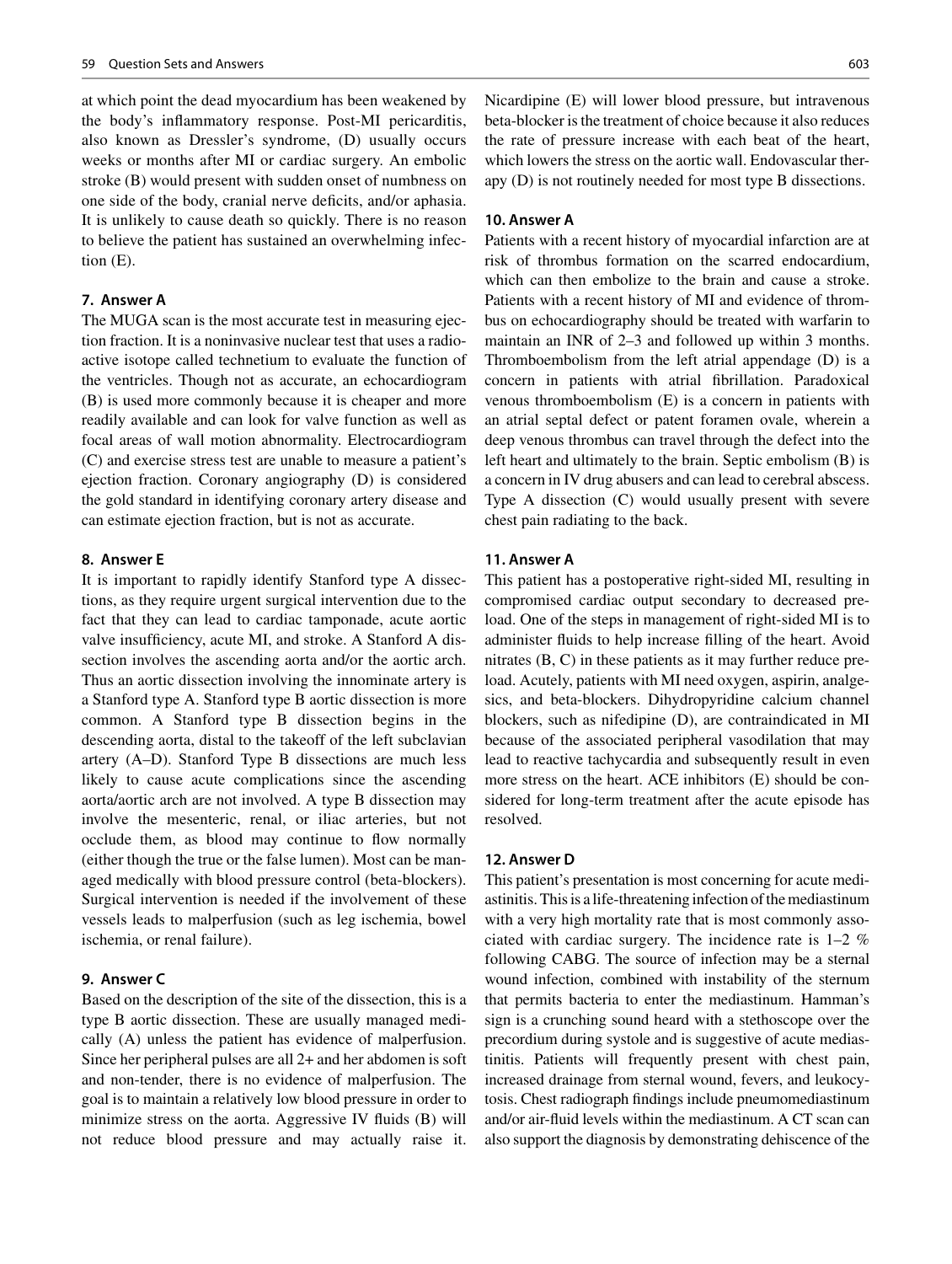at which point the dead myocardium has been weakened by the body's inflammatory response. Post-MI pericarditis, also known as Dressler's syndrome, (D) usually occurs weeks or months after MI or cardiac surgery. An embolic stroke (B) would present with sudden onset of numbness on one side of the body, cranial nerve deficits, and/or aphasia. It is unlikely to cause death so quickly. There is no reason to believe the patient has sustained an overwhelming infection (E).

### 7. Answer A

The MUGA scan is the most accurate test in measuring ejection fraction. It is a noninvasive nuclear test that uses a radioactive isotope called technetium to evaluate the function of the ventricles. Though not as accurate, an echocardiogram (B) is used more commonly because it is cheaper and more readily available and can look for valve function as well as focal areas of wall motion abnormality. Electrocardiogram (C) and exercise stress test are unable to measure a patient's ejection fraction. Coronary angiography (D) is considered the gold standard in identifying coronary artery disease and can estimate ejection fraction, but is not as accurate.

### 8. Answer E

It is important to rapidly identify Stanford type A dissections, as they require urgent surgical intervention due to the fact that they can lead to cardiac tamponade, acute aortic valve insufficiency, acute MI, and stroke. A Stanford A dissection involves the ascending aorta and/or the aortic arch. Thus an aortic dissection involving the innominate artery is a Stanford type A. Stanford type B aortic dissection is more common. A Stanford type B dissection begins in the descending aorta, distal to the takeoff of the left subclavian artery (A–D). Stanford Type B dissections are much less likely to cause acute complications since the ascending aorta/aortic arch are not involved. A type B dissection may involve the mesenteric, renal, or iliac arteries, but not occlude them, as blood may continue to flow normally (either though the true or the false lumen). Most can be managed medically with blood pressure control (beta-blockers). Surgical intervention is needed if the involvement of these vessels leads to malperfusion (such as leg ischemia, bowel ischemia, or renal failure).

### 9. Answer C

Based on the description of the site of the dissection, this is a type B aortic dissection. These are usually managed medically (A) unless the patient has evidence of malperfusion. Since her peripheral pulses are all 2+ and her abdomen is soft and non-tender, there is no evidence of malperfusion. The goal is to maintain a relatively low blood pressure in order to minimize stress on the aorta. Aggressive IV fluids (B) will not reduce blood pressure and may actually raise it. Nicardipine (E) will lower blood pressure, but intravenous beta-blocker is the treatment of choice because it also reduces the rate of pressure increase with each beat of the heart, which lowers the stress on the aortic wall. Endovascular therapy (D) is not routinely needed for most type B dissections.

### 10. Answer A

Patients with a recent history of myocardial infarction are at risk of thrombus formation on the scarred endocardium, which can then embolize to the brain and cause a stroke. Patients with a recent history of MI and evidence of thrombus on echocardiography should be treated with warfarin to maintain an INR of 2–3 and followed up within 3 months. Thromboembolism from the left atrial appendage (D) is a concern in patients with atrial fibrillation. Paradoxical venous thromboembolism (E) is a concern in patients with an atrial septal defect or patent foramen ovale, wherein a deep venous thrombus can travel through the defect into the left heart and ultimately to the brain. Septic embolism (B) is a concern in IV drug abusers and can lead to cerebral abscess. Type A dissection (C) would usually present with severe chest pain radiating to the back.

### 11. Answer A

This patient has a postoperative right-sided MI, resulting in compromised cardiac output secondary to decreased preload. One of the steps in management of right-sided MI is to administer fluids to help increase filling of the heart. Avoid nitrates (B, C) in these patients as it may further reduce preload. Acutely, patients with MI need oxygen, aspirin, analgesics, and beta-blockers. Dihydropyridine calcium channel blockers, such as nifedipine (D), are contraindicated in MI because of the associated peripheral vasodilation that may lead to reactive tachycardia and subsequently result in even more stress on the heart. ACE inhibitors (E) should be considered for long-term treatment after the acute episode has resolved.

### 12. Answer D

This patient's presentation is most concerning for acute mediastinitis. This is a life-threatening infection of the mediastinum with a very high mortality rate that is most commonly associated with cardiac surgery. The incidence rate is 1–2 % following CABG. The source of infection may be a sternal wound infection, combined with instability of the sternum that permits bacteria to enter the mediastinum. Hamman's sign is a crunching sound heard with a stethoscope over the precordium during systole and is suggestive of acute mediastinitis. Patients will frequently present with chest pain, increased drainage from sternal wound, fevers, and leukocytosis. Chest radiograph findings include pneumomediastinum and/or air-fluid levels within the mediastinum. A CT scan can also support the diagnosis by demonstrating dehiscence of the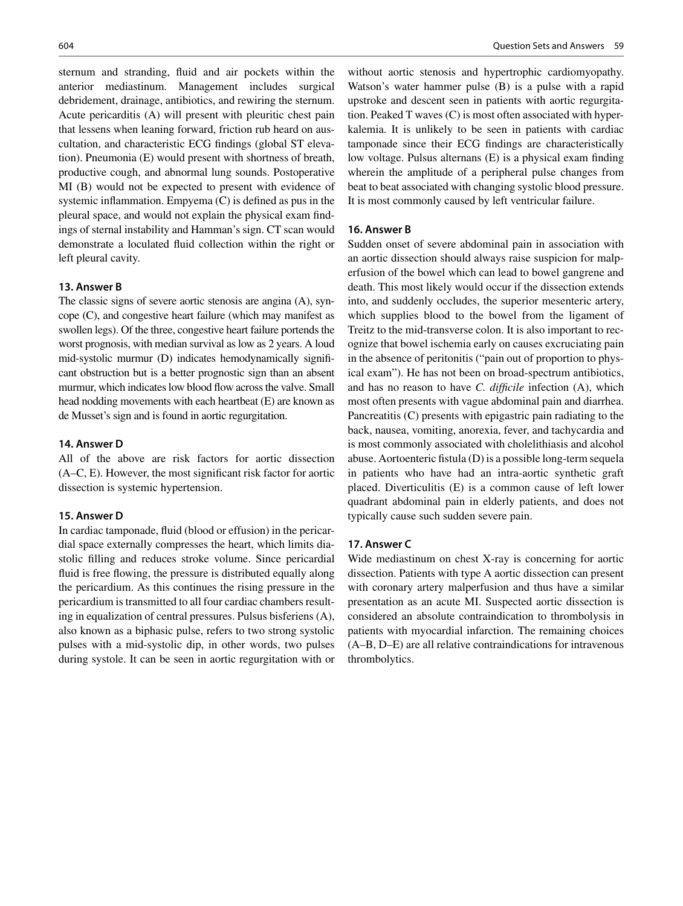sternum and stranding, fluid and air pockets within the anterior mediastinum. Management includes surgical debridement, drainage, antibiotics, and rewiring the sternum. Acute pericarditis (A) will present with pleuritic chest pain that lessens when leaning forward, friction rub heard on auscultation, and characteristic ECG findings (global ST elevation). Pneumonia (E) would present with shortness of breath, productive cough, and abnormal lung sounds. Postoperative MI (B) would not be expected to present with evidence of systemic inflammation. Empyema (C) is defined as pus in the pleural space, and would not explain the physical exam findings of sternal instability and Hamman's sign. CT scan would demonstrate a loculated fluid collection within the right or left pleural cavity.

#### 13. Answer B

The classic signs of severe aortic stenosis are angina (A), syncope (C), and congestive heart failure (which may manifest as swollen legs). Of the three, congestive heart failure portends the worst prognosis, with median survival as low as 2 years. A loud mid-systolic murmur (D) indicates hemodynamically significant obstruction but is a better prognostic sign than an absent murmur, which indicates low blood flow across the valve. Small head nodding movements with each heartbeat (E) are known as de Musset's sign and is found in aortic regurgitation.

#### 14. Answer D

All of the above are risk factors for aortic dissection (A–C, E). However, the most significant risk factor for aortic dissection is systemic hypertension.

#### 15. Answer D

In cardiac tamponade, fluid (blood or effusion) in the pericardial space externally compresses the heart, which limits diastolic filling and reduces stroke volume. Since pericardial fluid is free flowing, the pressure is distributed equally along the pericardium. As this continues the rising pressure in the pericardium is transmitted to all four cardiac chambers resulting in equalization of central pressures. Pulsus bisferiens (A), also known as a biphasic pulse, refers to two strong systolic pulses with a mid-systolic dip, in other words, two pulses during systole. It can be seen in aortic regurgitation with or without aortic stenosis and hypertrophic cardiomyopathy. Watson's water hammer pulse (B) is a pulse with a rapid upstroke and descent seen in patients with aortic regurgitation. Peaked T waves (C) is most often associated with hyperkalemia. It is unlikely to be seen in patients with cardiac tamponade since their ECG findings are characteristically low voltage. Pulsus alternans (E) is a physical exam finding wherein the amplitude of a peripheral pulse changes from beat to beat associated with changing systolic blood pressure. It is most commonly caused by left ventricular failure.

#### 16. Answer B

Sudden onset of severe abdominal pain in association with an aortic dissection should always raise suspicion for malperfusion of the bowel which can lead to bowel gangrene and death. This most likely would occur if the dissection extends into, and suddenly occludes, the superior mesenteric artery, which supplies blood to the bowel from the ligament of Treitz to the mid-transverse colon. It is also important to recognize that bowel ischemia early on causes excruciating pain in the absence of peritonitis ("pain out of proportion to physical exam"). He has not been on broad-spectrum antibiotics, and has no reason to have *C. difficile* infection (A), which most often presents with vague abdominal pain and diarrhea. Pancreatitis (C) presents with epigastric pain radiating to the back, nausea, vomiting, anorexia, fever, and tachycardia and is most commonly associated with cholelithiasis and alcohol abuse. Aortoenteric fistula (D) is a possible long-term sequela in patients who have had an intra-aortic synthetic graft placed. Diverticulitis (E) is a common cause of left lower quadrant abdominal pain in elderly patients, and does not typically cause such sudden severe pain.

#### 17. Answer C

Wide mediastinum on chest X-ray is concerning for aortic dissection. Patients with type A aortic dissection can present with coronary artery malperfusion and thus have a similar presentation as an acute MI. Suspected aortic dissection is considered an absolute contraindication to thrombolysis in patients with myocardial infarction. The remaining choices (A–B, D–E) are all relative contraindications for intravenous thrombolytics.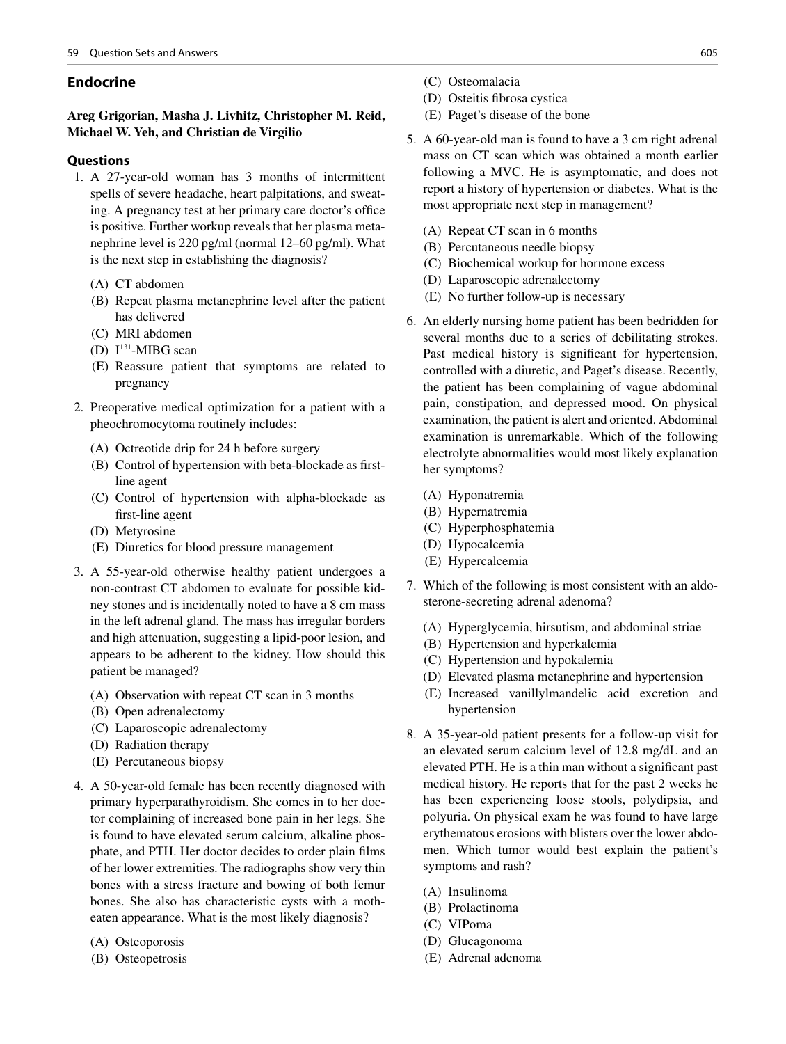## Endocrine

**Areg Grigorian, Masha J. Livhitz, Christopher M. Reid, Michael W. Yeh, and Christian de Virgilio**

### Questions

1. A 27-year-old woman has 3 months of intermittent spells of severe headache, heart palpitations, and sweating. A pregnancy test at her primary care doctor's office is positive. Further workup reveals that her plasma metanephrine level is 220 pg/ml (normal 12–60 pg/ml). What is the next step in establishing the diagnosis?

   (A) CT abdomen
   (B) Repeat plasma metanephrine level after the patient has delivered
   (C) MRI abdomen
   (D) $I^{131}$-MIBG scan
   (E) Reassure patient that symptoms are related to pregnancy

2. Preoperative medical optimization for a patient with a pheochromocytoma routinely includes:

   (A) Octreotide drip for 24 h before surgery
   (B) Control of hypertension with beta-blockade as first-line agent
   (C) Control of hypertension with alpha-blockade as first-line agent
   (D) Metyrosine
   (E) Diuretics for blood pressure management

3. A 55-year-old otherwise healthy patient undergoes a non-contrast CT abdomen to evaluate for possible kidney stones and is incidentally noted to have a 8 cm mass in the left adrenal gland. The mass has irregular borders and high attenuation, suggesting a lipid-poor lesion, and appears to be adherent to the kidney. How should this patient be managed?

   (A) Observation with repeat CT scan in 3 months
   (B) Open adrenalectomy
   (C) Laparoscopic adrenalectomy
   (D) Radiation therapy
   (E) Percutaneous biopsy

4. A 50-year-old female has been recently diagnosed with primary hyperparathyroidism. She comes in to her doctor complaining of increased bone pain in her legs. She is found to have elevated serum calcium, alkaline phosphate, and PTH. Her doctor decides to order plain films of her lower extremities. The radiographs show very thin bones with a stress fracture and bowing of both femur bones. She also has characteristic cysts with a moth-eaten appearance. What is the most likely diagnosis?

   (A) Osteoporosis
   (B) Osteopetrosis
   (C) Osteomalacia
   (D) Osteitis fibrosa cystica
   (E) Paget's disease of the bone

5. A 60-year-old man is found to have a 3 cm right adrenal mass on CT scan which was obtained a month earlier following a MVC. He is asymptomatic, and does not report a history of hypertension or diabetes. What is the most appropriate next step in management?

   (A) Repeat CT scan in 6 months
   (B) Percutaneous needle biopsy
   (C) Biochemical workup for hormone excess
   (D) Laparoscopic adrenalectomy
   (E) No further follow-up is necessary

6. An elderly nursing home patient has been bedridden for several months due to a series of debilitating strokes. Past medical history is significant for hypertension, controlled with a diuretic, and Paget's disease. Recently, the patient has been complaining of vague abdominal pain, constipation, and depressed mood. On physical examination, the patient is alert and oriented. Abdominal examination is unremarkable. Which of the following electrolyte abnormalities would most likely explanation her symptoms?

   (A) Hyponatremia
   (B) Hypernatremia
   (C) Hyperphosphatemia
   (D) Hypocalcemia
   (E) Hypercalcemia

7. Which of the following is most consistent with an aldosterone-secreting adrenal adenoma?

   (A) Hyperglycemia, hirsutism, and abdominal striae
   (B) Hypertension and hyperkalemia
   (C) Hypertension and hypokalemia
   (D) Elevated plasma metanephrine and hypertension
   (E) Increased vanillylmandelic acid excretion and hypertension

8. A 35-year-old patient presents for a follow-up visit for an elevated serum calcium level of 12.8 mg/dL and an elevated PTH. He is a thin man without a significant past medical history. He reports that for the past 2 weeks he has been experiencing loose stools, polydipsia, and polyuria. On physical exam he was found to have large erythematous erosions with blisters over the lower abdomen. Which tumor would best explain the patient's symptoms and rash?

   (A) Insulinoma
   (B) Prolactinoma
   (C) VIPoma
   (D) Glucagonoma
   (E) Adrenal adenoma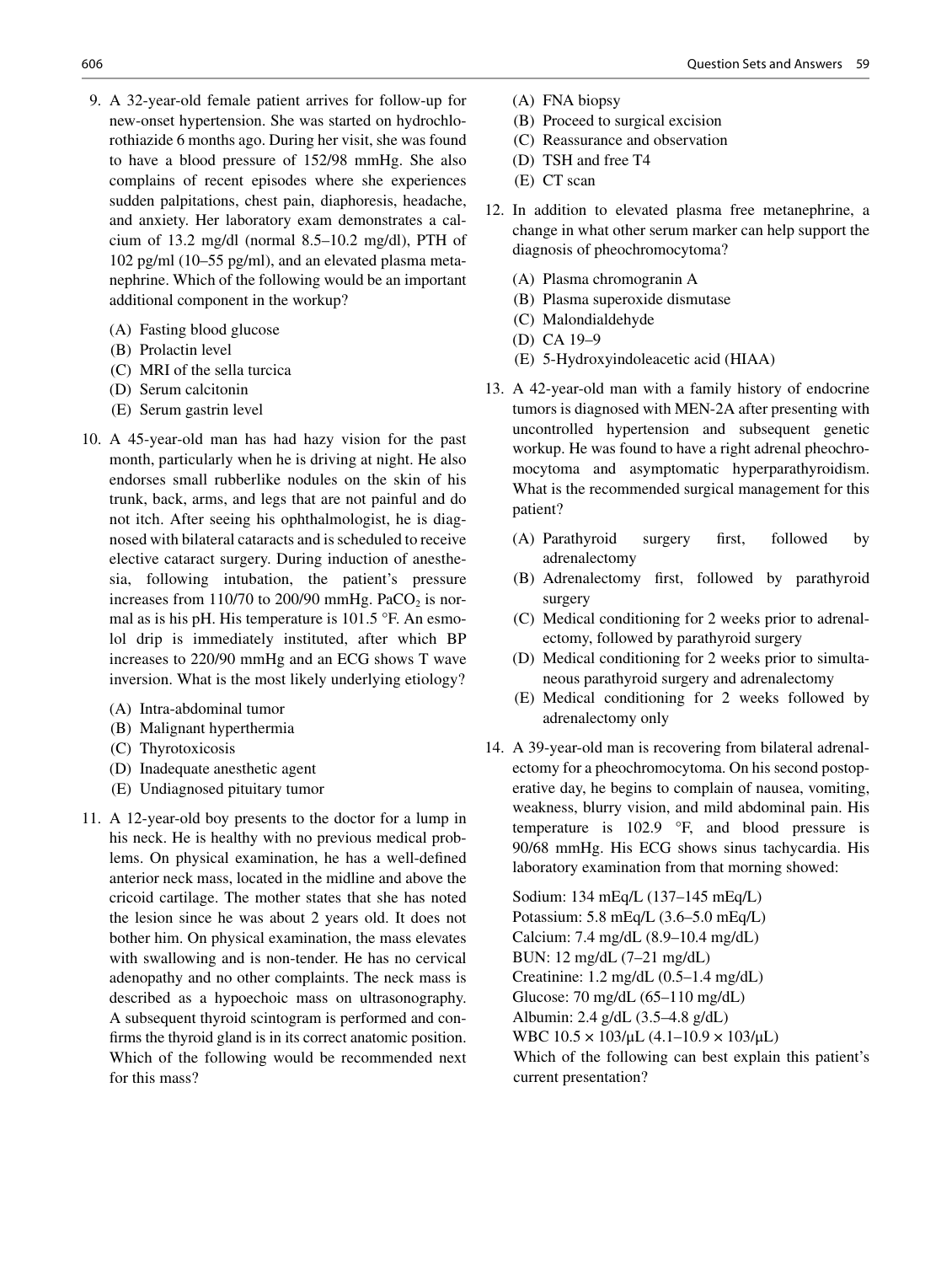9. A 32-year-old female patient arrives for follow-up for new-onset hypertension. She was started on hydrochlorothiazide 6 months ago. During her visit, she was found to have a blood pressure of 152/98 mmHg. She also complains of recent episodes where she experiences sudden palpitations, chest pain, diaphoresis, headache, and anxiety. Her laboratory exam demonstrates a calcium of 13.2 mg/dl (normal 8.5–10.2 mg/dl), PTH of 102 pg/ml (10–55 pg/ml), and an elevated plasma metanephrine. Which of the following would be an important additional component in the workup?

   (A) Fasting blood glucose
   (B) Prolactin level
   (C) MRI of the sella turcica
   (D) Serum calcitonin
   (E) Serum gastrin level

10. A 45-year-old man has had hazy vision for the past month, particularly when he is driving at night. He also endorses small rubberlike nodules on the skin of his trunk, back, arms, and legs that are not painful and do not itch. After seeing his ophthalmologist, he is diagnosed with bilateral cataracts and is scheduled to receive elective cataract surgery. During induction of anesthesia, following intubation, the patient's pressure increases from 110/70 to 200/90 mmHg. $PaCO_2$ is normal as is his pH. His temperature is 101.5 °F. An esmolol drip is immediately instituted, after which BP increases to 220/90 mmHg and an ECG shows T wave inversion. What is the most likely underlying etiology?

   (A) Intra-abdominal tumor
   (B) Malignant hyperthermia
   (C) Thyrotoxicosis
   (D) Inadequate anesthetic agent
   (E) Undiagnosed pituitary tumor

11. A 12-year-old boy presents to the doctor for a lump in his neck. He is healthy with no previous medical problems. On physical examination, he has a well-defined anterior neck mass, located in the midline and above the cricoid cartilage. The mother states that she has noted the lesion since he was about 2 years old. It does not bother him. On physical examination, the mass elevates with swallowing and is non-tender. He has no cervical adenopathy and no other complaints. The neck mass is described as a hypoechoic mass on ultrasonography. A subsequent thyroid scintogram is performed and confirms the thyroid gland is in its correct anatomic position. Which of the following would be recommended next for this mass?

   (A) FNA biopsy
   (B) Proceed to surgical excision
   (C) Reassurance and observation
   (D) TSH and free T4
   (E) CT scan

12. In addition to elevated plasma free metanephrine, a change in what other serum marker can help support the diagnosis of pheochromocytoma?

   (A) Plasma chromogranin A
   (B) Plasma superoxide dismutase
   (C) Malondialdehyde
   (D) CA 19–9
   (E) 5-Hydroxyindoleacetic acid (HIAA)

13. A 42-year-old man with a family history of endocrine tumors is diagnosed with MEN-2A after presenting with uncontrolled hypertension and subsequent genetic workup. He was found to have a right adrenal pheochromocytoma and asymptomatic hyperparathyroidism. What is the recommended surgical management for this patient?

   (A) Parathyroid surgery first, followed by adrenalectomy
   (B) Adrenalectomy first, followed by parathyroid surgery
   (C) Medical conditioning for 2 weeks prior to adrenalectomy, followed by parathyroid surgery
   (D) Medical conditioning for 2 weeks prior to simultaneous parathyroid surgery and adrenalectomy
   (E) Medical conditioning for 2 weeks followed by adrenalectomy only

14. A 39-year-old man is recovering from bilateral adrenalectomy for a pheochromocytoma. On his second postoperative day, he begins to complain of nausea, vomiting, weakness, blurry vision, and mild abdominal pain. His temperature is 102.9 °F, and blood pressure is 90/68 mmHg. His ECG shows sinus tachycardia. His laboratory examination from that morning showed:

   Sodium: 134 mEq/L (137–145 mEq/L)
   Potassium: 5.8 mEq/L (3.6–5.0 mEq/L)
   Calcium: 7.4 mg/dL (8.9–10.4 mg/dL)
   BUN: 12 mg/dL (7–21 mg/dL)
   Creatinine: 1.2 mg/dL (0.5–1.4 mg/dL)
   Glucose: 70 mg/dL (65–110 mg/dL)
   Albumin: 2.4 g/dL (3.5–4.8 g/dL)
   WBC $10.5 \times 10^3/\mu L$ ($4.1–10.9 \times 10^3/\mu L$)

   Which of the following can best explain this patient's current presentation?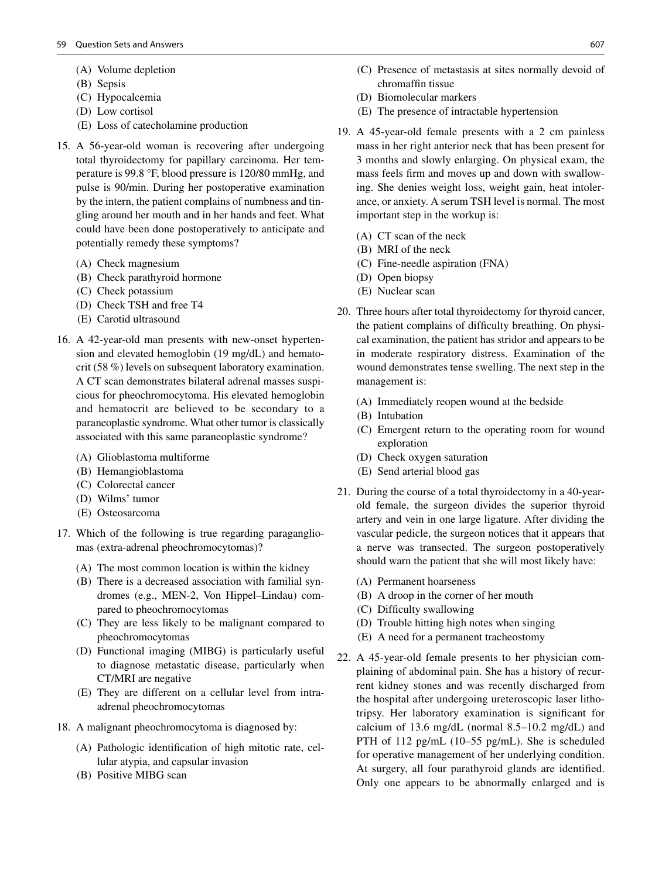(A) Volume depletion
(B) Sepsis
(C) Hypocalcemia
(D) Low cortisol
(E) Loss of catecholamine production

15. A 56-year-old woman is recovering after undergoing total thyroidectomy for papillary carcinoma. Her temperature is 99.8 °F, blood pressure is 120/80 mmHg, and pulse is 90/min. During her postoperative examination by the intern, the patient complains of numbness and tingling around her mouth and in her hands and feet. What could have been done postoperatively to anticipate and potentially remedy these symptoms?

(A) Check magnesium
(B) Check parathyroid hormone
(C) Check potassium
(D) Check TSH and free T4
(E) Carotid ultrasound

16. A 42-year-old man presents with new-onset hypertension and elevated hemoglobin (19 mg/dL) and hematocrit (58 %) levels on subsequent laboratory examination. A CT scan demonstrates bilateral adrenal masses suspicious for pheochromocytoma. His elevated hemoglobin and hematocrit are believed to be secondary to a paraneoplastic syndrome. What other tumor is classically associated with this same paraneoplastic syndrome?

(A) Glioblastoma multiforme
(B) Hemangioblastoma
(C) Colorectal cancer
(D) Wilms' tumor
(E) Osteosarcoma

17. Which of the following is true regarding paragangliomas (extra-adrenal pheochromocytomas)?

(A) The most common location is within the kidney
(B) There is a decreased association with familial syndromes (e.g., MEN-2, Von Hippel–Lindau) compared to pheochromocytomas
(C) They are less likely to be malignant compared to pheochromocytomas
(D) Functional imaging (MIBG) is particularly useful to diagnose metastatic disease, particularly when CT/MRI are negative
(E) They are different on a cellular level from intra-adrenal pheochromocytomas

18. A malignant pheochromocytoma is diagnosed by:

(A) Pathologic identification of high mitotic rate, cellular atypia, and capsular invasion
(B) Positive MIBG scan
(C) Presence of metastasis at sites normally devoid of chromaffin tissue
(D) Biomolecular markers
(E) The presence of intractable hypertension

19. A 45-year-old female presents with a 2 cm painless mass in her right anterior neck that has been present for 3 months and slowly enlarging. On physical exam, the mass feels firm and moves up and down with swallowing. She denies weight loss, weight gain, heat intolerance, or anxiety. A serum TSH level is normal. The most important step in the workup is:

(A) CT scan of the neck
(B) MRI of the neck
(C) Fine-needle aspiration (FNA)
(D) Open biopsy
(E) Nuclear scan

20. Three hours after total thyroidectomy for thyroid cancer, the patient complains of difficulty breathing. On physical examination, the patient has stridor and appears to be in moderate respiratory distress. Examination of the wound demonstrates tense swelling. The next step in the management is:

(A) Immediately reopen wound at the bedside
(B) Intubation
(C) Emergent return to the operating room for wound exploration
(D) Check oxygen saturation
(E) Send arterial blood gas

21. During the course of a total thyroidectomy in a 40-year-old female, the surgeon divides the superior thyroid artery and vein in one large ligature. After dividing the vascular pedicle, the surgeon notices that it appears that a nerve was transected. The surgeon postoperatively should warn the patient that she will most likely have:

(A) Permanent hoarseness
(B) A droop in the corner of her mouth
(C) Difficulty swallowing
(D) Trouble hitting high notes when singing
(E) A need for a permanent tracheostomy

22. A 45-year-old female presents to her physician complaining of abdominal pain. She has a history of recurrent kidney stones and was recently discharged from the hospital after undergoing ureteroscopic laser lithotripsy. Her laboratory examination is significant for calcium of 13.6 mg/dL (normal 8.5–10.2 mg/dL) and PTH of 112 pg/mL (10–55 pg/mL). She is scheduled for operative management of her underlying condition. At surgery, all four parathyroid glands are identified. Only one appears to be abnormally enlarged and is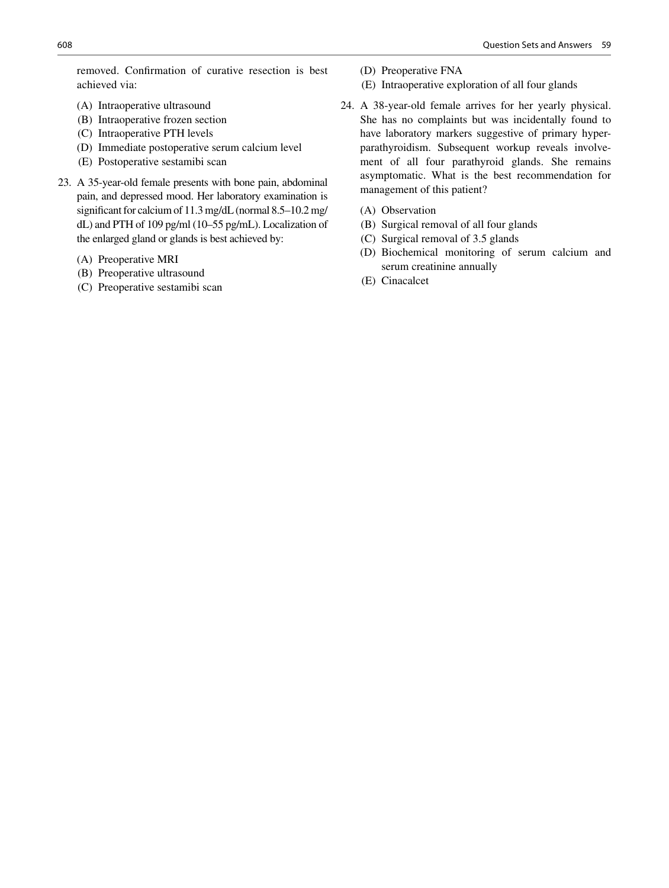removed. Confirmation of curative resection is best achieved via:

(A) Intraoperative ultrasound
(B) Intraoperative frozen section
(C) Intraoperative PTH levels
(D) Immediate postoperative serum calcium level
(E) Postoperative sestamibi scan

23. A 35-year-old female presents with bone pain, abdominal pain, and depressed mood. Her laboratory examination is significant for calcium of 11.3 mg/dL (normal 8.5–10.2 mg/dL) and PTH of 109 pg/ml (10–55 pg/mL). Localization of the enlarged gland or glands is best achieved by:

(A) Preoperative MRI
(B) Preoperative ultrasound
(C) Preoperative sestamibi scan
(D) Preoperative FNA
(E) Intraoperative exploration of all four glands

24. A 38-year-old female arrives for her yearly physical. She has no complaints but was incidentally found to have laboratory markers suggestive of primary hyperparathyroidism. Subsequent workup reveals involvement of all four parathyroid glands. She remains asymptomatic. What is the best recommendation for management of this patient?

(A) Observation
(B) Surgical removal of all four glands
(C) Surgical removal of 3.5 glands
(D) Biochemical monitoring of serum calcium and serum creatinine annually
(E) Cinacalcet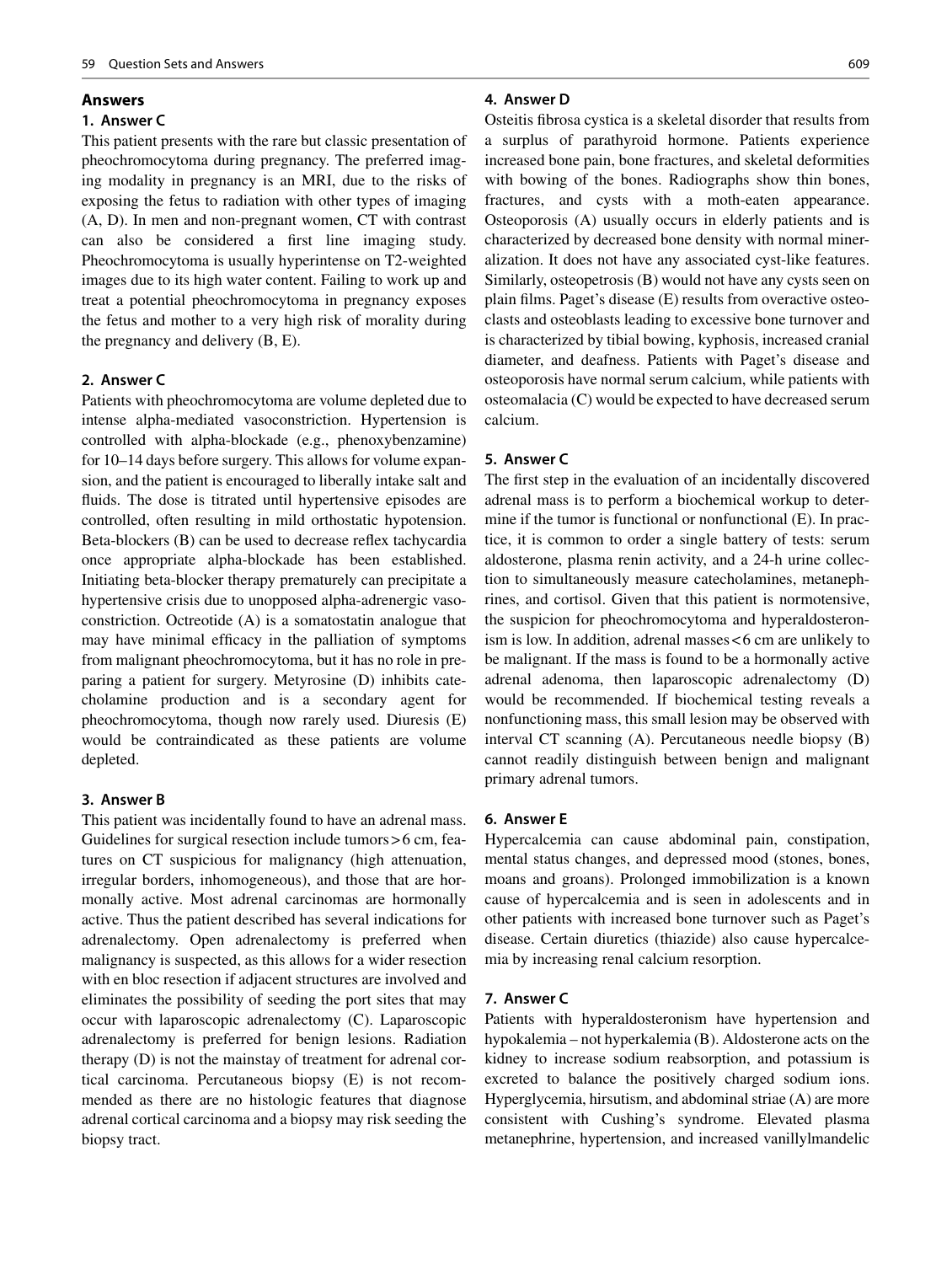## Answers

### 1. Answer C

This patient presents with the rare but classic presentation of pheochromocytoma during pregnancy. The preferred imaging modality in pregnancy is an MRI, due to the risks of exposing the fetus to radiation with other types of imaging (A, D). In men and non-pregnant women, CT with contrast can also be considered a first line imaging study. Pheochromocytoma is usually hyperintense on T2-weighted images due to its high water content. Failing to work up and treat a potential pheochromocytoma in pregnancy exposes the fetus and mother to a very high risk of morality during the pregnancy and delivery (B, E).

### 2. Answer C

Patients with pheochromocytoma are volume depleted due to intense alpha-mediated vasoconstriction. Hypertension is controlled with alpha-blockade (e.g., phenoxybenzamine) for 10–14 days before surgery. This allows for volume expansion, and the patient is encouraged to liberally intake salt and fluids. The dose is titrated until hypertensive episodes are controlled, often resulting in mild orthostatic hypotension. Beta-blockers (B) can be used to decrease reflex tachycardia once appropriate alpha-blockade has been established. Initiating beta-blocker therapy prematurely can precipitate a hypertensive crisis due to unopposed alpha-adrenergic vasoconstriction. Octreotide (A) is a somatostatin analogue that may have minimal efficacy in the palliation of symptoms from malignant pheochromocytoma, but it has no role in preparing a patient for surgery. Metyrosine (D) inhibits catecholamine production and is a secondary agent for pheochromocytoma, though now rarely used. Diuresis (E) would be contraindicated as these patients are volume depleted.

### 3. Answer B

This patient was incidentally found to have an adrenal mass. Guidelines for surgical resection include tumors > 6 cm, features on CT suspicious for malignancy (high attenuation, irregular borders, inhomogeneous), and those that are hormonally active. Most adrenal carcinomas are hormonally active. Thus the patient described has several indications for adrenalectomy. Open adrenalectomy is preferred when malignancy is suspected, as this allows for a wider resection with en bloc resection if adjacent structures are involved and eliminates the possibility of seeding the port sites that may occur with laparoscopic adrenalectomy (C). Laparoscopic adrenalectomy is preferred for benign lesions. Radiation therapy (D) is not the mainstay of treatment for adrenal cortical carcinoma. Percutaneous biopsy (E) is not recommended as there are no histologic features that diagnose adrenal cortical carcinoma and a biopsy may risk seeding the biopsy tract.

### 4. Answer D

Osteitis fibrosa cystica is a skeletal disorder that results from a surplus of parathyroid hormone. Patients experience increased bone pain, bone fractures, and skeletal deformities with bowing of the bones. Radiographs show thin bones, fractures, and cysts with a moth-eaten appearance. Osteoporosis (A) usually occurs in elderly patients and is characterized by decreased bone density with normal mineralization. It does not have any associated cyst-like features. Similarly, osteopetrosis (B) would not have any cysts seen on plain films. Paget's disease (E) results from overactive osteoclasts and osteoblasts leading to excessive bone turnover and is characterized by tibial bowing, kyphosis, increased cranial diameter, and deafness. Patients with Paget's disease and osteoporosis have normal serum calcium, while patients with osteomalacia (C) would be expected to have decreased serum calcium.

### 5. Answer C

The first step in the evaluation of an incidentally discovered adrenal mass is to perform a biochemical workup to determine if the tumor is functional or nonfunctional (E). In practice, it is common to order a single battery of tests: serum aldosterone, plasma renin activity, and a 24-h urine collection to simultaneously measure catecholamines, metanephrines, and cortisol. Given that this patient is normotensive, the suspicion for pheochromocytoma and hyperaldosteronism is low. In addition, adrenal masses < 6 cm are unlikely to be malignant. If the mass is found to be a hormonally active adrenal adenoma, then laparoscopic adrenalectomy (D) would be recommended. If biochemical testing reveals a nonfunctioning mass, this small lesion may be observed with interval CT scanning (A). Percutaneous needle biopsy (B) cannot readily distinguish between benign and malignant primary adrenal tumors.

### 6. Answer E

Hypercalcemia can cause abdominal pain, constipation, mental status changes, and depressed mood (stones, bones, moans and groans). Prolonged immobilization is a known cause of hypercalcemia and is seen in adolescents and in other patients with increased bone turnover such as Paget's disease. Certain diuretics (thiazide) also cause hypercalcemia by increasing renal calcium resorption.

### 7. Answer C

Patients with hyperaldosteronism have hypertension and hypokalemia – not hyperkalemia (B). Aldosterone acts on the kidney to increase sodium reabsorption, and potassium is excreted to balance the positively charged sodium ions. Hyperglycemia, hirsutism, and abdominal striae (A) are more consistent with Cushing's syndrome. Elevated plasma metanephrine, hypertension, and increased vanillylmandelic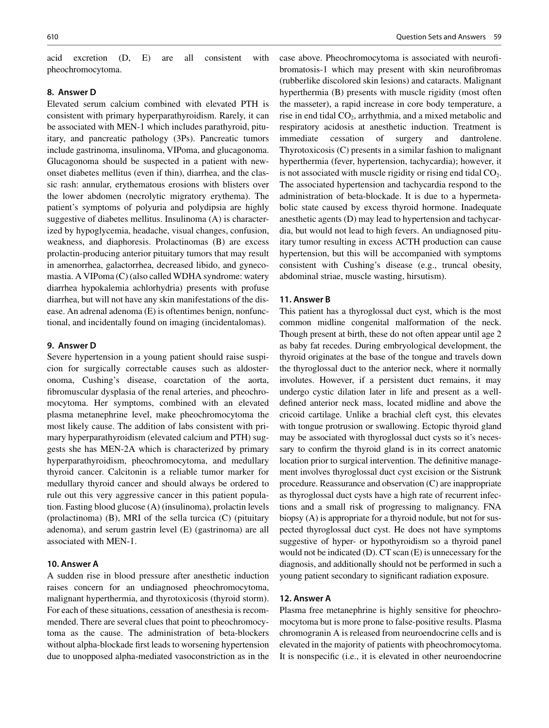acid excretion (D, E) are all consistent with pheochromocytoma.

### 8. Answer D

Elevated serum calcium combined with elevated PTH is consistent with primary hyperparathyroidism. Rarely, it can be associated with MEN-1 which includes parathyroid, pituitary, and pancreatic pathology (3Ps). Pancreatic tumors include gastrinoma, insulinoma, VIPoma, and glucagonoma. Glucagonoma should be suspected in a patient with new-onset diabetes mellitus (even if thin), diarrhea, and the classic rash: annular, erythematous erosions with blisters over the lower abdomen (necrolytic migratory erythema). The patient's symptoms of polyuria and polydipsia are highly suggestive of diabetes mellitus. Insulinoma (A) is characterized by hypoglycemia, headache, visual changes, confusion, weakness, and diaphoresis. Prolactinomas (B) are excess prolactin-producing anterior pituitary tumors that may result in amenorrhea, galactorrhea, decreased libido, and gynecomastia. A VIPoma (C) (also called WDHA syndrome: watery diarrhea hypokalemia achlorhydria) presents with profuse diarrhea, but will not have any skin manifestations of the disease. An adrenal adenoma (E) is oftentimes benign, nonfunctional, and incidentally found on imaging (incidentalomas).

### 9. Answer D

Severe hypertension in a young patient should raise suspicion for surgically correctable causes such as aldosteronoma, Cushing's disease, coarctation of the aorta, fibromuscular dysplasia of the renal arteries, and pheochromocytoma. Her symptoms, combined with an elevated plasma metanephrine level, make pheochromocytoma the most likely cause. The addition of labs consistent with primary hyperparathyroidism (elevated calcium and PTH) suggests she has MEN-2A which is characterized by primary hyperparathyroidism, pheochromocytoma, and medullary thyroid cancer. Calcitonin is a reliable tumor marker for medullary thyroid cancer and should always be ordered to rule out this very aggressive cancer in this patient population. Fasting blood glucose (A) (insulinoma), prolactin levels (prolactinoma) (B), MRI of the sella turcica (C) (pituitary adenoma), and serum gastrin level (E) (gastrinoma) are all associated with MEN-1.

### 10. Answer A

A sudden rise in blood pressure after anesthetic induction raises concern for an undiagnosed pheochromocytoma, malignant hyperthermia, and thyrotoxicosis (thyroid storm). For each of these situations, cessation of anesthesia is recommended. There are several clues that point to pheochromocytoma as the cause. The administration of beta-blockers without alpha-blockade first leads to worsening hypertension due to unopposed alpha-mediated vasoconstriction as in the case above. Pheochromocytoma is associated with neurofibromatosis-1 which may present with skin neurofibromas (rubberlike discolored skin lesions) and cataracts. Malignant hyperthermia (B) presents with muscle rigidity (most often the masseter), a rapid increase in core body temperature, a rise in end tidal $CO_2$, arrhythmia, and a mixed metabolic and respiratory acidosis at anesthetic induction. Treatment is immediate cessation of surgery and dantrolene. Thyrotoxicosis (C) presents in a similar fashion to malignant hyperthermia (fever, hypertension, tachycardia); however, it is not associated with muscle rigidity or rising end tidal $CO_2$. The associated hypertension and tachycardia respond to the administration of beta-blockade. It is due to a hypermetabolic state caused by excess thyroid hormone. Inadequate anesthetic agents (D) may lead to hypertension and tachycardia, but would not lead to high fevers. An undiagnosed pituitary tumor resulting in excess ACTH production can cause hypertension, but this will be accompanied with symptoms consistent with Cushing's disease (e.g., truncal obesity, abdominal striae, muscle wasting, hirsutism).

### 11. Answer B

This patient has a thyroglossal duct cyst, which is the most common midline congenital malformation of the neck. Though present at birth, these do not often appear until age 2 as baby fat recedes. During embryological development, the thyroid originates at the base of the tongue and travels down the thyroglossal duct to the anterior neck, where it normally involutes. However, if a persistent duct remains, it may undergo cystic dilation later in life and present as a well-defined anterior neck mass, located midline and above the cricoid cartilage. Unlike a brachial cleft cyst, this elevates with tongue protrusion or swallowing. Ectopic thyroid gland may be associated with thyroglossal duct cysts so it's necessary to confirm the thyroid gland is in its correct anatomic location prior to surgical intervention. The definitive management involves thyroglossal duct cyst excision or the Sistrunk procedure. Reassurance and observation (C) are inappropriate as thyroglossal duct cysts have a high rate of recurrent infections and a small risk of progressing to malignancy. FNA biopsy (A) is appropriate for a thyroid nodule, but not for suspected thyroglossal duct cyst. He does not have symptoms suggestive of hyper- or hypothyroidism so a thyroid panel would not be indicated (D). CT scan (E) is unnecessary for the diagnosis, and additionally should not be performed in such a young patient secondary to significant radiation exposure.

### 12. Answer A

Plasma free metanephrine is highly sensitive for pheochromocytoma but is more prone to false-positive results. Plasma chromogranin A is released from neuroendocrine cells and is elevated in the majority of patients with pheochromocytoma. It is nonspecific (i.e., it is elevated in other neuroendocrine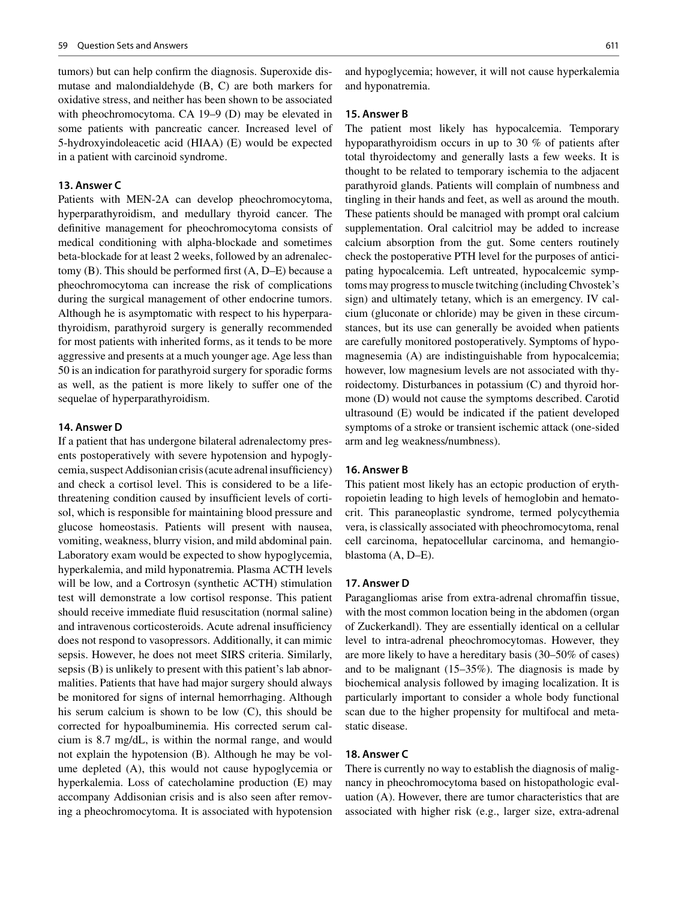tumors) but can help confirm the diagnosis. Superoxide dismutase and malondialdehyde (B, C) are both markers for oxidative stress, and neither has been shown to be associated with pheochromocytoma. CA 19–9 (D) may be elevated in some patients with pancreatic cancer. Increased level of 5-hydroxyindoleacetic acid (HIAA) (E) would be expected in a patient with carcinoid syndrome.

**13. Answer C**

Patients with MEN-2A can develop pheochromocytoma, hyperparathyroidism, and medullary thyroid cancer. The definitive management for pheochromocytoma consists of medical conditioning with alpha-blockade and sometimes beta-blockade for at least 2 weeks, followed by an adrenalectomy (B). This should be performed first (A, D–E) because a pheochromocytoma can increase the risk of complications during the surgical management of other endocrine tumors. Although he is asymptomatic with respect to his hyperparathyroidism, parathyroid surgery is generally recommended for most patients with inherited forms, as it tends to be more aggressive and presents at a much younger age. Age less than 50 is an indication for parathyroid surgery for sporadic forms as well, as the patient is more likely to suffer one of the sequelae of hyperparathyroidism.

**14. Answer D**

If a patient that has undergone bilateral adrenalectomy presents postoperatively with severe hypotension and hypoglycemia, suspect Addisonian crisis (acute adrenal insufficiency) and check a cortisol level. This is considered to be a life-threatening condition caused by insufficient levels of cortisol, which is responsible for maintaining blood pressure and glucose homeostasis. Patients will present with nausea, vomiting, weakness, blurry vision, and mild abdominal pain. Laboratory exam would be expected to show hypoglycemia, hyperkalemia, and mild hyponatremia. Plasma ACTH levels will be low, and a Cortrosyn (synthetic ACTH) stimulation test will demonstrate a low cortisol response. This patient should receive immediate fluid resuscitation (normal saline) and intravenous corticosteroids. Acute adrenal insufficiency does not respond to vasopressors. Additionally, it can mimic sepsis. However, he does not meet SIRS criteria. Similarly, sepsis (B) is unlikely to present with this patient's lab abnormalities. Patients that have had major surgery should always be monitored for signs of internal hemorrhaging. Although his serum calcium is shown to be low (C), this should be corrected for hypoalbuminemia. His corrected serum calcium is 8.7 mg/dL, is within the normal range, and would not explain the hypotension (B). Although he may be volume depleted (A), this would not cause hypoglycemia or hyperkalemia. Loss of catecholamine production (E) may accompany Addisonian crisis and is also seen after removing a pheochromocytoma. It is associated with hypotension and hypoglycemia; however, it will not cause hyperkalemia and hyponatremia.

**15. Answer B**

The patient most likely has hypocalcemia. Temporary hypoparathyroidism occurs in up to 30 % of patients after total thyroidectomy and generally lasts a few weeks. It is thought to be related to temporary ischemia to the adjacent parathyroid glands. Patients will complain of numbness and tingling in their hands and feet, as well as around the mouth. These patients should be managed with prompt oral calcium supplementation. Oral calcitriol may be added to increase calcium absorption from the gut. Some centers routinely check the postoperative PTH level for the purposes of anticipating hypocalcemia. Left untreated, hypocalcemic symptoms may progress to muscle twitching (including Chvostek's sign) and ultimately tetany, which is an emergency. IV calcium (gluconate or chloride) may be given in these circumstances, but its use can generally be avoided when patients are carefully monitored postoperatively. Symptoms of hypomagnesemia (A) are indistinguishable from hypocalcemia; however, low magnesium levels are not associated with thyroidectomy. Disturbances in potassium (C) and thyroid hormone (D) would not cause the symptoms described. Carotid ultrasound (E) would be indicated if the patient developed symptoms of a stroke or transient ischemic attack (one-sided arm and leg weakness/numbness).

**16. Answer B**

This patient most likely has an ectopic production of erythropoietin leading to high levels of hemoglobin and hematocrit. This paraneoplastic syndrome, termed polycythemia vera, is classically associated with pheochromocytoma, renal cell carcinoma, hepatocellular carcinoma, and hemangioblastoma (A, D–E).

**17. Answer D**

Paragangliomas arise from extra-adrenal chromaffin tissue, with the most common location being in the abdomen (organ of Zuckerkandl). They are essentially identical on a cellular level to intra-adrenal pheochromocytomas. However, they are more likely to have a hereditary basis (30–50% of cases) and to be malignant (15–35%). The diagnosis is made by biochemical analysis followed by imaging localization. It is particularly important to consider a whole body functional scan due to the higher propensity for multifocal and metastatic disease.

**18. Answer C**

There is currently no way to establish the diagnosis of malignancy in pheochromocytoma based on histopathologic evaluation (A). However, there are tumor characteristics that are associated with higher risk (e.g., larger size, extra-adrenal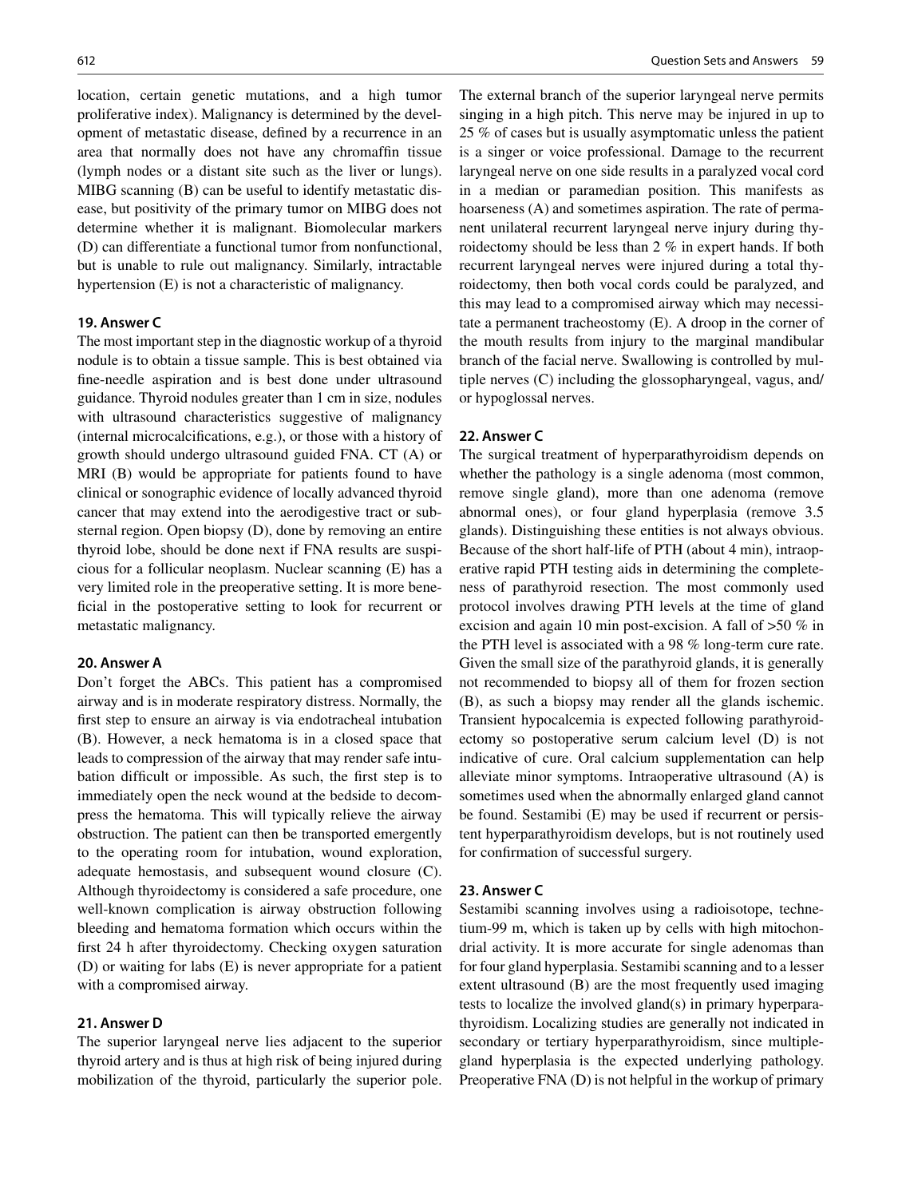location, certain genetic mutations, and a high tumor proliferative index). Malignancy is determined by the development of metastatic disease, defined by a recurrence in an area that normally does not have any chromaffin tissue (lymph nodes or a distant site such as the liver or lungs). MIBG scanning (B) can be useful to identify metastatic disease, but positivity of the primary tumor on MIBG does not determine whether it is malignant. Biomolecular markers (D) can differentiate a functional tumor from nonfunctional, but is unable to rule out malignancy. Similarly, intractable hypertension (E) is not a characteristic of malignancy.

**19. Answer C**

The most important step in the diagnostic workup of a thyroid nodule is to obtain a tissue sample. This is best obtained via fine-needle aspiration and is best done under ultrasound guidance. Thyroid nodules greater than 1 cm in size, nodules with ultrasound characteristics suggestive of malignancy (internal microcalcifications, e.g.), or those with a history of growth should undergo ultrasound guided FNA. CT (A) or MRI (B) would be appropriate for patients found to have clinical or sonographic evidence of locally advanced thyroid cancer that may extend into the aerodigestive tract or substernal region. Open biopsy (D), done by removing an entire thyroid lobe, should be done next if FNA results are suspicious for a follicular neoplasm. Nuclear scanning (E) has a very limited role in the preoperative setting. It is more beneficial in the postoperative setting to look for recurrent or metastatic malignancy.

**20. Answer A**

Don't forget the ABCs. This patient has a compromised airway and is in moderate respiratory distress. Normally, the first step to ensure an airway is via endotracheal intubation (B). However, a neck hematoma is in a closed space that leads to compression of the airway that may render safe intubation difficult or impossible. As such, the first step is to immediately open the neck wound at the bedside to decompress the hematoma. This will typically relieve the airway obstruction. The patient can then be transported emergently to the operating room for intubation, wound exploration, adequate hemostasis, and subsequent wound closure (C). Although thyroidectomy is considered a safe procedure, one well-known complication is airway obstruction following bleeding and hematoma formation which occurs within the first 24 h after thyroidectomy. Checking oxygen saturation (D) or waiting for labs (E) is never appropriate for a patient with a compromised airway.

**21. Answer D**

The superior laryngeal nerve lies adjacent to the superior thyroid artery and is thus at high risk of being injured during mobilization of the thyroid, particularly the superior pole. The external branch of the superior laryngeal nerve permits singing in a high pitch. This nerve may be injured in up to 25 % of cases but is usually asymptomatic unless the patient is a singer or voice professional. Damage to the recurrent laryngeal nerve on one side results in a paralyzed vocal cord in a median or paramedian position. This manifests as hoarseness (A) and sometimes aspiration. The rate of permanent unilateral recurrent laryngeal nerve injury during thyroidectomy should be less than 2 % in expert hands. If both recurrent laryngeal nerves were injured during a total thyroidectomy, then both vocal cords could be paralyzed, and this may lead to a compromised airway which may necessitate a permanent tracheostomy (E). A droop in the corner of the mouth results from injury to the marginal mandibular branch of the facial nerve. Swallowing is controlled by multiple nerves (C) including the glossopharyngeal, vagus, and/or hypoglossal nerves.

**22. Answer C**

The surgical treatment of hyperparathyroidism depends on whether the pathology is a single adenoma (most common, remove single gland), more than one adenoma (remove abnormal ones), or four gland hyperplasia (remove 3.5 glands). Distinguishing these entities is not always obvious. Because of the short half-life of PTH (about 4 min), intraoperative rapid PTH testing aids in determining the completeness of parathyroid resection. The most commonly used protocol involves drawing PTH levels at the time of gland excision and again 10 min post-excision. A fall of >50 % in the PTH level is associated with a 98 % long-term cure rate. Given the small size of the parathyroid glands, it is generally not recommended to biopsy all of them for frozen section (B), as such a biopsy may render all the glands ischemic. Transient hypocalcemia is expected following parathyroidectomy so postoperative serum calcium level (D) is not indicative of cure. Oral calcium supplementation can help alleviate minor symptoms. Intraoperative ultrasound (A) is sometimes used when the abnormally enlarged gland cannot be found. Sestamibi (E) may be used if recurrent or persistent hyperparathyroidism develops, but is not routinely used for confirmation of successful surgery.

**23. Answer C**

Sestamibi scanning involves using a radioisotope, technetium-99 m, which is taken up by cells with high mitochondrial activity. It is more accurate for single adenomas than for four gland hyperplasia. Sestamibi scanning and to a lesser extent ultrasound (B) are the most frequently used imaging tests to localize the involved gland(s) in primary hyperparathyroidism. Localizing studies are generally not indicated in secondary or tertiary hyperparathyroidism, since multiple-gland hyperplasia is the expected underlying pathology. Preoperative FNA (D) is not helpful in the workup of primary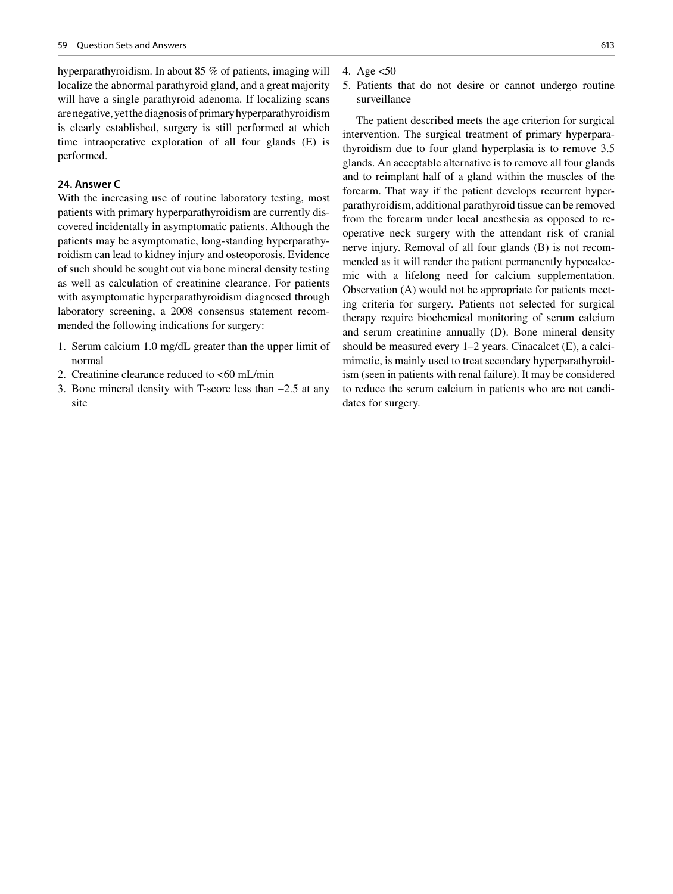hyperparathyroidism. In about 85 % of patients, imaging will localize the abnormal parathyroid gland, and a great majority will have a single parathyroid adenoma. If localizing scans are negative, yet the diagnosis of primary hyperparathyroidism is clearly established, surgery is still performed at which time intraoperative exploration of all four glands (E) is performed.

### 24. Answer C

With the increasing use of routine laboratory testing, most patients with primary hyperparathyroidism are currently discovered incidentally in asymptomatic patients. Although the patients may be asymptomatic, long-standing hyperparathyroidism can lead to kidney injury and osteoporosis. Evidence of such should be sought out via bone mineral density testing as well as calculation of creatinine clearance. For patients with asymptomatic hyperparathyroidism diagnosed through laboratory screening, a 2008 consensus statement recommended the following indications for surgery:

1. Serum calcium 1.0 mg/dL greater than the upper limit of normal
2. Creatinine clearance reduced to <60 mL/min
3. Bone mineral density with T-score less than −2.5 at any site
4. Age <50
5. Patients that do not desire or cannot undergo routine surveillance

The patient described meets the age criterion for surgical intervention. The surgical treatment of primary hyperparathyroidism due to four gland hyperplasia is to remove 3.5 glands. An acceptable alternative is to remove all four glands and to reimplant half of a gland within the muscles of the forearm. That way if the patient develops recurrent hyperparathyroidism, additional parathyroid tissue can be removed from the forearm under local anesthesia as opposed to reoperative neck surgery with the attendant risk of cranial nerve injury. Removal of all four glands (B) is not recommended as it will render the patient permanently hypocalcemic with a lifelong need for calcium supplementation. Observation (A) would not be appropriate for patients meeting criteria for surgery. Patients not selected for surgical therapy require biochemical monitoring of serum calcium and serum creatinine annually (D). Bone mineral density should be measured every 1–2 years. Cinacalcet (E), a calcimimetic, is mainly used to treat secondary hyperparathyroidism (seen in patients with renal failure). It may be considered to reduce the serum calcium in patients who are not candidates for surgery.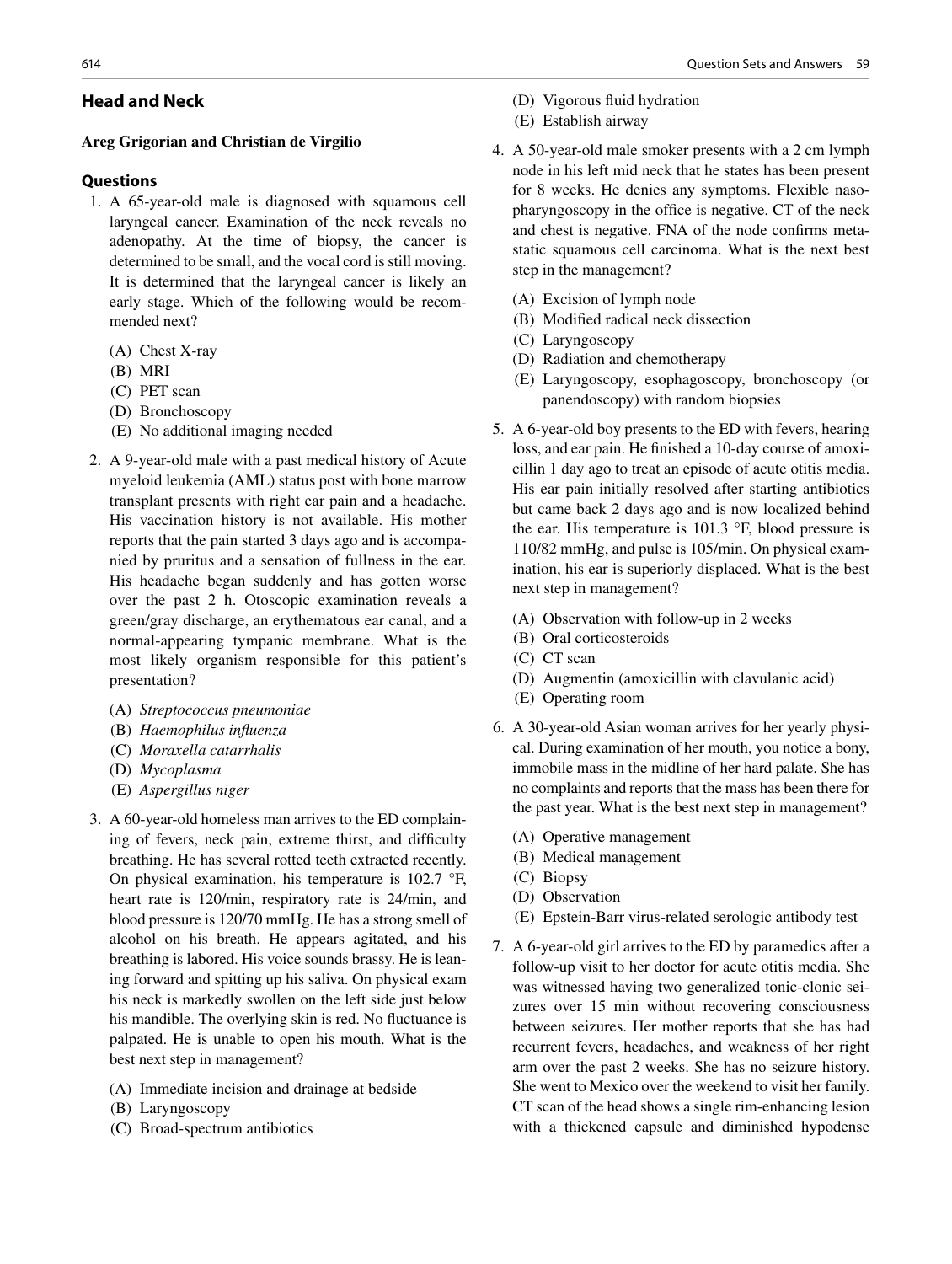## Head and Neck

**Areg Grigorian and Christian de Virgilio**

### Questions

1. A 65-year-old male is diagnosed with squamous cell laryngeal cancer. Examination of the neck reveals no adenopathy. At the time of biopsy, the cancer is determined to be small, and the vocal cord is still moving. It is determined that the laryngeal cancer is likely an early stage. Which of the following would be recommended next?

   (A) Chest X-ray
   (B) MRI
   (C) PET scan
   (D) Bronchoscopy
   (E) No additional imaging needed

2. A 9-year-old male with a past medical history of Acute myeloid leukemia (AML) status post with bone marrow transplant presents with right ear pain and a headache. His vaccination history is not available. His mother reports that the pain started 3 days ago and is accompanied by pruritus and a sensation of fullness in the ear. His headache began suddenly and has gotten worse over the past 2 h. Otoscopic examination reveals a green/gray discharge, an erythematous ear canal, and a normal-appearing tympanic membrane. What is the most likely organism responsible for this patient's presentation?

   (A) *Streptococcus pneumoniae*
   (B) *Haemophilus influenza*
   (C) *Moraxella catarrhalis*
   (D) *Mycoplasma*
   (E) *Aspergillus niger*

3. A 60-year-old homeless man arrives to the ED complaining of fevers, neck pain, extreme thirst, and difficulty breathing. He has several rotted teeth extracted recently. On physical examination, his temperature is 102.7 °F, heart rate is 120/min, respiratory rate is 24/min, and blood pressure is 120/70 mmHg. He has a strong smell of alcohol on his breath. He appears agitated, and his breathing is labored. His voice sounds brassy. He is leaning forward and spitting up his saliva. On physical exam his neck is markedly swollen on the left side just below his mandible. The overlying skin is red. No fluctuance is palpated. He is unable to open his mouth. What is the best next step in management?

   (A) Immediate incision and drainage at bedside
   (B) Laryngoscopy
   (C) Broad-spectrum antibiotics
   (D) Vigorous fluid hydration
   (E) Establish airway

4. A 50-year-old male smoker presents with a 2 cm lymph node in his left mid neck that he states has been present for 8 weeks. He denies any symptoms. Flexible nasopharyngoscopy in the office is negative. CT of the neck and chest is negative. FNA of the node confirms metastatic squamous cell carcinoma. What is the next best step in the management?

   (A) Excision of lymph node
   (B) Modified radical neck dissection
   (C) Laryngoscopy
   (D) Radiation and chemotherapy
   (E) Laryngoscopy, esophagoscopy, bronchoscopy (or panendoscopy) with random biopsies

5. A 6-year-old boy presents to the ED with fevers, hearing loss, and ear pain. He finished a 10-day course of amoxicillin 1 day ago to treat an episode of acute otitis media. His ear pain initially resolved after starting antibiotics but came back 2 days ago and is now localized behind the ear. His temperature is 101.3 °F, blood pressure is 110/82 mmHg, and pulse is 105/min. On physical examination, his ear is superiorly displaced. What is the best next step in management?

   (A) Observation with follow-up in 2 weeks
   (B) Oral corticosteroids
   (C) CT scan
   (D) Augmentin (amoxicillin with clavulanic acid)
   (E) Operating room

6. A 30-year-old Asian woman arrives for her yearly physical. During examination of her mouth, you notice a bony, immobile mass in the midline of her hard palate. She has no complaints and reports that the mass has been there for the past year. What is the best next step in management?

   (A) Operative management
   (B) Medical management
   (C) Biopsy
   (D) Observation
   (E) Epstein-Barr virus-related serologic antibody test

7. A 6-year-old girl arrives to the ED by paramedics after a follow-up visit to her doctor for acute otitis media. She was witnessed having two generalized tonic-clonic seizures over 15 min without recovering consciousness between seizures. Her mother reports that she has had recurrent fevers, headaches, and weakness of her right arm over the past 2 weeks. She has no seizure history. She went to Mexico over the weekend to visit her family. CT scan of the head shows a single rim-enhancing lesion with a thickened capsule and diminished hypodense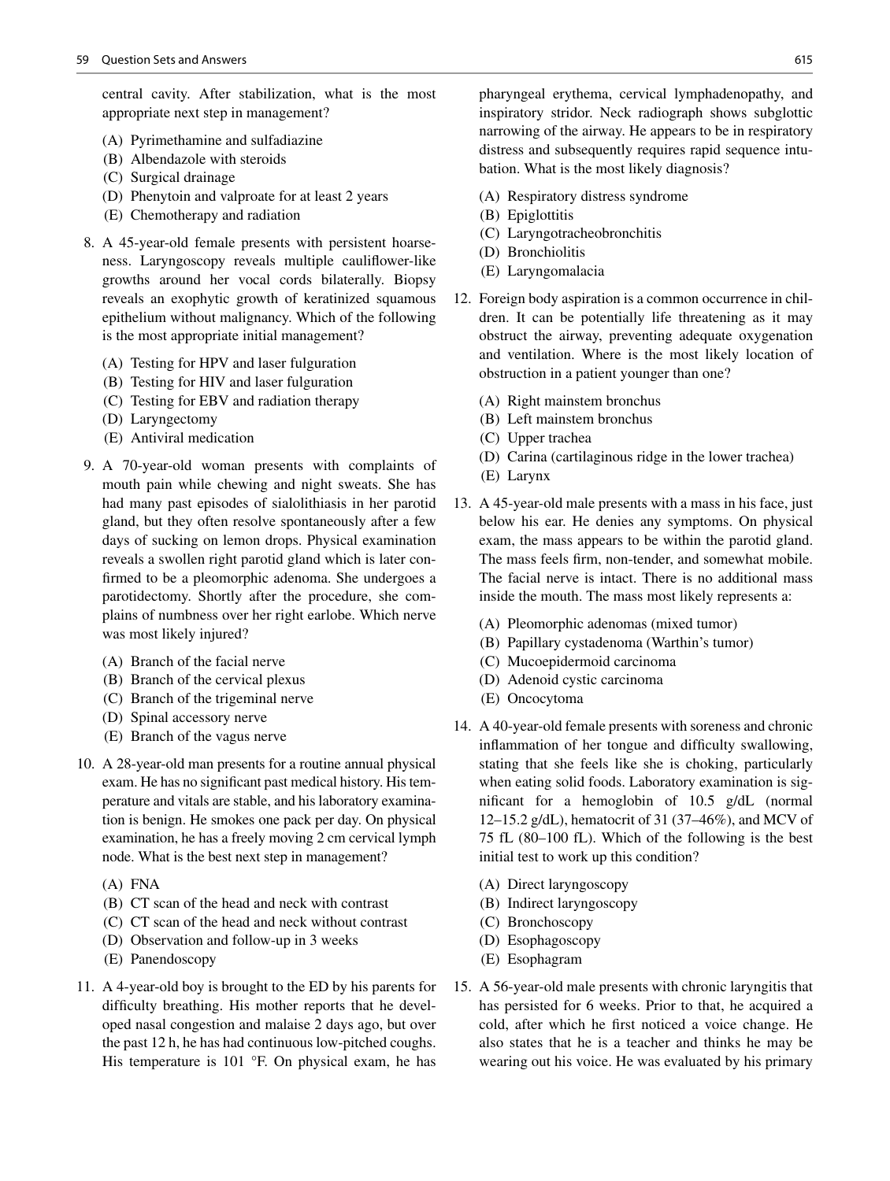central cavity. After stabilization, what is the most appropriate next step in management?

(A) Pyrimethamine and sulfadiazine
(B) Albendazole with steroids
(C) Surgical drainage
(D) Phenytoin and valproate for at least 2 years
(E) Chemotherapy and radiation

8. A 45-year-old female presents with persistent hoarseness. Laryngoscopy reveals multiple cauliflower-like growths around her vocal cords bilaterally. Biopsy reveals an exophytic growth of keratinized squamous epithelium without malignancy. Which of the following is the most appropriate initial management?

 (A) Testing for HPV and laser fulguration
 (B) Testing for HIV and laser fulguration
 (C) Testing for EBV and radiation therapy
 (D) Laryngectomy
 (E) Antiviral medication

9. A 70-year-old woman presents with complaints of mouth pain while chewing and night sweats. She has had many past episodes of sialolithiasis in her parotid gland, but they often resolve spontaneously after a few days of sucking on lemon drops. Physical examination reveals a swollen right parotid gland which is later confirmed to be a pleomorphic adenoma. She undergoes a parotidectomy. Shortly after the procedure, she complains of numbness over her right earlobe. Which nerve was most likely injured?

 (A) Branch of the facial nerve
 (B) Branch of the cervical plexus
 (C) Branch of the trigeminal nerve
 (D) Spinal accessory nerve
 (E) Branch of the vagus nerve

10. A 28-year-old man presents for a routine annual physical exam. He has no significant past medical history. His temperature and vitals are stable, and his laboratory examination is benign. He smokes one pack per day. On physical examination, he has a freely moving 2 cm cervical lymph node. What is the best next step in management?

 (A) FNA
 (B) CT scan of the head and neck with contrast
 (C) CT scan of the head and neck without contrast
 (D) Observation and follow-up in 3 weeks
 (E) Panendoscopy

11. A 4-year-old boy is brought to the ED by his parents for difficulty breathing. His mother reports that he developed nasal congestion and malaise 2 days ago, but over the past 12 h, he has had continuous low-pitched coughs. His temperature is 101 °F. On physical exam, he has pharyngeal erythema, cervical lymphadenopathy, and inspiratory stridor. Neck radiograph shows subglottic narrowing of the airway. He appears to be in respiratory distress and subsequently requires rapid sequence intubation. What is the most likely diagnosis?

 (A) Respiratory distress syndrome
 (B) Epiglottitis
 (C) Laryngotracheobronchitis
 (D) Bronchiolitis
 (E) Laryngomalacia

12. Foreign body aspiration is a common occurrence in children. It can be potentially life threatening as it may obstruct the airway, preventing adequate oxygenation and ventilation. Where is the most likely location of obstruction in a patient younger than one?

 (A) Right mainstem bronchus
 (B) Left mainstem bronchus
 (C) Upper trachea
 (D) Carina (cartilaginous ridge in the lower trachea)
 (E) Larynx

13. A 45-year-old male presents with a mass in his face, just below his ear. He denies any symptoms. On physical exam, the mass appears to be within the parotid gland. The mass feels firm, non-tender, and somewhat mobile. The facial nerve is intact. There is no additional mass inside the mouth. The mass most likely represents a:

 (A) Pleomorphic adenomas (mixed tumor)
 (B) Papillary cystadenoma (Warthin's tumor)
 (C) Mucoepidermoid carcinoma
 (D) Adenoid cystic carcinoma
 (E) Oncocytoma

14. A 40-year-old female presents with soreness and chronic inflammation of her tongue and difficulty swallowing, stating that she feels like she is choking, particularly when eating solid foods. Laboratory examination is significant for a hemoglobin of 10.5 g/dL (normal 12–15.2 g/dL), hematocrit of 31 (37–46%), and MCV of 75 fL (80–100 fL). Which of the following is the best initial test to work up this condition?

 (A) Direct laryngoscopy
 (B) Indirect laryngoscopy
 (C) Bronchoscopy
 (D) Esophagoscopy
 (E) Esophagram

15. A 56-year-old male presents with chronic laryngitis that has persisted for 6 weeks. Prior to that, he acquired a cold, after which he first noticed a voice change. He also states that he is a teacher and thinks he may be wearing out his voice. He was evaluated by his primary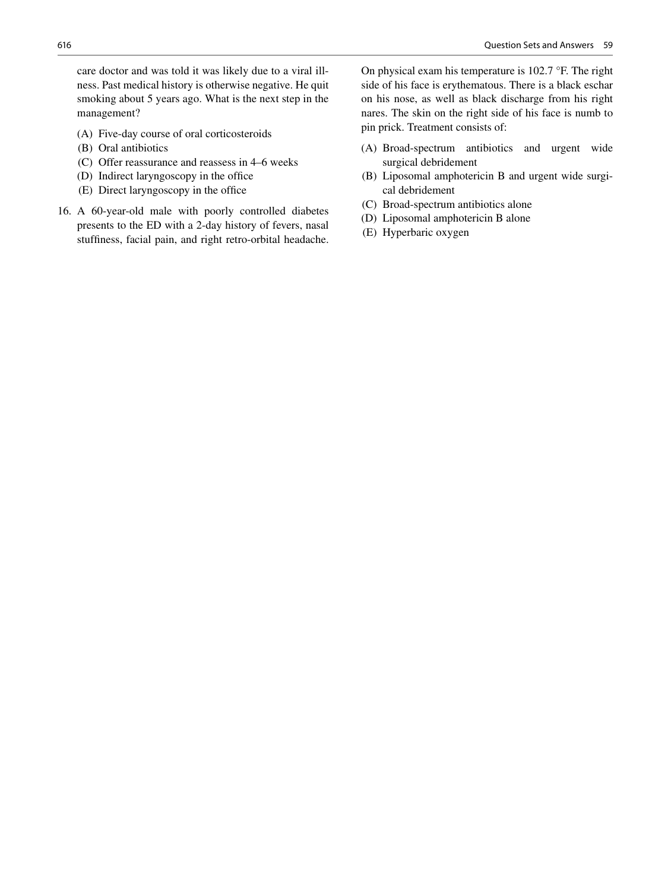care doctor and was told it was likely due to a viral illness. Past medical history is otherwise negative. He quit smoking about 5 years ago. What is the next step in the management?

(A) Five-day course of oral corticosteroids
(B) Oral antibiotics
(C) Offer reassurance and reassess in 4–6 weeks
(D) Indirect laryngoscopy in the office
(E) Direct laryngoscopy in the office

16. A 60-year-old male with poorly controlled diabetes presents to the ED with a 2-day history of fevers, nasal stuffiness, facial pain, and right retro-orbital headache. On physical exam his temperature is 102.7 °F. The right side of his face is erythematous. There is a black eschar on his nose, as well as black discharge from his right nares. The skin on the right side of his face is numb to pin prick. Treatment consists of:

(A) Broad-spectrum antibiotics and urgent wide surgical debridement
(B) Liposomal amphotericin B and urgent wide surgical debridement
(C) Broad-spectrum antibiotics alone
(D) Liposomal amphotericin B alone
(E) Hyperbaric oxygen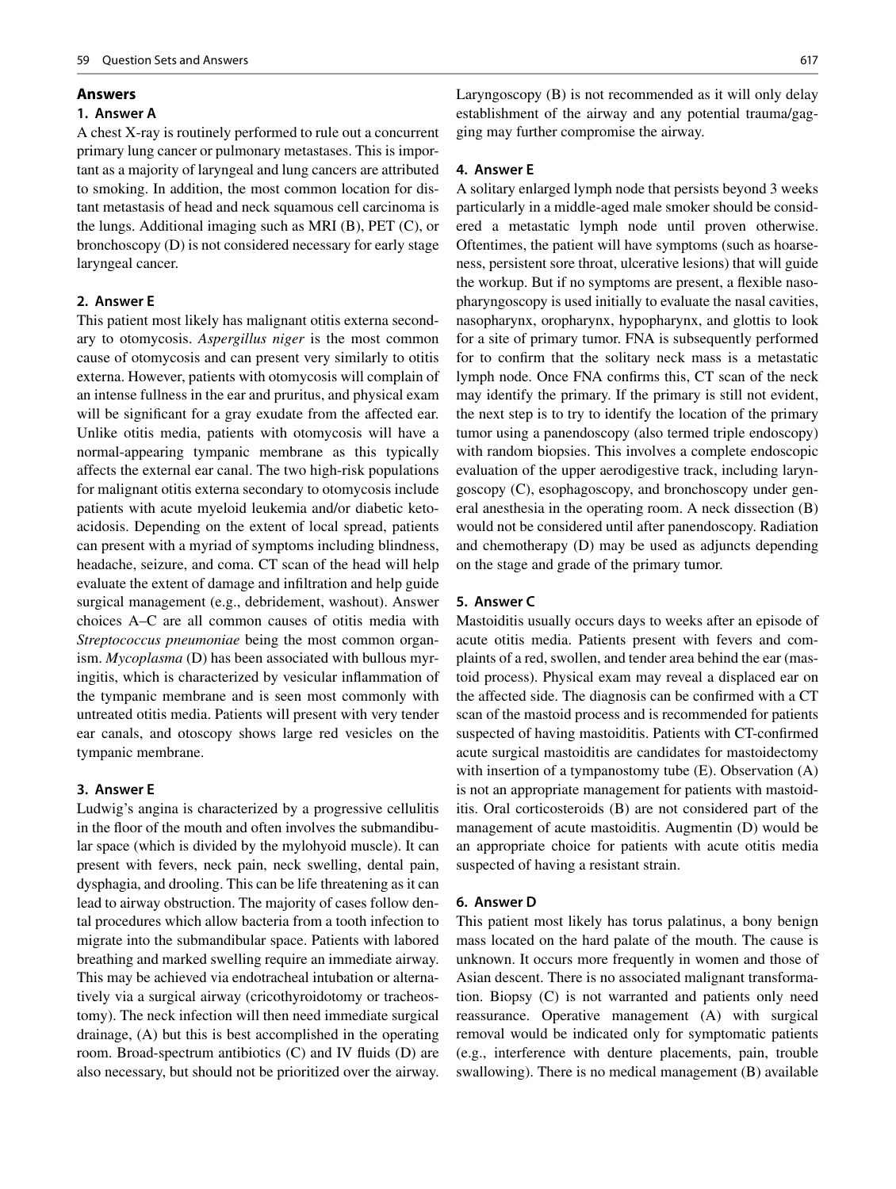## Answers

### 1. Answer A

A chest X-ray is routinely performed to rule out a concurrent primary lung cancer or pulmonary metastases. This is important as a majority of laryngeal and lung cancers are attributed to smoking. In addition, the most common location for distant metastasis of head and neck squamous cell carcinoma is the lungs. Additional imaging such as MRI (B), PET (C), or bronchoscopy (D) is not considered necessary for early stage laryngeal cancer.

### 2. Answer E

This patient most likely has malignant otitis externa secondary to otomycosis. *Aspergillus niger* is the most common cause of otomycosis and can present very similarly to otitis externa. However, patients with otomycosis will complain of an intense fullness in the ear and pruritus, and physical exam will be significant for a gray exudate from the affected ear. Unlike otitis media, patients with otomycosis will have a normal-appearing tympanic membrane as this typically affects the external ear canal. The two high-risk populations for malignant otitis externa secondary to otomycosis include patients with acute myeloid leukemia and/or diabetic ketoacidosis. Depending on the extent of local spread, patients can present with a myriad of symptoms including blindness, headache, seizure, and coma. CT scan of the head will help evaluate the extent of damage and infiltration and help guide surgical management (e.g., debridement, washout). Answer choices A–C are all common causes of otitis media with *Streptococcus pneumoniae* being the most common organism. *Mycoplasma* (D) has been associated with bullous myringitis, which is characterized by vesicular inflammation of the tympanic membrane and is seen most commonly with untreated otitis media. Patients will present with very tender ear canals, and otoscopy shows large red vesicles on the tympanic membrane.

### 3. Answer E

Ludwig's angina is characterized by a progressive cellulitis in the floor of the mouth and often involves the submandibular space (which is divided by the mylohyoid muscle). It can present with fevers, neck pain, neck swelling, dental pain, dysphagia, and drooling. This can be life threatening as it can lead to airway obstruction. The majority of cases follow dental procedures which allow bacteria from a tooth infection to migrate into the submandibular space. Patients with labored breathing and marked swelling require an immediate airway. This may be achieved via endotracheal intubation or alternatively via a surgical airway (cricothyroidotomy or tracheostomy). The neck infection will then need immediate surgical drainage, (A) but this is best accomplished in the operating room. Broad-spectrum antibiotics (C) and IV fluids (D) are also necessary, but should not be prioritized over the airway. Laryngoscopy (B) is not recommended as it will only delay establishment of the airway and any potential trauma/gagging may further compromise the airway.

### 4. Answer E

A solitary enlarged lymph node that persists beyond 3 weeks particularly in a middle-aged male smoker should be considered a metastatic lymph node until proven otherwise. Oftentimes, the patient will have symptoms (such as hoarseness, persistent sore throat, ulcerative lesions) that will guide the workup. But if no symptoms are present, a flexible nasopharyngoscopy is used initially to evaluate the nasal cavities, nasopharynx, oropharynx, hypopharynx, and glottis to look for a site of primary tumor. FNA is subsequently performed for to confirm that the solitary neck mass is a metastatic lymph node. Once FNA confirms this, CT scan of the neck may identify the primary. If the primary is still not evident, the next step is to try to identify the location of the primary tumor using a panendoscopy (also termed triple endoscopy) with random biopsies. This involves a complete endoscopic evaluation of the upper aerodigestive track, including laryngoscopy (C), esophagoscopy, and bronchoscopy under general anesthesia in the operating room. A neck dissection (B) would not be considered until after panendoscopy. Radiation and chemotherapy (D) may be used as adjuncts depending on the stage and grade of the primary tumor.

### 5. Answer C

Mastoiditis usually occurs days to weeks after an episode of acute otitis media. Patients present with fevers and complaints of a red, swollen, and tender area behind the ear (mastoid process). Physical exam may reveal a displaced ear on the affected side. The diagnosis can be confirmed with a CT scan of the mastoid process and is recommended for patients suspected of having mastoiditis. Patients with CT-confirmed acute surgical mastoiditis are candidates for mastoidectomy with insertion of a tympanostomy tube (E). Observation (A) is not an appropriate management for patients with mastoiditis. Oral corticosteroids (B) are not considered part of the management of acute mastoiditis. Augmentin (D) would be an appropriate choice for patients with acute otitis media suspected of having a resistant strain.

### 6. Answer D

This patient most likely has torus palatinus, a bony benign mass located on the hard palate of the mouth. The cause is unknown. It occurs more frequently in women and those of Asian descent. There is no associated malignant transformation. Biopsy (C) is not warranted and patients only need reassurance. Operative management (A) with surgical removal would be indicated only for symptomatic patients (e.g., interference with denture placements, pain, trouble swallowing). There is no medical management (B) available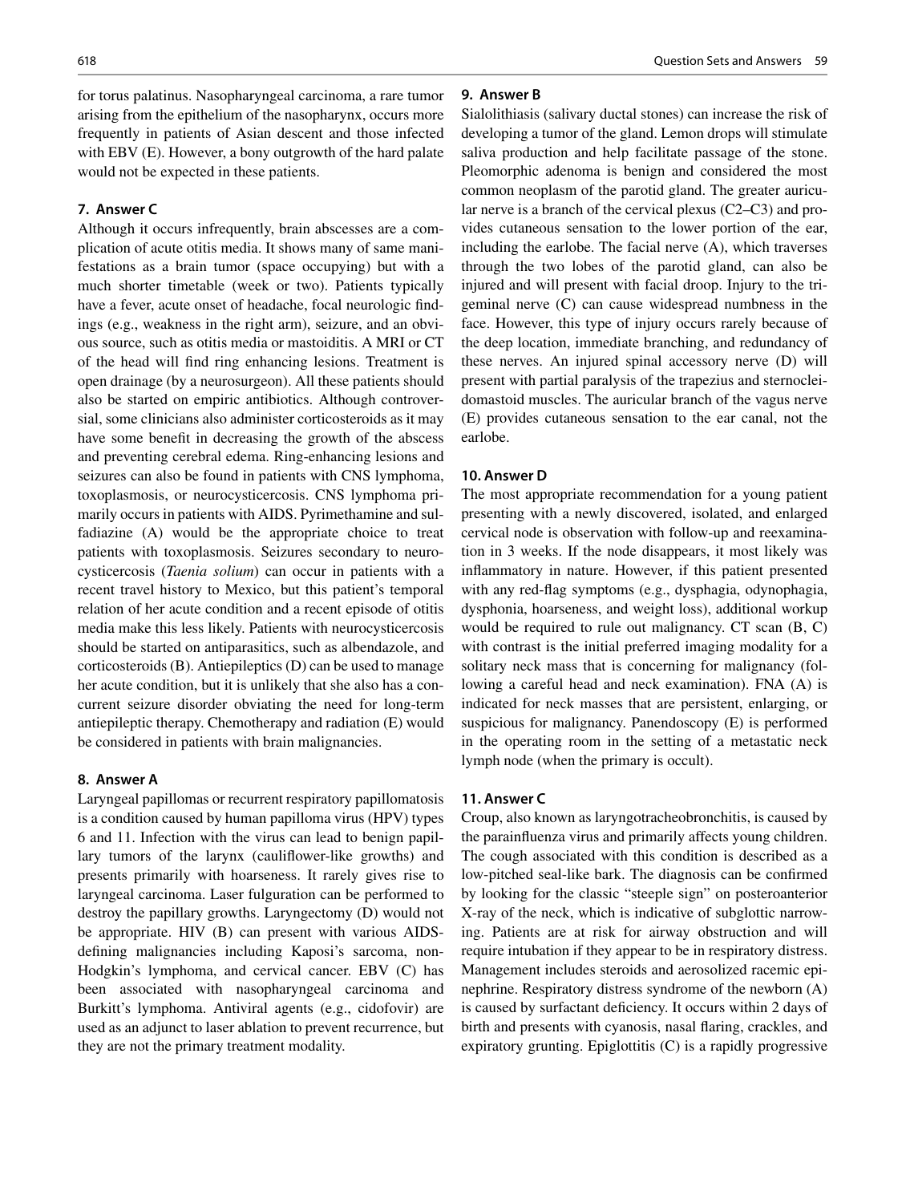for torus palatinus. Nasopharyngeal carcinoma, a rare tumor arising from the epithelium of the nasopharynx, occurs more frequently in patients of Asian descent and those infected with EBV (E). However, a bony outgrowth of the hard palate would not be expected in these patients.

### 7. Answer C

Although it occurs infrequently, brain abscesses are a complication of acute otitis media. It shows many of same manifestations as a brain tumor (space occupying) but with a much shorter timetable (week or two). Patients typically have a fever, acute onset of headache, focal neurologic findings (e.g., weakness in the right arm), seizure, and an obvious source, such as otitis media or mastoiditis. A MRI or CT of the head will find ring enhancing lesions. Treatment is open drainage (by a neurosurgeon). All these patients should also be started on empiric antibiotics. Although controversial, some clinicians also administer corticosteroids as it may have some benefit in decreasing the growth of the abscess and preventing cerebral edema. Ring-enhancing lesions and seizures can also be found in patients with CNS lymphoma, toxoplasmosis, or neurocysticercosis. CNS lymphoma primarily occurs in patients with AIDS. Pyrimethamine and sulfadiazine (A) would be the appropriate choice to treat patients with toxoplasmosis. Seizures secondary to neurocysticercosis (*Taenia solium*) can occur in patients with a recent travel history to Mexico, but this patient's temporal relation of her acute condition and a recent episode of otitis media make this less likely. Patients with neurocysticercosis should be started on antiparasitics, such as albendazole, and corticosteroids (B). Antiepileptics (D) can be used to manage her acute condition, but it is unlikely that she also has a concurrent seizure disorder obviating the need for long-term antiepileptic therapy. Chemotherapy and radiation (E) would be considered in patients with brain malignancies.

### 8. Answer A

Laryngeal papillomas or recurrent respiratory papillomatosis is a condition caused by human papilloma virus (HPV) types 6 and 11. Infection with the virus can lead to benign papillary tumors of the larynx (cauliflower-like growths) and presents primarily with hoarseness. It rarely gives rise to laryngeal carcinoma. Laser fulguration can be performed to destroy the papillary growths. Laryngectomy (D) would not be appropriate. HIV (B) can present with various AIDS-defining malignancies including Kaposi's sarcoma, non-Hodgkin's lymphoma, and cervical cancer. EBV (C) has been associated with nasopharyngeal carcinoma and Burkitt's lymphoma. Antiviral agents (e.g., cidofovir) are used as an adjunct to laser ablation to prevent recurrence, but they are not the primary treatment modality.

### 9. Answer B

Sialolithiasis (salivary ductal stones) can increase the risk of developing a tumor of the gland. Lemon drops will stimulate saliva production and help facilitate passage of the stone. Pleomorphic adenoma is benign and considered the most common neoplasm of the parotid gland. The greater auricular nerve is a branch of the cervical plexus (C2–C3) and provides cutaneous sensation to the lower portion of the ear, including the earlobe. The facial nerve (A), which traverses through the two lobes of the parotid gland, can also be injured and will present with facial droop. Injury to the trigeminal nerve (C) can cause widespread numbness in the face. However, this type of injury occurs rarely because of the deep location, immediate branching, and redundancy of these nerves. An injured spinal accessory nerve (D) will present with partial paralysis of the trapezius and sternocleidomastoid muscles. The auricular branch of the vagus nerve (E) provides cutaneous sensation to the ear canal, not the earlobe.

### 10. Answer D

The most appropriate recommendation for a young patient presenting with a newly discovered, isolated, and enlarged cervical node is observation with follow-up and reexamination in 3 weeks. If the node disappears, it most likely was inflammatory in nature. However, if this patient presented with any red-flag symptoms (e.g., dysphagia, odynophagia, dysphonia, hoarseness, and weight loss), additional workup would be required to rule out malignancy. CT scan (B, C) with contrast is the initial preferred imaging modality for a solitary neck mass that is concerning for malignancy (following a careful head and neck examination). FNA (A) is indicated for neck masses that are persistent, enlarging, or suspicious for malignancy. Panendoscopy (E) is performed in the operating room in the setting of a metastatic neck lymph node (when the primary is occult).

### 11. Answer C

Croup, also known as laryngotracheobronchitis, is caused by the parainfluenza virus and primarily affects young children. The cough associated with this condition is described as a low-pitched seal-like bark. The diagnosis can be confirmed by looking for the classic "steeple sign" on posteroanterior X-ray of the neck, which is indicative of subglottic narrowing. Patients are at risk for airway obstruction and will require intubation if they appear to be in respiratory distress. Management includes steroids and aerosolized racemic epinephrine. Respiratory distress syndrome of the newborn (A) is caused by surfactant deficiency. It occurs within 2 days of birth and presents with cyanosis, nasal flaring, crackles, and expiratory grunting. Epiglottitis (C) is a rapidly progressive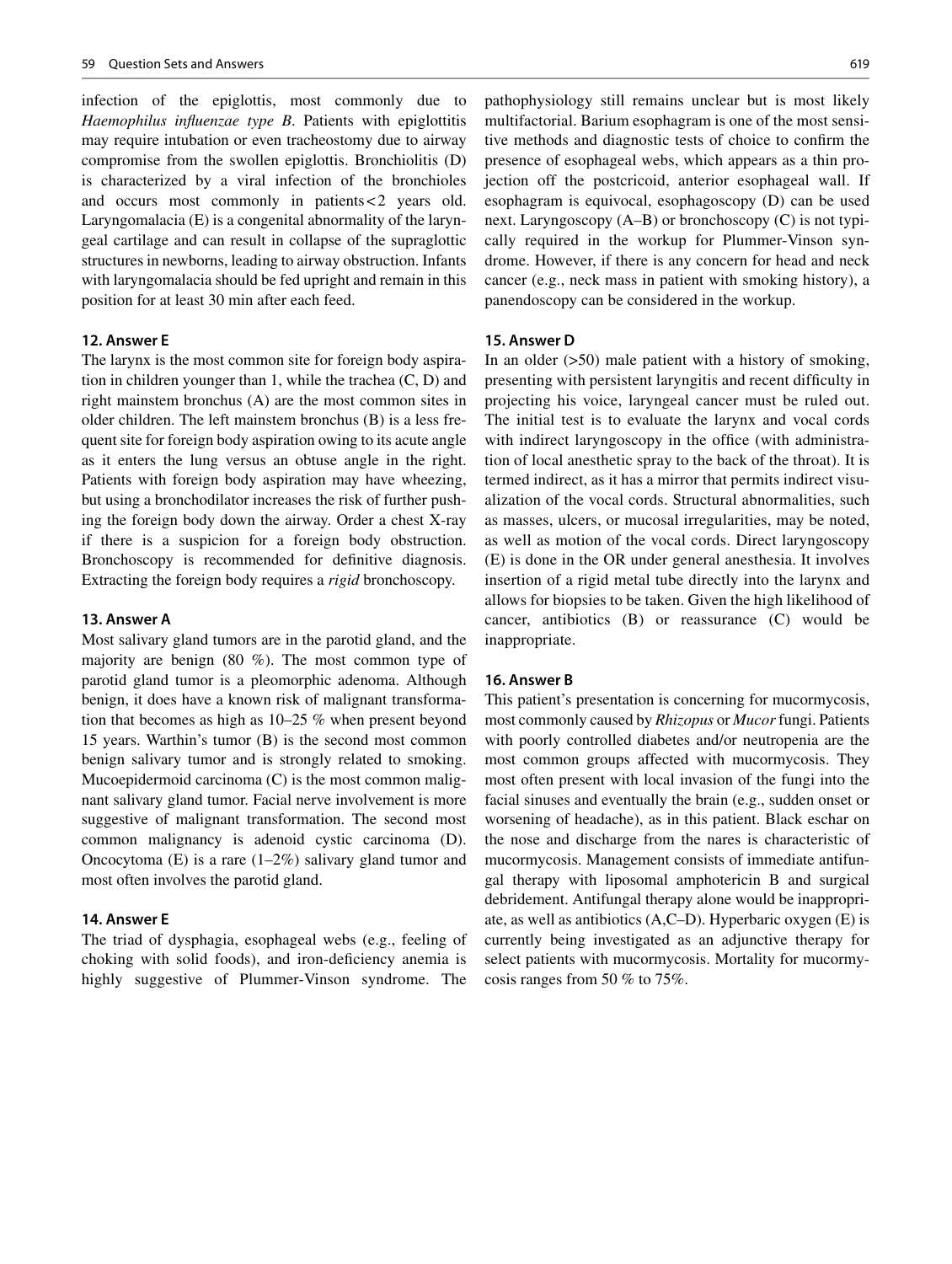infection of the epiglottis, most commonly due to *Haemophilus influenzae type B*. Patients with epiglottitis may require intubation or even tracheostomy due to airway compromise from the swollen epiglottis. Bronchiolitis (D) is characterized by a viral infection of the bronchioles and occurs most commonly in patients < 2 years old. Laryngomalacia (E) is a congenital abnormality of the laryngeal cartilage and can result in collapse of the supraglottic structures in newborns, leading to airway obstruction. Infants with laryngomalacia should be fed upright and remain in this position for at least 30 min after each feed.

**12. Answer E**

The larynx is the most common site for foreign body aspiration in children younger than 1, while the trachea (C, D) and right mainstem bronchus (A) are the most common sites in older children. The left mainstem bronchus (B) is a less frequent site for foreign body aspiration owing to its acute angle as it enters the lung versus an obtuse angle in the right. Patients with foreign body aspiration may have wheezing, but using a bronchodilator increases the risk of further pushing the foreign body down the airway. Order a chest X-ray if there is a suspicion for a foreign body obstruction. Bronchoscopy is recommended for definitive diagnosis. Extracting the foreign body requires a *rigid* bronchoscopy.

**13. Answer A**

Most salivary gland tumors are in the parotid gland, and the majority are benign (80 %). The most common type of parotid gland tumor is a pleomorphic adenoma. Although benign, it does have a known risk of malignant transformation that becomes as high as 10–25 % when present beyond 15 years. Warthin's tumor (B) is the second most common benign salivary tumor and is strongly related to smoking. Mucoepidermoid carcinoma (C) is the most common malignant salivary gland tumor. Facial nerve involvement is more suggestive of malignant transformation. The second most common malignancy is adenoid cystic carcinoma (D). Oncocytoma (E) is a rare (1–2%) salivary gland tumor and most often involves the parotid gland.

**14. Answer E**

The triad of dysphagia, esophageal webs (e.g., feeling of choking with solid foods), and iron-deficiency anemia is highly suggestive of Plummer-Vinson syndrome. The pathophysiology still remains unclear but is most likely multifactorial. Barium esophagram is one of the most sensitive methods and diagnostic tests of choice to confirm the presence of esophageal webs, which appears as a thin projection off the postcricoid, anterior esophageal wall. If esophagram is equivocal, esophagoscopy (D) can be used next. Laryngoscopy (A–B) or bronchoscopy (C) is not typically required in the workup for Plummer-Vinson syndrome. However, if there is any concern for head and neck cancer (e.g., neck mass in patient with smoking history), a panendoscopy can be considered in the workup.

**15. Answer D**

In an older (>50) male patient with a history of smoking, presenting with persistent laryngitis and recent difficulty in projecting his voice, laryngeal cancer must be ruled out. The initial test is to evaluate the larynx and vocal cords with indirect laryngoscopy in the office (with administration of local anesthetic spray to the back of the throat). It is termed indirect, as it has a mirror that permits indirect visualization of the vocal cords. Structural abnormalities, such as masses, ulcers, or mucosal irregularities, may be noted, as well as motion of the vocal cords. Direct laryngoscopy (E) is done in the OR under general anesthesia. It involves insertion of a rigid metal tube directly into the larynx and allows for biopsies to be taken. Given the high likelihood of cancer, antibiotics (B) or reassurance (C) would be inappropriate.

**16. Answer B**

This patient's presentation is concerning for mucormycosis, most commonly caused by *Rhizopus* or *Mucor* fungi. Patients with poorly controlled diabetes and/or neutropenia are the most common groups affected with mucormycosis. They most often present with local invasion of the fungi into the facial sinuses and eventually the brain (e.g., sudden onset or worsening of headache), as in this patient. Black eschar on the nose and discharge from the nares is characteristic of mucormycosis. Management consists of immediate antifungal therapy with liposomal amphotericin B and surgical debridement. Antifungal therapy alone would be inappropriate, as well as antibiotics (A,C–D). Hyperbaric oxygen (E) is currently being investigated as an adjunctive therapy for select patients with mucormycosis. Mortality for mucormycosis ranges from 50 % to 75%.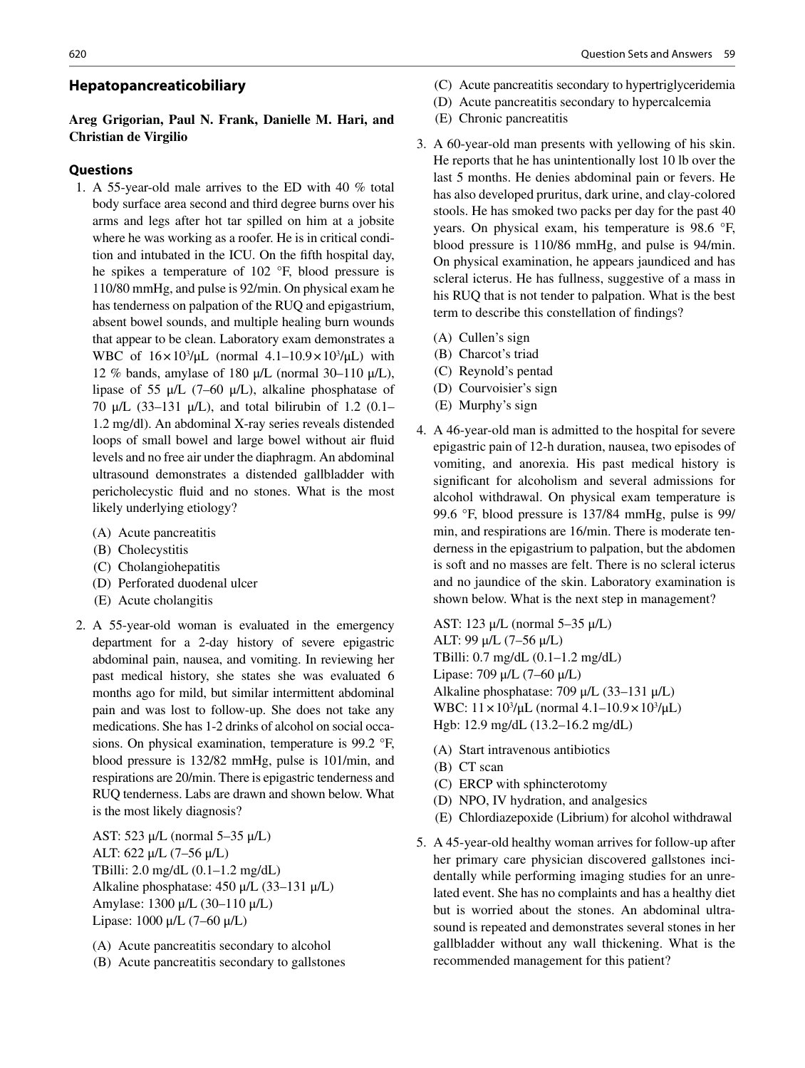## Hepatopancreaticobiliary

**Areg Grigorian, Paul N. Frank, Danielle M. Hari, and Christian de Virgilio**

### Questions

1. A 55-year-old male arrives to the ED with 40 % total body surface area second and third degree burns over his arms and legs after hot tar spilled on him at a jobsite where he was working as a roofer. He is in critical condition and intubated in the ICU. On the fifth hospital day, he spikes a temperature of 102 °F, blood pressure is 110/80 mmHg, and pulse is 92/min. On physical exam he has tenderness on palpation of the RUQ and epigastrium, absent bowel sounds, and multiple healing burn wounds that appear to be clean. Laboratory exam demonstrates a WBC of $16 \times 10^3/\mu L$ (normal $4.1–10.9 \times 10^3/\mu L$) with 12 % bands, amylase of 180 μ/L (normal 30–110 μ/L), lipase of 55 μ/L (7–60 μ/L), alkaline phosphatase of 70 μ/L (33–131 μ/L), and total bilirubin of 1.2 (0.1–1.2 mg/dl). An abdominal X-ray series reveals distended loops of small bowel and large bowel without air fluid levels and no free air under the diaphragm. An abdominal ultrasound demonstrates a distended gallbladder with pericholecystic fluid and no stones. What is the most likely underlying etiology?

   (A) Acute pancreatitis
   (B) Cholecystitis
   (C) Cholangiohepatitis
   (D) Perforated duodenal ulcer
   (E) Acute cholangitis

2. A 55-year-old woman is evaluated in the emergency department for a 2-day history of severe epigastric abdominal pain, nausea, and vomiting. In reviewing her past medical history, she states she was evaluated 6 months ago for mild, but similar intermittent abdominal pain and was lost to follow-up. She does not take any medications. She has 1-2 drinks of alcohol on social occasions. On physical examination, temperature is 99.2 °F, blood pressure is 132/82 mmHg, pulse is 101/min, and respirations are 20/min. There is epigastric tenderness and RUQ tenderness. Labs are drawn and shown below. What is the most likely diagnosis?

   AST: 523 μ/L (normal 5–35 μ/L)
   ALT: 622 μ/L (7–56 μ/L)
   TBilli: 2.0 mg/dL (0.1–1.2 mg/dL)
   Alkaline phosphatase: 450 μ/L (33–131 μ/L)
   Amylase: 1300 μ/L (30–110 μ/L)
   Lipase: 1000 μ/L (7–60 μ/L)

   (A) Acute pancreatitis secondary to alcohol
   (B) Acute pancreatitis secondary to gallstones
   (C) Acute pancreatitis secondary to hypertriglyceridemia
   (D) Acute pancreatitis secondary to hypercalcemia
   (E) Chronic pancreatitis

3. A 60-year-old man presents with yellowing of his skin. He reports that he has unintentionally lost 10 lb over the last 5 months. He denies abdominal pain or fevers. He has also developed pruritus, dark urine, and clay-colored stools. He has smoked two packs per day for the past 40 years. On physical exam, his temperature is 98.6 °F, blood pressure is 110/86 mmHg, and pulse is 94/min. On physical examination, he appears jaundiced and has scleral icterus. He has fullness, suggestive of a mass in his RUQ that is not tender to palpation. What is the best term to describe this constellation of findings?

   (A) Cullen's sign
   (B) Charcot's triad
   (C) Reynold's pentad
   (D) Courvoisier's sign
   (E) Murphy's sign

4. A 46-year-old man is admitted to the hospital for severe epigastric pain of 12-h duration, nausea, two episodes of vomiting, and anorexia. His past medical history is significant for alcoholism and several admissions for alcohol withdrawal. On physical exam temperature is 99.6 °F, blood pressure is 137/84 mmHg, pulse is 99/min, and respirations are 16/min. There is moderate tenderness in the epigastrium to palpation, but the abdomen is soft and no masses are felt. There is no scleral icterus and no jaundice of the skin. Laboratory examination is shown below. What is the next step in management?

   AST: 123 μ/L (normal 5–35 μ/L)
   ALT: 99 μ/L (7–56 μ/L)
   TBilli: 0.7 mg/dL (0.1–1.2 mg/dL)
   Lipase: 709 μ/L (7–60 μ/L)
   Alkaline phosphatase: 709 μ/L (33–131 μ/L)
   WBC: $11 \times 10^3/\mu L$ (normal $4.1–10.9 \times 10^3/\mu L$)
   Hgb: 12.9 mg/dL (13.2–16.2 mg/dL)

   (A) Start intravenous antibiotics
   (B) CT scan
   (C) ERCP with sphincterotomy
   (D) NPO, IV hydration, and analgesics
   (E) Chlordiazepoxide (Librium) for alcohol withdrawal

5. A 45-year-old healthy woman arrives for follow-up after her primary care physician discovered gallstones incidentally while performing imaging studies for an unrelated event. She has no complaints and has a healthy diet but is worried about the stones. An abdominal ultrasound is repeated and demonstrates several stones in her gallbladder without any wall thickening. What is the recommended management for this patient?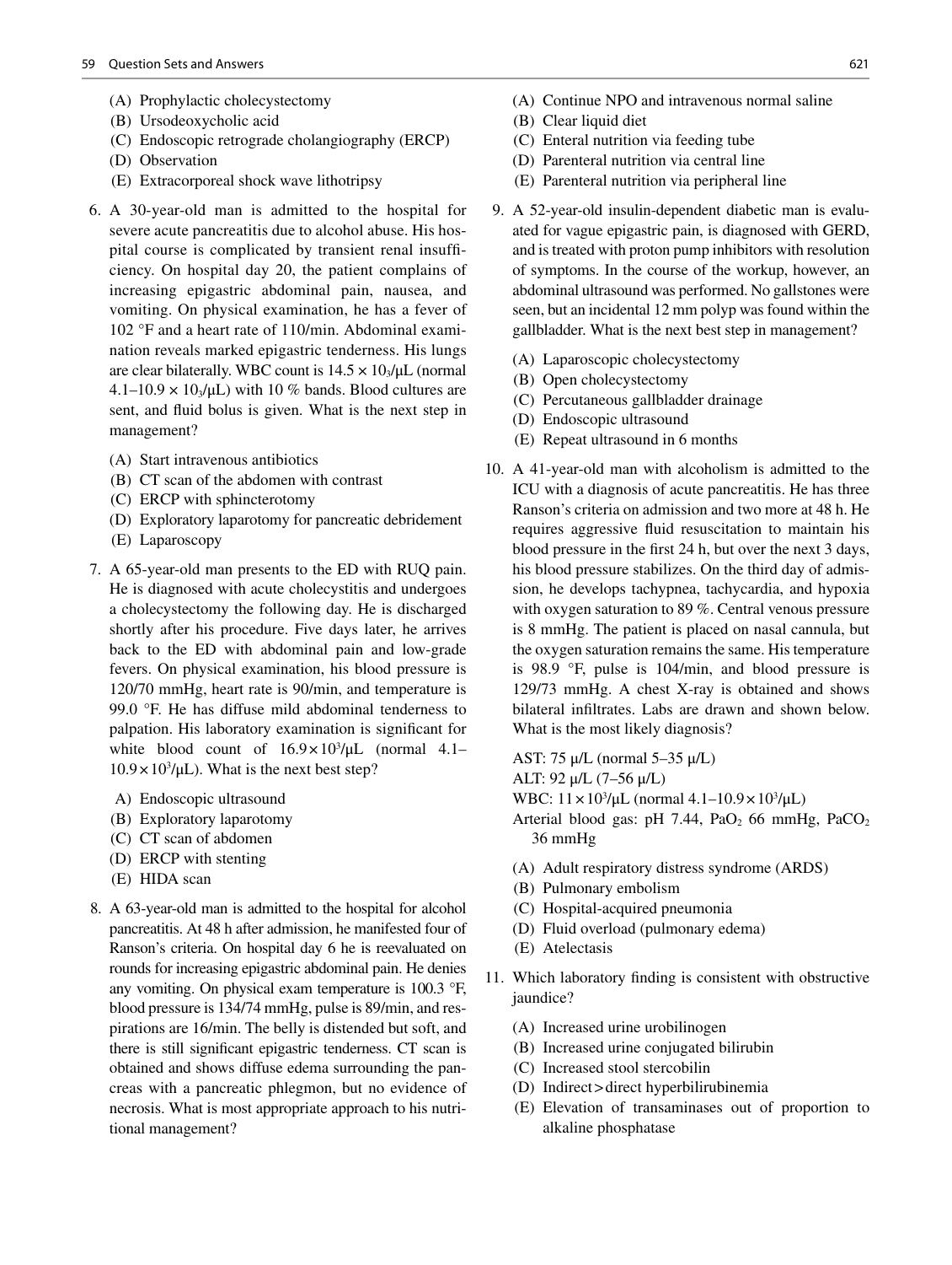(A) Prophylactic cholecystectomy
(B) Ursodeoxycholic acid
(C) Endoscopic retrograde cholangiography (ERCP)
(D) Observation
(E) Extracorporeal shock wave lithotripsy

6. A 30-year-old man is admitted to the hospital for severe acute pancreatitis due to alcohol abuse. His hospital course is complicated by transient renal insufficiency. On hospital day 20, the patient complains of increasing epigastric abdominal pain, nausea, and vomiting. On physical examination, he has a fever of 102 °F and a heart rate of 110/min. Abdominal examination reveals marked epigastric tenderness. His lungs are clear bilaterally. WBC count is $14.5 \times 10_3$/μL (normal 4.1–10.9 × $10_3$/μL) with 10 % bands. Blood cultures are sent, and fluid bolus is given. What is the next step in management?

   (A) Start intravenous antibiotics
   (B) CT scan of the abdomen with contrast
   (C) ERCP with sphincterotomy
   (D) Exploratory laparotomy for pancreatic debridement
   (E) Laparoscopy

7. A 65-year-old man presents to the ED with RUQ pain. He is diagnosed with acute cholecystitis and undergoes a cholecystectomy the following day. He is discharged shortly after his procedure. Five days later, he arrives back to the ED with abdominal pain and low-grade fevers. On physical examination, his blood pressure is 120/70 mmHg, heart rate is 90/min, and temperature is 99.0 °F. He has diffuse mild abdominal tenderness to palpation. His laboratory examination is significant for white blood count of $16.9 \times 10^3$/μL (normal 4.1–$10.9 \times 10^3$/μL). What is the next best step?

   A) Endoscopic ultrasound
   (B) Exploratory laparotomy
   (C) CT scan of abdomen
   (D) ERCP with stenting
   (E) HIDA scan

8. A 63-year-old man is admitted to the hospital for alcohol pancreatitis. At 48 h after admission, he manifested four of Ranson's criteria. On hospital day 6 he is reevaluated on rounds for increasing epigastric abdominal pain. He denies any vomiting. On physical exam temperature is 100.3 °F, blood pressure is 134/74 mmHg, pulse is 89/min, and respirations are 16/min. The belly is distended but soft, and there is still significant epigastric tenderness. CT scan is obtained and shows diffuse edema surrounding the pancreas with a pancreatic phlegmon, but no evidence of necrosis. What is most appropriate approach to his nutritional management?

   (A) Continue NPO and intravenous normal saline
   (B) Clear liquid diet
   (C) Enteral nutrition via feeding tube
   (D) Parenteral nutrition via central line
   (E) Parenteral nutrition via peripheral line

9. A 52-year-old insulin-dependent diabetic man is evaluated for vague epigastric pain, is diagnosed with GERD, and is treated with proton pump inhibitors with resolution of symptoms. In the course of the workup, however, an abdominal ultrasound was performed. No gallstones were seen, but an incidental 12 mm polyp was found within the gallbladder. What is the next best step in management?

   (A) Laparoscopic cholecystectomy
   (B) Open cholecystectomy
   (C) Percutaneous gallbladder drainage
   (D) Endoscopic ultrasound
   (E) Repeat ultrasound in 6 months

10. A 41-year-old man with alcoholism is admitted to the ICU with a diagnosis of acute pancreatitis. He has three Ranson's criteria on admission and two more at 48 h. He requires aggressive fluid resuscitation to maintain his blood pressure in the first 24 h, but over the next 3 days, his blood pressure stabilizes. On the third day of admission, he develops tachypnea, tachycardia, and hypoxia with oxygen saturation to 89 %. Central venous pressure is 8 mmHg. The patient is placed on nasal cannula, but the oxygen saturation remains the same. His temperature is 98.9 °F, pulse is 104/min, and blood pressure is 129/73 mmHg. A chest X-ray is obtained and shows bilateral infiltrates. Labs are drawn and shown below. What is the most likely diagnosis?

    AST: 75 μ/L (normal 5–35 μ/L)
    ALT: 92 μ/L (7–56 μ/L)
    WBC: $11 \times 10^3$/μL (normal 4.1–$10.9 \times 10^3$/μL)
    Arterial blood gas: pH 7.44, $PaO_2$ 66 mmHg, $PaCO_2$ 36 mmHg

    (A) Adult respiratory distress syndrome (ARDS)
    (B) Pulmonary embolism
    (C) Hospital-acquired pneumonia
    (D) Fluid overload (pulmonary edema)
    (E) Atelectasis

11. Which laboratory finding is consistent with obstructive jaundice?

    (A) Increased urine urobilinogen
    (B) Increased urine conjugated bilirubin
    (C) Increased stool stercobilin
    (D) Indirect > direct hyperbilirubinemia
    (E) Elevation of transaminases out of proportion to alkaline phosphatase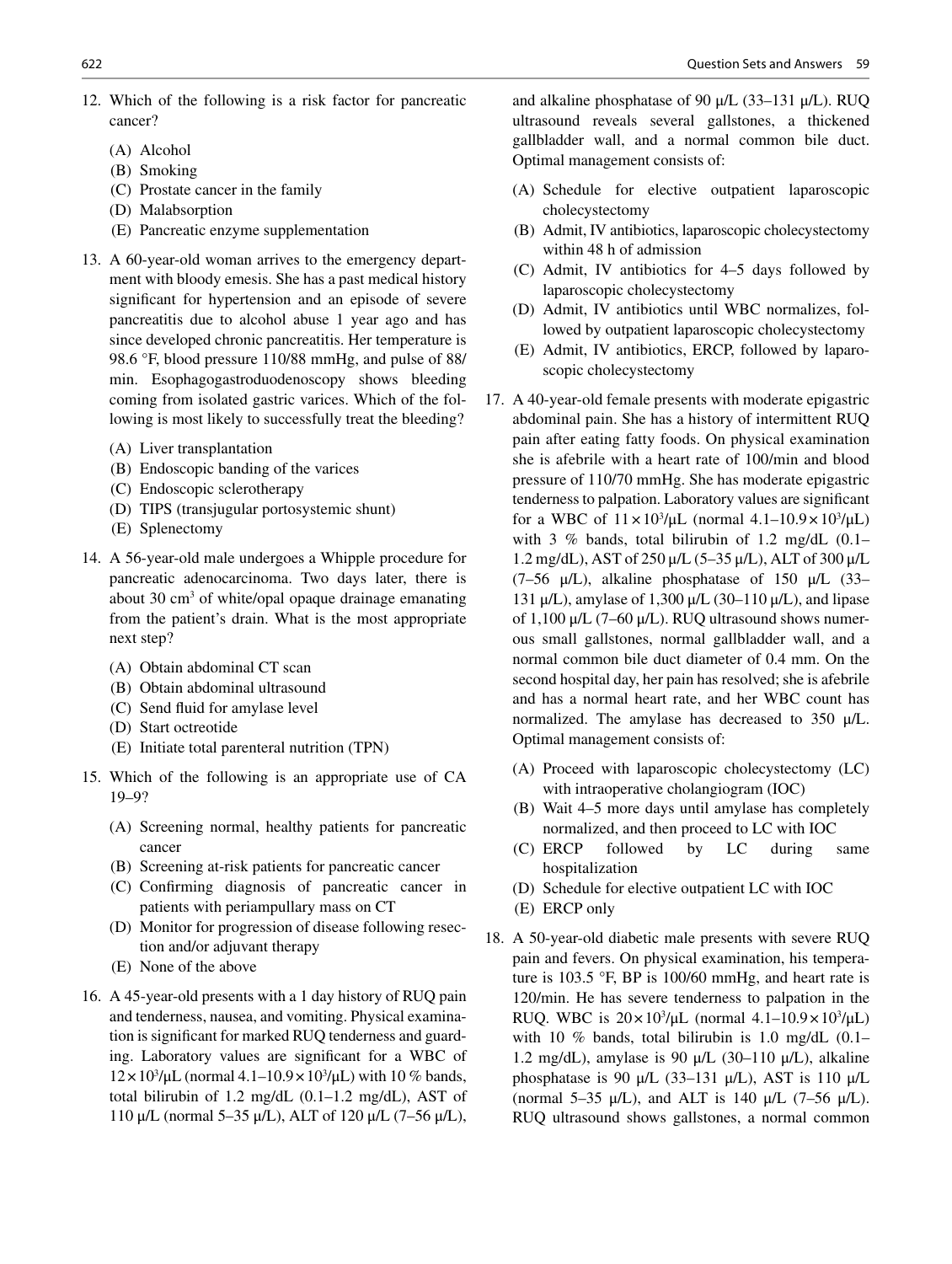12. Which of the following is a risk factor for pancreatic cancer?

    (A) Alcohol
    (B) Smoking
    (C) Prostate cancer in the family
    (D) Malabsorption
    (E) Pancreatic enzyme supplementation

13. A 60-year-old woman arrives to the emergency department with bloody emesis. She has a past medical history significant for hypertension and an episode of severe pancreatitis due to alcohol abuse 1 year ago and has since developed chronic pancreatitis. Her temperature is 98.6 °F, blood pressure 110/88 mmHg, and pulse of 88/min. Esophagogastroduodenoscopy shows bleeding coming from isolated gastric varices. Which of the following is most likely to successfully treat the bleeding?

    (A) Liver transplantation
    (B) Endoscopic banding of the varices
    (C) Endoscopic sclerotherapy
    (D) TIPS (transjugular portosystemic shunt)
    (E) Splenectomy

14. A 56-year-old male undergoes a Whipple procedure for pancreatic adenocarcinoma. Two days later, there is about 30 $cm^3$ of white/opal opaque drainage emanating from the patient's drain. What is the most appropriate next step?

    (A) Obtain abdominal CT scan
    (B) Obtain abdominal ultrasound
    (C) Send fluid for amylase level
    (D) Start octreotide
    (E) Initiate total parenteral nutrition (TPN)

15. Which of the following is an appropriate use of CA 19–9?

    (A) Screening normal, healthy patients for pancreatic cancer
    (B) Screening at-risk patients for pancreatic cancer
    (C) Confirming diagnosis of pancreatic cancer in patients with periampullary mass on CT
    (D) Monitor for progression of disease following resection and/or adjuvant therapy
    (E) None of the above

16. A 45-year-old presents with a 1 day history of RUQ pain and tenderness, nausea, and vomiting. Physical examination is significant for marked RUQ tenderness and guarding. Laboratory values are significant for a WBC of $12 \times 10^3/\mu L$ (normal $4.1–10.9 \times 10^3/\mu L$) with 10 % bands, total bilirubin of 1.2 mg/dL (0.1–1.2 mg/dL), AST of 110 μ/L (normal 5–35 μ/L), ALT of 120 μ/L (7–56 μ/L), and alkaline phosphatase of 90 μ/L (33–131 μ/L). RUQ ultrasound reveals several gallstones, a thickened gallbladder wall, and a normal common bile duct. Optimal management consists of:

    (A) Schedule for elective outpatient laparoscopic cholecystectomy
    (B) Admit, IV antibiotics, laparoscopic cholecystectomy within 48 h of admission
    (C) Admit, IV antibiotics for 4–5 days followed by laparoscopic cholecystectomy
    (D) Admit, IV antibiotics until WBC normalizes, followed by outpatient laparoscopic cholecystectomy
    (E) Admit, IV antibiotics, ERCP, followed by laparoscopic cholecystectomy

17. A 40-year-old female presents with moderate epigastric abdominal pain. She has a history of intermittent RUQ pain after eating fatty foods. On physical examination she is afebrile with a heart rate of 100/min and blood pressure of 110/70 mmHg. She has moderate epigastric tenderness to palpation. Laboratory values are significant for a WBC of $11 \times 10^3/\mu L$ (normal $4.1–10.9 \times 10^3/\mu L$) with 3 % bands, total bilirubin of 1.2 mg/dL (0.1–1.2 mg/dL), AST of 250 μ/L (5–35 μ/L), ALT of 300 μ/L (7–56 μ/L), alkaline phosphatase of 150 μ/L (33–131 μ/L), amylase of 1,300 μ/L (30–110 μ/L), and lipase of 1,100 μ/L (7–60 μ/L). RUQ ultrasound shows numerous small gallstones, normal gallbladder wall, and a normal common bile duct diameter of 0.4 mm. On the second hospital day, her pain has resolved; she is afebrile and has a normal heart rate, and her WBC count has normalized. The amylase has decreased to 350 μ/L. Optimal management consists of:

    (A) Proceed with laparoscopic cholecystectomy (LC) with intraoperative cholangiogram (IOC)
    (B) Wait 4–5 more days until amylase has completely normalized, and then proceed to LC with IOC
    (C) ERCP followed by LC during same hospitalization
    (D) Schedule for elective outpatient LC with IOC
    (E) ERCP only

18. A 50-year-old diabetic male presents with severe RUQ pain and fevers. On physical examination, his temperature is 103.5 °F, BP is 100/60 mmHg, and heart rate is 120/min. He has severe tenderness to palpation in the RUQ. WBC is $20 \times 10^3/\mu L$ (normal $4.1–10.9 \times 10^3/\mu L$) with 10 % bands, total bilirubin is 1.0 mg/dL (0.1–1.2 mg/dL), amylase is 90 μ/L (30–110 μ/L), alkaline phosphatase is 90 μ/L (33–131 μ/L), AST is 110 μ/L (normal 5–35 μ/L), and ALT is 140 μ/L (7–56 μ/L). RUQ ultrasound shows gallstones, a normal common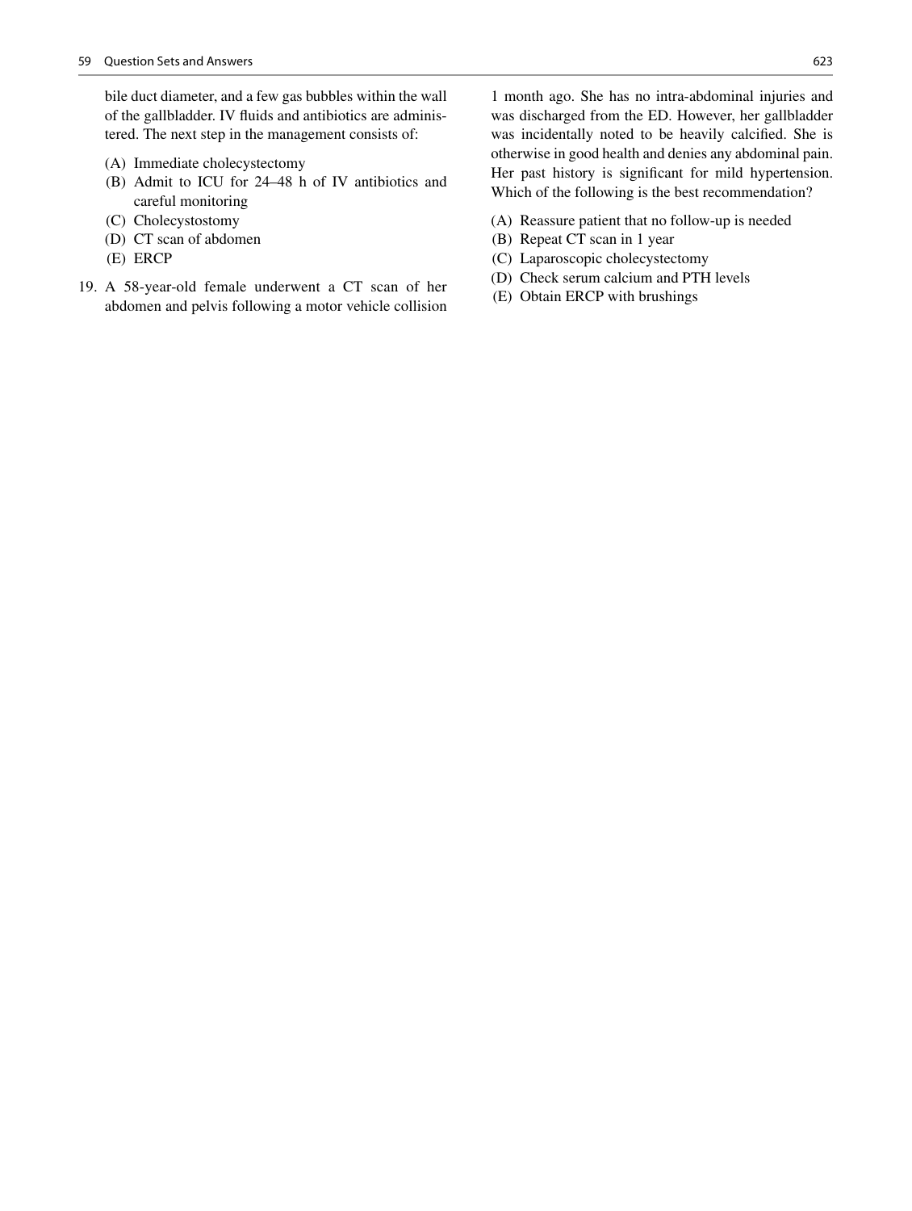bile duct diameter, and a few gas bubbles within the wall of the gallbladder. IV fluids and antibiotics are administered. The next step in the management consists of:

(A) Immediate cholecystectomy
(B) Admit to ICU for 24–48 h of IV antibiotics and careful monitoring
(C) Cholecystostomy
(D) CT scan of abdomen
(E) ERCP

19. A 58-year-old female underwent a CT scan of her abdomen and pelvis following a motor vehicle collision 1 month ago. She has no intra-abdominal injuries and was discharged from the ED. However, her gallbladder was incidentally noted to be heavily calcified. She is otherwise in good health and denies any abdominal pain. Her past history is significant for mild hypertension. Which of the following is the best recommendation?

(A) Reassure patient that no follow-up is needed
(B) Repeat CT scan in 1 year
(C) Laparoscopic cholecystectomy
(D) Check serum calcium and PTH levels
(E) Obtain ERCP with brushings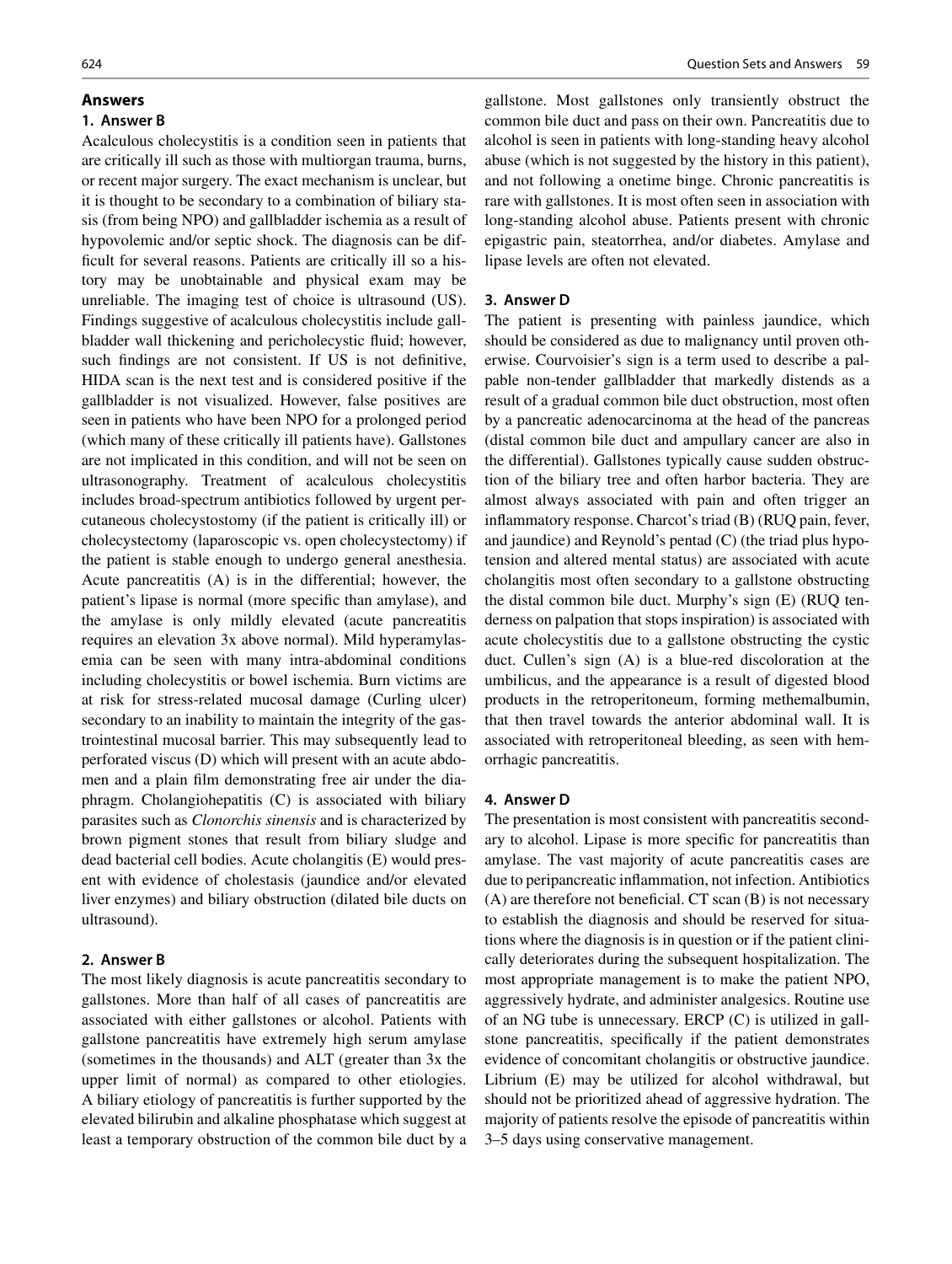## Answers

### 1. Answer B

Acalculous cholecystitis is a condition seen in patients that are critically ill such as those with multiorgan trauma, burns, or recent major surgery. The exact mechanism is unclear, but it is thought to be secondary to a combination of biliary stasis (from being NPO) and gallbladder ischemia as a result of hypovolemic and/or septic shock. The diagnosis can be difficult for several reasons. Patients are critically ill so a history may be unobtainable and physical exam may be unreliable. The imaging test of choice is ultrasound (US). Findings suggestive of acalculous cholecystitis include gallbladder wall thickening and pericholecystic fluid; however, such findings are not consistent. If US is not definitive, HIDA scan is the next test and is considered positive if the gallbladder is not visualized. However, false positives are seen in patients who have been NPO for a prolonged period (which many of these critically ill patients have). Gallstones are not implicated in this condition, and will not be seen on ultrasonography. Treatment of acalculous cholecystitis includes broad-spectrum antibiotics followed by urgent percutaneous cholecystostomy (if the patient is critically ill) or cholecystectomy (laparoscopic vs. open cholecystectomy) if the patient is stable enough to undergo general anesthesia. Acute pancreatitis (A) is in the differential; however, the patient's lipase is normal (more specific than amylase), and the amylase is only mildly elevated (acute pancreatitis requires an elevation 3x above normal). Mild hyperamylasemia can be seen with many intra-abdominal conditions including cholecystitis or bowel ischemia. Burn victims are at risk for stress-related mucosal damage (Curling ulcer) secondary to an inability to maintain the integrity of the gastrointestinal mucosal barrier. This may subsequently lead to perforated viscus (D) which will present with an acute abdomen and a plain film demonstrating free air under the diaphragm. Cholangiohepatitis (C) is associated with biliary parasites such as *Clonorchis sinensis* and is characterized by brown pigment stones that result from biliary sludge and dead bacterial cell bodies. Acute cholangitis (E) would present with evidence of cholestasis (jaundice and/or elevated liver enzymes) and biliary obstruction (dilated bile ducts on ultrasound).

### 2. Answer B

The most likely diagnosis is acute pancreatitis secondary to gallstones. More than half of all cases of pancreatitis are associated with either gallstones or alcohol. Patients with gallstone pancreatitis have extremely high serum amylase (sometimes in the thousands) and ALT (greater than 3x the upper limit of normal) as compared to other etiologies. A biliary etiology of pancreatitis is further supported by the elevated bilirubin and alkaline phosphatase which suggest at least a temporary obstruction of the common bile duct by a gallstone. Most gallstones only transiently obstruct the common bile duct and pass on their own. Pancreatitis due to alcohol is seen in patients with long-standing heavy alcohol abuse (which is not suggested by the history in this patient), and not following a onetime binge. Chronic pancreatitis is rare with gallstones. It is most often seen in association with long-standing alcohol abuse. Patients present with chronic epigastric pain, steatorrhea, and/or diabetes. Amylase and lipase levels are often not elevated.

### 3. Answer D

The patient is presenting with painless jaundice, which should be considered as due to malignancy until proven otherwise. Courvoisier's sign is a term used to describe a palpable non-tender gallbladder that markedly distends as a result of a gradual common bile duct obstruction, most often by a pancreatic adenocarcinoma at the head of the pancreas (distal common bile duct and ampullary cancer are also in the differential). Gallstones typically cause sudden obstruction of the biliary tree and often harbor bacteria. They are almost always associated with pain and often trigger an inflammatory response. Charcot's triad (B) (RUQ pain, fever, and jaundice) and Reynold's pentad (C) (the triad plus hypotension and altered mental status) are associated with acute cholangitis most often secondary to a gallstone obstructing the distal common bile duct. Murphy's sign (E) (RUQ tenderness on palpation that stops inspiration) is associated with acute cholecystitis due to a gallstone obstructing the cystic duct. Cullen's sign (A) is a blue-red discoloration at the umbilicus, and the appearance is a result of digested blood products in the retroperitoneum, forming methemalbumin, that then travel towards the anterior abdominal wall. It is associated with retroperitoneal bleeding, as seen with hemorrhagic pancreatitis.

### 4. Answer D

The presentation is most consistent with pancreatitis secondary to alcohol. Lipase is more specific for pancreatitis than amylase. The vast majority of acute pancreatitis cases are due to peripancreatic inflammation, not infection. Antibiotics (A) are therefore not beneficial. CT scan (B) is not necessary to establish the diagnosis and should be reserved for situations where the diagnosis is in question or if the patient clinically deteriorates during the subsequent hospitalization. The most appropriate management is to make the patient NPO, aggressively hydrate, and administer analgesics. Routine use of an NG tube is unnecessary. ERCP (C) is utilized in gallstone pancreatitis, specifically if the patient demonstrates evidence of concomitant cholangitis or obstructive jaundice. Librium (E) may be utilized for alcohol withdrawal, but should not be prioritized ahead of aggressive hydration. The majority of patients resolve the episode of pancreatitis within 3–5 days using conservative management.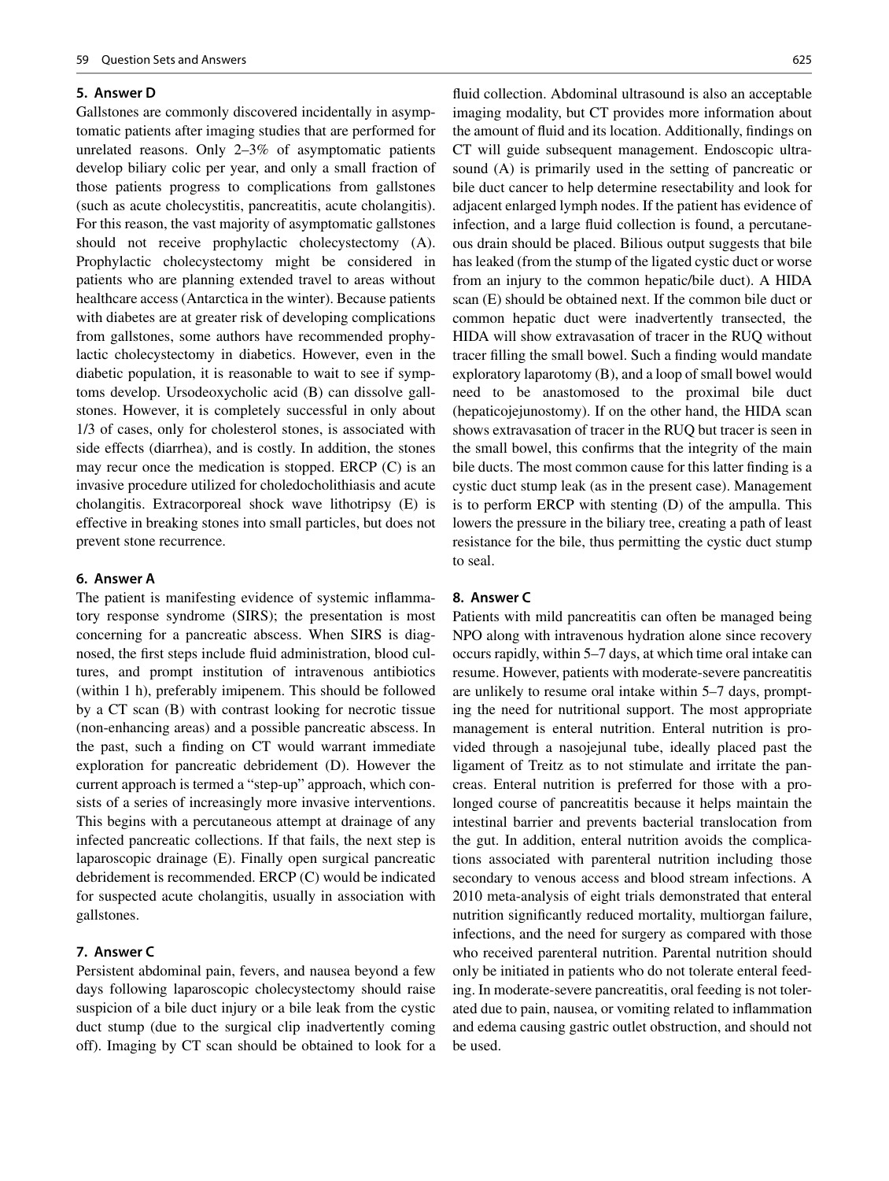#### 5. Answer D

Gallstones are commonly discovered incidentally in asymptomatic patients after imaging studies that are performed for unrelated reasons. Only 2–3% of asymptomatic patients develop biliary colic per year, and only a small fraction of those patients progress to complications from gallstones (such as acute cholecystitis, pancreatitis, acute cholangitis). For this reason, the vast majority of asymptomatic gallstones should not receive prophylactic cholecystectomy (A). Prophylactic cholecystectomy might be considered in patients who are planning extended travel to areas without healthcare access (Antarctica in the winter). Because patients with diabetes are at greater risk of developing complications from gallstones, some authors have recommended prophylactic cholecystectomy in diabetics. However, even in the diabetic population, it is reasonable to wait to see if symptoms develop. Ursodeoxycholic acid (B) can dissolve gallstones. However, it is completely successful in only about 1/3 of cases, only for cholesterol stones, is associated with side effects (diarrhea), and is costly. In addition, the stones may recur once the medication is stopped. ERCP (C) is an invasive procedure utilized for choledocholithiasis and acute cholangitis. Extracorporeal shock wave lithotripsy (E) is effective in breaking stones into small particles, but does not prevent stone recurrence.

#### 6. Answer A

The patient is manifesting evidence of systemic inflammatory response syndrome (SIRS); the presentation is most concerning for a pancreatic abscess. When SIRS is diagnosed, the first steps include fluid administration, blood cultures, and prompt institution of intravenous antibiotics (within 1 h), preferably imipenem. This should be followed by a CT scan (B) with contrast looking for necrotic tissue (non-enhancing areas) and a possible pancreatic abscess. In the past, such a finding on CT would warrant immediate exploration for pancreatic debridement (D). However the current approach is termed a "step-up" approach, which consists of a series of increasingly more invasive interventions. This begins with a percutaneous attempt at drainage of any infected pancreatic collections. If that fails, the next step is laparoscopic drainage (E). Finally open surgical pancreatic debridement is recommended. ERCP (C) would be indicated for suspected acute cholangitis, usually in association with gallstones.

#### 7. Answer C

Persistent abdominal pain, fevers, and nausea beyond a few days following laparoscopic cholecystectomy should raise suspicion of a bile duct injury or a bile leak from the cystic duct stump (due to the surgical clip inadvertently coming off). Imaging by CT scan should be obtained to look for a fluid collection. Abdominal ultrasound is also an acceptable imaging modality, but CT provides more information about the amount of fluid and its location. Additionally, findings on CT will guide subsequent management. Endoscopic ultrasound (A) is primarily used in the setting of pancreatic or bile duct cancer to help determine resectability and look for adjacent enlarged lymph nodes. If the patient has evidence of infection, and a large fluid collection is found, a percutaneous drain should be placed. Bilious output suggests that bile has leaked (from the stump of the ligated cystic duct or worse from an injury to the common hepatic/bile duct). A HIDA scan (E) should be obtained next. If the common bile duct or common hepatic duct were inadvertently transected, the HIDA will show extravasation of tracer in the RUQ without tracer filling the small bowel. Such a finding would mandate exploratory laparotomy (B), and a loop of small bowel would need to be anastomosed to the proximal bile duct (hepaticojejunostomy). If on the other hand, the HIDA scan shows extravasation of tracer in the RUQ but tracer is seen in the small bowel, this confirms that the integrity of the main bile ducts. The most common cause for this latter finding is a cystic duct stump leak (as in the present case). Management is to perform ERCP with stenting (D) of the ampulla. This lowers the pressure in the biliary tree, creating a path of least resistance for the bile, thus permitting the cystic duct stump to seal.

#### 8. Answer C

Patients with mild pancreatitis can often be managed being NPO along with intravenous hydration alone since recovery occurs rapidly, within 5–7 days, at which time oral intake can resume. However, patients with moderate-severe pancreatitis are unlikely to resume oral intake within 5–7 days, prompting the need for nutritional support. The most appropriate management is enteral nutrition. Enteral nutrition is provided through a nasojejunal tube, ideally placed past the ligament of Treitz as to not stimulate and irritate the pancreas. Enteral nutrition is preferred for those with a prolonged course of pancreatitis because it helps maintain the intestinal barrier and prevents bacterial translocation from the gut. In addition, enteral nutrition avoids the complications associated with parenteral nutrition including those secondary to venous access and blood stream infections. A 2010 meta-analysis of eight trials demonstrated that enteral nutrition significantly reduced mortality, multiorgan failure, infections, and the need for surgery as compared with those who received parenteral nutrition. Parental nutrition should only be initiated in patients who do not tolerate enteral feeding. In moderate-severe pancreatitis, oral feeding is not tolerated due to pain, nausea, or vomiting related to inflammation and edema causing gastric outlet obstruction, and should not be used.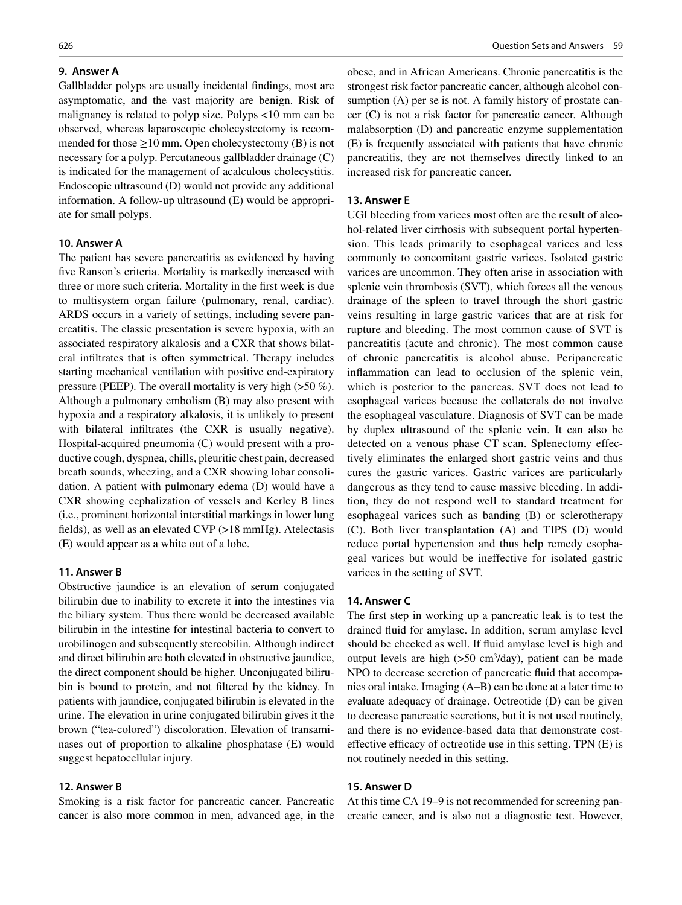#### 9. Answer A

Gallbladder polyps are usually incidental findings, most are asymptomatic, and the vast majority are benign. Risk of malignancy is related to polyp size. Polyps <10 mm can be observed, whereas laparoscopic cholecystectomy is recommended for those ≥10 mm. Open cholecystectomy (B) is not necessary for a polyp. Percutaneous gallbladder drainage (C) is indicated for the management of acalculous cholecystitis. Endoscopic ultrasound (D) would not provide any additional information. A follow-up ultrasound (E) would be appropriate for small polyps.

#### 10. Answer A

The patient has severe pancreatitis as evidenced by having five Ranson's criteria. Mortality is markedly increased with three or more such criteria. Mortality in the first week is due to multisystem organ failure (pulmonary, renal, cardiac). ARDS occurs in a variety of settings, including severe pancreatitis. The classic presentation is severe hypoxia, with an associated respiratory alkalosis and a CXR that shows bilateral infiltrates that is often symmetrical. Therapy includes starting mechanical ventilation with positive end-expiratory pressure (PEEP). The overall mortality is very high (>50 %). Although a pulmonary embolism (B) may also present with hypoxia and a respiratory alkalosis, it is unlikely to present with bilateral infiltrates (the CXR is usually negative). Hospital-acquired pneumonia (C) would present with a productive cough, dyspnea, chills, pleuritic chest pain, decreased breath sounds, wheezing, and a CXR showing lobar consolidation. A patient with pulmonary edema (D) would have a CXR showing cephalization of vessels and Kerley B lines (i.e., prominent horizontal interstitial markings in lower lung fields), as well as an elevated CVP (>18 mmHg). Atelectasis (E) would appear as a white out of a lobe.

#### 11. Answer B

Obstructive jaundice is an elevation of serum conjugated bilirubin due to inability to excrete it into the intestines via the biliary system. Thus there would be decreased available bilirubin in the intestine for intestinal bacteria to convert to urobilinogen and subsequently stercobilin. Although indirect and direct bilirubin are both elevated in obstructive jaundice, the direct component should be higher. Unconjugated bilirubin is bound to protein, and not filtered by the kidney. In patients with jaundice, conjugated bilirubin is elevated in the urine. The elevation in urine conjugated bilirubin gives it the brown ("tea-colored") discoloration. Elevation of transaminases out of proportion to alkaline phosphatase (E) would suggest hepatocellular injury.

#### 12. Answer B

Smoking is a risk factor for pancreatic cancer. Pancreatic cancer is also more common in men, advanced age, in the obese, and in African Americans. Chronic pancreatitis is the strongest risk factor pancreatic cancer, although alcohol consumption (A) per se is not. A family history of prostate cancer (C) is not a risk factor for pancreatic cancer. Although malabsorption (D) and pancreatic enzyme supplementation (E) is frequently associated with patients that have chronic pancreatitis, they are not themselves directly linked to an increased risk for pancreatic cancer.

#### 13. Answer E

UGI bleeding from varices most often are the result of alcohol-related liver cirrhosis with subsequent portal hypertension. This leads primarily to esophageal varices and less commonly to concomitant gastric varices. Isolated gastric varices are uncommon. They often arise in association with splenic vein thrombosis (SVT), which forces all the venous drainage of the spleen to travel through the short gastric veins resulting in large gastric varices that are at risk for rupture and bleeding. The most common cause of SVT is pancreatitis (acute and chronic). The most common cause of chronic pancreatitis is alcohol abuse. Peripancreatic inflammation can lead to occlusion of the splenic vein, which is posterior to the pancreas. SVT does not lead to esophageal varices because the collaterals do not involve the esophageal vasculature. Diagnosis of SVT can be made by duplex ultrasound of the splenic vein. It can also be detected on a venous phase CT scan. Splenectomy effectively eliminates the enlarged short gastric veins and thus cures the gastric varices. Gastric varices are particularly dangerous as they tend to cause massive bleeding. In addition, they do not respond well to standard treatment for esophageal varices such as banding (B) or sclerotherapy (C). Both liver transplantation (A) and TIPS (D) would reduce portal hypertension and thus help remedy esophageal varices but would be ineffective for isolated gastric varices in the setting of SVT.

#### 14. Answer C

The first step in working up a pancreatic leak is to test the drained fluid for amylase. In addition, serum amylase level should be checked as well. If fluid amylase level is high and output levels are high (>50 $cm^3$/day), patient can be made NPO to decrease secretion of pancreatic fluid that accompanies oral intake. Imaging (A–B) can be done at a later time to evaluate adequacy of drainage. Octreotide (D) can be given to decrease pancreatic secretions, but it is not used routinely, and there is no evidence-based data that demonstrate cost-effective efficacy of octreotide use in this setting. TPN (E) is not routinely needed in this setting.

#### 15. Answer D

At this time CA 19–9 is not recommended for screening pancreatic cancer, and is also not a diagnostic test. However,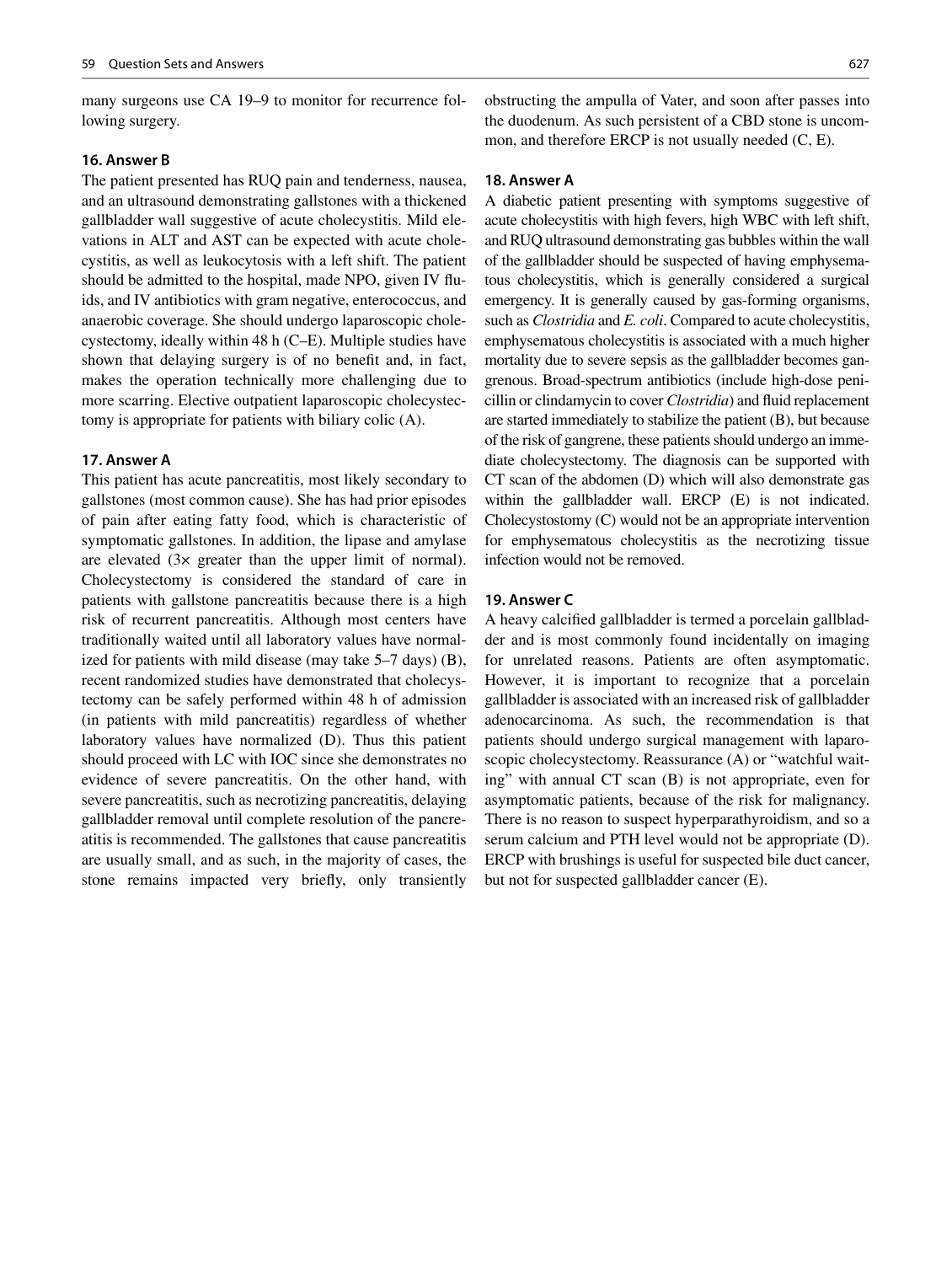many surgeons use CA 19–9 to monitor for recurrence following surgery.

**16. Answer B**

The patient presented has RUQ pain and tenderness, nausea, and an ultrasound demonstrating gallstones with a thickened gallbladder wall suggestive of acute cholecystitis. Mild elevations in ALT and AST can be expected with acute cholecystitis, as well as leukocytosis with a left shift. The patient should be admitted to the hospital, made NPO, given IV fluids, and IV antibiotics with gram negative, enterococcus, and anaerobic coverage. She should undergo laparoscopic cholecystectomy, ideally within 48 h (C–E). Multiple studies have shown that delaying surgery is of no benefit and, in fact, makes the operation technically more challenging due to more scarring. Elective outpatient laparoscopic cholecystectomy is appropriate for patients with biliary colic (A).

**17. Answer A**

This patient has acute pancreatitis, most likely secondary to gallstones (most common cause). She has had prior episodes of pain after eating fatty food, which is characteristic of symptomatic gallstones. In addition, the lipase and amylase are elevated (3× greater than the upper limit of normal). Cholecystectomy is considered the standard of care in patients with gallstone pancreatitis because there is a high risk of recurrent pancreatitis. Although most centers have traditionally waited until all laboratory values have normalized for patients with mild disease (may take 5–7 days) (B), recent randomized studies have demonstrated that cholecystectomy can be safely performed within 48 h of admission (in patients with mild pancreatitis) regardless of whether laboratory values have normalized (D). Thus this patient should proceed with LC with IOC since she demonstrates no evidence of severe pancreatitis. On the other hand, with severe pancreatitis, such as necrotizing pancreatitis, delaying gallbladder removal until complete resolution of the pancreatitis is recommended. The gallstones that cause pancreatitis are usually small, and as such, in the majority of cases, the stone remains impacted very briefly, only transiently obstructing the ampulla of Vater, and soon after passes into the duodenum. As such persistent of a CBD stone is uncommon, and therefore ERCP is not usually needed (C, E).

**18. Answer A**

A diabetic patient presenting with symptoms suggestive of acute cholecystitis with high fevers, high WBC with left shift, and RUQ ultrasound demonstrating gas bubbles within the wall of the gallbladder should be suspected of having emphysematous cholecystitis, which is generally considered a surgical emergency. It is generally caused by gas-forming organisms, such as *Clostridia* and *E. coli*. Compared to acute cholecystitis, emphysematous cholecystitis is associated with a much higher mortality due to severe sepsis as the gallbladder becomes gangrenous. Broad-spectrum antibiotics (include high-dose penicillin or clindamycin to cover *Clostridia*) and fluid replacement are started immediately to stabilize the patient (B), but because of the risk of gangrene, these patients should undergo an immediate cholecystectomy. The diagnosis can be supported with CT scan of the abdomen (D) which will also demonstrate gas within the gallbladder wall. ERCP (E) is not indicated. Cholecystostomy (C) would not be an appropriate intervention for emphysematous cholecystitis as the necrotizing tissue infection would not be removed.

**19. Answer C**

A heavy calcified gallbladder is termed a porcelain gallbladder and is most commonly found incidentally on imaging for unrelated reasons. Patients are often asymptomatic. However, it is important to recognize that a porcelain gallbladder is associated with an increased risk of gallbladder adenocarcinoma. As such, the recommendation is that patients should undergo surgical management with laparoscopic cholecystectomy. Reassurance (A) or "watchful waiting" with annual CT scan (B) is not appropriate, even for asymptomatic patients, because of the risk for malignancy. There is no reason to suspect hyperparathyroidism, and so a serum calcium and PTH level would not be appropriate (D). ERCP with brushings is useful for suspected bile duct cancer, but not for suspected gallbladder cancer (E).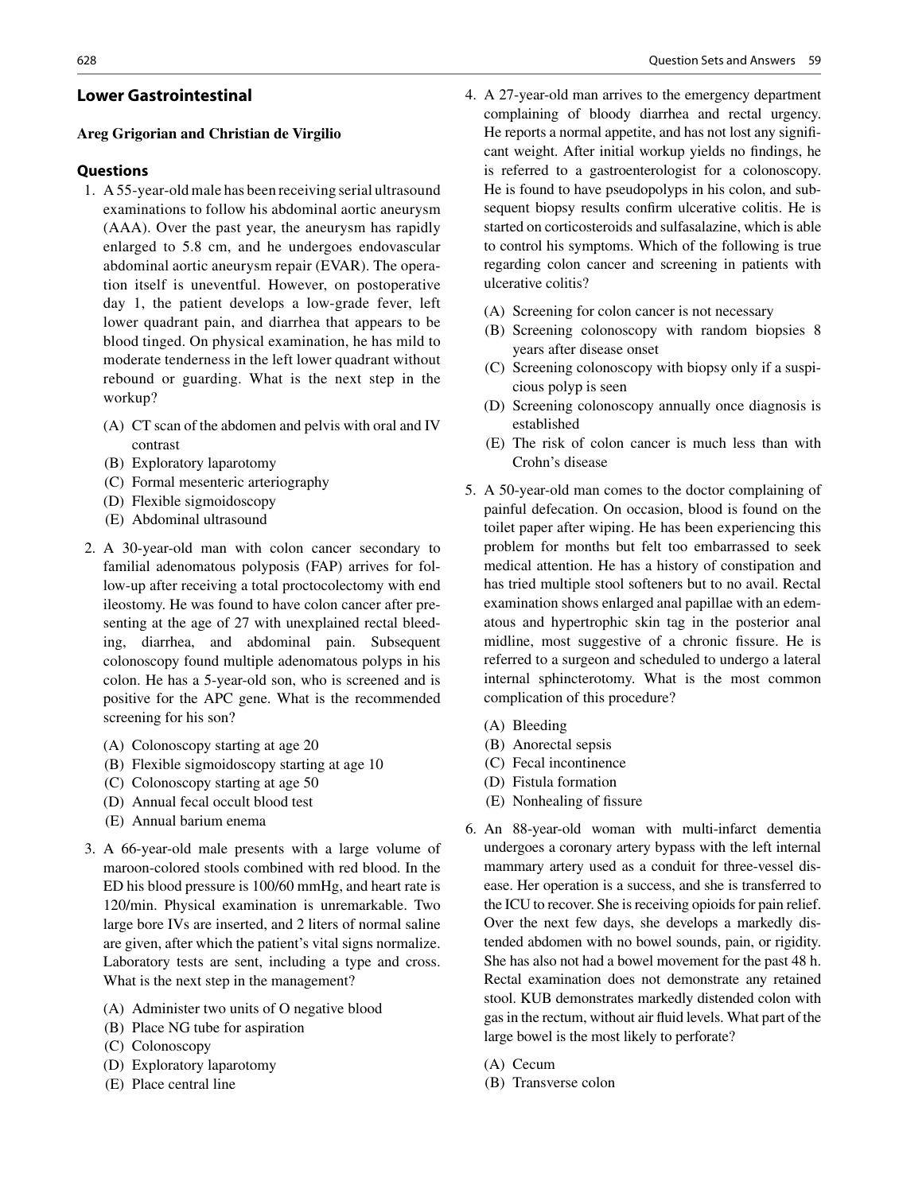## Lower Gastrointestinal

**Areg Grigorian and Christian de Virgilio**

### Questions

1. A 55-year-old male has been receiving serial ultrasound examinations to follow his abdominal aortic aneurysm (AAA). Over the past year, the aneurysm has rapidly enlarged to 5.8 cm, and he undergoes endovascular abdominal aortic aneurysm repair (EVAR). The operation itself is uneventful. However, on postoperative day 1, the patient develops a low-grade fever, left lower quadrant pain, and diarrhea that appears to be blood tinged. On physical examination, he has mild to moderate tenderness in the left lower quadrant without rebound or guarding. What is the next step in the workup?

   (A) CT scan of the abdomen and pelvis with oral and IV contrast
   (B) Exploratory laparotomy
   (C) Formal mesenteric arteriography
   (D) Flexible sigmoidoscopy
   (E) Abdominal ultrasound

2. A 30-year-old man with colon cancer secondary to familial adenomatous polyposis (FAP) arrives for follow-up after receiving a total proctocolectomy with end ileostomy. He was found to have colon cancer after presenting at the age of 27 with unexplained rectal bleeding, diarrhea, and abdominal pain. Subsequent colonoscopy found multiple adenomatous polyps in his colon. He has a 5-year-old son, who is screened and is positive for the APC gene. What is the recommended screening for his son?

   (A) Colonoscopy starting at age 20
   (B) Flexible sigmoidoscopy starting at age 10
   (C) Colonoscopy starting at age 50
   (D) Annual fecal occult blood test
   (E) Annual barium enema

3. A 66-year-old male presents with a large volume of maroon-colored stools combined with red blood. In the ED his blood pressure is 100/60 mmHg, and heart rate is 120/min. Physical examination is unremarkable. Two large bore IVs are inserted, and 2 liters of normal saline are given, after which the patient's vital signs normalize. Laboratory tests are sent, including a type and cross. What is the next step in the management?

   (A) Administer two units of O negative blood
   (B) Place NG tube for aspiration
   (C) Colonoscopy
   (D) Exploratory laparotomy
   (E) Place central line

4. A 27-year-old man arrives to the emergency department complaining of bloody diarrhea and rectal urgency. He reports a normal appetite, and has not lost any significant weight. After initial workup yields no findings, he is referred to a gastroenterologist for a colonoscopy. He is found to have pseudopolyps in his colon, and subsequent biopsy results confirm ulcerative colitis. He is started on corticosteroids and sulfasalazine, which is able to control his symptoms. Which of the following is true regarding colon cancer and screening in patients with ulcerative colitis?

   (A) Screening for colon cancer is not necessary
   (B) Screening colonoscopy with random biopsies 8 years after disease onset
   (C) Screening colonoscopy with biopsy only if a suspicious polyp is seen
   (D) Screening colonoscopy annually once diagnosis is established
   (E) The risk of colon cancer is much less than with Crohn's disease

5. A 50-year-old man comes to the doctor complaining of painful defecation. On occasion, blood is found on the toilet paper after wiping. He has been experiencing this problem for months but felt too embarrassed to seek medical attention. He has a history of constipation and has tried multiple stool softeners but to no avail. Rectal examination shows enlarged anal papillae with an edematous and hypertrophic skin tag in the posterior anal midline, most suggestive of a chronic fissure. He is referred to a surgeon and scheduled to undergo a lateral internal sphincterotomy. What is the most common complication of this procedure?

   (A) Bleeding
   (B) Anorectal sepsis
   (C) Fecal incontinence
   (D) Fistula formation
   (E) Nonhealing of fissure

6. An 88-year-old woman with multi-infarct dementia undergoes a coronary artery bypass with the left internal mammary artery used as a conduit for three-vessel disease. Her operation is a success, and she is transferred to the ICU to recover. She is receiving opioids for pain relief. Over the next few days, she develops a markedly distended abdomen with no bowel sounds, pain, or rigidity. She has also not had a bowel movement for the past 48 h. Rectal examination does not demonstrate any retained stool. KUB demonstrates markedly distended colon with gas in the rectum, without air fluid levels. What part of the large bowel is the most likely to perforate?

   (A) Cecum
   (B) Transverse colon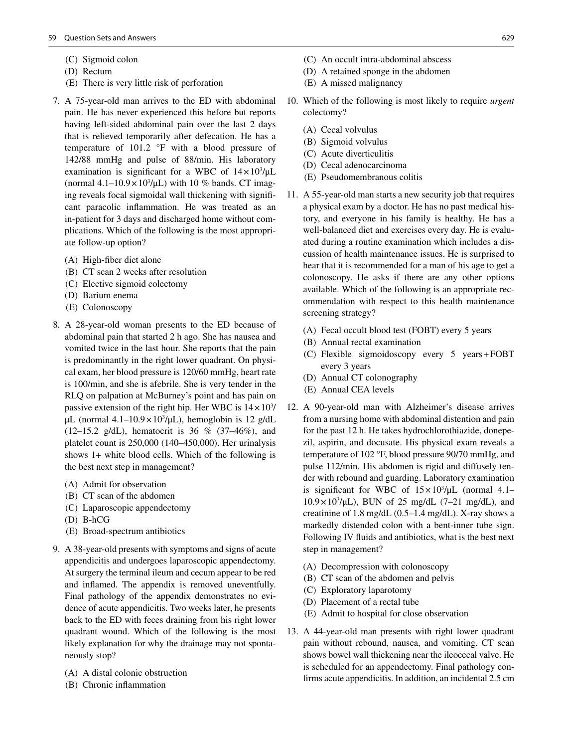(C) Sigmoid colon
(D) Rectum
(E) There is very little risk of perforation

7. A 75-year-old man arrives to the ED with abdominal pain. He has never experienced this before but reports having left-sided abdominal pain over the last 2 days that is relieved temporarily after defecation. He has a temperature of 101.2 °F with a blood pressure of 142/88 mmHg and pulse of 88/min. His laboratory examination is significant for a WBC of $14 \times 10^3/\mu L$ (normal $4.1–10.9 \times 10^3/\mu L$) with 10 % bands. CT imaging reveals focal sigmoidal wall thickening with significant paracolic inflammation. He was treated as an in-patient for 3 days and discharged home without complications. Which of the following is the most appropriate follow-up option?

   (A) High-fiber diet alone
   (B) CT scan 2 weeks after resolution
   (C) Elective sigmoid colectomy
   (D) Barium enema
   (E) Colonoscopy

8. A 28-year-old woman presents to the ED because of abdominal pain that started 2 h ago. She has nausea and vomited twice in the last hour. She reports that the pain is predominantly in the right lower quadrant. On physical exam, her blood pressure is 120/60 mmHg, heart rate is 100/min, and she is afebrile. She is very tender in the RLQ on palpation at McBurney's point and has pain on passive extension of the right hip. Her WBC is $14 \times 10^3/\mu L$ (normal $4.1–10.9 \times 10^3/\mu L$), hemoglobin is 12 g/dL (12–15.2 g/dL), hematocrit is 36 % (37–46%), and platelet count is 250,000 (140–450,000). Her urinalysis shows 1+ white blood cells. Which of the following is the best next step in management?

   (A) Admit for observation
   (B) CT scan of the abdomen
   (C) Laparoscopic appendectomy
   (D) B-hCG
   (E) Broad-spectrum antibiotics

9. A 38-year-old presents with symptoms and signs of acute appendicitis and undergoes laparoscopic appendectomy. At surgery the terminal ileum and cecum appear to be red and inflamed. The appendix is removed uneventfully. Final pathology of the appendix demonstrates no evidence of acute appendicitis. Two weeks later, he presents back to the ED with feces draining from his right lower quadrant wound. Which of the following is the most likely explanation for why the drainage may not spontaneously stop?

   (A) A distal colonic obstruction
   (B) Chronic inflammation
   (C) An occult intra-abdominal abscess
   (D) A retained sponge in the abdomen
   (E) A missed malignancy

10. Which of the following is most likely to require *urgent* colectomy?

    (A) Cecal volvulus
    (B) Sigmoid volvulus
    (C) Acute diverticulitis
    (D) Cecal adenocarcinoma
    (E) Pseudomembranous colitis

11. A 55-year-old man starts a new security job that requires a physical exam by a doctor. He has no past medical history, and everyone in his family is healthy. He has a well-balanced diet and exercises every day. He is evaluated during a routine examination which includes a discussion of health maintenance issues. He is surprised to hear that it is recommended for a man of his age to get a colonoscopy. He asks if there are any other options available. Which of the following is an appropriate recommendation with respect to this health maintenance screening strategy?

    (A) Fecal occult blood test (FOBT) every 5 years
    (B) Annual rectal examination
    (C) Flexible sigmoidoscopy every 5 years + FOBT every 3 years
    (D) Annual CT colonography
    (E) Annual CEA levels

12. A 90-year-old man with Alzheimer's disease arrives from a nursing home with abdominal distention and pain for the past 12 h. He takes hydrochlorothiazide, donepezil, aspirin, and docusate. His physical exam reveals a temperature of 102 °F, blood pressure 90/70 mmHg, and pulse 112/min. His abdomen is rigid and diffusely tender with rebound and guarding. Laboratory examination is significant for WBC of $15 \times 10^3/\mu L$ (normal $4.1–10.9 \times 10^3/\mu L$), BUN of 25 mg/dL (7–21 mg/dL), and creatinine of 1.8 mg/dL (0.5–1.4 mg/dL). X-ray shows a markedly distended colon with a bent-inner tube sign. Following IV fluids and antibiotics, what is the best next step in management?

    (A) Decompression with colonoscopy
    (B) CT scan of the abdomen and pelvis
    (C) Exploratory laparotomy
    (D) Placement of a rectal tube
    (E) Admit to hospital for close observation

13. A 44-year-old man presents with right lower quadrant pain without rebound, nausea, and vomiting. CT scan shows bowel wall thickening near the ileocecal valve. He is scheduled for an appendectomy. Final pathology confirms acute appendicitis. In addition, an incidental 2.5 cm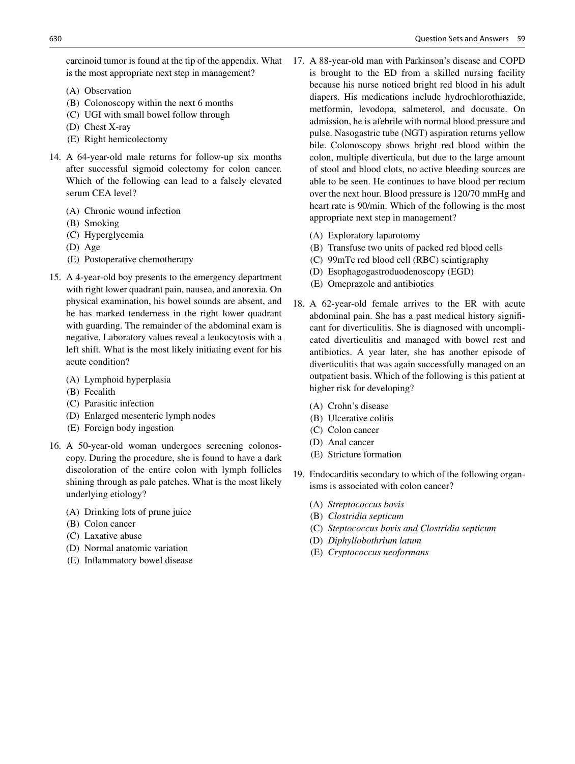carcinoid tumor is found at the tip of the appendix. What is the most appropriate next step in management?

(A) Observation
(B) Colonoscopy within the next 6 months
(C) UGI with small bowel follow through
(D) Chest X-ray
(E) Right hemicolectomy

14. A 64-year-old male returns for follow-up six months after successful sigmoid colectomy for colon cancer. Which of the following can lead to a falsely elevated serum CEA level?

(A) Chronic wound infection
(B) Smoking
(C) Hyperglycemia
(D) Age
(E) Postoperative chemotherapy

15. A 4-year-old boy presents to the emergency department with right lower quadrant pain, nausea, and anorexia. On physical examination, his bowel sounds are absent, and he has marked tenderness in the right lower quadrant with guarding. The remainder of the abdominal exam is negative. Laboratory values reveal a leukocytosis with a left shift. What is the most likely initiating event for his acute condition?

(A) Lymphoid hyperplasia
(B) Fecalith
(C) Parasitic infection
(D) Enlarged mesenteric lymph nodes
(E) Foreign body ingestion

16. A 50-year-old woman undergoes screening colonoscopy. During the procedure, she is found to have a dark discoloration of the entire colon with lymph follicles shining through as pale patches. What is the most likely underlying etiology?

(A) Drinking lots of prune juice
(B) Colon cancer
(C) Laxative abuse
(D) Normal anatomic variation
(E) Inflammatory bowel disease

17. A 88-year-old man with Parkinson's disease and COPD is brought to the ED from a skilled nursing facility because his nurse noticed bright red blood in his adult diapers. His medications include hydrochlorothiazide, metformin, levodopa, salmeterol, and docusate. On admission, he is afebrile with normal blood pressure and pulse. Nasogastric tube (NGT) aspiration returns yellow bile. Colonoscopy shows bright red blood within the colon, multiple diverticula, but due to the large amount of stool and blood clots, no active bleeding sources are able to be seen. He continues to have blood per rectum over the next hour. Blood pressure is 120/70 mmHg and heart rate is 90/min. Which of the following is the most appropriate next step in management?

(A) Exploratory laparotomy
(B) Transfuse two units of packed red blood cells
(C) 99mTc red blood cell (RBC) scintigraphy
(D) Esophagogastroduodenoscopy (EGD)
(E) Omeprazole and antibiotics

18. A 62-year-old female arrives to the ER with acute abdominal pain. She has a past medical history significant for diverticulitis. She is diagnosed with uncomplicated diverticulitis and managed with bowel rest and antibiotics. A year later, she has another episode of diverticulitis that was again successfully managed on an outpatient basis. Which of the following is this patient at higher risk for developing?

(A) Crohn's disease
(B) Ulcerative colitis
(C) Colon cancer
(D) Anal cancer
(E) Stricture formation

19. Endocarditis secondary to which of the following organisms is associated with colon cancer?

(A) *Streptococcus bovis*
(B) *Clostridia septicum*
(C) *Steptococcus bovis and Clostridia septicum*
(D) *Diphyllobothrium latum*
(E) *Cryptococcus neoformans*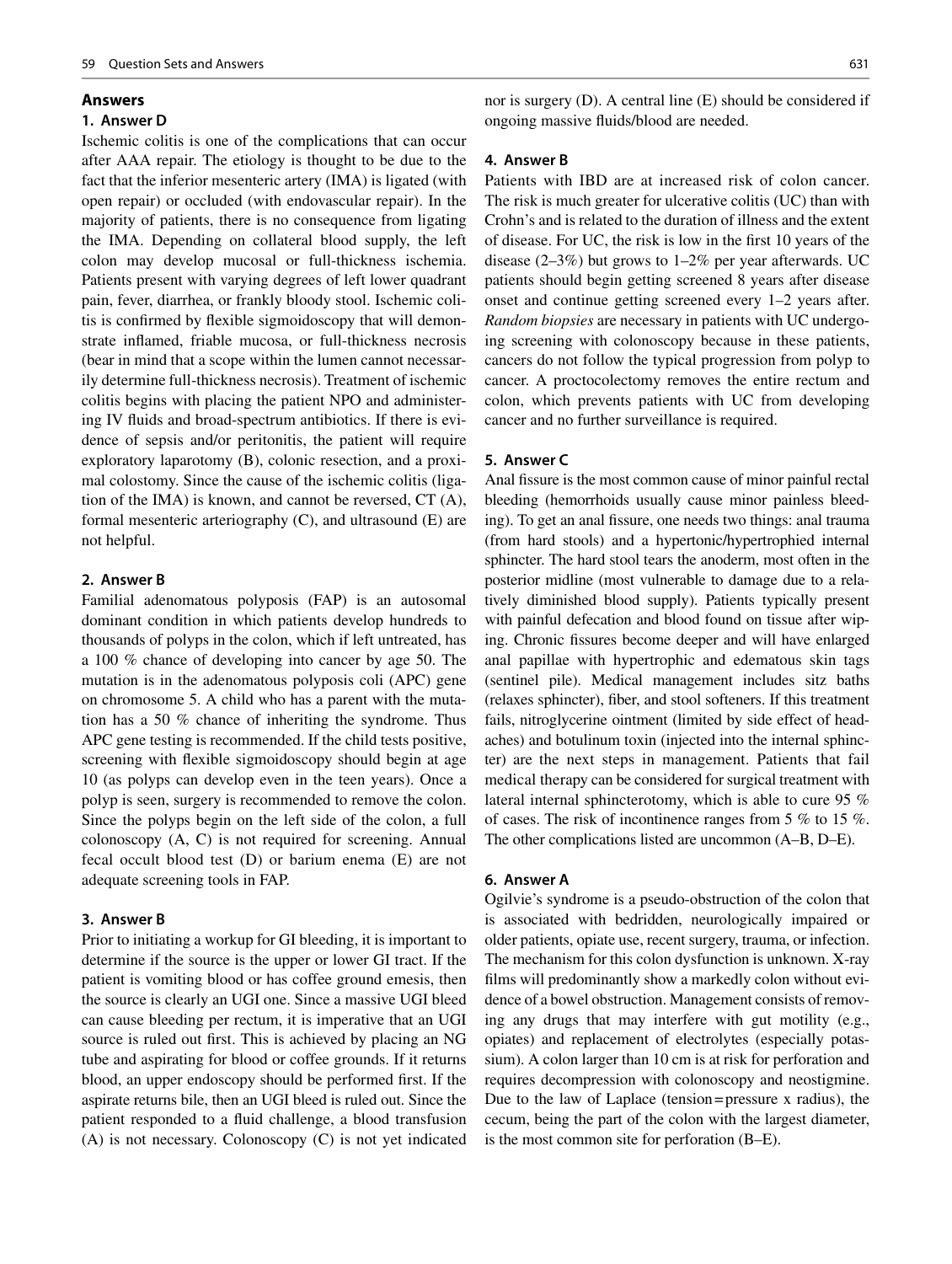## Answers

### 1. Answer D

Ischemic colitis is one of the complications that can occur after AAA repair. The etiology is thought to be due to the fact that the inferior mesenteric artery (IMA) is ligated (with open repair) or occluded (with endovascular repair). In the majority of patients, there is no consequence from ligating the IMA. Depending on collateral blood supply, the left colon may develop mucosal or full-thickness ischemia. Patients present with varying degrees of left lower quadrant pain, fever, diarrhea, or frankly bloody stool. Ischemic colitis is confirmed by flexible sigmoidoscopy that will demonstrate inflamed, friable mucosa, or full-thickness necrosis (bear in mind that a scope within the lumen cannot necessarily determine full-thickness necrosis). Treatment of ischemic colitis begins with placing the patient NPO and administering IV fluids and broad-spectrum antibiotics. If there is evidence of sepsis and/or peritonitis, the patient will require exploratory laparotomy (B), colonic resection, and a proximal colostomy. Since the cause of the ischemic colitis (ligation of the IMA) is known, and cannot be reversed, CT (A), formal mesenteric arteriography (C), and ultrasound (E) are not helpful.

### 2. Answer B

Familial adenomatous polyposis (FAP) is an autosomal dominant condition in which patients develop hundreds to thousands of polyps in the colon, which if left untreated, has a 100 % chance of developing into cancer by age 50. The mutation is in the adenomatous polyposis coli (APC) gene on chromosome 5. A child who has a parent with the mutation has a 50 % chance of inheriting the syndrome. Thus APC gene testing is recommended. If the child tests positive, screening with flexible sigmoidoscopy should begin at age 10 (as polyps can develop even in the teen years). Once a polyp is seen, surgery is recommended to remove the colon. Since the polyps begin on the left side of the colon, a full colonoscopy (A, C) is not required for screening. Annual fecal occult blood test (D) or barium enema (E) are not adequate screening tools in FAP.

### 3. Answer B

Prior to initiating a workup for GI bleeding, it is important to determine if the source is the upper or lower GI tract. If the patient is vomiting blood or has coffee ground emesis, then the source is clearly an UGI one. Since a massive UGI bleed can cause bleeding per rectum, it is imperative that an UGI source is ruled out first. This is achieved by placing an NG tube and aspirating for blood or coffee grounds. If it returns blood, an upper endoscopy should be performed first. If the aspirate returns bile, then an UGI bleed is ruled out. Since the patient responded to a fluid challenge, a blood transfusion (A) is not necessary. Colonoscopy (C) is not yet indicated nor is surgery (D). A central line (E) should be considered if ongoing massive fluids/blood are needed.

### 4. Answer B

Patients with IBD are at increased risk of colon cancer. The risk is much greater for ulcerative colitis (UC) than with Crohn's and is related to the duration of illness and the extent of disease. For UC, the risk is low in the first 10 years of the disease (2–3%) but grows to 1–2% per year afterwards. UC patients should begin getting screened 8 years after disease onset and continue getting screened every 1–2 years after. *Random biopsies* are necessary in patients with UC undergoing screening with colonoscopy because in these patients, cancers do not follow the typical progression from polyp to cancer. A proctocolectomy removes the entire rectum and colon, which prevents patients with UC from developing cancer and no further surveillance is required.

### 5. Answer C

Anal fissure is the most common cause of minor painful rectal bleeding (hemorrhoids usually cause minor painless bleeding). To get an anal fissure, one needs two things: anal trauma (from hard stools) and a hypertonic/hypertrophied internal sphincter. The hard stool tears the anoderm, most often in the posterior midline (most vulnerable to damage due to a relatively diminished blood supply). Patients typically present with painful defecation and blood found on tissue after wiping. Chronic fissures become deeper and will have enlarged anal papillae with hypertrophic and edematous skin tags (sentinel pile). Medical management includes sitz baths (relaxes sphincter), fiber, and stool softeners. If this treatment fails, nitroglycerine ointment (limited by side effect of headaches) and botulinum toxin (injected into the internal sphincter) are the next steps in management. Patients that fail medical therapy can be considered for surgical treatment with lateral internal sphincterotomy, which is able to cure 95 % of cases. The risk of incontinence ranges from 5 % to 15 %. The other complications listed are uncommon (A–B, D–E).

### 6. Answer A

Ogilvie's syndrome is a pseudo-obstruction of the colon that is associated with bedridden, neurologically impaired or older patients, opiate use, recent surgery, trauma, or infection. The mechanism for this colon dysfunction is unknown. X-ray films will predominantly show a markedly colon without evidence of a bowel obstruction. Management consists of removing any drugs that may interfere with gut motility (e.g., opiates) and replacement of electrolytes (especially potassium). A colon larger than 10 cm is at risk for perforation and requires decompression with colonoscopy and neostigmine. Due to the law of Laplace (tension=pressure x radius), the cecum, being the part of the colon with the largest diameter, is the most common site for perforation (B–E).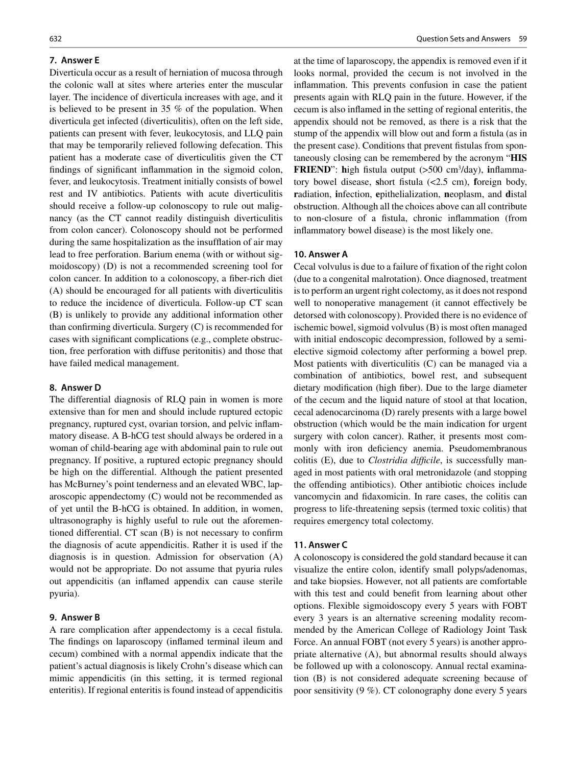## 7. Answer E

Diverticula occur as a result of herniation of mucosa through the colonic wall at sites where arteries enter the muscular layer. The incidence of diverticula increases with age, and it is believed to be present in 35 % of the population. When diverticula get infected (diverticulitis), often on the left side, patients can present with fever, leukocytosis, and LLQ pain that may be temporarily relieved following defecation. This patient has a moderate case of diverticulitis given the CT findings of significant inflammation in the sigmoid colon, fever, and leukocytosis. Treatment initially consists of bowel rest and IV antibiotics. Patients with acute diverticulitis should receive a follow-up colonoscopy to rule out malignancy (as the CT cannot readily distinguish diverticulitis from colon cancer). Colonoscopy should not be performed during the same hospitalization as the insufflation of air may lead to free perforation. Barium enema (with or without sigmoidoscopy) (D) is not a recommended screening tool for colon cancer. In addition to a colonoscopy, a fiber-rich diet (A) should be encouraged for all patients with diverticulitis to reduce the incidence of diverticula. Follow-up CT scan (B) is unlikely to provide any additional information other than confirming diverticula. Surgery (C) is recommended for cases with significant complications (e.g., complete obstruction, free perforation with diffuse peritonitis) and those that have failed medical management.

## 8. Answer D

The differential diagnosis of RLQ pain in women is more extensive than for men and should include ruptured ectopic pregnancy, ruptured cyst, ovarian torsion, and pelvic inflammatory disease. A B-hCG test should always be ordered in a woman of child-bearing age with abdominal pain to rule out pregnancy. If positive, a ruptured ectopic pregnancy should be high on the differential. Although the patient presented has McBurney's point tenderness and an elevated WBC, laparoscopic appendectomy (C) would not be recommended as of yet until the B-hCG is obtained. In addition, in women, ultrasonography is highly useful to rule out the aforementioned differential. CT scan (B) is not necessary to confirm the diagnosis of acute appendicitis. Rather it is used if the diagnosis is in question. Admission for observation (A) would not be appropriate. Do not assume that pyuria rules out appendicitis (an inflamed appendix can cause sterile pyuria).

## 9. Answer B

A rare complication after appendectomy is a cecal fistula. The findings on laparoscopy (inflamed terminal ileum and cecum) combined with a normal appendix indicate that the patient's actual diagnosis is likely Crohn's disease which can mimic appendicitis (in this setting, it is termed regional enteritis). If regional enteritis is found instead of appendicitis at the time of laparoscopy, the appendix is removed even if it looks normal, provided the cecum is not involved in the inflammation. This prevents confusion in case the patient presents again with RLQ pain in the future. However, if the cecum is also inflamed in the setting of regional enteritis, the appendix should not be removed, as there is a risk that the stump of the appendix will blow out and form a fistula (as in the present case). Conditions that prevent fistulas from spontaneously closing can be remembered by the acronym "**HIS FRIEND**": **h**igh fistula output (>500 $cm^3$/day), **i**nflammatory bowel disease, **s**hort fistula (<2.5 cm), **f**oreign body, **r**adiation, **i**nfection, **e**pithelialization, **n**eoplasm, and **d**istal obstruction. Although all the choices above can all contribute to non-closure of a fistula, chronic inflammation (from inflammatory bowel disease) is the most likely one.

## 10. Answer A

Cecal volvulus is due to a failure of fixation of the right colon (due to a congenital malrotation). Once diagnosed, treatment is to perform an urgent right colectomy, as it does not respond well to nonoperative management (it cannot effectively be detorsed with colonoscopy). Provided there is no evidence of ischemic bowel, sigmoid volvulus (B) is most often managed with initial endoscopic decompression, followed by a semi-elective sigmoid colectomy after performing a bowel prep. Most patients with diverticulitis (C) can be managed via a combination of antibiotics, bowel rest, and subsequent dietary modification (high fiber). Due to the large diameter of the cecum and the liquid nature of stool at that location, cecal adenocarcinoma (D) rarely presents with a large bowel obstruction (which would be the main indication for urgent surgery with colon cancer). Rather, it presents most commonly with iron deficiency anemia. Pseudomembranous colitis (E), due to *Clostridia difficile*, is successfully managed in most patients with oral metronidazole (and stopping the offending antibiotics). Other antibiotic choices include vancomycin and fidaxomicin. In rare cases, the colitis can progress to life-threatening sepsis (termed toxic colitis) that requires emergency total colectomy.

## 11. Answer C

A colonoscopy is considered the gold standard because it can visualize the entire colon, identify small polyps/adenomas, and take biopsies. However, not all patients are comfortable with this test and could benefit from learning about other options. Flexible sigmoidoscopy every 5 years with FOBT every 3 years is an alternative screening modality recommended by the American College of Radiology Joint Task Force. An annual FOBT (not every 5 years) is another appropriate alternative (A), but abnormal results should always be followed up with a colonoscopy. Annual rectal examination (B) is not considered adequate screening because of poor sensitivity (9 %). CT colonography done every 5 years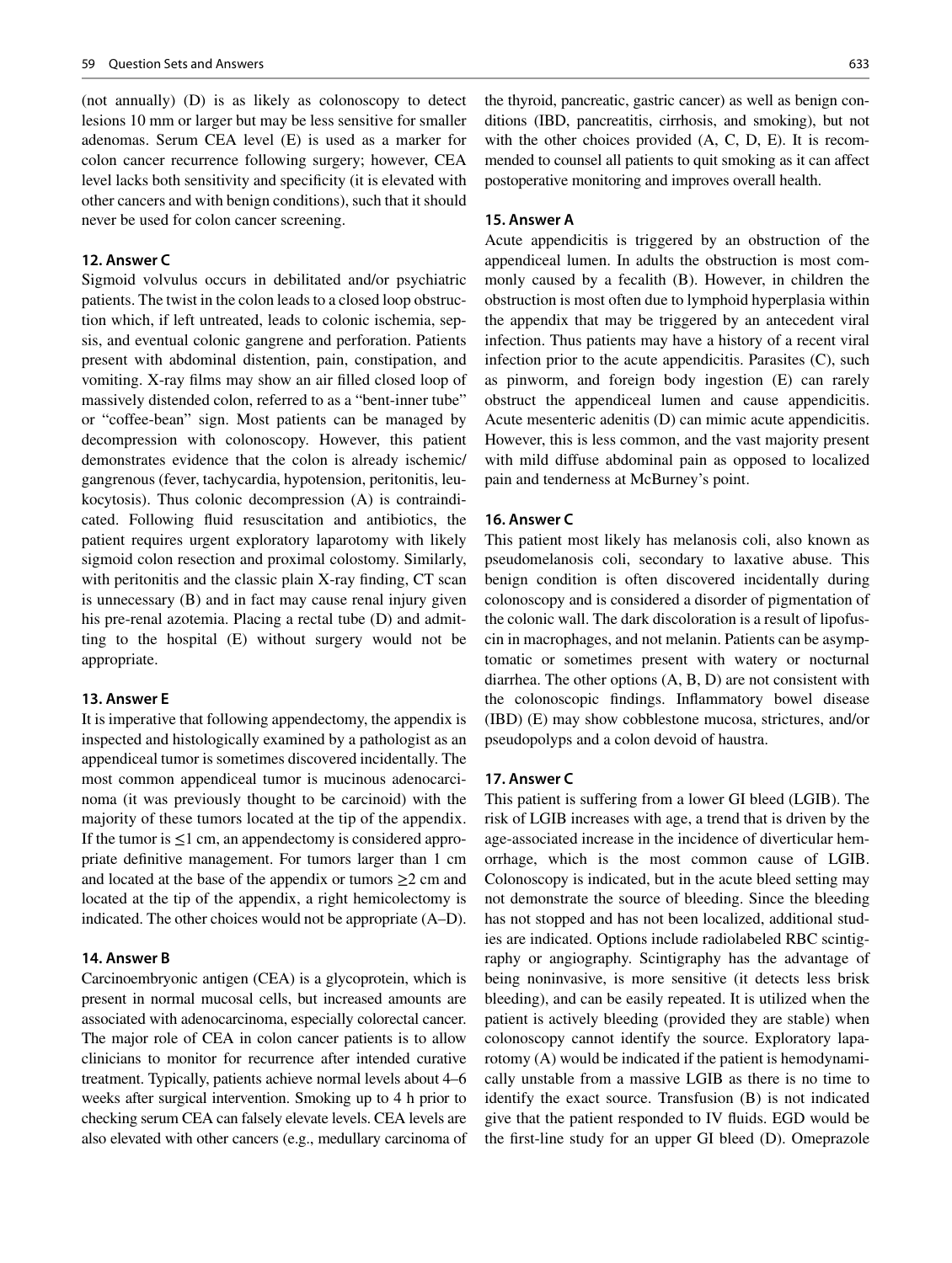(not annually) (D) is as likely as colonoscopy to detect lesions 10 mm or larger but may be less sensitive for smaller adenomas. Serum CEA level (E) is used as a marker for colon cancer recurrence following surgery; however, CEA level lacks both sensitivity and specificity (it is elevated with other cancers and with benign conditions), such that it should never be used for colon cancer screening.

**12. Answer C**

Sigmoid volvulus occurs in debilitated and/or psychiatric patients. The twist in the colon leads to a closed loop obstruction which, if left untreated, leads to colonic ischemia, sepsis, and eventual colonic gangrene and perforation. Patients present with abdominal distention, pain, constipation, and vomiting. X-ray films may show an air filled closed loop of massively distended colon, referred to as a "bent-inner tube" or "coffee-bean" sign. Most patients can be managed by decompression with colonoscopy. However, this patient demonstrates evidence that the colon is already ischemic/gangrenous (fever, tachycardia, hypotension, peritonitis, leukocytosis). Thus colonic decompression (A) is contraindicated. Following fluid resuscitation and antibiotics, the patient requires urgent exploratory laparotomy with likely sigmoid colon resection and proximal colostomy. Similarly, with peritonitis and the classic plain X-ray finding, CT scan is unnecessary (B) and in fact may cause renal injury given his pre-renal azotemia. Placing a rectal tube (D) and admitting to the hospital (E) without surgery would not be appropriate.

**13. Answer E**

It is imperative that following appendectomy, the appendix is inspected and histologically examined by a pathologist as an appendiceal tumor is sometimes discovered incidentally. The most common appendiceal tumor is mucinous adenocarcinoma (it was previously thought to be carcinoid) with the majority of these tumors located at the tip of the appendix. If the tumor is ≤1 cm, an appendectomy is considered appropriate definitive management. For tumors larger than 1 cm and located at the base of the appendix or tumors ≥2 cm and located at the tip of the appendix, a right hemicolectomy is indicated. The other choices would not be appropriate (A–D).

**14. Answer B**

Carcinoembryonic antigen (CEA) is a glycoprotein, which is present in normal mucosal cells, but increased amounts are associated with adenocarcinoma, especially colorectal cancer. The major role of CEA in colon cancer patients is to allow clinicians to monitor for recurrence after intended curative treatment. Typically, patients achieve normal levels about 4–6 weeks after surgical intervention. Smoking up to 4 h prior to checking serum CEA can falsely elevate levels. CEA levels are also elevated with other cancers (e.g., medullary carcinoma of the thyroid, pancreatic, gastric cancer) as well as benign conditions (IBD, pancreatitis, cirrhosis, and smoking), but not with the other choices provided (A, C, D, E). It is recommended to counsel all patients to quit smoking as it can affect postoperative monitoring and improves overall health.

**15. Answer A**

Acute appendicitis is triggered by an obstruction of the appendiceal lumen. In adults the obstruction is most commonly caused by a fecalith (B). However, in children the obstruction is most often due to lymphoid hyperplasia within the appendix that may be triggered by an antecedent viral infection. Thus patients may have a history of a recent viral infection prior to the acute appendicitis. Parasites (C), such as pinworm, and foreign body ingestion (E) can rarely obstruct the appendiceal lumen and cause appendicitis. Acute mesenteric adenitis (D) can mimic acute appendicitis. However, this is less common, and the vast majority present with mild diffuse abdominal pain as opposed to localized pain and tenderness at McBurney's point.

**16. Answer C**

This patient most likely has melanosis coli, also known as pseudomelanosis coli, secondary to laxative abuse. This benign condition is often discovered incidentally during colonoscopy and is considered a disorder of pigmentation of the colonic wall. The dark discoloration is a result of lipofuscin in macrophages, and not melanin. Patients can be asymptomatic or sometimes present with watery or nocturnal diarrhea. The other options (A, B, D) are not consistent with the colonoscopic findings. Inflammatory bowel disease (IBD) (E) may show cobblestone mucosa, strictures, and/or pseudopolyps and a colon devoid of haustra.

**17. Answer C**

This patient is suffering from a lower GI bleed (LGIB). The risk of LGIB increases with age, a trend that is driven by the age-associated increase in the incidence of diverticular hemorrhage, which is the most common cause of LGIB. Colonoscopy is indicated, but in the acute bleed setting may not demonstrate the source of bleeding. Since the bleeding has not stopped and has not been localized, additional studies are indicated. Options include radiolabeled RBC scintigraphy or angiography. Scintigraphy has the advantage of being noninvasive, is more sensitive (it detects less brisk bleeding), and can be easily repeated. It is utilized when the patient is actively bleeding (provided they are stable) when colonoscopy cannot identify the source. Exploratory laparotomy (A) would be indicated if the patient is hemodynamically unstable from a massive LGIB as there is no time to identify the exact source. Transfusion (B) is not indicated give that the patient responded to IV fluids. EGD would be the first-line study for an upper GI bleed (D). Omeprazole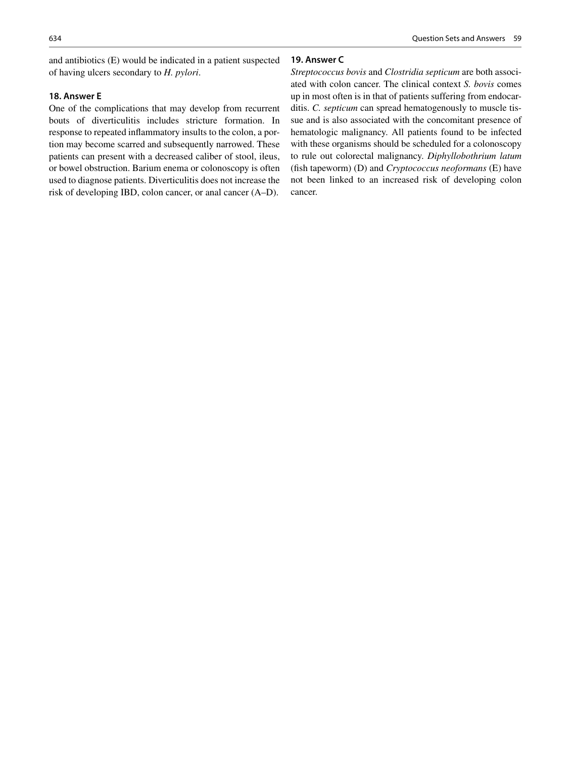and antibiotics (E) would be indicated in a patient suspected of having ulcers secondary to *H. pylori*.

**18. Answer E**

One of the complications that may develop from recurrent bouts of diverticulitis includes stricture formation. In response to repeated inflammatory insults to the colon, a portion may become scarred and subsequently narrowed. These patients can present with a decreased caliber of stool, ileus, or bowel obstruction. Barium enema or colonoscopy is often used to diagnose patients. Diverticulitis does not increase the risk of developing IBD, colon cancer, or anal cancer (A–D).

**19. Answer C**

*Streptococcus bovis* and *Clostridia septicum* are both associated with colon cancer. The clinical context *S. bovis* comes up in most often is in that of patients suffering from endocarditis. *C. septicum* can spread hematogenously to muscle tissue and is also associated with the concomitant presence of hematologic malignancy. All patients found to be infected with these organisms should be scheduled for a colonoscopy to rule out colorectal malignancy. *Diphyllobothrium latum* (fish tapeworm) (D) and *Cryptococcus neoformans* (E) have not been linked to an increased risk of developing colon cancer.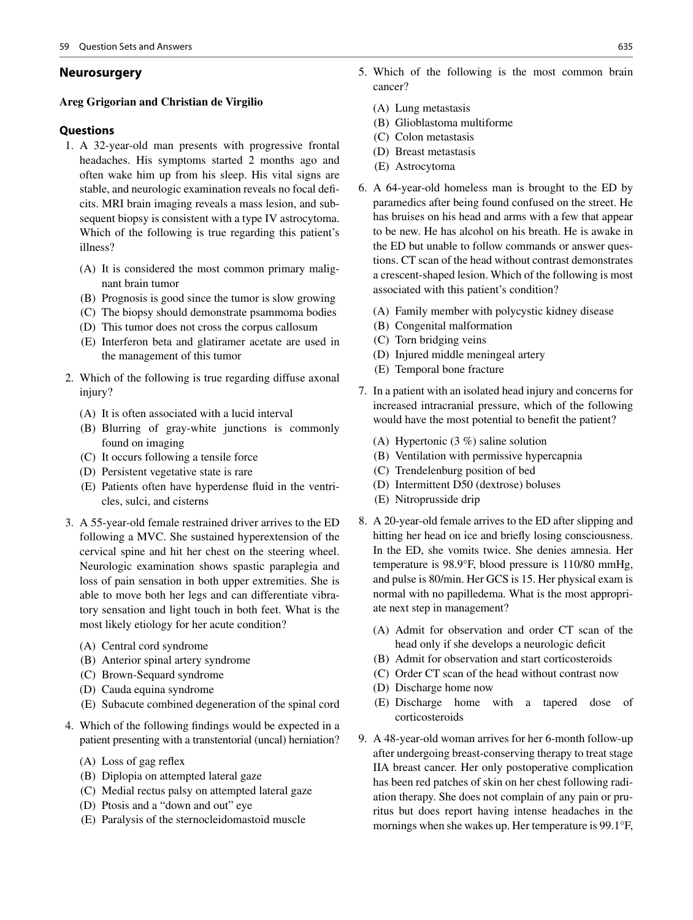## Neurosurgery

**Areg Grigorian and Christian de Virgilio**

### Questions

1. A 32-year-old man presents with progressive frontal headaches. His symptoms started 2 months ago and often wake him up from his sleep. His vital signs are stable, and neurologic examination reveals no focal deficits. MRI brain imaging reveals a mass lesion, and subsequent biopsy is consistent with a type IV astrocytoma. Which of the following is true regarding this patient's illness?

   (A) It is considered the most common primary malignant brain tumor
   (B) Prognosis is good since the tumor is slow growing
   (C) The biopsy should demonstrate psammoma bodies
   (D) This tumor does not cross the corpus callosum
   (E) Interferon beta and glatiramer acetate are used in the management of this tumor

2. Which of the following is true regarding diffuse axonal injury?

   (A) It is often associated with a lucid interval
   (B) Blurring of gray-white junctions is commonly found on imaging
   (C) It occurs following a tensile force
   (D) Persistent vegetative state is rare
   (E) Patients often have hyperdense fluid in the ventricles, sulci, and cisterns

3. A 55-year-old female restrained driver arrives to the ED following a MVC. She sustained hyperextension of the cervical spine and hit her chest on the steering wheel. Neurologic examination shows spastic paraplegia and loss of pain sensation in both upper extremities. She is able to move both her legs and can differentiate vibratory sensation and light touch in both feet. What is the most likely etiology for her acute condition?

   (A) Central cord syndrome
   (B) Anterior spinal artery syndrome
   (C) Brown-Sequard syndrome
   (D) Cauda equina syndrome
   (E) Subacute combined degeneration of the spinal cord

4. Which of the following findings would be expected in a patient presenting with a transtentorial (uncal) herniation?

   (A) Loss of gag reflex
   (B) Diplopia on attempted lateral gaze
   (C) Medial rectus palsy on attempted lateral gaze
   (D) Ptosis and a "down and out" eye
   (E) Paralysis of the sternocleidomastoid muscle

5. Which of the following is the most common brain cancer?

   (A) Lung metastasis
   (B) Glioblastoma multiforme
   (C) Colon metastasis
   (D) Breast metastasis
   (E) Astrocytoma

6. A 64-year-old homeless man is brought to the ED by paramedics after being found confused on the street. He has bruises on his head and arms with a few that appear to be new. He has alcohol on his breath. He is awake in the ED but unable to follow commands or answer questions. CT scan of the head without contrast demonstrates a crescent-shaped lesion. Which of the following is most associated with this patient's condition?

   (A) Family member with polycystic kidney disease
   (B) Congenital malformation
   (C) Torn bridging veins
   (D) Injured middle meningeal artery
   (E) Temporal bone fracture

7. In a patient with an isolated head injury and concerns for increased intracranial pressure, which of the following would have the most potential to benefit the patient?

   (A) Hypertonic (3 %) saline solution
   (B) Ventilation with permissive hypercapnia
   (C) Trendelenburg position of bed
   (D) Intermittent D50 (dextrose) boluses
   (E) Nitroprusside drip

8. A 20-year-old female arrives to the ED after slipping and hitting her head on ice and briefly losing consciousness. In the ED, she vomits twice. She denies amnesia. Her temperature is 98.9°F, blood pressure is 110/80 mmHg, and pulse is 80/min. Her GCS is 15. Her physical exam is normal with no papilledema. What is the most appropriate next step in management?

   (A) Admit for observation and order CT scan of the head only if she develops a neurologic deficit
   (B) Admit for observation and start corticosteroids
   (C) Order CT scan of the head without contrast now
   (D) Discharge home now
   (E) Discharge home with a tapered dose of corticosteroids

9. A 48-year-old woman arrives for her 6-month follow-up after undergoing breast-conserving therapy to treat stage IIA breast cancer. Her only postoperative complication has been red patches of skin on her chest following radiation therapy. She does not complain of any pain or pruritus but does report having intense headaches in the mornings when she wakes up. Her temperature is 99.1°F,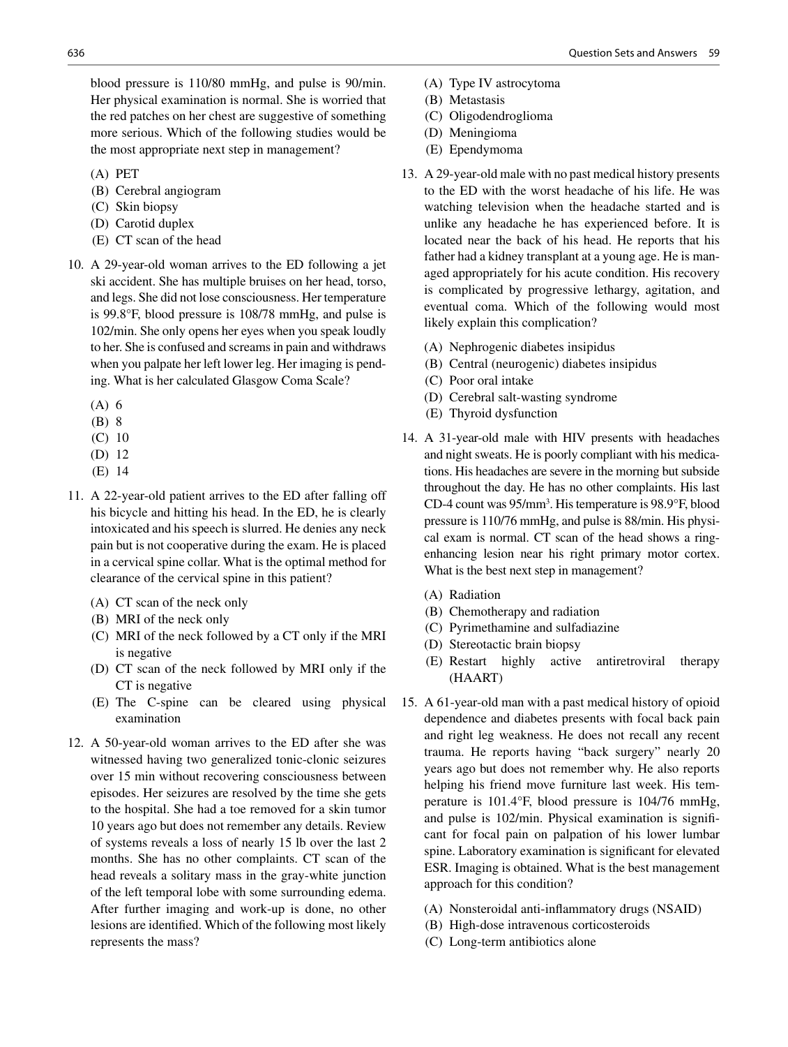blood pressure is 110/80 mmHg, and pulse is 90/min. Her physical examination is normal. She is worried that the red patches on her chest are suggestive of something more serious. Which of the following studies would be the most appropriate next step in management?

(A) PET
(B) Cerebral angiogram
(C) Skin biopsy
(D) Carotid duplex
(E) CT scan of the head

10. A 29-year-old woman arrives to the ED following a jet ski accident. She has multiple bruises on her head, torso, and legs. She did not lose consciousness. Her temperature is 99.8°F, blood pressure is 108/78 mmHg, and pulse is 102/min. She only opens her eyes when you speak loudly to her. She is confused and screams in pain and withdraws when you palpate her left lower leg. Her imaging is pending. What is her calculated Glasgow Coma Scale?

(A) 6
(B) 8
(C) 10
(D) 12
(E) 14

11. A 22-year-old patient arrives to the ED after falling off his bicycle and hitting his head. In the ED, he is clearly intoxicated and his speech is slurred. He denies any neck pain but is not cooperative during the exam. He is placed in a cervical spine collar. What is the optimal method for clearance of the cervical spine in this patient?

(A) CT scan of the neck only
(B) MRI of the neck only
(C) MRI of the neck followed by a CT only if the MRI is negative
(D) CT scan of the neck followed by MRI only if the CT is negative
(E) The C-spine can be cleared using physical examination

12. A 50-year-old woman arrives to the ED after she was witnessed having two generalized tonic-clonic seizures over 15 min without recovering consciousness between episodes. Her seizures are resolved by the time she gets to the hospital. She had a toe removed for a skin tumor 10 years ago but does not remember any details. Review of systems reveals a loss of nearly 15 lb over the last 2 months. She has no other complaints. CT scan of the head reveals a solitary mass in the gray-white junction of the left temporal lobe with some surrounding edema. After further imaging and work-up is done, no other lesions are identified. Which of the following most likely represents the mass?

(A) Type IV astrocytoma
(B) Metastasis
(C) Oligodendroglioma
(D) Meningioma
(E) Ependymoma

13. A 29-year-old male with no past medical history presents to the ED with the worst headache of his life. He was watching television when the headache started and is unlike any headache he has experienced before. It is located near the back of his head. He reports that his father had a kidney transplant at a young age. He is managed appropriately for his acute condition. His recovery is complicated by progressive lethargy, agitation, and eventual coma. Which of the following would most likely explain this complication?

(A) Nephrogenic diabetes insipidus
(B) Central (neurogenic) diabetes insipidus
(C) Poor oral intake
(D) Cerebral salt-wasting syndrome
(E) Thyroid dysfunction

14. A 31-year-old male with HIV presents with headaches and night sweats. He is poorly compliant with his medications. His headaches are severe in the morning but subside throughout the day. He has no other complaints. His last CD-4 count was 95/mm$^3$. His temperature is 98.9°F, blood pressure is 110/76 mmHg, and pulse is 88/min. His physical exam is normal. CT scan of the head shows a ring-enhancing lesion near his right primary motor cortex. What is the best next step in management?

(A) Radiation
(B) Chemotherapy and radiation
(C) Pyrimethamine and sulfadiazine
(D) Stereotactic brain biopsy
(E) Restart highly active antiretroviral therapy (HAART)

15. A 61-year-old man with a past medical history of opioid dependence and diabetes presents with focal back pain and right leg weakness. He does not recall any recent trauma. He reports having "back surgery" nearly 20 years ago but does not remember why. He also reports helping his friend move furniture last week. His temperature is 101.4°F, blood pressure is 104/76 mmHg, and pulse is 102/min. Physical examination is significant for focal pain on palpation of his lower lumbar spine. Laboratory examination is significant for elevated ESR. Imaging is obtained. What is the best management approach for this condition?

(A) Nonsteroidal anti-inflammatory drugs (NSAID)
(B) High-dose intravenous corticosteroids
(C) Long-term antibiotics alone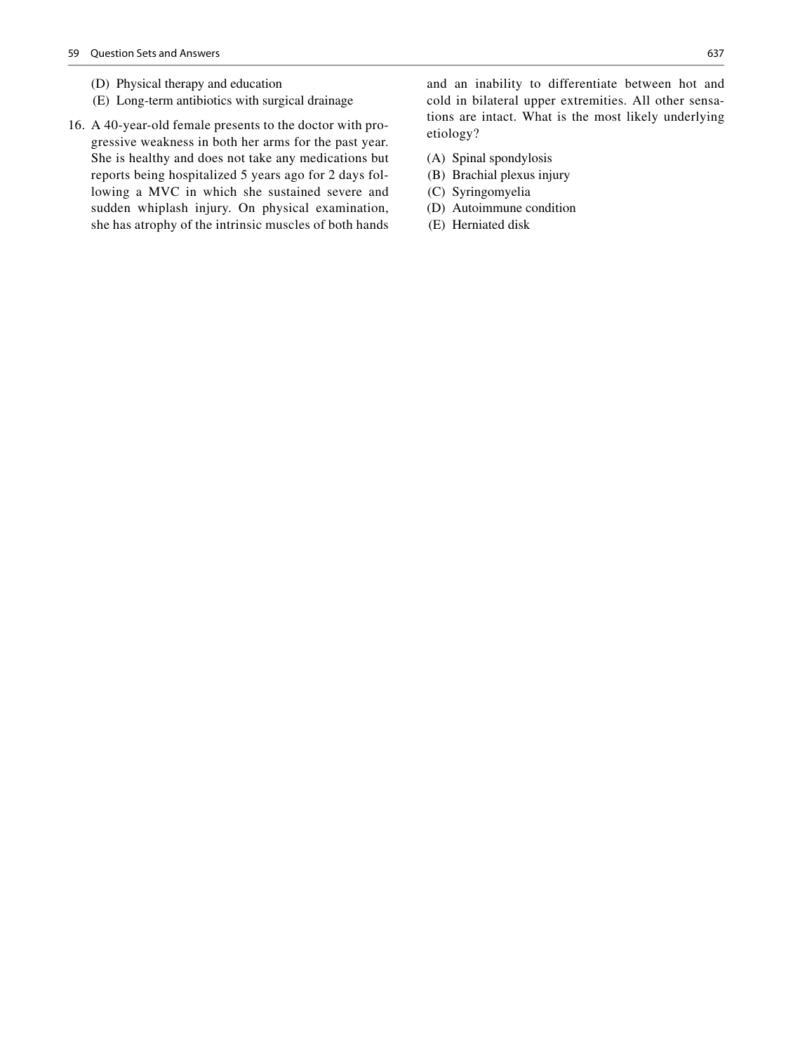(D) Physical therapy and education
(E) Long-term antibiotics with surgical drainage

16. A 40-year-old female presents to the doctor with progressive weakness in both her arms for the past year. She is healthy and does not take any medications but reports being hospitalized 5 years ago for 2 days following a MVC in which she sustained severe and sudden whiplash injury. On physical examination, she has atrophy of the intrinsic muscles of both hands and an inability to differentiate between hot and cold in bilateral upper extremities. All other sensations are intact. What is the most likely underlying etiology?

(A) Spinal spondylosis
(B) Brachial plexus injury
(C) Syringomyelia
(D) Autoimmune condition
(E) Herniated disk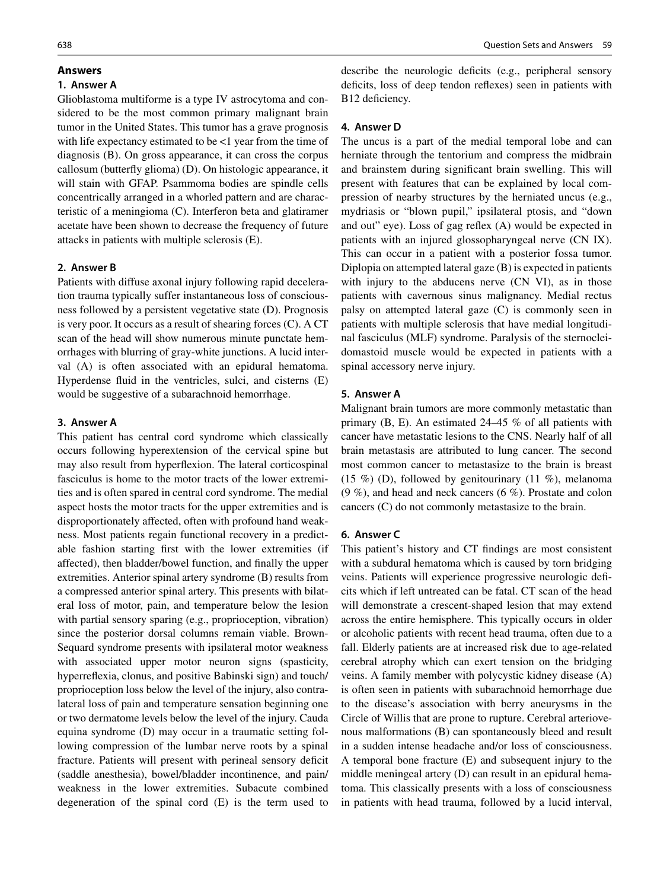## Answers

### 1. Answer A

Glioblastoma multiforme is a type IV astrocytoma and considered to be the most common primary malignant brain tumor in the United States. This tumor has a grave prognosis with life expectancy estimated to be <1 year from the time of diagnosis (B). On gross appearance, it can cross the corpus callosum (butterfly glioma) (D). On histologic appearance, it will stain with GFAP. Psammoma bodies are spindle cells concentrically arranged in a whorled pattern and are characteristic of a meningioma (C). Interferon beta and glatiramer acetate have been shown to decrease the frequency of future attacks in patients with multiple sclerosis (E).

### 2. Answer B

Patients with diffuse axonal injury following rapid deceleration trauma typically suffer instantaneous loss of consciousness followed by a persistent vegetative state (D). Prognosis is very poor. It occurs as a result of shearing forces (C). A CT scan of the head will show numerous minute punctate hemorrhages with blurring of gray-white junctions. A lucid interval (A) is often associated with an epidural hematoma. Hyperdense fluid in the ventricles, sulci, and cisterns (E) would be suggestive of a subarachnoid hemorrhage.

### 3. Answer A

This patient has central cord syndrome which classically occurs following hyperextension of the cervical spine but may also result from hyperflexion. The lateral corticospinal fasciculus is home to the motor tracts of the lower extremities and is often spared in central cord syndrome. The medial aspect hosts the motor tracts for the upper extremities and is disproportionately affected, often with profound hand weakness. Most patients regain functional recovery in a predictable fashion starting first with the lower extremities (if affected), then bladder/bowel function, and finally the upper extremities. Anterior spinal artery syndrome (B) results from a compressed anterior spinal artery. This presents with bilateral loss of motor, pain, and temperature below the lesion with partial sensory sparing (e.g., proprioception, vibration) since the posterior dorsal columns remain viable. Brown-Sequard syndrome presents with ipsilateral motor weakness with associated upper motor neuron signs (spasticity, hyperreflexia, clonus, and positive Babinski sign) and touch/proprioception loss below the level of the injury, also contralateral loss of pain and temperature sensation beginning one or two dermatome levels below the level of the injury. Cauda equina syndrome (D) may occur in a traumatic setting following compression of the lumbar nerve roots by a spinal fracture. Patients will present with perineal sensory deficit (saddle anesthesia), bowel/bladder incontinence, and pain/weakness in the lower extremities. Subacute combined degeneration of the spinal cord (E) is the term used to describe the neurologic deficits (e.g., peripheral sensory deficits, loss of deep tendon reflexes) seen in patients with B12 deficiency.

### 4. Answer D

The uncus is a part of the medial temporal lobe and can herniate through the tentorium and compress the midbrain and brainstem during significant brain swelling. This will present with features that can be explained by local compression of nearby structures by the herniated uncus (e.g., mydriasis or "blown pupil," ipsilateral ptosis, and "down and out" eye). Loss of gag reflex (A) would be expected in patients with an injured glossopharyngeal nerve (CN IX). This can occur in a patient with a posterior fossa tumor. Diplopia on attempted lateral gaze (B) is expected in patients with injury to the abducens nerve (CN VI), as in those patients with cavernous sinus malignancy. Medial rectus palsy on attempted lateral gaze (C) is commonly seen in patients with multiple sclerosis that have medial longitudinal fasciculus (MLF) syndrome. Paralysis of the sternocleidomastoid muscle would be expected in patients with a spinal accessory nerve injury.

### 5. Answer A

Malignant brain tumors are more commonly metastatic than primary (B, E). An estimated 24–45 % of all patients with cancer have metastatic lesions to the CNS. Nearly half of all brain metastasis are attributed to lung cancer. The second most common cancer to metastasize to the brain is breast (15 %) (D), followed by genitourinary (11 %), melanoma (9 %), and head and neck cancers (6 %). Prostate and colon cancers (C) do not commonly metastasize to the brain.

### 6. Answer C

This patient's history and CT findings are most consistent with a subdural hematoma which is caused by torn bridging veins. Patients will experience progressive neurologic deficits which if left untreated can be fatal. CT scan of the head will demonstrate a crescent-shaped lesion that may extend across the entire hemisphere. This typically occurs in older or alcoholic patients with recent head trauma, often due to a fall. Elderly patients are at increased risk due to age-related cerebral atrophy which can exert tension on the bridging veins. A family member with polycystic kidney disease (A) is often seen in patients with subarachnoid hemorrhage due to the disease's association with berry aneurysms in the Circle of Willis that are prone to rupture. Cerebral arteriovenous malformations (B) can spontaneously bleed and result in a sudden intense headache and/or loss of consciousness. A temporal bone fracture (E) and subsequent injury to the middle meningeal artery (D) can result in an epidural hematoma. This classically presents with a loss of consciousness in patients with head trauma, followed by a lucid interval,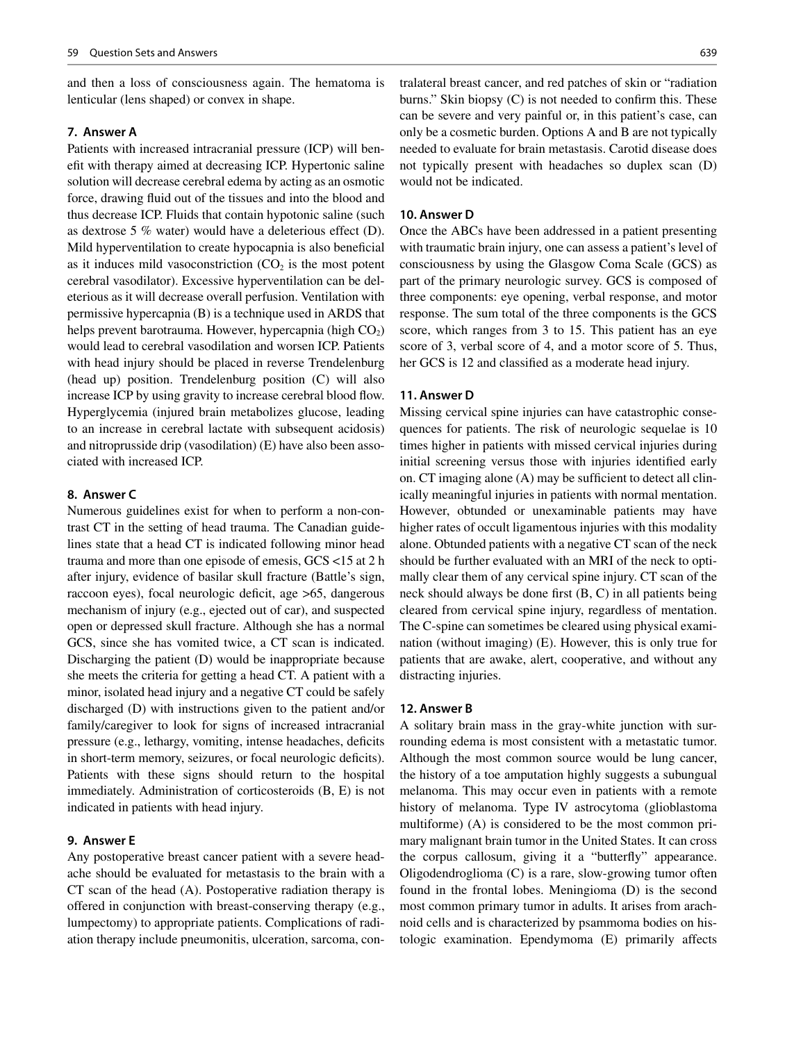and then a loss of consciousness again. The hematoma is lenticular (lens shaped) or convex in shape.

### 7. Answer A

Patients with increased intracranial pressure (ICP) will benefit with therapy aimed at decreasing ICP. Hypertonic saline solution will decrease cerebral edema by acting as an osmotic force, drawing fluid out of the tissues and into the blood and thus decrease ICP. Fluids that contain hypotonic saline (such as dextrose 5 % water) would have a deleterious effect (D). Mild hyperventilation to create hypocapnia is also beneficial as it induces mild vasoconstriction ($CO_2$ is the most potent cerebral vasodilator). Excessive hyperventilation can be deleterious as it will decrease overall perfusion. Ventilation with permissive hypercapnia (B) is a technique used in ARDS that helps prevent barotrauma. However, hypercapnia (high $CO_2$) would lead to cerebral vasodilation and worsen ICP. Patients with head injury should be placed in reverse Trendelenburg (head up) position. Trendelenburg position (C) will also increase ICP by using gravity to increase cerebral blood flow. Hyperglycemia (injured brain metabolizes glucose, leading to an increase in cerebral lactate with subsequent acidosis) and nitroprusside drip (vasodilation) (E) have also been associated with increased ICP.

### 8. Answer C

Numerous guidelines exist for when to perform a non-contrast CT in the setting of head trauma. The Canadian guidelines state that a head CT is indicated following minor head trauma and more than one episode of emesis, GCS <15 at 2 h after injury, evidence of basilar skull fracture (Battle's sign, raccoon eyes), focal neurologic deficit, age >65, dangerous mechanism of injury (e.g., ejected out of car), and suspected open or depressed skull fracture. Although she has a normal GCS, since she has vomited twice, a CT scan is indicated. Discharging the patient (D) would be inappropriate because she meets the criteria for getting a head CT. A patient with a minor, isolated head injury and a negative CT could be safely discharged (D) with instructions given to the patient and/or family/caregiver to look for signs of increased intracranial pressure (e.g., lethargy, vomiting, intense headaches, deficits in short-term memory, seizures, or focal neurologic deficits). Patients with these signs should return to the hospital immediately. Administration of corticosteroids (B, E) is not indicated in patients with head injury.

### 9. Answer E

Any postoperative breast cancer patient with a severe headache should be evaluated for metastasis to the brain with a CT scan of the head (A). Postoperative radiation therapy is offered in conjunction with breast-conserving therapy (e.g., lumpectomy) to appropriate patients. Complications of radiation therapy include pneumonitis, ulceration, sarcoma, contralateral breast cancer, and red patches of skin or "radiation burns." Skin biopsy (C) is not needed to confirm this. These can be severe and very painful or, in this patient's case, can only be a cosmetic burden. Options A and B are not typically needed to evaluate for brain metastasis. Carotid disease does not typically present with headaches so duplex scan (D) would not be indicated.

### 10. Answer D

Once the ABCs have been addressed in a patient presenting with traumatic brain injury, one can assess a patient's level of consciousness by using the Glasgow Coma Scale (GCS) as part of the primary neurologic survey. GCS is composed of three components: eye opening, verbal response, and motor response. The sum total of the three components is the GCS score, which ranges from 3 to 15. This patient has an eye score of 3, verbal score of 4, and a motor score of 5. Thus, her GCS is 12 and classified as a moderate head injury.

### 11. Answer D

Missing cervical spine injuries can have catastrophic consequences for patients. The risk of neurologic sequelae is 10 times higher in patients with missed cervical injuries during initial screening versus those with injuries identified early on. CT imaging alone (A) may be sufficient to detect all clinically meaningful injuries in patients with normal mentation. However, obtunded or unexaminable patients may have higher rates of occult ligamentous injuries with this modality alone. Obtunded patients with a negative CT scan of the neck should be further evaluated with an MRI of the neck to optimally clear them of any cervical spine injury. CT scan of the neck should always be done first (B, C) in all patients being cleared from cervical spine injury, regardless of mentation. The C-spine can sometimes be cleared using physical examination (without imaging) (E). However, this is only true for patients that are awake, alert, cooperative, and without any distracting injuries.

### 12. Answer B

A solitary brain mass in the gray-white junction with surrounding edema is most consistent with a metastatic tumor. Although the most common source would be lung cancer, the history of a toe amputation highly suggests a subungual melanoma. This may occur even in patients with a remote history of melanoma. Type IV astrocytoma (glioblastoma multiforme) (A) is considered to be the most common primary malignant brain tumor in the United States. It can cross the corpus callosum, giving it a "butterfly" appearance. Oligodendroglioma (C) is a rare, slow-growing tumor often found in the frontal lobes. Meningioma (D) is the second most common primary tumor in adults. It arises from arachnoid cells and is characterized by psammoma bodies on histologic examination. Ependymoma (E) primarily affects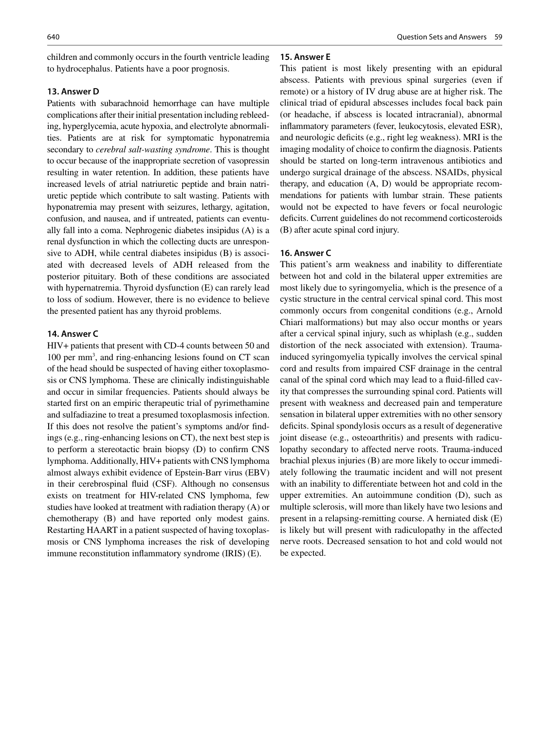children and commonly occurs in the fourth ventricle leading to hydrocephalus. Patients have a poor prognosis.

### 13. Answer D

Patients with subarachnoid hemorrhage can have multiple complications after their initial presentation including rebleeding, hyperglycemia, acute hypoxia, and electrolyte abnormalities. Patients are at risk for symptomatic hyponatremia secondary to *cerebral salt-wasting syndrome*. This is thought to occur because of the inappropriate secretion of vasopressin resulting in water retention. In addition, these patients have increased levels of atrial natriuretic peptide and brain natriuretic peptide which contribute to salt wasting. Patients with hyponatremia may present with seizures, lethargy, agitation, confusion, and nausea, and if untreated, patients can eventually fall into a coma. Nephrogenic diabetes insipidus (A) is a renal dysfunction in which the collecting ducts are unresponsive to ADH, while central diabetes insipidus (B) is associated with decreased levels of ADH released from the posterior pituitary. Both of these conditions are associated with hypernatremia. Thyroid dysfunction (E) can rarely lead to loss of sodium. However, there is no evidence to believe the presented patient has any thyroid problems.

### 14. Answer C

HIV+ patients that present with CD-4 counts between 50 and 100 per $mm^3$, and ring-enhancing lesions found on CT scan of the head should be suspected of having either toxoplasmosis or CNS lymphoma. These are clinically indistinguishable and occur in similar frequencies. Patients should always be started first on an empiric therapeutic trial of pyrimethamine and sulfadiazine to treat a presumed toxoplasmosis infection. If this does not resolve the patient's symptoms and/or findings (e.g., ring-enhancing lesions on CT), the next best step is to perform a stereotactic brain biopsy (D) to confirm CNS lymphoma. Additionally, HIV+ patients with CNS lymphoma almost always exhibit evidence of Epstein-Barr virus (EBV) in their cerebrospinal fluid (CSF). Although no consensus exists on treatment for HIV-related CNS lymphoma, few studies have looked at treatment with radiation therapy (A) or chemotherapy (B) and have reported only modest gains. Restarting HAART in a patient suspected of having toxoplasmosis or CNS lymphoma increases the risk of developing immune reconstitution inflammatory syndrome (IRIS) (E).

### 15. Answer E

This patient is most likely presenting with an epidural abscess. Patients with previous spinal surgeries (even if remote) or a history of IV drug abuse are at higher risk. The clinical triad of epidural abscesses includes focal back pain (or headache, if abscess is located intracranial), abnormal inflammatory parameters (fever, leukocytosis, elevated ESR), and neurologic deficits (e.g., right leg weakness). MRI is the imaging modality of choice to confirm the diagnosis. Patients should be started on long-term intravenous antibiotics and undergo surgical drainage of the abscess. NSAIDs, physical therapy, and education (A, D) would be appropriate recommendations for patients with lumbar strain. These patients would not be expected to have fevers or focal neurologic deficits. Current guidelines do not recommend corticosteroids (B) after acute spinal cord injury.

### 16. Answer C

This patient's arm weakness and inability to differentiate between hot and cold in the bilateral upper extremities are most likely due to syringomyelia, which is the presence of a cystic structure in the central cervical spinal cord. This most commonly occurs from congenital conditions (e.g., Arnold Chiari malformations) but may also occur months or years after a cervical spinal injury, such as whiplash (e.g., sudden distortion of the neck associated with extension). Trauma-induced syringomyelia typically involves the cervical spinal cord and results from impaired CSF drainage in the central canal of the spinal cord which may lead to a fluid-filled cavity that compresses the surrounding spinal cord. Patients will present with weakness and decreased pain and temperature sensation in bilateral upper extremities with no other sensory deficits. Spinal spondylosis occurs as a result of degenerative joint disease (e.g., osteoarthritis) and presents with radiculopathy secondary to affected nerve roots. Trauma-induced brachial plexus injuries (B) are more likely to occur immediately following the traumatic incident and will not present with an inability to differentiate between hot and cold in the upper extremities. An autoimmune condition (D), such as multiple sclerosis, will more than likely have two lesions and present in a relapsing-remitting course. A herniated disk (E) is likely but will present with radiculopathy in the affected nerve roots. Decreased sensation to hot and cold would not be expected.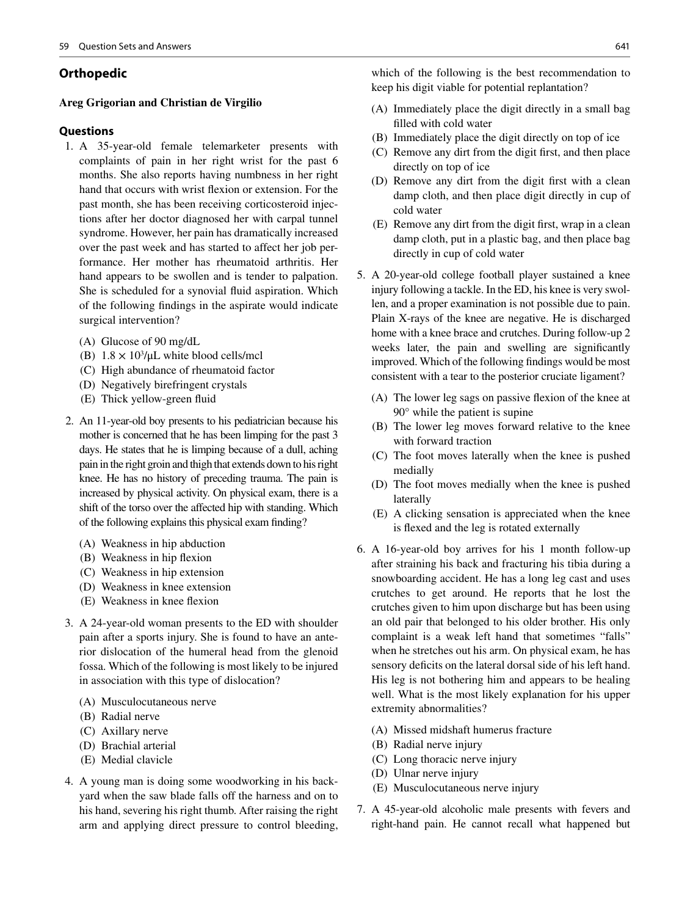## Orthopedic

**Areg Grigorian and Christian de Virgilio**

### Questions

1. A 35-year-old female telemarketer presents with complaints of pain in her right wrist for the past 6 months. She also reports having numbness in her right hand that occurs with wrist flexion or extension. For the past month, she has been receiving corticosteroid injections after her doctor diagnosed her with carpal tunnel syndrome. However, her pain has dramatically increased over the past week and has started to affect her job performance. Her mother has rheumatoid arthritis. Her hand appears to be swollen and is tender to palpation. She is scheduled for a synovial fluid aspiration. Which of the following findings in the aspirate would indicate surgical intervention?

   (A) Glucose of 90 mg/dL
   (B) $1.8 \times 10^3$/μL white blood cells/mcl
   (C) High abundance of rheumatoid factor
   (D) Negatively birefringent crystals
   (E) Thick yellow-green fluid

2. An 11-year-old boy presents to his pediatrician because his mother is concerned that he has been limping for the past 3 days. He states that he is limping because of a dull, aching pain in the right groin and thigh that extends down to his right knee. He has no history of preceding trauma. The pain is increased by physical activity. On physical exam, there is a shift of the torso over the affected hip with standing. Which of the following explains this physical exam finding?

   (A) Weakness in hip abduction
   (B) Weakness in hip flexion
   (C) Weakness in hip extension
   (D) Weakness in knee extension
   (E) Weakness in knee flexion

3. A 24-year-old woman presents to the ED with shoulder pain after a sports injury. She is found to have an anterior dislocation of the humeral head from the glenoid fossa. Which of the following is most likely to be injured in association with this type of dislocation?

   (A) Musculocutaneous nerve
   (B) Radial nerve
   (C) Axillary nerve
   (D) Brachial arterial
   (E) Medial clavicle

4. A young man is doing some woodworking in his backyard when the saw blade falls off the harness and on to his hand, severing his right thumb. After raising the right arm and applying direct pressure to control bleeding, which of the following is the best recommendation to keep his digit viable for potential replantation?

   (A) Immediately place the digit directly in a small bag filled with cold water
   (B) Immediately place the digit directly on top of ice
   (C) Remove any dirt from the digit first, and then place directly on top of ice
   (D) Remove any dirt from the digit first with a clean damp cloth, and then place digit directly in cup of cold water
   (E) Remove any dirt from the digit first, wrap in a clean damp cloth, put in a plastic bag, and then place bag directly in cup of cold water

5. A 20-year-old college football player sustained a knee injury following a tackle. In the ED, his knee is very swollen, and a proper examination is not possible due to pain. Plain X-rays of the knee are negative. He is discharged home with a knee brace and crutches. During follow-up 2 weeks later, the pain and swelling are significantly improved. Which of the following findings would be most consistent with a tear to the posterior cruciate ligament?

   (A) The lower leg sags on passive flexion of the knee at 90° while the patient is supine
   (B) The lower leg moves forward relative to the knee with forward traction
   (C) The foot moves laterally when the knee is pushed medially
   (D) The foot moves medially when the knee is pushed laterally
   (E) A clicking sensation is appreciated when the knee is flexed and the leg is rotated externally

6. A 16-year-old boy arrives for his 1 month follow-up after straining his back and fracturing his tibia during a snowboarding accident. He has a long leg cast and uses crutches to get around. He reports that he lost the crutches given to him upon discharge but has been using an old pair that belonged to his older brother. His only complaint is a weak left hand that sometimes "falls" when he stretches out his arm. On physical exam, he has sensory deficits on the lateral dorsal side of his left hand. His leg is not bothering him and appears to be healing well. What is the most likely explanation for his upper extremity abnormalities?

   (A) Missed midshaft humerus fracture
   (B) Radial nerve injury
   (C) Long thoracic nerve injury
   (D) Ulnar nerve injury
   (E) Musculocutaneous nerve injury

7. A 45-year-old alcoholic male presents with fevers and right-hand pain. He cannot recall what happened but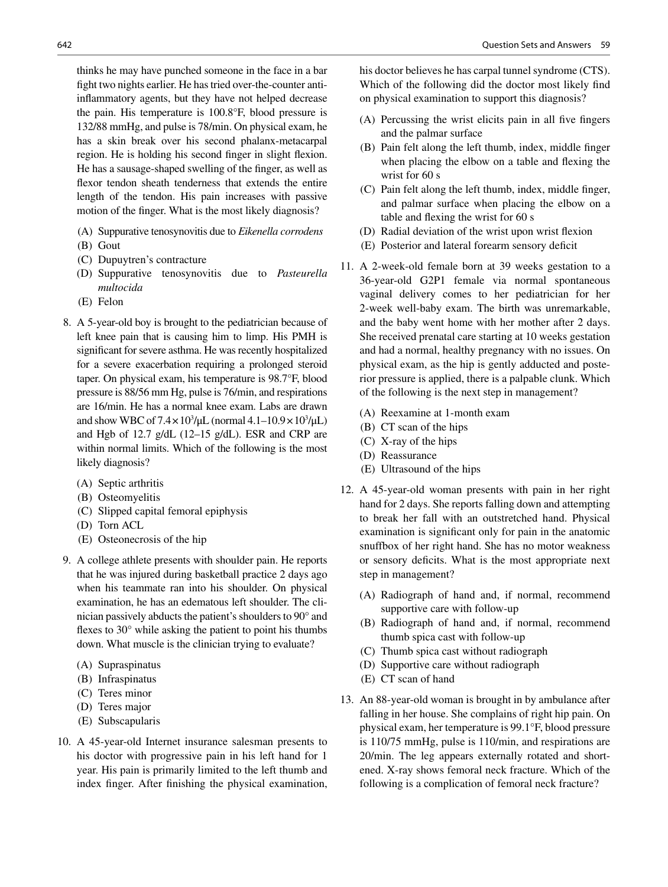thinks he may have punched someone in the face in a bar fight two nights earlier. He has tried over-the-counter anti-inflammatory agents, but they have not helped decrease the pain. His temperature is 100.8°F, blood pressure is 132/88 mmHg, and pulse is 78/min. On physical exam, he has a skin break over his second phalanx-metacarpal region. He is holding his second finger in slight flexion. He has a sausage-shaped swelling of the finger, as well as flexor tendon sheath tenderness that extends the entire length of the tendon. His pain increases with passive motion of the finger. What is the most likely diagnosis?

(A) Suppurative tenosynovitis due to *Eikenella corrodens*
(B) Gout
(C) Dupuytren's contracture
(D) Suppurative tenosynovitis due to *Pasteurella multocida*
(E) Felon

8. A 5-year-old boy is brought to the pediatrician because of left knee pain that is causing him to limp. His PMH is significant for severe asthma. He was recently hospitalized for a severe exacerbation requiring a prolonged steroid taper. On physical exam, his temperature is 98.7°F, blood pressure is 88/56 mm Hg, pulse is 76/min, and respirations are 16/min. He has a normal knee exam. Labs are drawn and show WBC of $7.4 \times 10^3/\mu L$ (normal $4.1–10.9 \times 10^3/\mu L$) and Hgb of 12.7 g/dL (12–15 g/dL). ESR and CRP are within normal limits. Which of the following is the most likely diagnosis?

   (A) Septic arthritis
   (B) Osteomyelitis
   (C) Slipped capital femoral epiphysis
   (D) Torn ACL
   (E) Osteonecrosis of the hip

9. A college athlete presents with shoulder pain. He reports that he was injured during basketball practice 2 days ago when his teammate ran into his shoulder. On physical examination, he has an edematous left shoulder. The clinician passively abducts the patient's shoulders to 90° and flexes to 30° while asking the patient to point his thumbs down. What muscle is the clinician trying to evaluate?

   (A) Supraspinatus
   (B) Infraspinatus
   (C) Teres minor
   (D) Teres major
   (E) Subscapularis

10. A 45-year-old Internet insurance salesman presents to his doctor with progressive pain in his left hand for 1 year. His pain is primarily limited to the left thumb and index finger. After finishing the physical examination, his doctor believes he has carpal tunnel syndrome (CTS). Which of the following did the doctor most likely find on physical examination to support this diagnosis?

    (A) Percussing the wrist elicits pain in all five fingers and the palmar surface
    (B) Pain felt along the left thumb, index, middle finger when placing the elbow on a table and flexing the wrist for 60 s
    (C) Pain felt along the left thumb, index, middle finger, and palmar surface when placing the elbow on a table and flexing the wrist for 60 s
    (D) Radial deviation of the wrist upon wrist flexion
    (E) Posterior and lateral forearm sensory deficit

11. A 2-week-old female born at 39 weeks gestation to a 36-year-old G2P1 female via normal spontaneous vaginal delivery comes to her pediatrician for her 2-week well-baby exam. The birth was unremarkable, and the baby went home with her mother after 2 days. She received prenatal care starting at 10 weeks gestation and had a normal, healthy pregnancy with no issues. On physical exam, as the hip is gently adducted and posterior pressure is applied, there is a palpable clunk. Which of the following is the next step in management?

    (A) Reexamine at 1-month exam
    (B) CT scan of the hips
    (C) X-ray of the hips
    (D) Reassurance
    (E) Ultrasound of the hips

12. A 45-year-old woman presents with pain in her right hand for 2 days. She reports falling down and attempting to break her fall with an outstretched hand. Physical examination is significant only for pain in the anatomic snuffbox of her right hand. She has no motor weakness or sensory deficits. What is the most appropriate next step in management?

    (A) Radiograph of hand and, if normal, recommend supportive care with follow-up
    (B) Radiograph of hand and, if normal, recommend thumb spica cast with follow-up
    (C) Thumb spica cast without radiograph
    (D) Supportive care without radiograph
    (E) CT scan of hand

13. An 88-year-old woman is brought in by ambulance after falling in her house. She complains of right hip pain. On physical exam, her temperature is 99.1°F, blood pressure is 110/75 mmHg, pulse is 110/min, and respirations are 20/min. The leg appears externally rotated and shortened. X-ray shows femoral neck fracture. Which of the following is a complication of femoral neck fracture?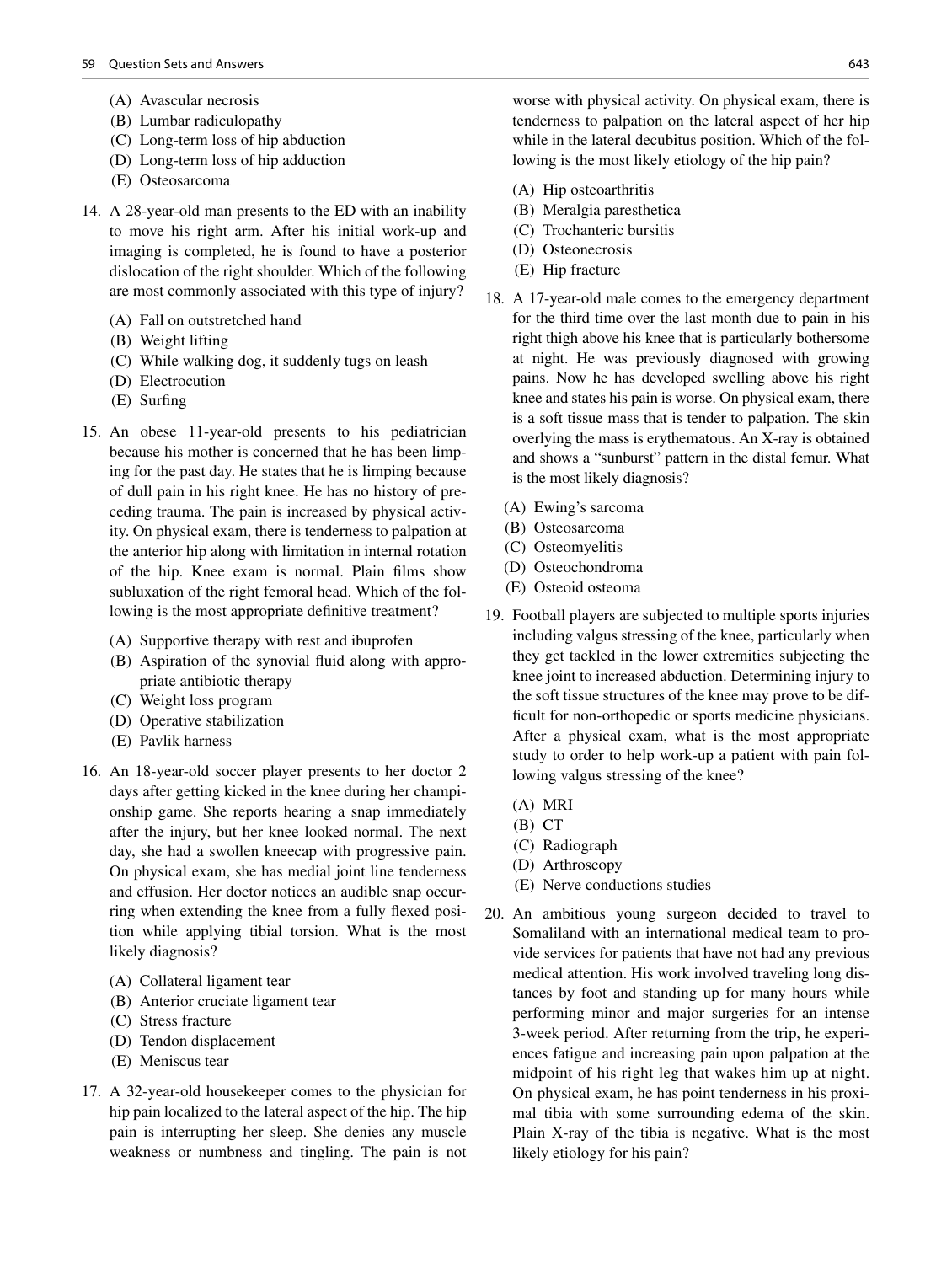(A) Avascular necrosis
(B) Lumbar radiculopathy
(C) Long-term loss of hip abduction
(D) Long-term loss of hip adduction
(E) Osteosarcoma

14. A 28-year-old man presents to the ED with an inability to move his right arm. After his initial work-up and imaging is completed, he is found to have a posterior dislocation of the right shoulder. Which of the following are most commonly associated with this type of injury?

    (A) Fall on outstretched hand
    (B) Weight lifting
    (C) While walking dog, it suddenly tugs on leash
    (D) Electrocution
    (E) Surfing

15. An obese 11-year-old presents to his pediatrician because his mother is concerned that he has been limping for the past day. He states that he is limping because of dull pain in his right knee. He has no history of preceding trauma. The pain is increased by physical activity. On physical exam, there is tenderness to palpation at the anterior hip along with limitation in internal rotation of the hip. Knee exam is normal. Plain films show subluxation of the right femoral head. Which of the following is the most appropriate definitive treatment?

    (A) Supportive therapy with rest and ibuprofen
    (B) Aspiration of the synovial fluid along with appropriate antibiotic therapy
    (C) Weight loss program
    (D) Operative stabilization
    (E) Pavlik harness

16. An 18-year-old soccer player presents to her doctor 2 days after getting kicked in the knee during her championship game. She reports hearing a snap immediately after the injury, but her knee looked normal. The next day, she had a swollen kneecap with progressive pain. On physical exam, she has medial joint line tenderness and effusion. Her doctor notices an audible snap occurring when extending the knee from a fully flexed position while applying tibial torsion. What is the most likely diagnosis?

    (A) Collateral ligament tear
    (B) Anterior cruciate ligament tear
    (C) Stress fracture
    (D) Tendon displacement
    (E) Meniscus tear

17. A 32-year-old housekeeper comes to the physician for hip pain localized to the lateral aspect of the hip. The hip pain is interrupting her sleep. She denies any muscle weakness or numbness and tingling. The pain is not worse with physical activity. On physical exam, there is tenderness to palpation on the lateral aspect of her hip while in the lateral decubitus position. Which of the following is the most likely etiology of the hip pain?

    (A) Hip osteoarthritis
    (B) Meralgia paresthetica
    (C) Trochanteric bursitis
    (D) Osteonecrosis
    (E) Hip fracture

18. A 17-year-old male comes to the emergency department for the third time over the last month due to pain in his right thigh above his knee that is particularly bothersome at night. He was previously diagnosed with growing pains. Now he has developed swelling above his right knee and states his pain is worse. On physical exam, there is a soft tissue mass that is tender to palpation. The skin overlying the mass is erythematous. An X-ray is obtained and shows a "sunburst" pattern in the distal femur. What is the most likely diagnosis?

    (A) Ewing's sarcoma
    (B) Osteosarcoma
    (C) Osteomyelitis
    (D) Osteochondroma
    (E) Osteoid osteoma

19. Football players are subjected to multiple sports injuries including valgus stressing of the knee, particularly when they get tackled in the lower extremities subjecting the knee joint to increased abduction. Determining injury to the soft tissue structures of the knee may prove to be difficult for non-orthopedic or sports medicine physicians. After a physical exam, what is the most appropriate study to order to help work-up a patient with pain following valgus stressing of the knee?

    (A) MRI
    (B) CT
    (C) Radiograph
    (D) Arthroscopy
    (E) Nerve conductions studies

20. An ambitious young surgeon decided to travel to Somaliland with an international medical team to provide services for patients that have not had any previous medical attention. His work involved traveling long distances by foot and standing up for many hours while performing minor and major surgeries for an intense 3-week period. After returning from the trip, he experiences fatigue and increasing pain upon palpation at the midpoint of his right leg that wakes him up at night. On physical exam, he has point tenderness in his proximal tibia with some surrounding edema of the skin. Plain X-ray of the tibia is negative. What is the most likely etiology for his pain?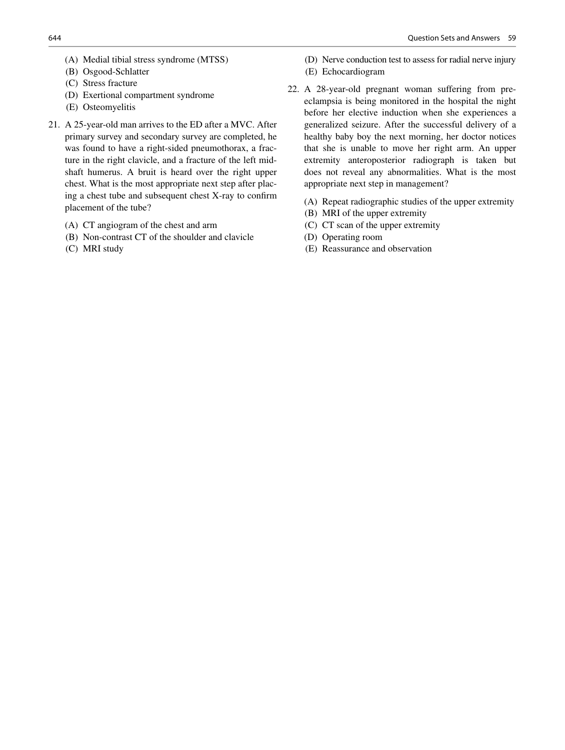(A) Medial tibial stress syndrome (MTSS)
(B) Osgood-Schlatter
(C) Stress fracture
(D) Exertional compartment syndrome
(E) Osteomyelitis

21. A 25-year-old man arrives to the ED after a MVC. After primary survey and secondary survey are completed, he was found to have a right-sided pneumothorax, a fracture in the right clavicle, and a fracture of the left mid-shaft humerus. A bruit is heard over the right upper chest. What is the most appropriate next step after placing a chest tube and subsequent chest X-ray to confirm placement of the tube?

    (A) CT angiogram of the chest and arm
    (B) Non-contrast CT of the shoulder and clavicle
    (C) MRI study
    (D) Nerve conduction test to assess for radial nerve injury
    (E) Echocardiogram

22. A 28-year-old pregnant woman suffering from pre-eclampsia is being monitored in the hospital the night before her elective induction when she experiences a generalized seizure. After the successful delivery of a healthy baby boy the next morning, her doctor notices that she is unable to move her right arm. An upper extremity anteroposterior radiograph is taken but does not reveal any abnormalities. What is the most appropriate next step in management?

    (A) Repeat radiographic studies of the upper extremity
    (B) MRI of the upper extremity
    (C) CT scan of the upper extremity
    (D) Operating room
    (E) Reassurance and observation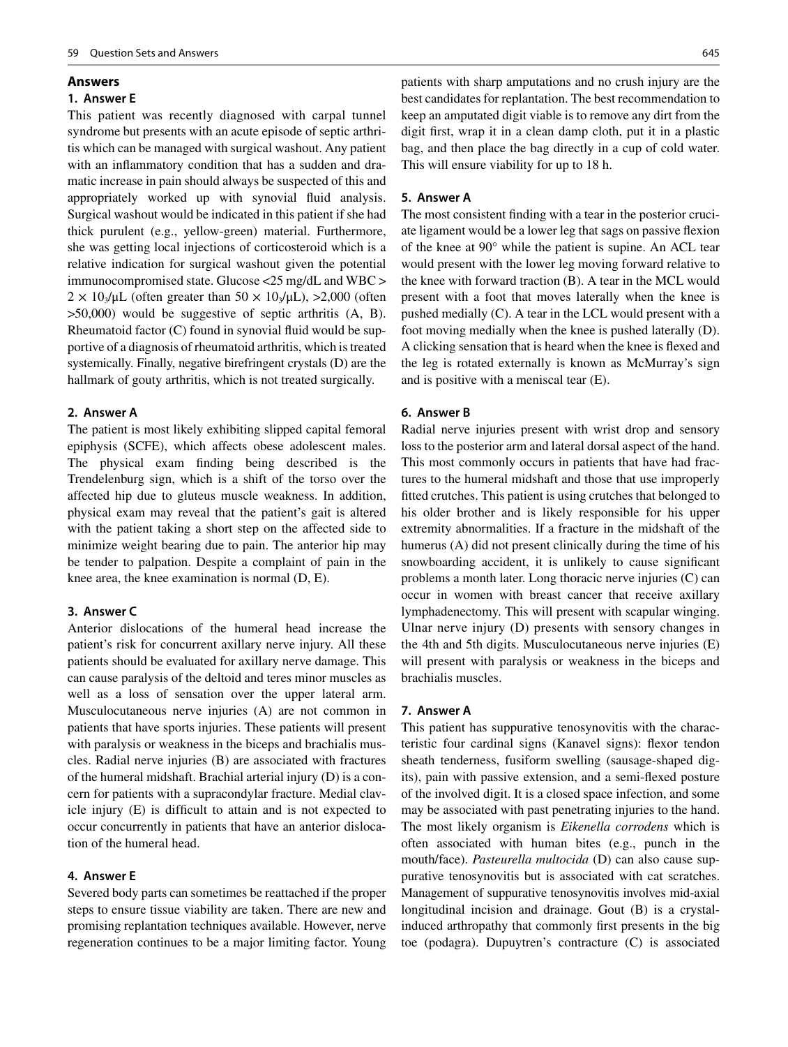## Answers

### 1. Answer E

This patient was recently diagnosed with carpal tunnel syndrome but presents with an acute episode of septic arthritis which can be managed with surgical washout. Any patient with an inflammatory condition that has a sudden and dramatic increase in pain should always be suspected of this and appropriately worked up with synovial fluid analysis. Surgical washout would be indicated in this patient if she had thick purulent (e.g., yellow-green) material. Furthermore, she was getting local injections of corticosteroid which is a relative indication for surgical washout given the potential immunocompromised state. Glucose <25 mg/dL and WBC > $2 \times 10_3/\mu L$ (often greater than $50 \times 10_3/\mu L$), >2,000 (often >50,000) would be suggestive of septic arthritis (A, B). Rheumatoid factor (C) found in synovial fluid would be supportive of a diagnosis of rheumatoid arthritis, which is treated systemically. Finally, negative birefringent crystals (D) are the hallmark of gouty arthritis, which is not treated surgically.

### 2. Answer A

The patient is most likely exhibiting slipped capital femoral epiphysis (SCFE), which affects obese adolescent males. The physical exam finding being described is the Trendelenburg sign, which is a shift of the torso over the affected hip due to gluteus muscle weakness. In addition, physical exam may reveal that the patient's gait is altered with the patient taking a short step on the affected side to minimize weight bearing due to pain. The anterior hip may be tender to palpation. Despite a complaint of pain in the knee area, the knee examination is normal (D, E).

### 3. Answer C

Anterior dislocations of the humeral head increase the patient's risk for concurrent axillary nerve injury. All these patients should be evaluated for axillary nerve damage. This can cause paralysis of the deltoid and teres minor muscles as well as a loss of sensation over the upper lateral arm. Musculocutaneous nerve injuries (A) are not common in patients that have sports injuries. These patients will present with paralysis or weakness in the biceps and brachialis muscles. Radial nerve injuries (B) are associated with fractures of the humeral midshaft. Brachial arterial injury (D) is a concern for patients with a supracondylar fracture. Medial clavicle injury (E) is difficult to attain and is not expected to occur concurrently in patients that have an anterior dislocation of the humeral head.

### 4. Answer E

Severed body parts can sometimes be reattached if the proper steps to ensure tissue viability are taken. There are new and promising replantation techniques available. However, nerve regeneration continues to be a major limiting factor. Young patients with sharp amputations and no crush injury are the best candidates for replantation. The best recommendation to keep an amputated digit viable is to remove any dirt from the digit first, wrap it in a clean damp cloth, put it in a plastic bag, and then place the bag directly in a cup of cold water. This will ensure viability for up to 18 h.

### 5. Answer A

The most consistent finding with a tear in the posterior cruciate ligament would be a lower leg that sags on passive flexion of the knee at 90° while the patient is supine. An ACL tear would present with the lower leg moving forward relative to the knee with forward traction (B). A tear in the MCL would present with a foot that moves laterally when the knee is pushed medially (C). A tear in the LCL would present with a foot moving medially when the knee is pushed laterally (D). A clicking sensation that is heard when the knee is flexed and the leg is rotated externally is known as McMurray's sign and is positive with a meniscal tear (E).

### 6. Answer B

Radial nerve injuries present with wrist drop and sensory loss to the posterior arm and lateral dorsal aspect of the hand. This most commonly occurs in patients that have had fractures to the humeral midshaft and those that use improperly fitted crutches. This patient is using crutches that belonged to his older brother and is likely responsible for his upper extremity abnormalities. If a fracture in the midshaft of the humerus (A) did not present clinically during the time of his snowboarding accident, it is unlikely to cause significant problems a month later. Long thoracic nerve injuries (C) can occur in women with breast cancer that receive axillary lymphadenectomy. This will present with scapular winging. Ulnar nerve injury (D) presents with sensory changes in the 4th and 5th digits. Musculocutaneous nerve injuries (E) will present with paralysis or weakness in the biceps and brachialis muscles.

### 7. Answer A

This patient has suppurative tenosynovitis with the characteristic four cardinal signs (Kanavel signs): flexor tendon sheath tenderness, fusiform swelling (sausage-shaped digits), pain with passive extension, and a semi-flexed posture of the involved digit. It is a closed space infection, and some may be associated with past penetrating injuries to the hand. The most likely organism is *Eikenella corrodens* which is often associated with human bites (e.g., punch in the mouth/face). *Pasteurella multocida* (D) can also cause suppurative tenosynovitis but is associated with cat scratches. Management of suppurative tenosynovitis involves mid-axial longitudinal incision and drainage. Gout (B) is a crystal-induced arthropathy that commonly first presents in the big toe (podagra). Dupuytren's contracture (C) is associated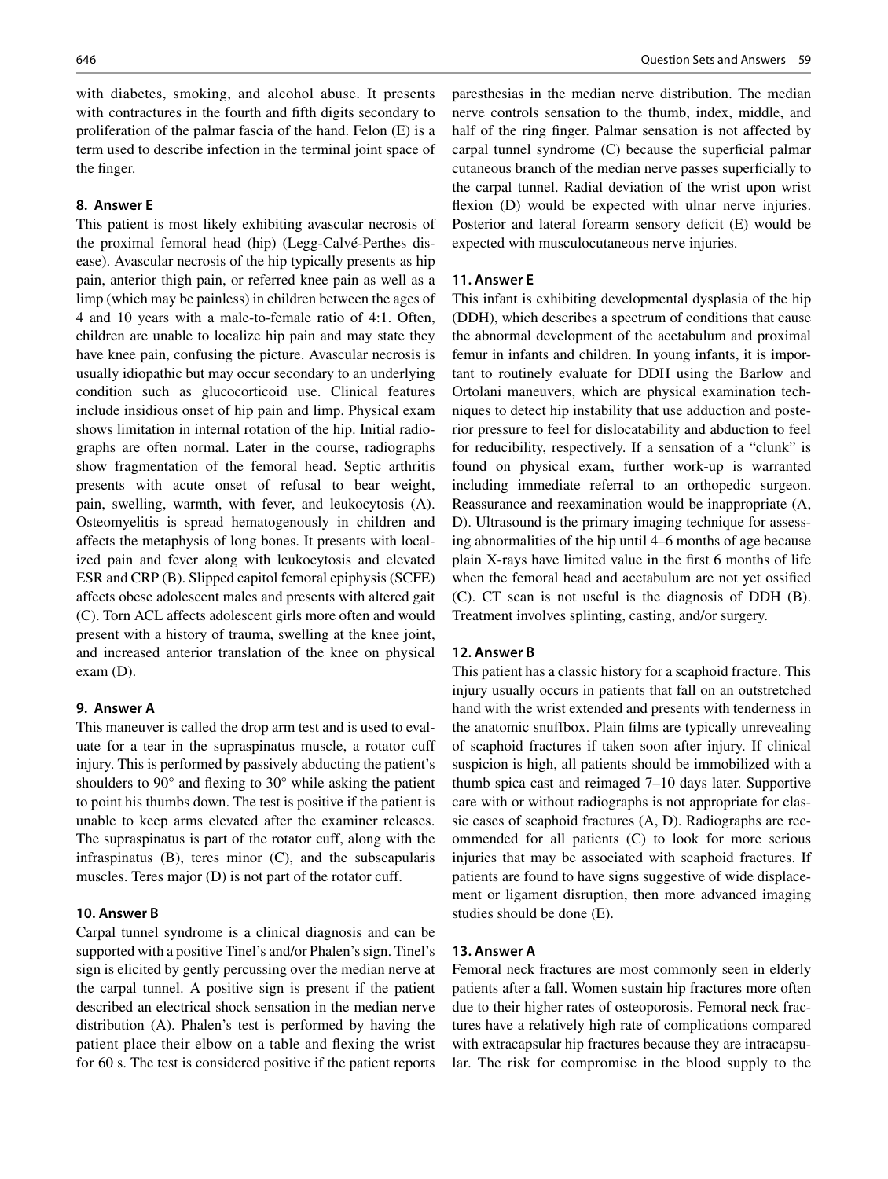with diabetes, smoking, and alcohol abuse. It presents with contractures in the fourth and fifth digits secondary to proliferation of the palmar fascia of the hand. Felon (E) is a term used to describe infection in the terminal joint space of the finger.

### 8. Answer E

This patient is most likely exhibiting avascular necrosis of the proximal femoral head (hip) (Legg-Calvé-Perthes disease). Avascular necrosis of the hip typically presents as hip pain, anterior thigh pain, or referred knee pain as well as a limp (which may be painless) in children between the ages of 4 and 10 years with a male-to-female ratio of 4:1. Often, children are unable to localize hip pain and may state they have knee pain, confusing the picture. Avascular necrosis is usually idiopathic but may occur secondary to an underlying condition such as glucocorticoid use. Clinical features include insidious onset of hip pain and limp. Physical exam shows limitation in internal rotation of the hip. Initial radiographs are often normal. Later in the course, radiographs show fragmentation of the femoral head. Septic arthritis presents with acute onset of refusal to bear weight, pain, swelling, warmth, with fever, and leukocytosis (A). Osteomyelitis is spread hematogenously in children and affects the metaphysis of long bones. It presents with localized pain and fever along with leukocytosis and elevated ESR and CRP (B). Slipped capitol femoral epiphysis (SCFE) affects obese adolescent males and presents with altered gait (C). Torn ACL affects adolescent girls more often and would present with a history of trauma, swelling at the knee joint, and increased anterior translation of the knee on physical exam (D).

### 9. Answer A

This maneuver is called the drop arm test and is used to evaluate for a tear in the supraspinatus muscle, a rotator cuff injury. This is performed by passively abducting the patient's shoulders to 90° and flexing to 30° while asking the patient to point his thumbs down. The test is positive if the patient is unable to keep arms elevated after the examiner releases. The supraspinatus is part of the rotator cuff, along with the infraspinatus (B), teres minor (C), and the subscapularis muscles. Teres major (D) is not part of the rotator cuff.

### 10. Answer B

Carpal tunnel syndrome is a clinical diagnosis and can be supported with a positive Tinel's and/or Phalen's sign. Tinel's sign is elicited by gently percussing over the median nerve at the carpal tunnel. A positive sign is present if the patient described an electrical shock sensation in the median nerve distribution (A). Phalen's test is performed by having the patient place their elbow on a table and flexing the wrist for 60 s. The test is considered positive if the patient reports paresthesias in the median nerve distribution. The median nerve controls sensation to the thumb, index, middle, and half of the ring finger. Palmar sensation is not affected by carpal tunnel syndrome (C) because the superficial palmar cutaneous branch of the median nerve passes superficially to the carpal tunnel. Radial deviation of the wrist upon wrist flexion (D) would be expected with ulnar nerve injuries. Posterior and lateral forearm sensory deficit (E) would be expected with musculocutaneous nerve injuries.

### 11. Answer E

This infant is exhibiting developmental dysplasia of the hip (DDH), which describes a spectrum of conditions that cause the abnormal development of the acetabulum and proximal femur in infants and children. In young infants, it is important to routinely evaluate for DDH using the Barlow and Ortolani maneuvers, which are physical examination techniques to detect hip instability that use adduction and posterior pressure to feel for dislocatability and abduction to feel for reducibility, respectively. If a sensation of a "clunk" is found on physical exam, further work-up is warranted including immediate referral to an orthopedic surgeon. Reassurance and reexamination would be inappropriate (A, D). Ultrasound is the primary imaging technique for assessing abnormalities of the hip until 4–6 months of age because plain X-rays have limited value in the first 6 months of life when the femoral head and acetabulum are not yet ossified (C). CT scan is not useful is the diagnosis of DDH (B). Treatment involves splinting, casting, and/or surgery.

### 12. Answer B

This patient has a classic history for a scaphoid fracture. This injury usually occurs in patients that fall on an outstretched hand with the wrist extended and presents with tenderness in the anatomic snuffbox. Plain films are typically unrevealing of scaphoid fractures if taken soon after injury. If clinical suspicion is high, all patients should be immobilized with a thumb spica cast and reimaged 7–10 days later. Supportive care with or without radiographs is not appropriate for classic cases of scaphoid fractures (A, D). Radiographs are recommended for all patients (C) to look for more serious injuries that may be associated with scaphoid fractures. If patients are found to have signs suggestive of wide displacement or ligament disruption, then more advanced imaging studies should be done (E).

### 13. Answer A

Femoral neck fractures are most commonly seen in elderly patients after a fall. Women sustain hip fractures more often due to their higher rates of osteoporosis. Femoral neck fractures have a relatively high rate of complications compared with extracapsular hip fractures because they are intracapsular. The risk for compromise in the blood supply to the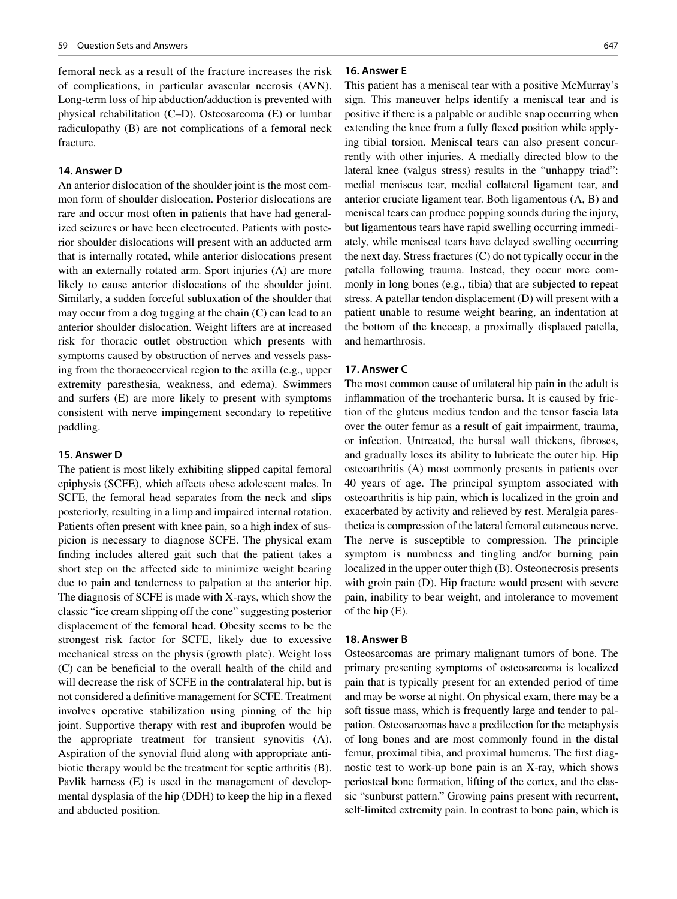femoral neck as a result of the fracture increases the risk of complications, in particular avascular necrosis (AVN). Long-term loss of hip abduction/adduction is prevented with physical rehabilitation (C–D). Osteosarcoma (E) or lumbar radiculopathy (B) are not complications of a femoral neck fracture.

### 14. Answer D

An anterior dislocation of the shoulder joint is the most common form of shoulder dislocation. Posterior dislocations are rare and occur most often in patients that have had generalized seizures or have been electrocuted. Patients with posterior shoulder dislocations will present with an adducted arm that is internally rotated, while anterior dislocations present with an externally rotated arm. Sport injuries (A) are more likely to cause anterior dislocations of the shoulder joint. Similarly, a sudden forceful subluxation of the shoulder that may occur from a dog tugging at the chain (C) can lead to an anterior shoulder dislocation. Weight lifters are at increased risk for thoracic outlet obstruction which presents with symptoms caused by obstruction of nerves and vessels passing from the thoracocervical region to the axilla (e.g., upper extremity paresthesia, weakness, and edema). Swimmers and surfers (E) are more likely to present with symptoms consistent with nerve impingement secondary to repetitive paddling.

### 15. Answer D

The patient is most likely exhibiting slipped capital femoral epiphysis (SCFE), which affects obese adolescent males. In SCFE, the femoral head separates from the neck and slips posteriorly, resulting in a limp and impaired internal rotation. Patients often present with knee pain, so a high index of suspicion is necessary to diagnose SCFE. The physical exam finding includes altered gait such that the patient takes a short step on the affected side to minimize weight bearing due to pain and tenderness to palpation at the anterior hip. The diagnosis of SCFE is made with X-rays, which show the classic "ice cream slipping off the cone" suggesting posterior displacement of the femoral head. Obesity seems to be the strongest risk factor for SCFE, likely due to excessive mechanical stress on the physis (growth plate). Weight loss (C) can be beneficial to the overall health of the child and will decrease the risk of SCFE in the contralateral hip, but is not considered a definitive management for SCFE. Treatment involves operative stabilization using pinning of the hip joint. Supportive therapy with rest and ibuprofen would be the appropriate treatment for transient synovitis (A). Aspiration of the synovial fluid along with appropriate antibiotic therapy would be the treatment for septic arthritis (B). Pavlik harness (E) is used in the management of developmental dysplasia of the hip (DDH) to keep the hip in a flexed and abducted position.

### 16. Answer E

This patient has a meniscal tear with a positive McMurray's sign. This maneuver helps identify a meniscal tear and is positive if there is a palpable or audible snap occurring when extending the knee from a fully flexed position while applying tibial torsion. Meniscal tears can also present concurrently with other injuries. A medially directed blow to the lateral knee (valgus stress) results in the "unhappy triad": medial meniscus tear, medial collateral ligament tear, and anterior cruciate ligament tear. Both ligamentous (A, B) and meniscal tears can produce popping sounds during the injury, but ligamentous tears have rapid swelling occurring immediately, while meniscal tears have delayed swelling occurring the next day. Stress fractures (C) do not typically occur in the patella following trauma. Instead, they occur more commonly in long bones (e.g., tibia) that are subjected to repeat stress. A patellar tendon displacement (D) will present with a patient unable to resume weight bearing, an indentation at the bottom of the kneecap, a proximally displaced patella, and hemarthrosis.

### 17. Answer C

The most common cause of unilateral hip pain in the adult is inflammation of the trochanteric bursa. It is caused by friction of the gluteus medius tendon and the tensor fascia lata over the outer femur as a result of gait impairment, trauma, or infection. Untreated, the bursal wall thickens, fibroses, and gradually loses its ability to lubricate the outer hip. Hip osteoarthritis (A) most commonly presents in patients over 40 years of age. The principal symptom associated with osteoarthritis is hip pain, which is localized in the groin and exacerbated by activity and relieved by rest. Meralgia paresthetica is compression of the lateral femoral cutaneous nerve. The nerve is susceptible to compression. The principle symptom is numbness and tingling and/or burning pain localized in the upper outer thigh (B). Osteonecrosis presents with groin pain (D). Hip fracture would present with severe pain, inability to bear weight, and intolerance to movement of the hip (E).

### 18. Answer B

Osteosarcomas are primary malignant tumors of bone. The primary presenting symptoms of osteosarcoma is localized pain that is typically present for an extended period of time and may be worse at night. On physical exam, there may be a soft tissue mass, which is frequently large and tender to palpation. Osteosarcomas have a predilection for the metaphysis of long bones and are most commonly found in the distal femur, proximal tibia, and proximal humerus. The first diagnostic test to work-up bone pain is an X-ray, which shows periosteal bone formation, lifting of the cortex, and the classic "sunburst pattern." Growing pains present with recurrent, self-limited extremity pain. In contrast to bone pain, which is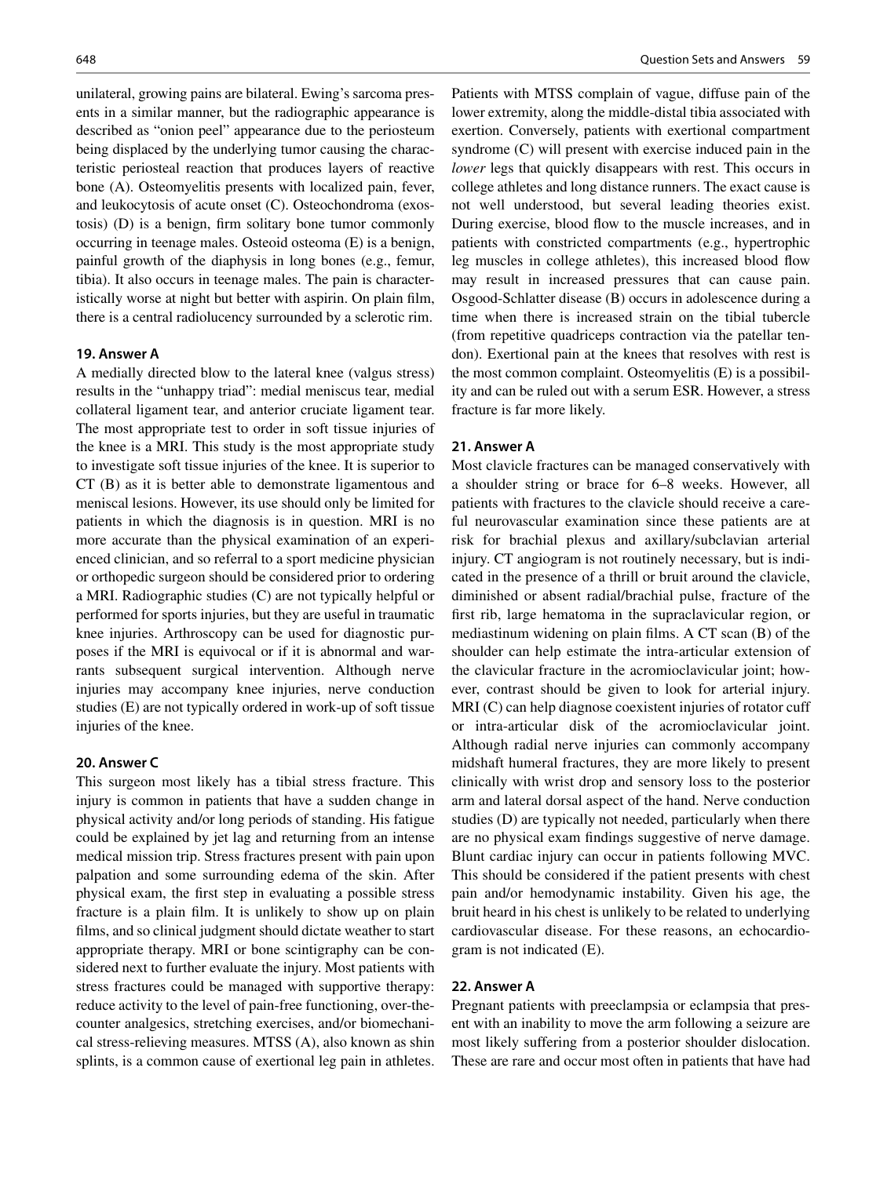unilateral, growing pains are bilateral. Ewing's sarcoma presents in a similar manner, but the radiographic appearance is described as "onion peel" appearance due to the periosteum being displaced by the underlying tumor causing the characteristic periosteal reaction that produces layers of reactive bone (A). Osteomyelitis presents with localized pain, fever, and leukocytosis of acute onset (C). Osteochondroma (exostosis) (D) is a benign, firm solitary bone tumor commonly occurring in teenage males. Osteoid osteoma (E) is a benign, painful growth of the diaphysis in long bones (e.g., femur, tibia). It also occurs in teenage males. The pain is characteristically worse at night but better with aspirin. On plain film, there is a central radiolucency surrounded by a sclerotic rim.

### 19. Answer A

A medially directed blow to the lateral knee (valgus stress) results in the "unhappy triad": medial meniscus tear, medial collateral ligament tear, and anterior cruciate ligament tear. The most appropriate test to order in soft tissue injuries of the knee is a MRI. This study is the most appropriate study to investigate soft tissue injuries of the knee. It is superior to CT (B) as it is better able to demonstrate ligamentous and meniscal lesions. However, its use should only be limited for patients in which the diagnosis is in question. MRI is no more accurate than the physical examination of an experienced clinician, and so referral to a sport medicine physician or orthopedic surgeon should be considered prior to ordering a MRI. Radiographic studies (C) are not typically helpful or performed for sports injuries, but they are useful in traumatic knee injuries. Arthroscopy can be used for diagnostic purposes if the MRI is equivocal or if it is abnormal and warrants subsequent surgical intervention. Although nerve injuries may accompany knee injuries, nerve conduction studies (E) are not typically ordered in work-up of soft tissue injuries of the knee.

### 20. Answer C

This surgeon most likely has a tibial stress fracture. This injury is common in patients that have a sudden change in physical activity and/or long periods of standing. His fatigue could be explained by jet lag and returning from an intense medical mission trip. Stress fractures present with pain upon palpation and some surrounding edema of the skin. After physical exam, the first step in evaluating a possible stress fracture is a plain film. It is unlikely to show up on plain films, and so clinical judgment should dictate weather to start appropriate therapy. MRI or bone scintigraphy can be considered next to further evaluate the injury. Most patients with stress fractures could be managed with supportive therapy: reduce activity to the level of pain-free functioning, over-the-counter analgesics, stretching exercises, and/or biomechanical stress-relieving measures. MTSS (A), also known as shin splints, is a common cause of exertional leg pain in athletes. Patients with MTSS complain of vague, diffuse pain of the lower extremity, along the middle-distal tibia associated with exertion. Conversely, patients with exertional compartment syndrome (C) will present with exercise induced pain in the *lower* legs that quickly disappears with rest. This occurs in college athletes and long distance runners. The exact cause is not well understood, but several leading theories exist. During exercise, blood flow to the muscle increases, and in patients with constricted compartments (e.g., hypertrophic leg muscles in college athletes), this increased blood flow may result in increased pressures that can cause pain. Osgood-Schlatter disease (B) occurs in adolescence during a time when there is increased strain on the tibial tubercle (from repetitive quadriceps contraction via the patellar tendon). Exertional pain at the knees that resolves with rest is the most common complaint. Osteomyelitis (E) is a possibility and can be ruled out with a serum ESR. However, a stress fracture is far more likely.

### 21. Answer A

Most clavicle fractures can be managed conservatively with a shoulder string or brace for 6–8 weeks. However, all patients with fractures to the clavicle should receive a careful neurovascular examination since these patients are at risk for brachial plexus and axillary/subclavian arterial injury. CT angiogram is not routinely necessary, but is indicated in the presence of a thrill or bruit around the clavicle, diminished or absent radial/brachial pulse, fracture of the first rib, large hematoma in the supraclavicular region, or mediastinum widening on plain films. A CT scan (B) of the shoulder can help estimate the intra-articular extension of the clavicular fracture in the acromioclavicular joint; however, contrast should be given to look for arterial injury. MRI (C) can help diagnose coexistent injuries of rotator cuff or intra-articular disk of the acromioclavicular joint. Although radial nerve injuries can commonly accompany midshaft humeral fractures, they are more likely to present clinically with wrist drop and sensory loss to the posterior arm and lateral dorsal aspect of the hand. Nerve conduction studies (D) are typically not needed, particularly when there are no physical exam findings suggestive of nerve damage. Blunt cardiac injury can occur in patients following MVC. This should be considered if the patient presents with chest pain and/or hemodynamic instability. Given his age, the bruit heard in his chest is unlikely to be related to underlying cardiovascular disease. For these reasons, an echocardiogram is not indicated (E).

### 22. Answer A

Pregnant patients with preeclampsia or eclampsia that present with an inability to move the arm following a seizure are most likely suffering from a posterior shoulder dislocation. These are rare and occur most often in patients that have had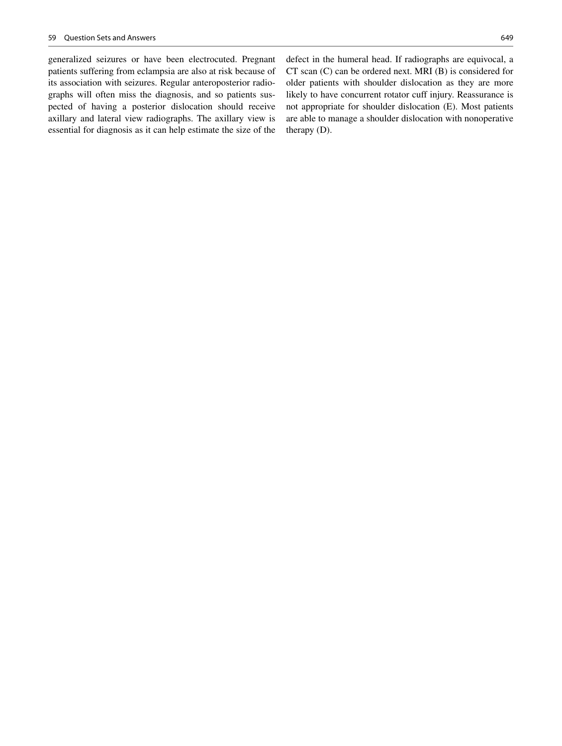generalized seizures or have been electrocuted. Pregnant patients suffering from eclampsia are also at risk because of its association with seizures. Regular anteroposterior radiographs will often miss the diagnosis, and so patients suspected of having a posterior dislocation should receive axillary and lateral view radiographs. The axillary view is essential for diagnosis as it can help estimate the size of the defect in the humeral head. If radiographs are equivocal, a CT scan (C) can be ordered next. MRI (B) is considered for older patients with shoulder dislocation as they are more likely to have concurrent rotator cuff injury. Reassurance is not appropriate for shoulder dislocation (E). Most patients are able to manage a shoulder dislocation with nonoperative therapy (D).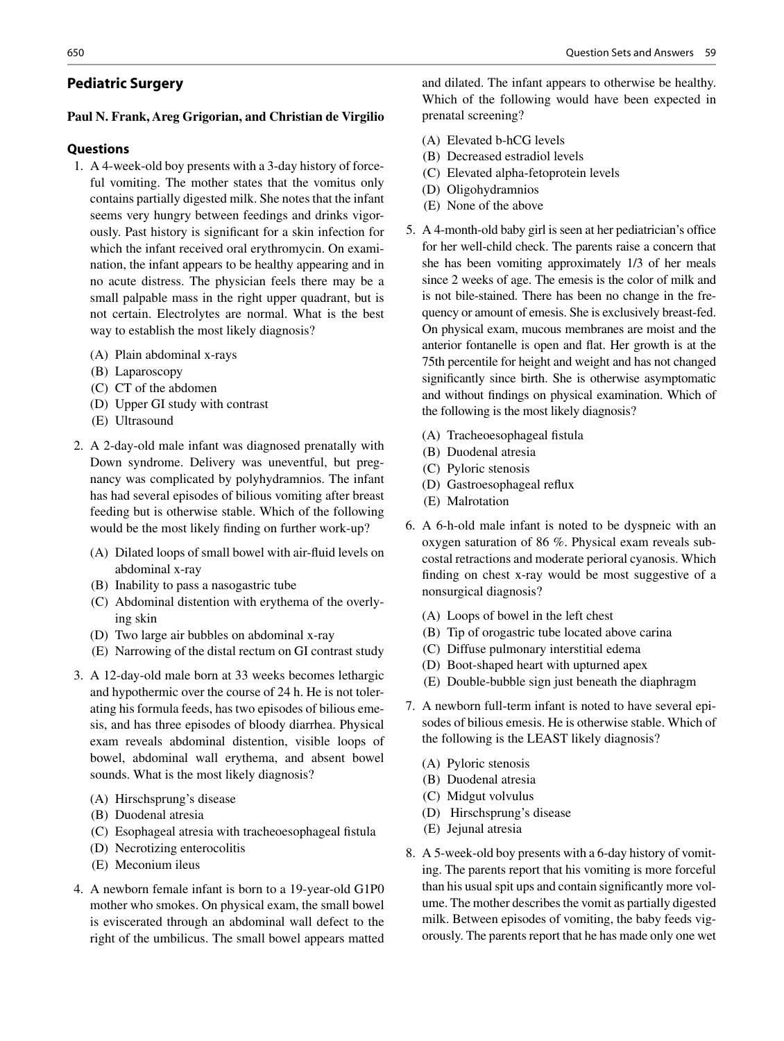## Pediatric Surgery

**Paul N. Frank, Areg Grigorian, and Christian de Virgilio**

### Questions

1. A 4-week-old boy presents with a 3-day history of forceful vomiting. The mother states that the vomitus only contains partially digested milk. She notes that the infant seems very hungry between feedings and drinks vigorously. Past history is significant for a skin infection for which the infant received oral erythromycin. On examination, the infant appears to be healthy appearing and in no acute distress. The physician feels there may be a small palpable mass in the right upper quadrant, but is not certain. Electrolytes are normal. What is the best way to establish the most likely diagnosis?

   (A) Plain abdominal x-rays
   (B) Laparoscopy
   (C) CT of the abdomen
   (D) Upper GI study with contrast
   (E) Ultrasound

2. A 2-day-old male infant was diagnosed prenatally with Down syndrome. Delivery was uneventful, but pregnancy was complicated by polyhydramnios. The infant has had several episodes of bilious vomiting after breast feeding but is otherwise stable. Which of the following would be the most likely finding on further work-up?

   (A) Dilated loops of small bowel with air-fluid levels on abdominal x-ray
   (B) Inability to pass a nasogastric tube
   (C) Abdominal distention with erythema of the overlying skin
   (D) Two large air bubbles on abdominal x-ray
   (E) Narrowing of the distal rectum on GI contrast study

3. A 12-day-old male born at 33 weeks becomes lethargic and hypothermic over the course of 24 h. He is not tolerating his formula feeds, has two episodes of bilious emesis, and has three episodes of bloody diarrhea. Physical exam reveals abdominal distention, visible loops of bowel, abdominal wall erythema, and absent bowel sounds. What is the most likely diagnosis?

   (A) Hirschsprung's disease
   (B) Duodenal atresia
   (C) Esophageal atresia with tracheoesophageal fistula
   (D) Necrotizing enterocolitis
   (E) Meconium ileus

4. A newborn female infant is born to a 19-year-old G1P0 mother who smokes. On physical exam, the small bowel is eviscerated through an abdominal wall defect to the right of the umbilicus. The small bowel appears matted and dilated. The infant appears to otherwise be healthy. Which of the following would have been expected in prenatal screening?

   (A) Elevated b-hCG levels
   (B) Decreased estradiol levels
   (C) Elevated alpha-fetoprotein levels
   (D) Oligohydramnios
   (E) None of the above

5. A 4-month-old baby girl is seen at her pediatrician's office for her well-child check. The parents raise a concern that she has been vomiting approximately 1/3 of her meals since 2 weeks of age. The emesis is the color of milk and is not bile-stained. There has been no change in the frequency or amount of emesis. She is exclusively breast-fed. On physical exam, mucous membranes are moist and the anterior fontanelle is open and flat. Her growth is at the 75th percentile for height and weight and has not changed significantly since birth. She is otherwise asymptomatic and without findings on physical examination. Which of the following is the most likely diagnosis?

   (A) Tracheoesophageal fistula
   (B) Duodenal atresia
   (C) Pyloric stenosis
   (D) Gastroesophageal reflux
   (E) Malrotation

6. A 6-h-old male infant is noted to be dyspneic with an oxygen saturation of 86 %. Physical exam reveals subcostal retractions and moderate perioral cyanosis. Which finding on chest x-ray would be most suggestive of a nonsurgical diagnosis?

   (A) Loops of bowel in the left chest
   (B) Tip of orogastric tube located above carina
   (C) Diffuse pulmonary interstitial edema
   (D) Boot-shaped heart with upturned apex
   (E) Double-bubble sign just beneath the diaphragm

7. A newborn full-term infant is noted to have several episodes of bilious emesis. He is otherwise stable. Which of the following is the LEAST likely diagnosis?

   (A) Pyloric stenosis
   (B) Duodenal atresia
   (C) Midgut volvulus
   (D) Hirschsprung's disease
   (E) Jejunal atresia

8. A 5-week-old boy presents with a 6-day history of vomiting. The parents report that his vomiting is more forceful than his usual spit ups and contain significantly more volume. The mother describes the vomit as partially digested milk. Between episodes of vomiting, the baby feeds vigorously. The parents report that he has made only one wet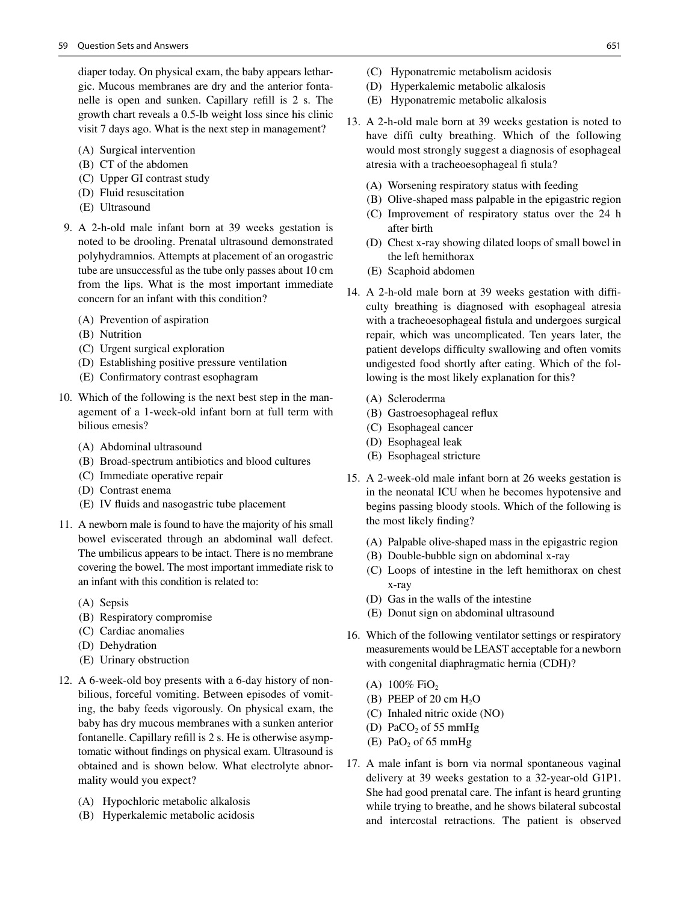diaper today. On physical exam, the baby appears lethargic. Mucous membranes are dry and the anterior fontanelle is open and sunken. Capillary refill is 2 s. The growth chart reveals a 0.5-lb weight loss since his clinic visit 7 days ago. What is the next step in management?

(A) Surgical intervention
(B) CT of the abdomen
(C) Upper GI contrast study
(D) Fluid resuscitation
(E) Ultrasound

9. A 2-h-old male infant born at 39 weeks gestation is noted to be drooling. Prenatal ultrasound demonstrated polyhydramnios. Attempts at placement of an orogastric tube are unsuccessful as the tube only passes about 10 cm from the lips. What is the most important immediate concern for an infant with this condition?

(A) Prevention of aspiration
(B) Nutrition
(C) Urgent surgical exploration
(D) Establishing positive pressure ventilation
(E) Confirmatory contrast esophagram

10. Which of the following is the next best step in the management of a 1-week-old infant born at full term with bilious emesis?

(A) Abdominal ultrasound
(B) Broad-spectrum antibiotics and blood cultures
(C) Immediate operative repair
(D) Contrast enema
(E) IV fluids and nasogastric tube placement

11. A newborn male is found to have the majority of his small bowel eviscerated through an abdominal wall defect. The umbilicus appears to be intact. There is no membrane covering the bowel. The most important immediate risk to an infant with this condition is related to:

(A) Sepsis
(B) Respiratory compromise
(C) Cardiac anomalies
(D) Dehydration
(E) Urinary obstruction

12. A 6-week-old boy presents with a 6-day history of nonbilious, forceful vomiting. Between episodes of vomiting, the baby feeds vigorously. On physical exam, the baby has dry mucous membranes with a sunken anterior fontanelle. Capillary refill is 2 s. He is otherwise asymptomatic without findings on physical exam. Ultrasound is obtained and is shown below. What electrolyte abnormality would you expect?

(A) Hypochloric metabolic alkalosis
(B) Hyperkalemic metabolic acidosis
(C) Hyponatremic metabolism acidosis
(D) Hyperkalemic metabolic alkalosis
(E) Hyponatremic metabolic alkalosis

13. A 2-h-old male born at 39 weeks gestation is noted to have diffi culty breathing. Which of the following would most strongly suggest a diagnosis of esophageal atresia with a tracheoesophageal fi stula?

(A) Worsening respiratory status with feeding
(B) Olive-shaped mass palpable in the epigastric region
(C) Improvement of respiratory status over the 24 h after birth
(D) Chest x-ray showing dilated loops of small bowel in the left hemithorax
(E) Scaphoid abdomen

14. A 2-h-old male born at 39 weeks gestation with difficulty breathing is diagnosed with esophageal atresia with a tracheoesophageal fistula and undergoes surgical repair, which was uncomplicated. Ten years later, the patient develops difficulty swallowing and often vomits undigested food shortly after eating. Which of the following is the most likely explanation for this?

(A) Scleroderma
(B) Gastroesophageal reflux
(C) Esophageal cancer
(D) Esophageal leak
(E) Esophageal stricture

15. A 2-week-old male infant born at 26 weeks gestation is in the neonatal ICU when he becomes hypotensive and begins passing bloody stools. Which of the following is the most likely finding?

(A) Palpable olive-shaped mass in the epigastric region
(B) Double-bubble sign on abdominal x-ray
(C) Loops of intestine in the left hemithorax on chest x-ray
(D) Gas in the walls of the intestine
(E) Donut sign on abdominal ultrasound

16. Which of the following ventilator settings or respiratory measurements would be LEAST acceptable for a newborn with congenital diaphragmatic hernia (CDH)?

(A) 100% $FiO_2$
(B) PEEP of 20 cm $H_2O$
(C) Inhaled nitric oxide (NO)
(D) $PaCO_2$ of 55 mmHg
(E) $PaO_2$ of 65 mmHg

17. A male infant is born via normal spontaneous vaginal delivery at 39 weeks gestation to a 32-year-old G1P1. She had good prenatal care. The infant is heard grunting while trying to breathe, and he shows bilateral subcostal and intercostal retractions. The patient is observed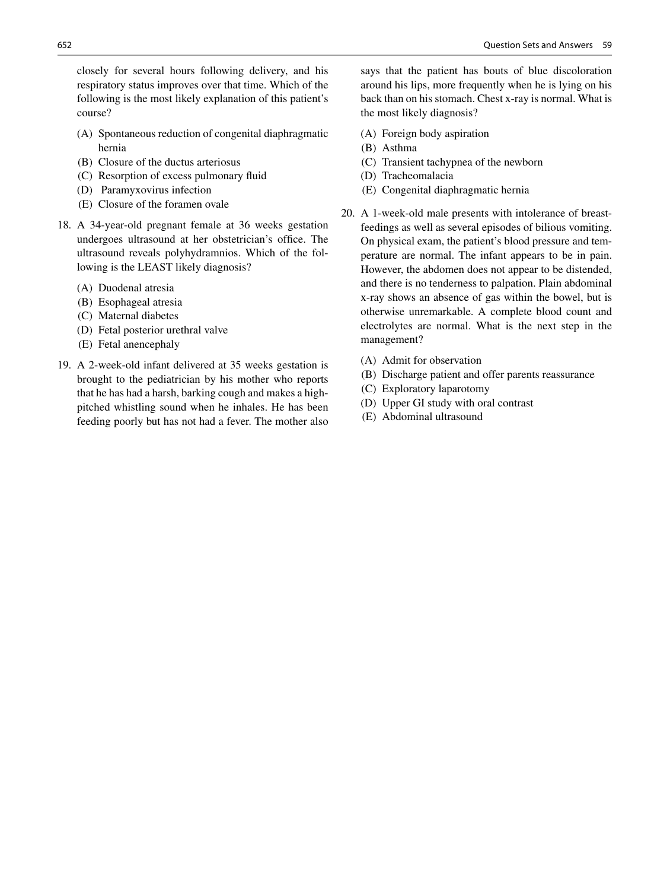closely for several hours following delivery, and his respiratory status improves over that time. Which of the following is the most likely explanation of this patient's course?

(A) Spontaneous reduction of congenital diaphragmatic hernia
(B) Closure of the ductus arteriosus
(C) Resorption of excess pulmonary fluid
(D) Paramyxovirus infection
(E) Closure of the foramen ovale

18. A 34-year-old pregnant female at 36 weeks gestation undergoes ultrasound at her obstetrician's office. The ultrasound reveals polyhydramnios. Which of the following is the LEAST likely diagnosis?

(A) Duodenal atresia
(B) Esophageal atresia
(C) Maternal diabetes
(D) Fetal posterior urethral valve
(E) Fetal anencephaly

19. A 2-week-old infant delivered at 35 weeks gestation is brought to the pediatrician by his mother who reports that he has had a harsh, barking cough and makes a high-pitched whistling sound when he inhales. He has been feeding poorly but has not had a fever. The mother also says that the patient has bouts of blue discoloration around his lips, more frequently when he is lying on his back than on his stomach. Chest x-ray is normal. What is the most likely diagnosis?

(A) Foreign body aspiration
(B) Asthma
(C) Transient tachypnea of the newborn
(D) Tracheomalacia
(E) Congenital diaphragmatic hernia

20. A 1-week-old male presents with intolerance of breast-feedings as well as several episodes of bilious vomiting. On physical exam, the patient's blood pressure and temperature are normal. The infant appears to be in pain. However, the abdomen does not appear to be distended, and there is no tenderness to palpation. Plain abdominal x-ray shows an absence of gas within the bowel, but is otherwise unremarkable. A complete blood count and electrolytes are normal. What is the next step in the management?

(A) Admit for observation
(B) Discharge patient and offer parents reassurance
(C) Exploratory laparotomy
(D) Upper GI study with oral contrast
(E) Abdominal ultrasound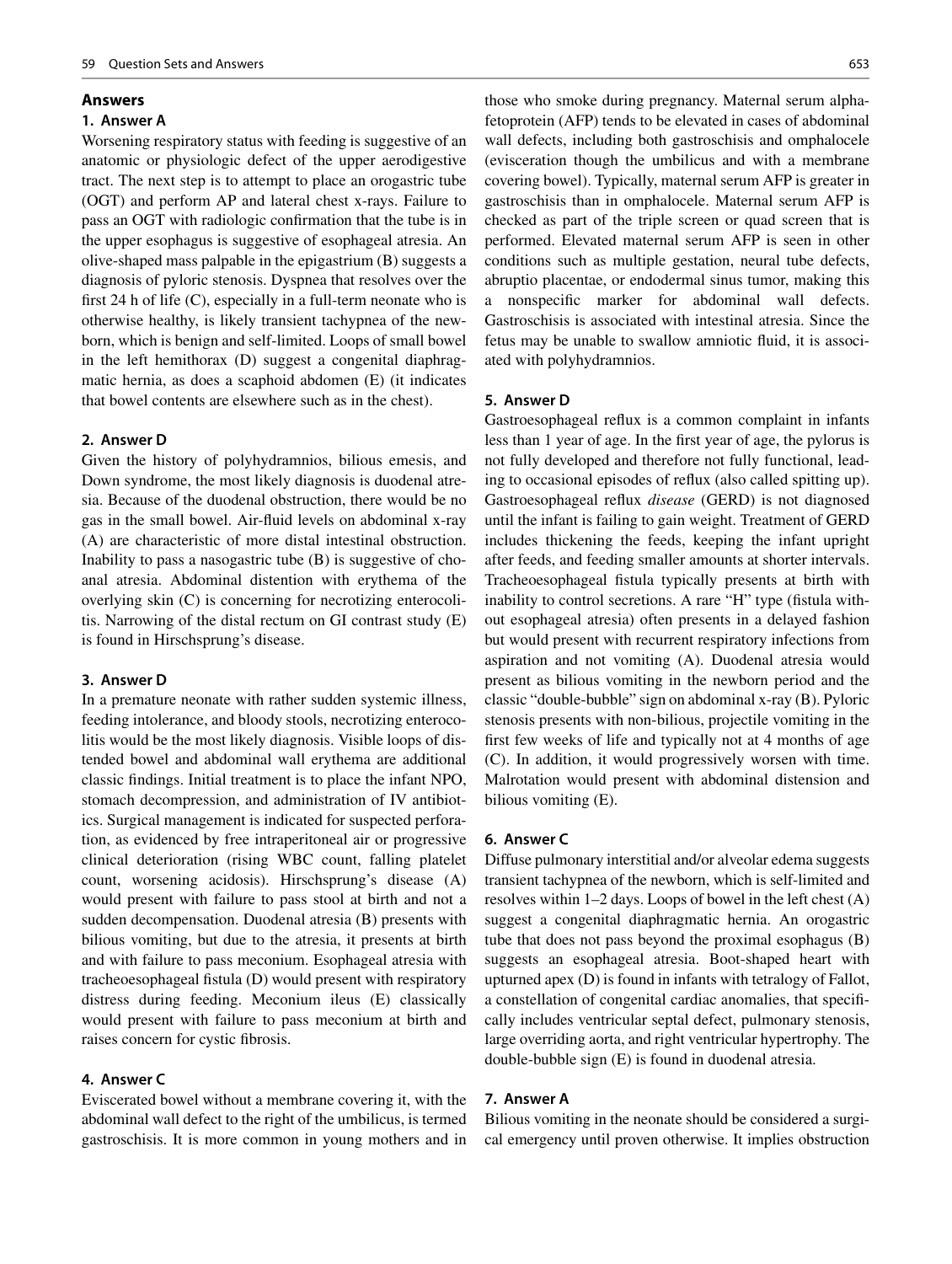## Answers

### 1. Answer A

Worsening respiratory status with feeding is suggestive of an anatomic or physiologic defect of the upper aerodigestive tract. The next step is to attempt to place an orogastric tube (OGT) and perform AP and lateral chest x-rays. Failure to pass an OGT with radiologic confirmation that the tube is in the upper esophagus is suggestive of esophageal atresia. An olive-shaped mass palpable in the epigastrium (B) suggests a diagnosis of pyloric stenosis. Dyspnea that resolves over the first 24 h of life (C), especially in a full-term neonate who is otherwise healthy, is likely transient tachypnea of the newborn, which is benign and self-limited. Loops of small bowel in the left hemithorax (D) suggest a congenital diaphragmatic hernia, as does a scaphoid abdomen (E) (it indicates that bowel contents are elsewhere such as in the chest).

### 2. Answer D

Given the history of polyhydramnios, bilious emesis, and Down syndrome, the most likely diagnosis is duodenal atresia. Because of the duodenal obstruction, there would be no gas in the small bowel. Air-fluid levels on abdominal x-ray (A) are characteristic of more distal intestinal obstruction. Inability to pass a nasogastric tube (B) is suggestive of choanal atresia. Abdominal distention with erythema of the overlying skin (C) is concerning for necrotizing enterocolitis. Narrowing of the distal rectum on GI contrast study (E) is found in Hirschsprung's disease.

### 3. Answer D

In a premature neonate with rather sudden systemic illness, feeding intolerance, and bloody stools, necrotizing enterocolitis would be the most likely diagnosis. Visible loops of distended bowel and abdominal wall erythema are additional classic findings. Initial treatment is to place the infant NPO, stomach decompression, and administration of IV antibiotics. Surgical management is indicated for suspected perforation, as evidenced by free intraperitoneal air or progressive clinical deterioration (rising WBC count, falling platelet count, worsening acidosis). Hirschsprung's disease (A) would present with failure to pass stool at birth and not a sudden decompensation. Duodenal atresia (B) presents with bilious vomiting, but due to the atresia, it presents at birth and with failure to pass meconium. Esophageal atresia with tracheoesophageal fistula (D) would present with respiratory distress during feeding. Meconium ileus (E) classically would present with failure to pass meconium at birth and raises concern for cystic fibrosis.

### 4. Answer C

Eviscerated bowel without a membrane covering it, with the abdominal wall defect to the right of the umbilicus, is termed gastroschisis. It is more common in young mothers and in those who smoke during pregnancy. Maternal serum alpha-fetoprotein (AFP) tends to be elevated in cases of abdominal wall defects, including both gastroschisis and omphalocele (evisceration though the umbilicus and with a membrane covering bowel). Typically, maternal serum AFP is greater in gastroschisis than in omphalocele. Maternal serum AFP is checked as part of the triple screen or quad screen that is performed. Elevated maternal serum AFP is seen in other conditions such as multiple gestation, neural tube defects, abruptio placentae, or endodermal sinus tumor, making this a nonspecific marker for abdominal wall defects. Gastroschisis is associated with intestinal atresia. Since the fetus may be unable to swallow amniotic fluid, it is associated with polyhydramnios.

### 5. Answer D

Gastroesophageal reflux is a common complaint in infants less than 1 year of age. In the first year of age, the pylorus is not fully developed and therefore not fully functional, leading to occasional episodes of reflux (also called spitting up). Gastroesophageal reflux *disease* (GERD) is not diagnosed until the infant is failing to gain weight. Treatment of GERD includes thickening the feeds, keeping the infant upright after feeds, and feeding smaller amounts at shorter intervals. Tracheoesophageal fistula typically presents at birth with inability to control secretions. A rare "H" type (fistula without esophageal atresia) often presents in a delayed fashion but would present with recurrent respiratory infections from aspiration and not vomiting (A). Duodenal atresia would present as bilious vomiting in the newborn period and the classic "double-bubble" sign on abdominal x-ray (B). Pyloric stenosis presents with non-bilious, projectile vomiting in the first few weeks of life and typically not at 4 months of age (C). In addition, it would progressively worsen with time. Malrotation would present with abdominal distension and bilious vomiting (E).

### 6. Answer C

Diffuse pulmonary interstitial and/or alveolar edema suggests transient tachypnea of the newborn, which is self-limited and resolves within 1–2 days. Loops of bowel in the left chest (A) suggest a congenital diaphragmatic hernia. An orogastric tube that does not pass beyond the proximal esophagus (B) suggests an esophageal atresia. Boot-shaped heart with upturned apex (D) is found in infants with tetralogy of Fallot, a constellation of congenital cardiac anomalies, that specifically includes ventricular septal defect, pulmonary stenosis, large overriding aorta, and right ventricular hypertrophy. The double-bubble sign (E) is found in duodenal atresia.

### 7. Answer A

Bilious vomiting in the neonate should be considered a surgical emergency until proven otherwise. It implies obstruction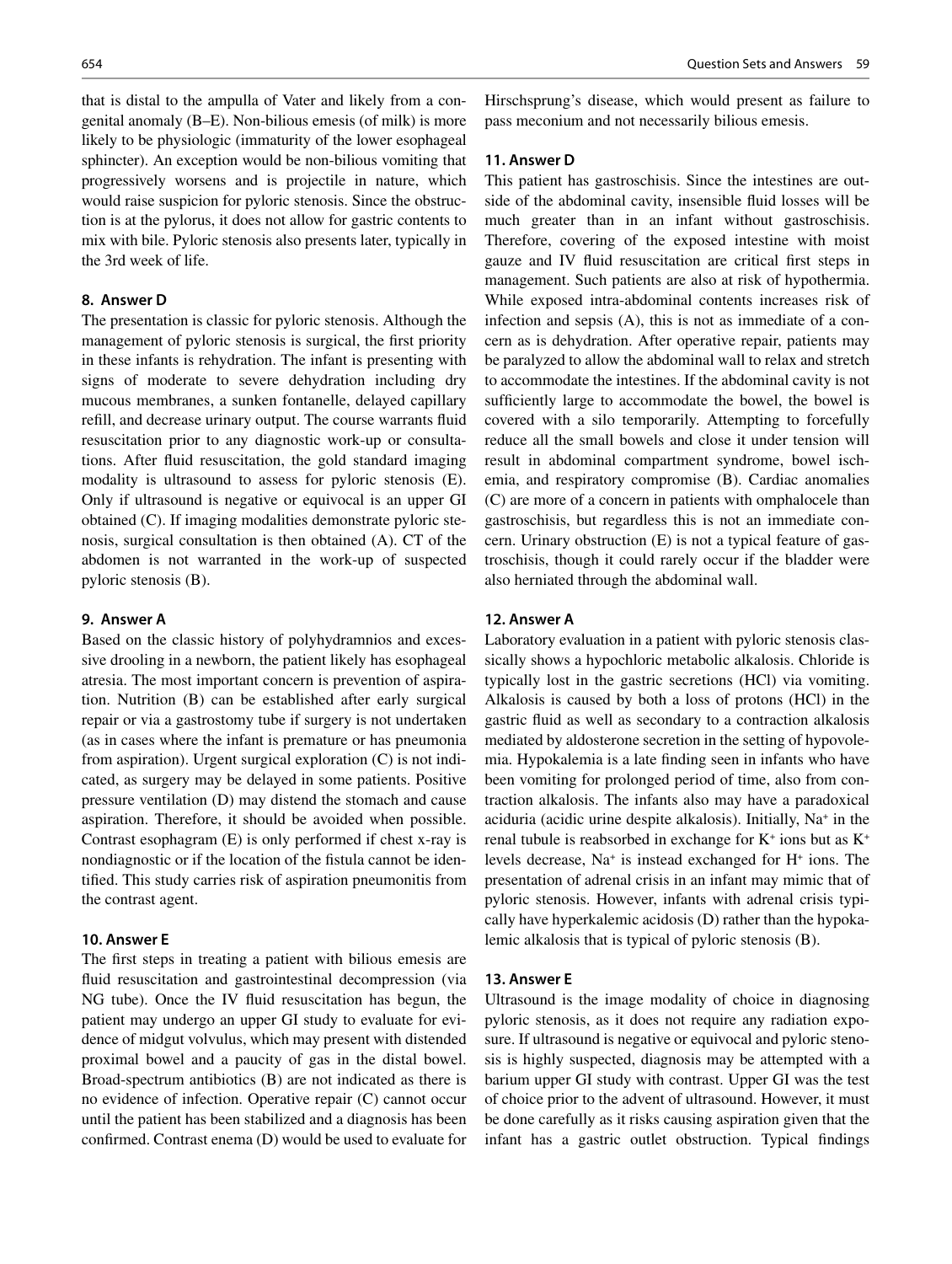that is distal to the ampulla of Vater and likely from a congenital anomaly (B–E). Non-bilious emesis (of milk) is more likely to be physiologic (immaturity of the lower esophageal sphincter). An exception would be non-bilious vomiting that progressively worsens and is projectile in nature, which would raise suspicion for pyloric stenosis. Since the obstruction is at the pylorus, it does not allow for gastric contents to mix with bile. Pyloric stenosis also presents later, typically in the 3rd week of life.

### 8. Answer D

The presentation is classic for pyloric stenosis. Although the management of pyloric stenosis is surgical, the first priority in these infants is rehydration. The infant is presenting with signs of moderate to severe dehydration including dry mucous membranes, a sunken fontanelle, delayed capillary refill, and decrease urinary output. The course warrants fluid resuscitation prior to any diagnostic work-up or consultations. After fluid resuscitation, the gold standard imaging modality is ultrasound to assess for pyloric stenosis (E). Only if ultrasound is negative or equivocal is an upper GI obtained (C). If imaging modalities demonstrate pyloric stenosis, surgical consultation is then obtained (A). CT of the abdomen is not warranted in the work-up of suspected pyloric stenosis (B).

### 9. Answer A

Based on the classic history of polyhydramnios and excessive drooling in a newborn, the patient likely has esophageal atresia. The most important concern is prevention of aspiration. Nutrition (B) can be established after early surgical repair or via a gastrostomy tube if surgery is not undertaken (as in cases where the infant is premature or has pneumonia from aspiration). Urgent surgical exploration (C) is not indicated, as surgery may be delayed in some patients. Positive pressure ventilation (D) may distend the stomach and cause aspiration. Therefore, it should be avoided when possible. Contrast esophagram (E) is only performed if chest x-ray is nondiagnostic or if the location of the fistula cannot be identified. This study carries risk of aspiration pneumonitis from the contrast agent.

### 10. Answer E

The first steps in treating a patient with bilious emesis are fluid resuscitation and gastrointestinal decompression (via NG tube). Once the IV fluid resuscitation has begun, the patient may undergo an upper GI study to evaluate for evidence of midgut volvulus, which may present with distended proximal bowel and a paucity of gas in the distal bowel. Broad-spectrum antibiotics (B) are not indicated as there is no evidence of infection. Operative repair (C) cannot occur until the patient has been stabilized and a diagnosis has been confirmed. Contrast enema (D) would be used to evaluate for Hirschsprung's disease, which would present as failure to pass meconium and not necessarily bilious emesis.

### 11. Answer D

This patient has gastroschisis. Since the intestines are outside of the abdominal cavity, insensible fluid losses will be much greater than in an infant without gastroschisis. Therefore, covering of the exposed intestine with moist gauze and IV fluid resuscitation are critical first steps in management. Such patients are also at risk of hypothermia. While exposed intra-abdominal contents increases risk of infection and sepsis (A), this is not as immediate of a concern as is dehydration. After operative repair, patients may be paralyzed to allow the abdominal wall to relax and stretch to accommodate the intestines. If the abdominal cavity is not sufficiently large to accommodate the bowel, the bowel is covered with a silo temporarily. Attempting to forcefully reduce all the small bowels and close it under tension will result in abdominal compartment syndrome, bowel ischemia, and respiratory compromise (B). Cardiac anomalies (C) are more of a concern in patients with omphalocele than gastroschisis, but regardless this is not an immediate concern. Urinary obstruction (E) is not a typical feature of gastroschisis, though it could rarely occur if the bladder were also herniated through the abdominal wall.

### 12. Answer A

Laboratory evaluation in a patient with pyloric stenosis classically shows a hypochloric metabolic alkalosis. Chloride is typically lost in the gastric secretions (HCl) via vomiting. Alkalosis is caused by both a loss of protons (HCl) in the gastric fluid as well as secondary to a contraction alkalosis mediated by aldosterone secretion in the setting of hypovolemia. Hypokalemia is a late finding seen in infants who have been vomiting for prolonged period of time, also from contraction alkalosis. The infants also may have a paradoxical aciduria (acidic urine despite alkalosis). Initially, $Na^+$ in the renal tubule is reabsorbed in exchange for $K^+$ ions but as $K^+$ levels decrease, $Na^+$ is instead exchanged for $H^+$ ions. The presentation of adrenal crisis in an infant may mimic that of pyloric stenosis. However, infants with adrenal crisis typically have hyperkalemic acidosis (D) rather than the hypokalemic alkalosis that is typical of pyloric stenosis (B).

### 13. Answer E

Ultrasound is the image modality of choice in diagnosing pyloric stenosis, as it does not require any radiation exposure. If ultrasound is negative or equivocal and pyloric stenosis is highly suspected, diagnosis may be attempted with a barium upper GI study with contrast. Upper GI was the test of choice prior to the advent of ultrasound. However, it must be done carefully as it risks causing aspiration given that the infant has a gastric outlet obstruction. Typical findings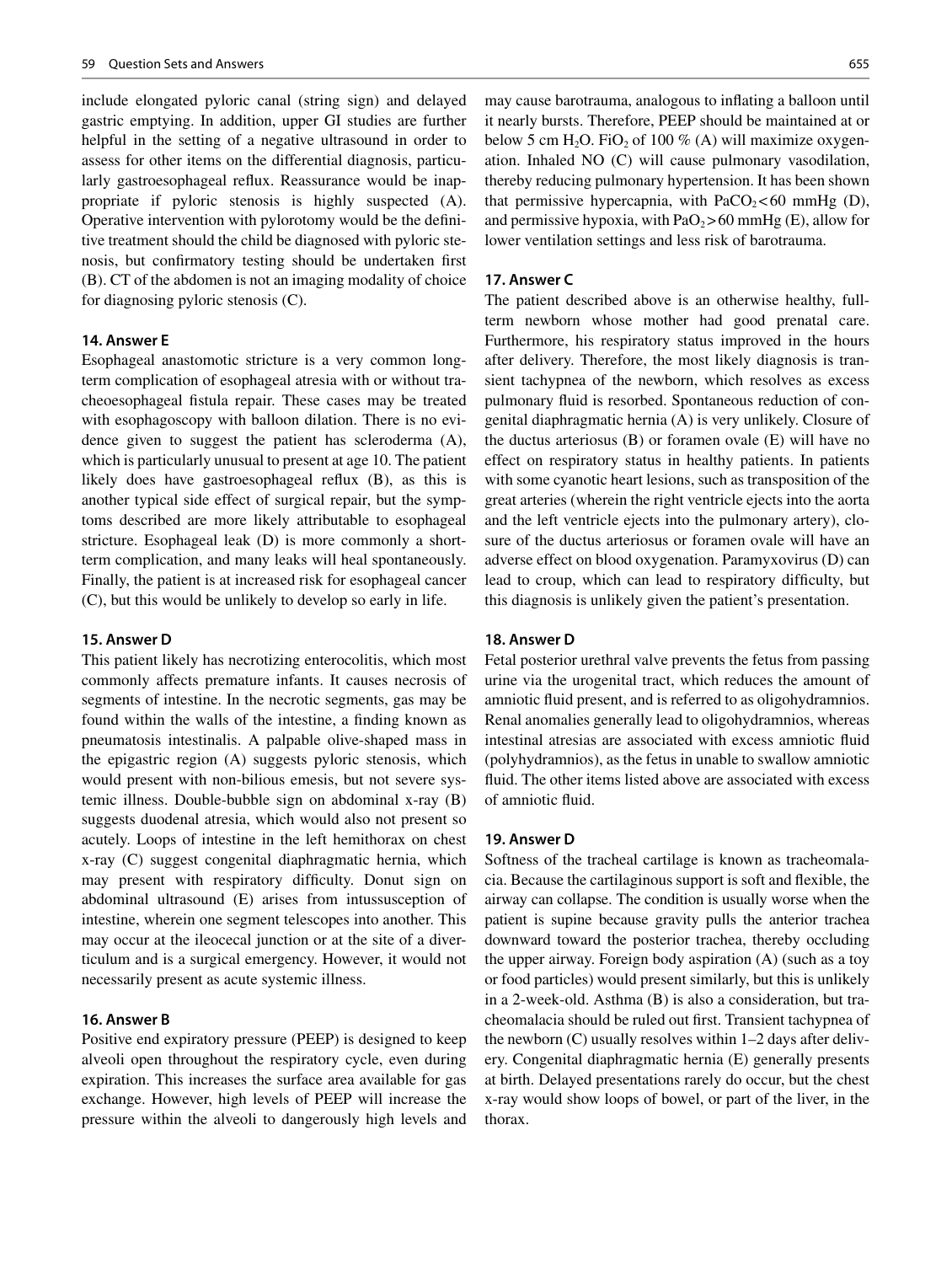include elongated pyloric canal (string sign) and delayed gastric emptying. In addition, upper GI studies are further helpful in the setting of a negative ultrasound in order to assess for other items on the differential diagnosis, particularly gastroesophageal reflux. Reassurance would be inappropriate if pyloric stenosis is highly suspected (A). Operative intervention with pylorotomy would be the definitive treatment should the child be diagnosed with pyloric stenosis, but confirmatory testing should be undertaken first (B). CT of the abdomen is not an imaging modality of choice for diagnosing pyloric stenosis (C).

### 14. Answer E

Esophageal anastomotic stricture is a very common long-term complication of esophageal atresia with or without tracheoesophageal fistula repair. These cases may be treated with esophagoscopy with balloon dilation. There is no evidence given to suggest the patient has scleroderma (A), which is particularly unusual to present at age 10. The patient likely does have gastroesophageal reflux (B), as this is another typical side effect of surgical repair, but the symptoms described are more likely attributable to esophageal stricture. Esophageal leak (D) is more commonly a short-term complication, and many leaks will heal spontaneously. Finally, the patient is at increased risk for esophageal cancer (C), but this would be unlikely to develop so early in life.

### 15. Answer D

This patient likely has necrotizing enterocolitis, which most commonly affects premature infants. It causes necrosis of segments of intestine. In the necrotic segments, gas may be found within the walls of the intestine, a finding known as pneumatosis intestinalis. A palpable olive-shaped mass in the epigastric region (A) suggests pyloric stenosis, which would present with non-bilious emesis, but not severe systemic illness. Double-bubble sign on abdominal x-ray (B) suggests duodenal atresia, which would also not present so acutely. Loops of intestine in the left hemithorax on chest x-ray (C) suggest congenital diaphragmatic hernia, which may present with respiratory difficulty. Donut sign on abdominal ultrasound (E) arises from intussusception of intestine, wherein one segment telescopes into another. This may occur at the ileocecal junction or at the site of a diverticulum and is a surgical emergency. However, it would not necessarily present as acute systemic illness.

### 16. Answer B

Positive end expiratory pressure (PEEP) is designed to keep alveoli open throughout the respiratory cycle, even during expiration. This increases the surface area available for gas exchange. However, high levels of PEEP will increase the pressure within the alveoli to dangerously high levels and may cause barotrauma, analogous to inflating a balloon until it nearly bursts. Therefore, PEEP should be maintained at or below 5 cm $H_2O$. $FiO_2$ of 100 % (A) will maximize oxygenation. Inhaled NO (C) will cause pulmonary vasodilation, thereby reducing pulmonary hypertension. It has been shown that permissive hypercapnia, with $PaCO_2 < 60$ mmHg (D), and permissive hypoxia, with $PaO_2 > 60$ mmHg (E), allow for lower ventilation settings and less risk of barotrauma.

### 17. Answer C

The patient described above is an otherwise healthy, full-term newborn whose mother had good prenatal care. Furthermore, his respiratory status improved in the hours after delivery. Therefore, the most likely diagnosis is transient tachypnea of the newborn, which resolves as excess pulmonary fluid is resorbed. Spontaneous reduction of congenital diaphragmatic hernia (A) is very unlikely. Closure of the ductus arteriosus (B) or foramen ovale (E) will have no effect on respiratory status in healthy patients. In patients with some cyanotic heart lesions, such as transposition of the great arteries (wherein the right ventricle ejects into the aorta and the left ventricle ejects into the pulmonary artery), closure of the ductus arteriosus or foramen ovale will have an adverse effect on blood oxygenation. Paramyxovirus (D) can lead to croup, which can lead to respiratory difficulty, but this diagnosis is unlikely given the patient's presentation.

### 18. Answer D

Fetal posterior urethral valve prevents the fetus from passing urine via the urogenital tract, which reduces the amount of amniotic fluid present, and is referred to as oligohydramnios. Renal anomalies generally lead to oligohydramnios, whereas intestinal atresias are associated with excess amniotic fluid (polyhydramnios), as the fetus in unable to swallow amniotic fluid. The other items listed above are associated with excess of amniotic fluid.

### 19. Answer D

Softness of the tracheal cartilage is known as tracheomalacia. Because the cartilaginous support is soft and flexible, the airway can collapse. The condition is usually worse when the patient is supine because gravity pulls the anterior trachea downward toward the posterior trachea, thereby occluding the upper airway. Foreign body aspiration (A) (such as a toy or food particles) would present similarly, but this is unlikely in a 2-week-old. Asthma (B) is also a consideration, but tracheomalacia should be ruled out first. Transient tachypnea of the newborn (C) usually resolves within 1–2 days after delivery. Congenital diaphragmatic hernia (E) generally presents at birth. Delayed presentations rarely do occur, but the chest x-ray would show loops of bowel, or part of the liver, in the thorax.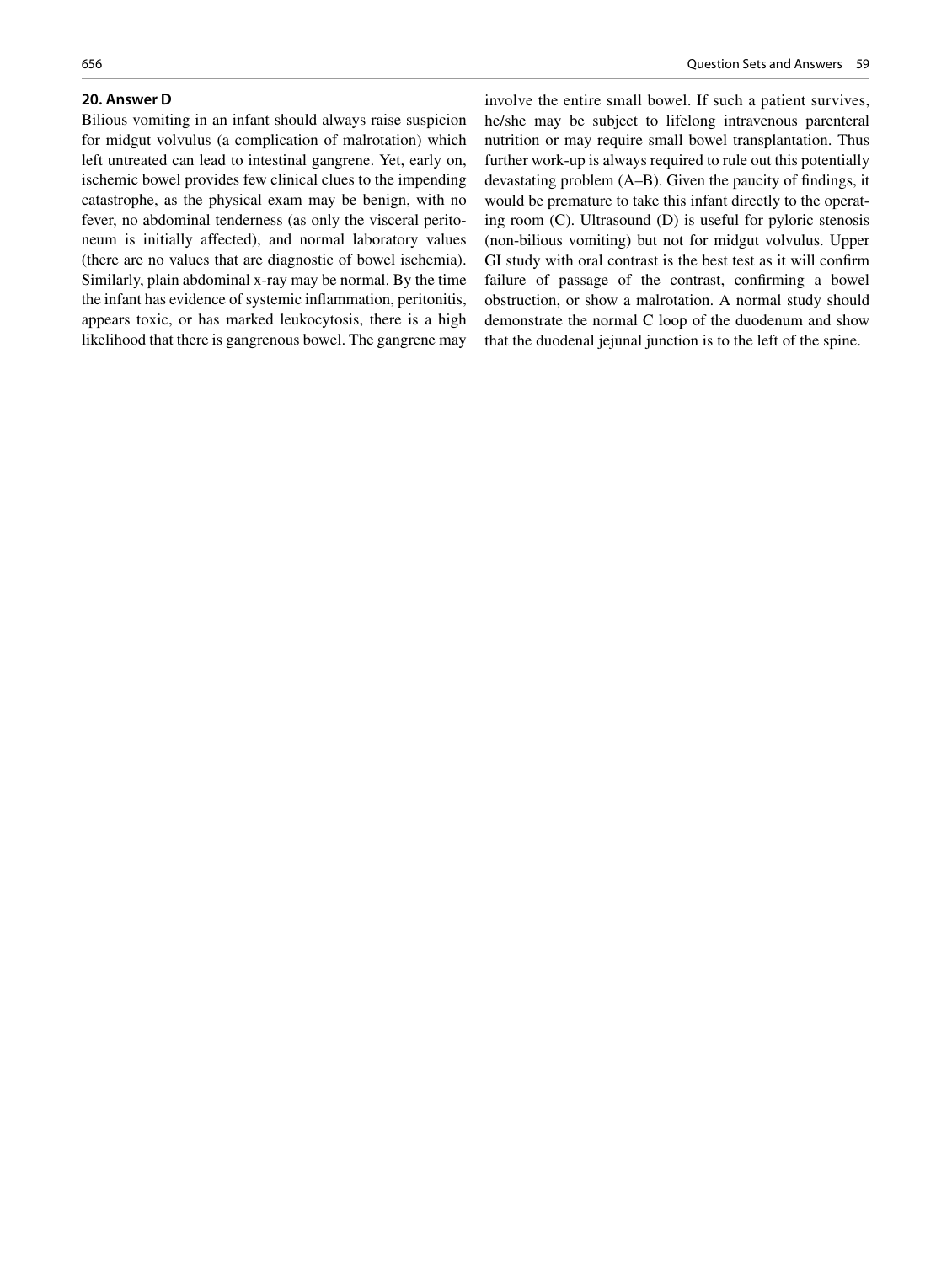**20. Answer D**

Bilious vomiting in an infant should always raise suspicion for midgut volvulus (a complication of malrotation) which left untreated can lead to intestinal gangrene. Yet, early on, ischemic bowel provides few clinical clues to the impending catastrophe, as the physical exam may be benign, with no fever, no abdominal tenderness (as only the visceral peritoneum is initially affected), and normal laboratory values (there are no values that are diagnostic of bowel ischemia). Similarly, plain abdominal x-ray may be normal. By the time the infant has evidence of systemic inflammation, peritonitis, appears toxic, or has marked leukocytosis, there is a high likelihood that there is gangrenous bowel. The gangrene may involve the entire small bowel. If such a patient survives, he/she may be subject to lifelong intravenous parenteral nutrition or may require small bowel transplantation. Thus further work-up is always required to rule out this potentially devastating problem (A–B). Given the paucity of findings, it would be premature to take this infant directly to the operating room (C). Ultrasound (D) is useful for pyloric stenosis (non-bilious vomiting) but not for midgut volvulus. Upper GI study with oral contrast is the best test as it will confirm failure of passage of the contrast, confirming a bowel obstruction, or show a malrotation. A normal study should demonstrate the normal C loop of the duodenum and show that the duodenal jejunal junction is to the left of the spine.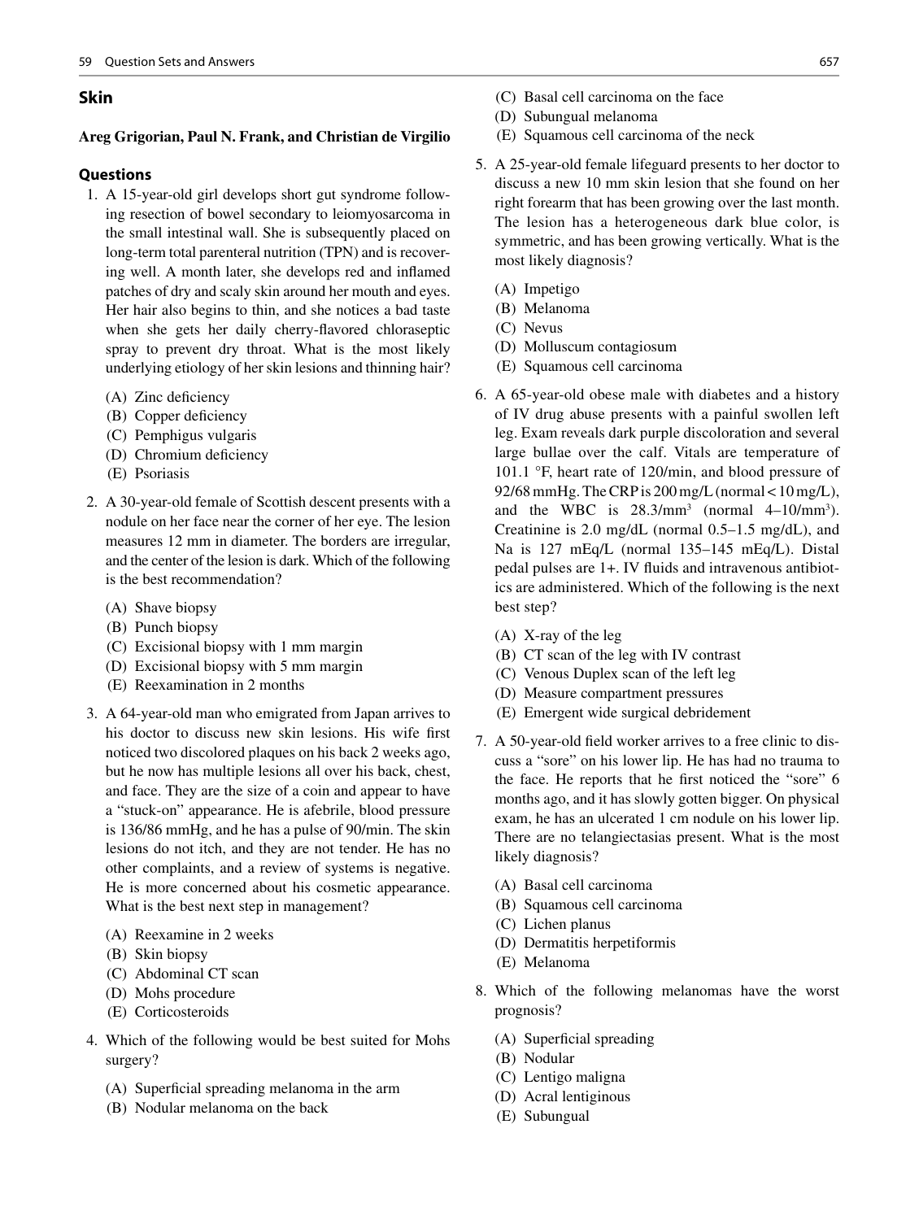## Skin

**Areg Grigorian, Paul N. Frank, and Christian de Virgilio**

### Questions

1. A 15-year-old girl develops short gut syndrome following resection of bowel secondary to leiomyosarcoma in the small intestinal wall. She is subsequently placed on long-term total parenteral nutrition (TPN) and is recovering well. A month later, she develops red and inflamed patches of dry and scaly skin around her mouth and eyes. Her hair also begins to thin, and she notices a bad taste when she gets her daily cherry-flavored chloraseptic spray to prevent dry throat. What is the most likely underlying etiology of her skin lesions and thinning hair?

   (A) Zinc deficiency
   (B) Copper deficiency
   (C) Pemphigus vulgaris
   (D) Chromium deficiency
   (E) Psoriasis

2. A 30-year-old female of Scottish descent presents with a nodule on her face near the corner of her eye. The lesion measures 12 mm in diameter. The borders are irregular, and the center of the lesion is dark. Which of the following is the best recommendation?

   (A) Shave biopsy
   (B) Punch biopsy
   (C) Excisional biopsy with 1 mm margin
   (D) Excisional biopsy with 5 mm margin
   (E) Reexamination in 2 months

3. A 64-year-old man who emigrated from Japan arrives to his doctor to discuss new skin lesions. His wife first noticed two discolored plaques on his back 2 weeks ago, but he now has multiple lesions all over his back, chest, and face. They are the size of a coin and appear to have a "stuck-on" appearance. He is afebrile, blood pressure is 136/86 mmHg, and he has a pulse of 90/min. The skin lesions do not itch, and they are not tender. He has no other complaints, and a review of systems is negative. He is more concerned about his cosmetic appearance. What is the best next step in management?

   (A) Reexamine in 2 weeks
   (B) Skin biopsy
   (C) Abdominal CT scan
   (D) Mohs procedure
   (E) Corticosteroids

4. Which of the following would be best suited for Mohs surgery?

   (A) Superficial spreading melanoma in the arm
   (B) Nodular melanoma on the back
   (C) Basal cell carcinoma on the face
   (D) Subungual melanoma
   (E) Squamous cell carcinoma of the neck

5. A 25-year-old female lifeguard presents to her doctor to discuss a new 10 mm skin lesion that she found on her right forearm that has been growing over the last month. The lesion has a heterogeneous dark blue color, is symmetric, and has been growing vertically. What is the most likely diagnosis?

   (A) Impetigo
   (B) Melanoma
   (C) Nevus
   (D) Molluscum contagiosum
   (E) Squamous cell carcinoma

6. A 65-year-old obese male with diabetes and a history of IV drug abuse presents with a painful swollen left leg. Exam reveals dark purple discoloration and several large bullae over the calf. Vitals are temperature of 101.1 °F, heart rate of 120/min, and blood pressure of 92/68 mmHg. The CRP is 200 mg/L (normal < 10 mg/L), and the WBC is 28.3/mm$^3$ (normal 4–10/mm$^3$). Creatinine is 2.0 mg/dL (normal 0.5–1.5 mg/dL), and Na is 127 mEq/L (normal 135–145 mEq/L). Distal pedal pulses are 1+. IV fluids and intravenous antibiotics are administered. Which of the following is the next best step?

   (A) X-ray of the leg
   (B) CT scan of the leg with IV contrast
   (C) Venous Duplex scan of the left leg
   (D) Measure compartment pressures
   (E) Emergent wide surgical debridement

7. A 50-year-old field worker arrives to a free clinic to discuss a "sore" on his lower lip. He has had no trauma to the face. He reports that he first noticed the "sore" 6 months ago, and it has slowly gotten bigger. On physical exam, he has an ulcerated 1 cm nodule on his lower lip. There are no telangiectasias present. What is the most likely diagnosis?

   (A) Basal cell carcinoma
   (B) Squamous cell carcinoma
   (C) Lichen planus
   (D) Dermatitis herpetiformis
   (E) Melanoma

8. Which of the following melanomas have the worst prognosis?

   (A) Superficial spreading
   (B) Nodular
   (C) Lentigo maligna
   (D) Acral lentiginous
   (E) Subungual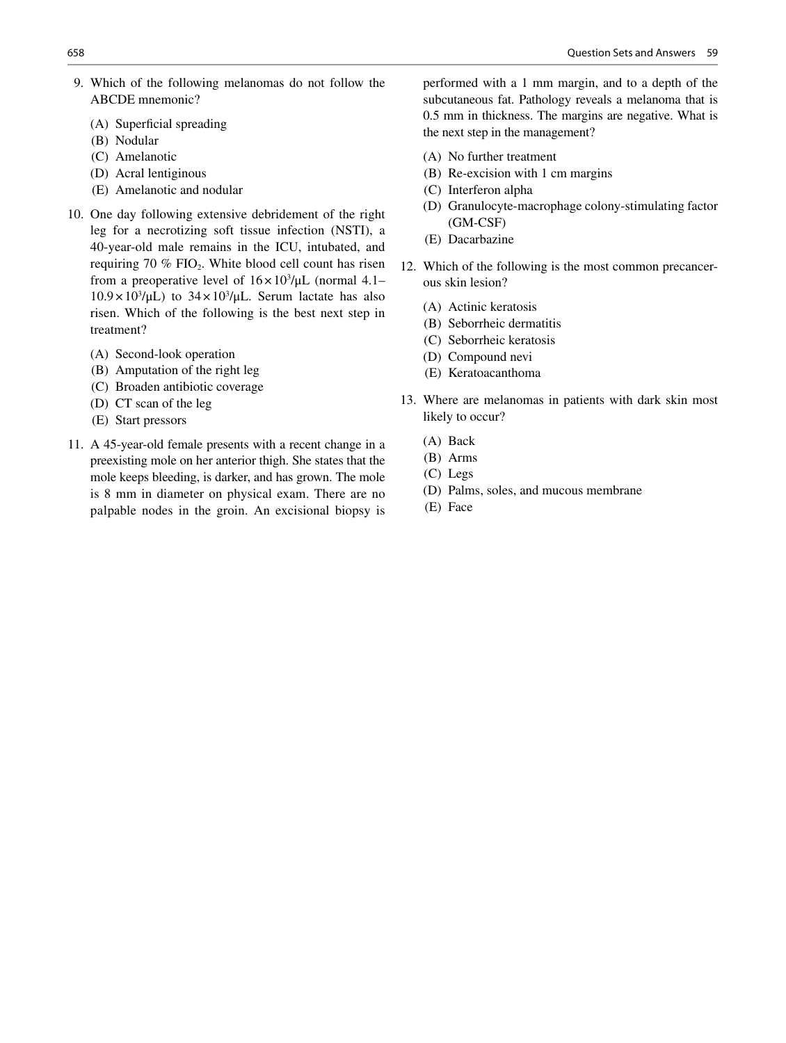9. Which of the following melanomas do not follow the ABCDE mnemonic?

    (A) Superficial spreading
    (B) Nodular
    (C) Amelanotic
    (D) Acral lentiginous
    (E) Amelanotic and nodular

10. One day following extensive debridement of the right leg for a necrotizing soft tissue infection (NSTI), a 40-year-old male remains in the ICU, intubated, and requiring 70 % $FIO_2$. White blood cell count has risen from a preoperative level of $16 \times 10^3/\mu L$ (normal 4.1–$10.9 \times 10^3/\mu L$) to $34 \times 10^3/\mu L$. Serum lactate has also risen. Which of the following is the best next step in treatment?

    (A) Second-look operation
    (B) Amputation of the right leg
    (C) Broaden antibiotic coverage
    (D) CT scan of the leg
    (E) Start pressors

11. A 45-year-old female presents with a recent change in a preexisting mole on her anterior thigh. She states that the mole keeps bleeding, is darker, and has grown. The mole is 8 mm in diameter on physical exam. There are no palpable nodes in the groin. An excisional biopsy is performed with a 1 mm margin, and to a depth of the subcutaneous fat. Pathology reveals a melanoma that is 0.5 mm in thickness. The margins are negative. What is the next step in the management?

    (A) No further treatment
    (B) Re-excision with 1 cm margins
    (C) Interferon alpha
    (D) Granulocyte-macrophage colony-stimulating factor (GM-CSF)
    (E) Dacarbazine

12. Which of the following is the most common precancerous skin lesion?

    (A) Actinic keratosis
    (B) Seborrheic dermatitis
    (C) Seborrheic keratosis
    (D) Compound nevi
    (E) Keratoacanthoma

13. Where are melanomas in patients with dark skin most likely to occur?

    (A) Back
    (B) Arms
    (C) Legs
    (D) Palms, soles, and mucous membrane
    (E) Face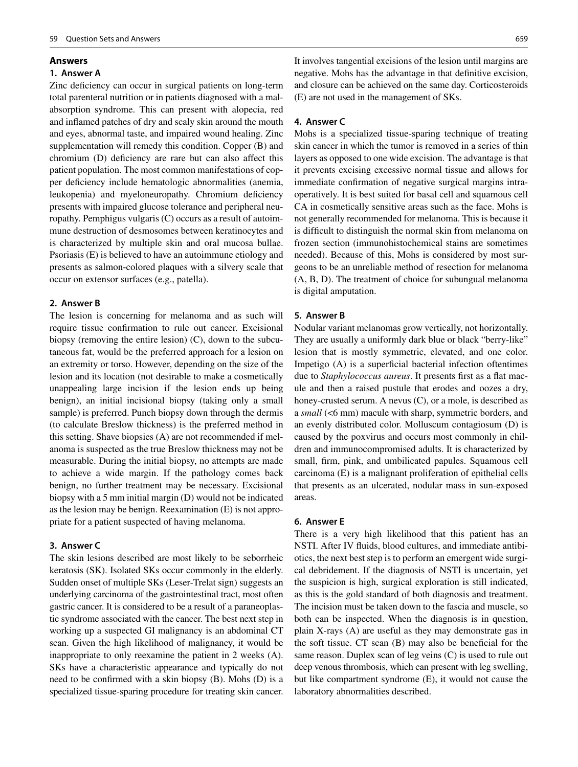## Answers

### 1. Answer A

Zinc deficiency can occur in surgical patients on long-term total parenteral nutrition or in patients diagnosed with a malabsorption syndrome. This can present with alopecia, red and inflamed patches of dry and scaly skin around the mouth and eyes, abnormal taste, and impaired wound healing. Zinc supplementation will remedy this condition. Copper (B) and chromium (D) deficiency are rare but can also affect this patient population. The most common manifestations of copper deficiency include hematologic abnormalities (anemia, leukopenia) and myeloneuropathy. Chromium deficiency presents with impaired glucose tolerance and peripheral neuropathy. Pemphigus vulgaris (C) occurs as a result of autoimmune destruction of desmosomes between keratinocytes and is characterized by multiple skin and oral mucosa bullae. Psoriasis (E) is believed to have an autoimmune etiology and presents as salmon-colored plaques with a silvery scale that occur on extensor surfaces (e.g., patella).

### 2. Answer B

The lesion is concerning for melanoma and as such will require tissue confirmation to rule out cancer. Excisional biopsy (removing the entire lesion) (C), down to the subcutaneous fat, would be the preferred approach for a lesion on an extremity or torso. However, depending on the size of the lesion and its location (not desirable to make a cosmetically unappealing large incision if the lesion ends up being benign), an initial incisional biopsy (taking only a small sample) is preferred. Punch biopsy down through the dermis (to calculate Breslow thickness) is the preferred method in this setting. Shave biopsies (A) are not recommended if melanoma is suspected as the true Breslow thickness may not be measurable. During the initial biopsy, no attempts are made to achieve a wide margin. If the pathology comes back benign, no further treatment may be necessary. Excisional biopsy with a 5 mm initial margin (D) would not be indicated as the lesion may be benign. Reexamination (E) is not appropriate for a patient suspected of having melanoma.

### 3. Answer C

The skin lesions described are most likely to be seborrheic keratosis (SK). Isolated SKs occur commonly in the elderly. Sudden onset of multiple SKs (Leser-Trelat sign) suggests an underlying carcinoma of the gastrointestinal tract, most often gastric cancer. It is considered to be a result of a paraneoplastic syndrome associated with the cancer. The best next step in working up a suspected GI malignancy is an abdominal CT scan. Given the high likelihood of malignancy, it would be inappropriate to only reexamine the patient in 2 weeks (A). SKs have a characteristic appearance and typically do not need to be confirmed with a skin biopsy (B). Mohs (D) is a specialized tissue-sparing procedure for treating skin cancer. It involves tangential excisions of the lesion until margins are negative. Mohs has the advantage in that definitive excision, and closure can be achieved on the same day. Corticosteroids (E) are not used in the management of SKs.

### 4. Answer C

Mohs is a specialized tissue-sparing technique of treating skin cancer in which the tumor is removed in a series of thin layers as opposed to one wide excision. The advantage is that it prevents excising excessive normal tissue and allows for immediate confirmation of negative surgical margins intraoperatively. It is best suited for basal cell and squamous cell CA in cosmetically sensitive areas such as the face. Mohs is not generally recommended for melanoma. This is because it is difficult to distinguish the normal skin from melanoma on frozen section (immunohistochemical stains are sometimes needed). Because of this, Mohs is considered by most surgeons to be an unreliable method of resection for melanoma (A, B, D). The treatment of choice for subungual melanoma is digital amputation.

### 5. Answer B

Nodular variant melanomas grow vertically, not horizontally. They are usually a uniformly dark blue or black "berry-like" lesion that is mostly symmetric, elevated, and one color. Impetigo (A) is a superficial bacterial infection oftentimes due to *Staphylococcus aureus*. It presents first as a flat macule and then a raised pustule that erodes and oozes a dry, honey-crusted serum. A nevus (C), or a mole, is described as a *small* (<6 mm) macule with sharp, symmetric borders, and an evenly distributed color. Molluscum contagiosum (D) is caused by the poxvirus and occurs most commonly in children and immunocompromised adults. It is characterized by small, firm, pink, and umbilicated papules. Squamous cell carcinoma (E) is a malignant proliferation of epithelial cells that presents as an ulcerated, nodular mass in sun-exposed areas.

### 6. Answer E

There is a very high likelihood that this patient has an NSTI. After IV fluids, blood cultures, and immediate antibiotics, the next best step is to perform an emergent wide surgical debridement. If the diagnosis of NSTI is uncertain, yet the suspicion is high, surgical exploration is still indicated, as this is the gold standard of both diagnosis and treatment. The incision must be taken down to the fascia and muscle, so both can be inspected. When the diagnosis is in question, plain X-rays (A) are useful as they may demonstrate gas in the soft tissue. CT scan (B) may also be beneficial for the same reason. Duplex scan of leg veins (C) is used to rule out deep venous thrombosis, which can present with leg swelling, but like compartment syndrome (E), it would not cause the laboratory abnormalities described.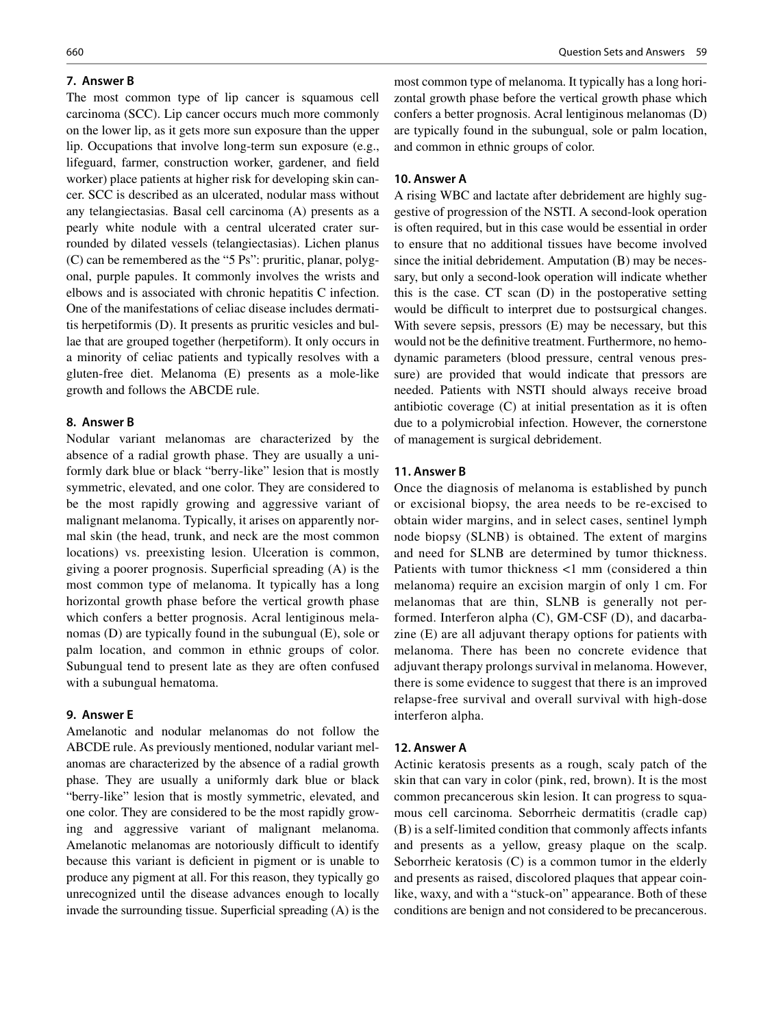### 7. Answer B

The most common type of lip cancer is squamous cell carcinoma (SCC). Lip cancer occurs much more commonly on the lower lip, as it gets more sun exposure than the upper lip. Occupations that involve long-term sun exposure (e.g., lifeguard, farmer, construction worker, gardener, and field worker) place patients at higher risk for developing skin cancer. SCC is described as an ulcerated, nodular mass without any telangiectasias. Basal cell carcinoma (A) presents as a pearly white nodule with a central ulcerated crater surrounded by dilated vessels (telangiectasias). Lichen planus (C) can be remembered as the "5 Ps": pruritic, planar, polygonal, purple papules. It commonly involves the wrists and elbows and is associated with chronic hepatitis C infection. One of the manifestations of celiac disease includes dermatitis herpetiformis (D). It presents as pruritic vesicles and bullae that are grouped together (herpetiform). It only occurs in a minority of celiac patients and typically resolves with a gluten-free diet. Melanoma (E) presents as a mole-like growth and follows the ABCDE rule.

### 8. Answer B

Nodular variant melanomas are characterized by the absence of a radial growth phase. They are usually a uniformly dark blue or black "berry-like" lesion that is mostly symmetric, elevated, and one color. They are considered to be the most rapidly growing and aggressive variant of malignant melanoma. Typically, it arises on apparently normal skin (the head, trunk, and neck are the most common locations) vs. preexisting lesion. Ulceration is common, giving a poorer prognosis. Superficial spreading (A) is the most common type of melanoma. It typically has a long horizontal growth phase before the vertical growth phase which confers a better prognosis. Acral lentiginous melanomas (D) are typically found in the subungual (E), sole or palm location, and common in ethnic groups of color. Subungual tend to present late as they are often confused with a subungual hematoma.

### 9. Answer E

Amelanotic and nodular melanomas do not follow the ABCDE rule. As previously mentioned, nodular variant melanomas are characterized by the absence of a radial growth phase. They are usually a uniformly dark blue or black "berry-like" lesion that is mostly symmetric, elevated, and one color. They are considered to be the most rapidly growing and aggressive variant of malignant melanoma. Amelanotic melanomas are notoriously difficult to identify because this variant is deficient in pigment or is unable to produce any pigment at all. For this reason, they typically go unrecognized until the disease advances enough to locally invade the surrounding tissue. Superficial spreading (A) is the most common type of melanoma. It typically has a long horizontal growth phase before the vertical growth phase which confers a better prognosis. Acral lentiginous melanomas (D) are typically found in the subungual, sole or palm location, and common in ethnic groups of color.

### 10. Answer A

A rising WBC and lactate after debridement are highly suggestive of progression of the NSTI. A second-look operation is often required, but in this case would be essential in order to ensure that no additional tissues have become involved since the initial debridement. Amputation (B) may be necessary, but only a second-look operation will indicate whether this is the case. CT scan (D) in the postoperative setting would be difficult to interpret due to postsurgical changes. With severe sepsis, pressors (E) may be necessary, but this would not be the definitive treatment. Furthermore, no hemodynamic parameters (blood pressure, central venous pressure) are provided that would indicate that pressors are needed. Patients with NSTI should always receive broad antibiotic coverage (C) at initial presentation as it is often due to a polymicrobial infection. However, the cornerstone of management is surgical debridement.

### 11. Answer B

Once the diagnosis of melanoma is established by punch or excisional biopsy, the area needs to be re-excised to obtain wider margins, and in select cases, sentinel lymph node biopsy (SLNB) is obtained. The extent of margins and need for SLNB are determined by tumor thickness. Patients with tumor thickness <1 mm (considered a thin melanoma) require an excision margin of only 1 cm. For melanomas that are thin, SLNB is generally not performed. Interferon alpha (C), GM-CSF (D), and dacarbazine (E) are all adjuvant therapy options for patients with melanoma. There has been no concrete evidence that adjuvant therapy prolongs survival in melanoma. However, there is some evidence to suggest that there is an improved relapse-free survival and overall survival with high-dose interferon alpha.

### 12. Answer A

Actinic keratosis presents as a rough, scaly patch of the skin that can vary in color (pink, red, brown). It is the most common precancerous skin lesion. It can progress to squamous cell carcinoma. Seborrheic dermatitis (cradle cap) (B) is a self-limited condition that commonly affects infants and presents as a yellow, greasy plaque on the scalp. Seborrheic keratosis (C) is a common tumor in the elderly and presents as raised, discolored plaques that appear coin-like, waxy, and with a "stuck-on" appearance. Both of these conditions are benign and not considered to be precancerous.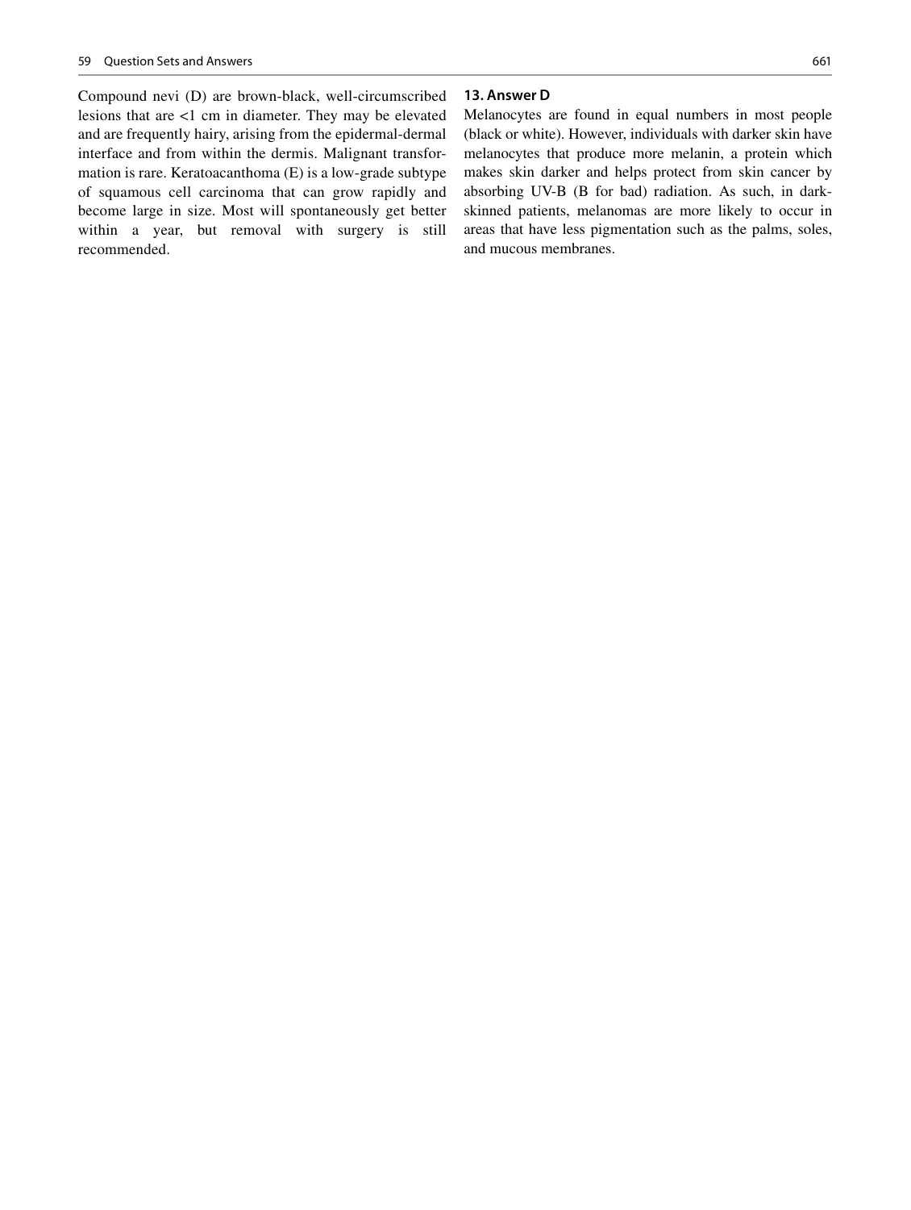Compound nevi (D) are brown-black, well-circumscribed lesions that are <1 cm in diameter. They may be elevated and are frequently hairy, arising from the epidermal-dermal interface and from within the dermis. Malignant transformation is rare. Keratoacanthoma (E) is a low-grade subtype of squamous cell carcinoma that can grow rapidly and become large in size. Most will spontaneously get better within a year, but removal with surgery is still recommended.

**13. Answer D**

Melanocytes are found in equal numbers in most people (black or white). However, individuals with darker skin have melanocytes that produce more melanin, a protein which makes skin darker and helps protect from skin cancer by absorbing UV-B (B for bad) radiation. As such, in dark-skinned patients, melanomas are more likely to occur in areas that have less pigmentation such as the palms, soles, and mucous membranes.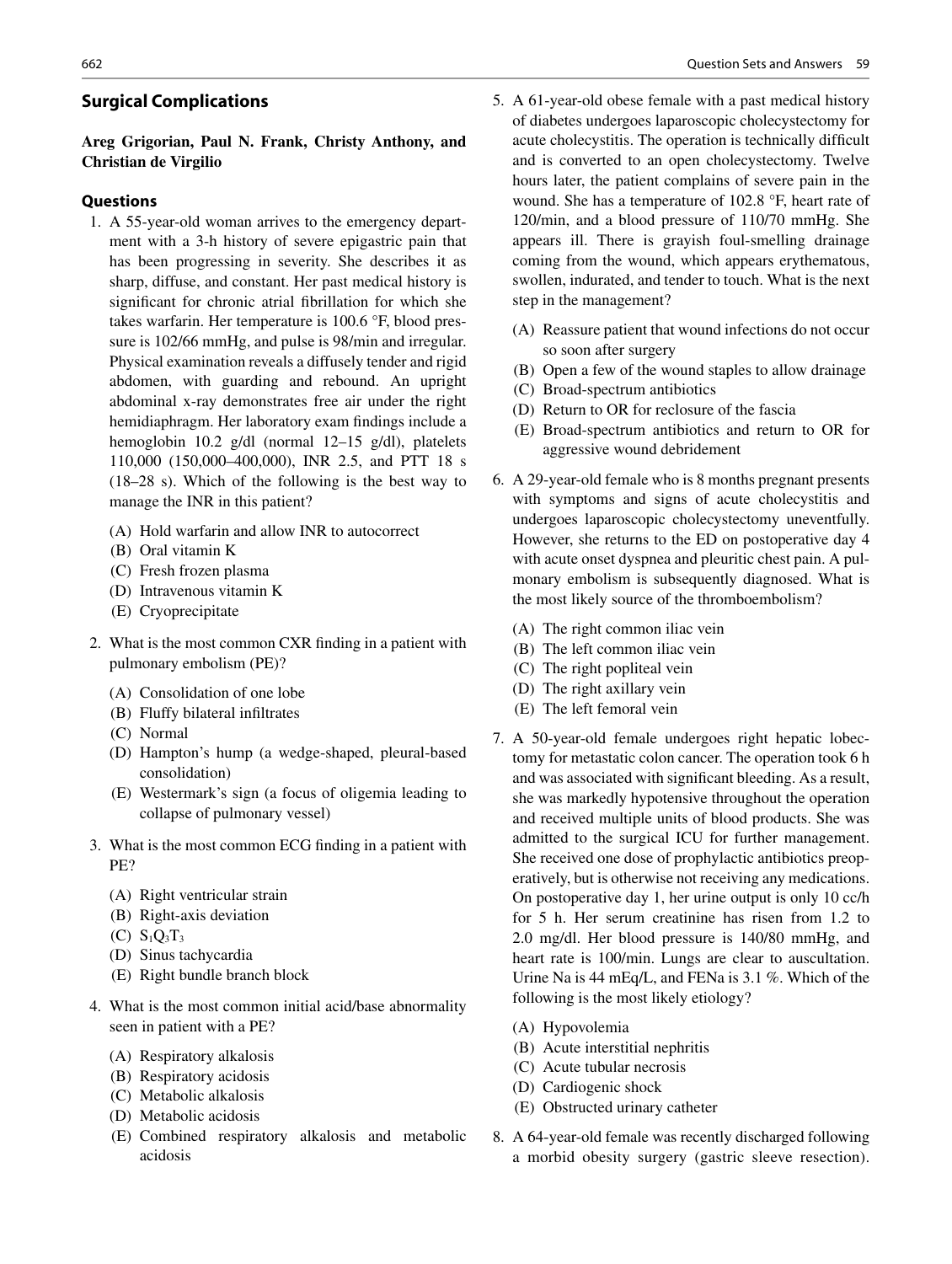## Surgical Complications

**Areg Grigorian, Paul N. Frank, Christy Anthony, and Christian de Virgilio**

### Questions

1. A 55-year-old woman arrives to the emergency department with a 3-h history of severe epigastric pain that has been progressing in severity. She describes it as sharp, diffuse, and constant. Her past medical history is significant for chronic atrial fibrillation for which she takes warfarin. Her temperature is 100.6 °F, blood pressure is 102/66 mmHg, and pulse is 98/min and irregular. Physical examination reveals a diffusely tender and rigid abdomen, with guarding and rebound. An upright abdominal x-ray demonstrates free air under the right hemidiaphragm. Her laboratory exam findings include a hemoglobin 10.2 g/dl (normal 12–15 g/dl), platelets 110,000 (150,000–400,000), INR 2.5, and PTT 18 s (18–28 s). Which of the following is the best way to manage the INR in this patient?

   (A) Hold warfarin and allow INR to autocorrect
   (B) Oral vitamin K
   (C) Fresh frozen plasma
   (D) Intravenous vitamin K
   (E) Cryoprecipitate

2. What is the most common CXR finding in a patient with pulmonary embolism (PE)?

   (A) Consolidation of one lobe
   (B) Fluffy bilateral infiltrates
   (C) Normal
   (D) Hampton's hump (a wedge-shaped, pleural-based consolidation)
   (E) Westermark's sign (a focus of oligemia leading to collapse of pulmonary vessel)

3. What is the most common ECG finding in a patient with PE?

   (A) Right ventricular strain
   (B) Right-axis deviation
   (C) $S_1Q_3T_3$
   (D) Sinus tachycardia
   (E) Right bundle branch block

4. What is the most common initial acid/base abnormality seen in patient with a PE?

   (A) Respiratory alkalosis
   (B) Respiratory acidosis
   (C) Metabolic alkalosis
   (D) Metabolic acidosis
   (E) Combined respiratory alkalosis and metabolic acidosis

5. A 61-year-old obese female with a past medical history of diabetes undergoes laparoscopic cholecystectomy for acute cholecystitis. The operation is technically difficult and is converted to an open cholecystectomy. Twelve hours later, the patient complains of severe pain in the wound. She has a temperature of 102.8 °F, heart rate of 120/min, and a blood pressure of 110/70 mmHg. She appears ill. There is grayish foul-smelling drainage coming from the wound, which appears erythematous, swollen, indurated, and tender to touch. What is the next step in the management?

   (A) Reassure patient that wound infections do not occur so soon after surgery
   (B) Open a few of the wound staples to allow drainage
   (C) Broad-spectrum antibiotics
   (D) Return to OR for reclosure of the fascia
   (E) Broad-spectrum antibiotics and return to OR for aggressive wound debridement

6. A 29-year-old female who is 8 months pregnant presents with symptoms and signs of acute cholecystitis and undergoes laparoscopic cholecystectomy uneventfully. However, she returns to the ED on postoperative day 4 with acute onset dyspnea and pleuritic chest pain. A pulmonary embolism is subsequently diagnosed. What is the most likely source of the thromboembolism?

   (A) The right common iliac vein
   (B) The left common iliac vein
   (C) The right popliteal vein
   (D) The right axillary vein
   (E) The left femoral vein

7. A 50-year-old female undergoes right hepatic lobectomy for metastatic colon cancer. The operation took 6 h and was associated with significant bleeding. As a result, she was markedly hypotensive throughout the operation and received multiple units of blood products. She was admitted to the surgical ICU for further management. She received one dose of prophylactic antibiotics preoperatively, but is otherwise not receiving any medications. On postoperative day 1, her urine output is only 10 cc/h for 5 h. Her serum creatinine has risen from 1.2 to 2.0 mg/dl. Her blood pressure is 140/80 mmHg, and heart rate is 100/min. Lungs are clear to auscultation. Urine Na is 44 mEq/L, and FENa is 3.1 %. Which of the following is the most likely etiology?

   (A) Hypovolemia
   (B) Acute interstitial nephritis
   (C) Acute tubular necrosis
   (D) Cardiogenic shock
   (E) Obstructed urinary catheter

8. A 64-year-old female was recently discharged following a morbid obesity surgery (gastric sleeve resection).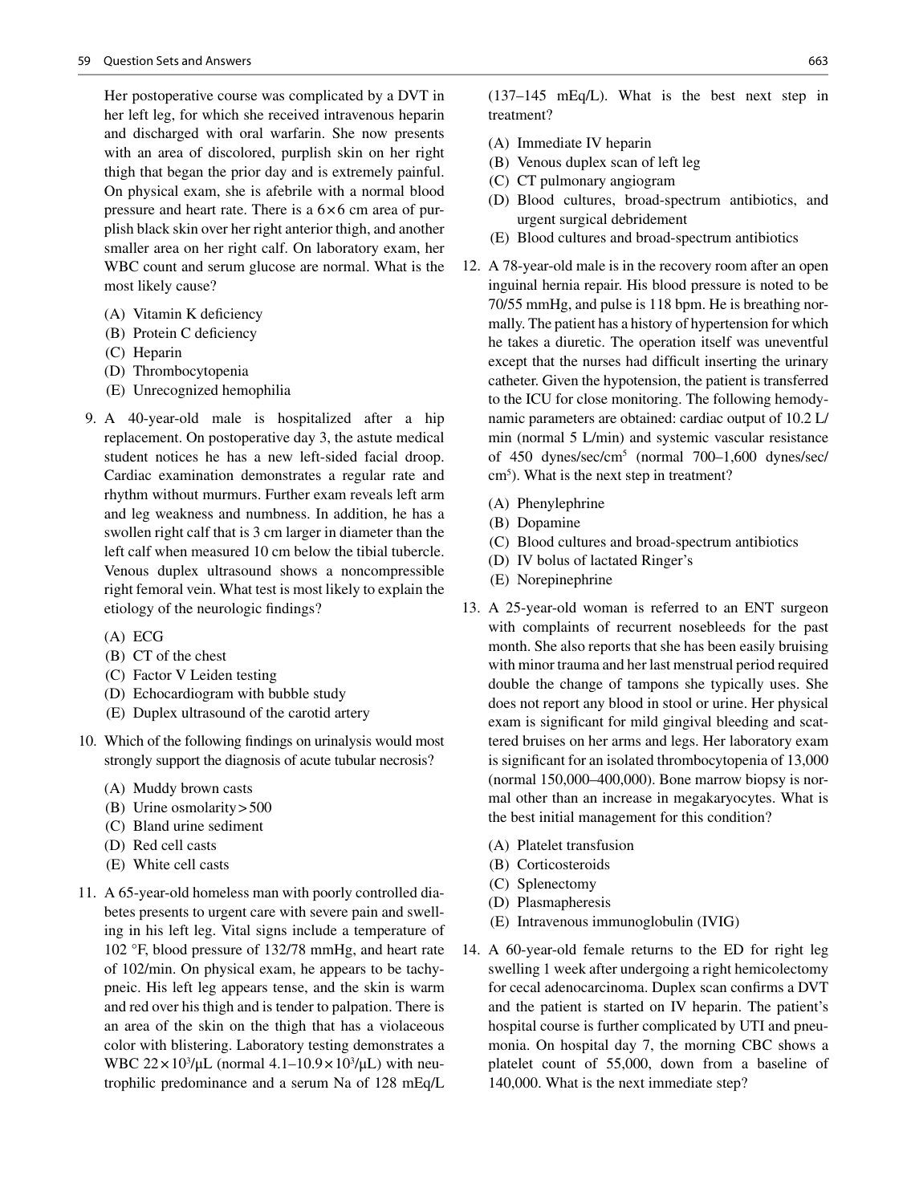Her postoperative course was complicated by a DVT in her left leg, for which she received intravenous heparin and discharged with oral warfarin. She now presents with an area of discolored, purplish skin on her right thigh that began the prior day and is extremely painful. On physical exam, she is afebrile with a normal blood pressure and heart rate. There is a 6×6 cm area of purplish black skin over her right anterior thigh, and another smaller area on her right calf. On laboratory exam, her WBC count and serum glucose are normal. What is the most likely cause?

(A) Vitamin K deficiency
(B) Protein C deficiency
(C) Heparin
(D) Thrombocytopenia
(E) Unrecognized hemophilia

9. A 40-year-old male is hospitalized after a hip replacement. On postoperative day 3, the astute medical student notices he has a new left-sided facial droop. Cardiac examination demonstrates a regular rate and rhythm without murmurs. Further exam reveals left arm and leg weakness and numbness. In addition, he has a swollen right calf that is 3 cm larger in diameter than the left calf when measured 10 cm below the tibial tubercle. Venous duplex ultrasound shows a noncompressible right femoral vein. What test is most likely to explain the etiology of the neurologic findings?

   (A) ECG
   (B) CT of the chest
   (C) Factor V Leiden testing
   (D) Echocardiogram with bubble study
   (E) Duplex ultrasound of the carotid artery

10. Which of the following findings on urinalysis would most strongly support the diagnosis of acute tubular necrosis?

    (A) Muddy brown casts
    (B) Urine osmolarity > 500
    (C) Bland urine sediment
    (D) Red cell casts
    (E) White cell casts

11. A 65-year-old homeless man with poorly controlled diabetes presents to urgent care with severe pain and swelling in his left leg. Vital signs include a temperature of 102 °F, blood pressure of 132/78 mmHg, and heart rate of 102/min. On physical exam, he appears to be tachypneic. His left leg appears tense, and the skin is warm and red over his thigh and is tender to palpation. There is an area of the skin on the thigh that has a violaceous color with blistering. Laboratory testing demonstrates a WBC $22 \times 10^3/\mu L$ (normal $4.1–10.9 \times 10^3/\mu L$) with neutrophilic predominance and a serum Na of 128 mEq/L (137–145 mEq/L). What is the best next step in treatment?

    (A) Immediate IV heparin
    (B) Venous duplex scan of left leg
    (C) CT pulmonary angiogram
    (D) Blood cultures, broad-spectrum antibiotics, and urgent surgical debridement
    (E) Blood cultures and broad-spectrum antibiotics

12. A 78-year-old male is in the recovery room after an open inguinal hernia repair. His blood pressure is noted to be 70/55 mmHg, and pulse is 118 bpm. He is breathing normally. The patient has a history of hypertension for which he takes a diuretic. The operation itself was uneventful except that the nurses had difficult inserting the urinary catheter. Given the hypotension, the patient is transferred to the ICU for close monitoring. The following hemodynamic parameters are obtained: cardiac output of 10.2 L/min (normal 5 L/min) and systemic vascular resistance of 450 dynes/sec/cm$^5$ (normal 700–1,600 dynes/sec/cm$^5$). What is the next step in treatment?

    (A) Phenylephrine
    (B) Dopamine
    (C) Blood cultures and broad-spectrum antibiotics
    (D) IV bolus of lactated Ringer's
    (E) Norepinephrine

13. A 25-year-old woman is referred to an ENT surgeon with complaints of recurrent nosebleeds for the past month. She also reports that she has been easily bruising with minor trauma and her last menstrual period required double the change of tampons she typically uses. She does not report any blood in stool or urine. Her physical exam is significant for mild gingival bleeding and scattered bruises on her arms and legs. Her laboratory exam is significant for an isolated thrombocytopenia of 13,000 (normal 150,000–400,000). Bone marrow biopsy is normal other than an increase in megakaryocytes. What is the best initial management for this condition?

    (A) Platelet transfusion
    (B) Corticosteroids
    (C) Splenectomy
    (D) Plasmapheresis
    (E) Intravenous immunoglobulin (IVIG)

14. A 60-year-old female returns to the ED for right leg swelling 1 week after undergoing a right hemicolectomy for cecal adenocarcinoma. Duplex scan confirms a DVT and the patient is started on IV heparin. The patient's hospital course is further complicated by UTI and pneumonia. On hospital day 7, the morning CBC shows a platelet count of 55,000, down from a baseline of 140,000. What is the next immediate step?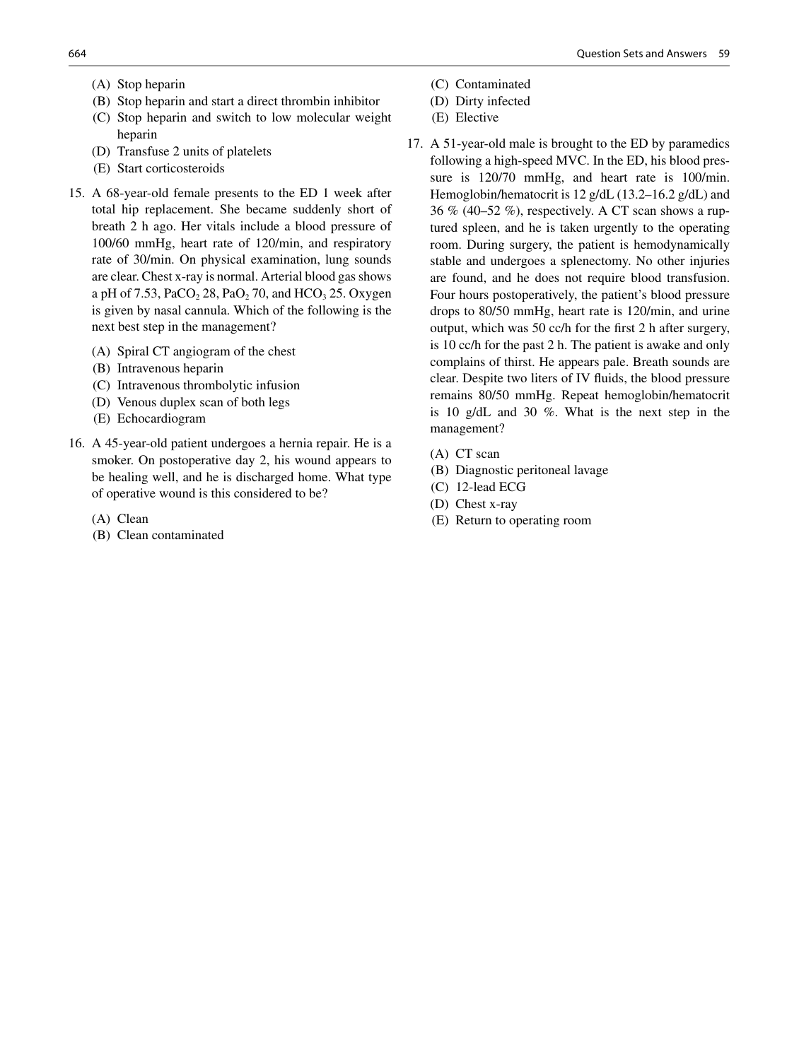(A) Stop heparin
(B) Stop heparin and start a direct thrombin inhibitor
(C) Stop heparin and switch to low molecular weight heparin
(D) Transfuse 2 units of platelets
(E) Start corticosteroids

15. A 68-year-old female presents to the ED 1 week after total hip replacement. She became suddenly short of breath 2 h ago. Her vitals include a blood pressure of 100/60 mmHg, heart rate of 120/min, and respiratory rate of 30/min. On physical examination, lung sounds are clear. Chest x-ray is normal. Arterial blood gas shows a pH of 7.53, $PaCO_2$ 28, $PaO_2$ 70, and $HCO_3$ 25. Oxygen is given by nasal cannula. Which of the following is the next best step in the management?

(A) Spiral CT angiogram of the chest
(B) Intravenous heparin
(C) Intravenous thrombolytic infusion
(D) Venous duplex scan of both legs
(E) Echocardiogram

16. A 45-year-old patient undergoes a hernia repair. He is a smoker. On postoperative day 2, his wound appears to be healing well, and he is discharged home. What type of operative wound is this considered to be?

(A) Clean
(B) Clean contaminated
(C) Contaminated
(D) Dirty infected
(E) Elective

17. A 51-year-old male is brought to the ED by paramedics following a high-speed MVC. In the ED, his blood pressure is 120/70 mmHg, and heart rate is 100/min. Hemoglobin/hematocrit is 12 g/dL (13.2–16.2 g/dL) and 36 % (40–52 %), respectively. A CT scan shows a ruptured spleen, and he is taken urgently to the operating room. During surgery, the patient is hemodynamically stable and undergoes a splenectomy. No other injuries are found, and he does not require blood transfusion. Four hours postoperatively, the patient's blood pressure drops to 80/50 mmHg, heart rate is 120/min, and urine output, which was 50 cc/h for the first 2 h after surgery, is 10 cc/h for the past 2 h. The patient is awake and only complains of thirst. He appears pale. Breath sounds are clear. Despite two liters of IV fluids, the blood pressure remains 80/50 mmHg. Repeat hemoglobin/hematocrit is 10 g/dL and 30 %. What is the next step in the management?

(A) CT scan
(B) Diagnostic peritoneal lavage
(C) 12-lead ECG
(D) Chest x-ray
(E) Return to operating room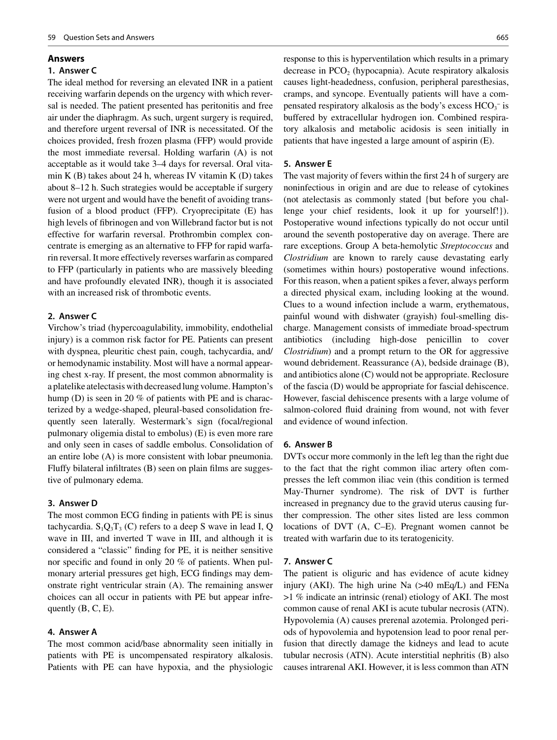## Answers

### 1. Answer C

The ideal method for reversing an elevated INR in a patient receiving warfarin depends on the urgency with which reversal is needed. The patient presented has peritonitis and free air under the diaphragm. As such, urgent surgery is required, and therefore urgent reversal of INR is necessitated. Of the choices provided, fresh frozen plasma (FFP) would provide the most immediate reversal. Holding warfarin (A) is not acceptable as it would take 3–4 days for reversal. Oral vitamin K (B) takes about 24 h, whereas IV vitamin K (D) takes about 8–12 h. Such strategies would be acceptable if surgery were not urgent and would have the benefit of avoiding transfusion of a blood product (FFP). Cryoprecipitate (E) has high levels of fibrinogen and von Willebrand factor but is not effective for warfarin reversal. Prothrombin complex concentrate is emerging as an alternative to FFP for rapid warfarin reversal. It more effectively reverses warfarin as compared to FFP (particularly in patients who are massively bleeding and have profoundly elevated INR), though it is associated with an increased risk of thrombotic events.

### 2. Answer C

Virchow's triad (hypercoagulability, immobility, endothelial injury) is a common risk factor for PE. Patients can present with dyspnea, pleuritic chest pain, cough, tachycardia, and/or hemodynamic instability. Most will have a normal appearing chest x-ray. If present, the most common abnormality is a platelike atelectasis with decreased lung volume. Hampton's hump (D) is seen in 20 % of patients with PE and is characterized by a wedge-shaped, pleural-based consolidation frequently seen laterally. Westermark's sign (focal/regional pulmonary oligemia distal to embolus) (E) is even more rare and only seen in cases of saddle embolus. Consolidation of an entire lobe (A) is more consistent with lobar pneumonia. Fluffy bilateral infiltrates (B) seen on plain films are suggestive of pulmonary edema.

### 3. Answer D

The most common ECG finding in patients with PE is sinus tachycardia. $S_1Q_3T_3$ (C) refers to a deep S wave in lead I, Q wave in III, and inverted T wave in III, and although it is considered a "classic" finding for PE, it is neither sensitive nor specific and found in only 20 % of patients. When pulmonary arterial pressures get high, ECG findings may demonstrate right ventricular strain (A). The remaining answer choices can all occur in patients with PE but appear infrequently (B, C, E).

### 4. Answer A

The most common acid/base abnormality seen initially in patients with PE is uncompensated respiratory alkalosis. Patients with PE can have hypoxia, and the physiologic response to this is hyperventilation which results in a primary decrease in $PCO_2$ (hypocapnia). Acute respiratory alkalosis causes light-headedness, confusion, peripheral paresthesias, cramps, and syncope. Eventually patients will have a compensated respiratory alkalosis as the body's excess $HCO_3^-$ is buffered by extracellular hydrogen ion. Combined respiratory alkalosis and metabolic acidosis is seen initially in patients that have ingested a large amount of aspirin (E).

### 5. Answer E

The vast majority of fevers within the first 24 h of surgery are noninfectious in origin and are due to release of cytokines (not atelectasis as commonly stated {but before you challenge your chief residents, look it up for yourself!}). Postoperative wound infections typically do not occur until around the seventh postoperative day on average. There are rare exceptions. Group A beta-hemolytic *Streptococcus* and *Clostridium* are known to rarely cause devastating early (sometimes within hours) postoperative wound infections. For this reason, when a patient spikes a fever, always perform a directed physical exam, including looking at the wound. Clues to a wound infection include a warm, erythematous, painful wound with dishwater (grayish) foul-smelling discharge. Management consists of immediate broad-spectrum antibiotics (including high-dose penicillin to cover *Clostridium*) and a prompt return to the OR for aggressive wound debridement. Reassurance (A), bedside drainage (B), and antibiotics alone (C) would not be appropriate. Reclosure of the fascia (D) would be appropriate for fascial dehiscence. However, fascial dehiscence presents with a large volume of salmon-colored fluid draining from wound, not with fever and evidence of wound infection.

### 6. Answer B

DVTs occur more commonly in the left leg than the right due to the fact that the right common iliac artery often compresses the left common iliac vein (this condition is termed May-Thurner syndrome). The risk of DVT is further increased in pregnancy due to the gravid uterus causing further compression. The other sites listed are less common locations of DVT (A, C–E). Pregnant women cannot be treated with warfarin due to its teratogenicity.

### 7. Answer C

The patient is oliguric and has evidence of acute kidney injury (AKI). The high urine Na (>40 mEq/L) and FENa >1 % indicate an intrinsic (renal) etiology of AKI. The most common cause of renal AKI is acute tubular necrosis (ATN). Hypovolemia (A) causes prerenal azotemia. Prolonged periods of hypovolemia and hypotension lead to poor renal perfusion that directly damage the kidneys and lead to acute tubular necrosis (ATN). Acute interstitial nephritis (B) also causes intrarenal AKI. However, it is less common than ATN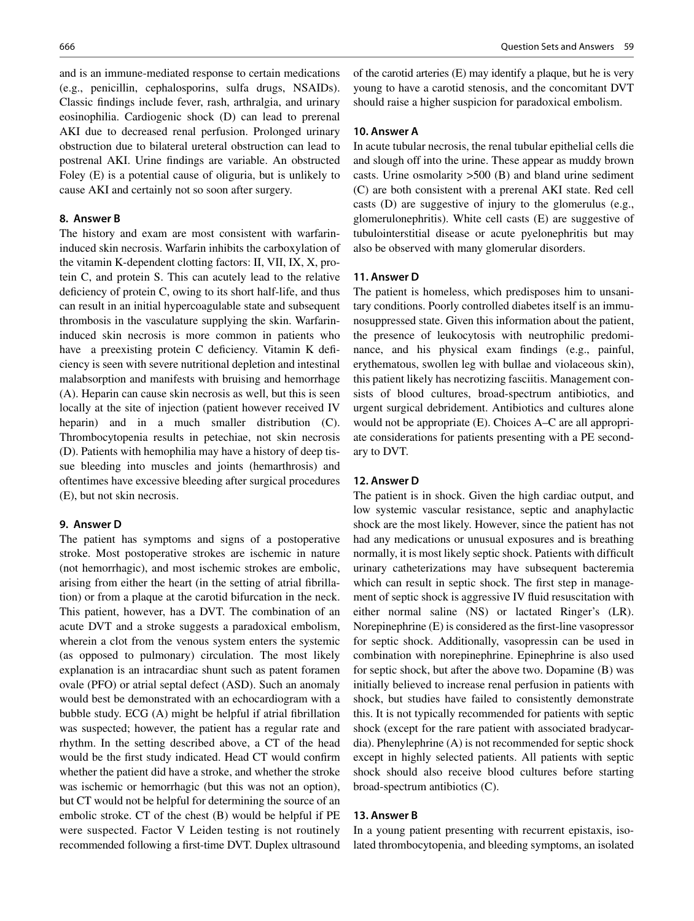and is an immune-mediated response to certain medications (e.g., penicillin, cephalosporins, sulfa drugs, NSAIDs). Classic findings include fever, rash, arthralgia, and urinary eosinophilia. Cardiogenic shock (D) can lead to prerenal AKI due to decreased renal perfusion. Prolonged urinary obstruction due to bilateral ureteral obstruction can lead to postrenal AKI. Urine findings are variable. An obstructed Foley (E) is a potential cause of oliguria, but is unlikely to cause AKI and certainly not so soon after surgery.

#### 8. Answer B

The history and exam are most consistent with warfarin-induced skin necrosis. Warfarin inhibits the carboxylation of the vitamin K-dependent clotting factors: II, VII, IX, X, protein C, and protein S. This can acutely lead to the relative deficiency of protein C, owing to its short half-life, and thus can result in an initial hypercoagulable state and subsequent thrombosis in the vasculature supplying the skin. Warfarin-induced skin necrosis is more common in patients who have a preexisting protein C deficiency. Vitamin K deficiency is seen with severe nutritional depletion and intestinal malabsorption and manifests with bruising and hemorrhage (A). Heparin can cause skin necrosis as well, but this is seen locally at the site of injection (patient however received IV heparin) and in a much smaller distribution (C). Thrombocytopenia results in petechiae, not skin necrosis (D). Patients with hemophilia may have a history of deep tissue bleeding into muscles and joints (hemarthrosis) and oftentimes have excessive bleeding after surgical procedures (E), but not skin necrosis.

#### 9. Answer D

The patient has symptoms and signs of a postoperative stroke. Most postoperative strokes are ischemic in nature (not hemorrhagic), and most ischemic strokes are embolic, arising from either the heart (in the setting of atrial fibrillation) or from a plaque at the carotid bifurcation in the neck. This patient, however, has a DVT. The combination of an acute DVT and a stroke suggests a paradoxical embolism, wherein a clot from the venous system enters the systemic (as opposed to pulmonary) circulation. The most likely explanation is an intracardiac shunt such as patent foramen ovale (PFO) or atrial septal defect (ASD). Such an anomaly would best be demonstrated with an echocardiogram with a bubble study. ECG (A) might be helpful if atrial fibrillation was suspected; however, the patient has a regular rate and rhythm. In the setting described above, a CT of the head would be the first study indicated. Head CT would confirm whether the patient did have a stroke, and whether the stroke was ischemic or hemorrhagic (but this was not an option), but CT would not be helpful for determining the source of an embolic stroke. CT of the chest (B) would be helpful if PE were suspected. Factor V Leiden testing is not routinely recommended following a first-time DVT. Duplex ultrasound of the carotid arteries (E) may identify a plaque, but he is very young to have a carotid stenosis, and the concomitant DVT should raise a higher suspicion for paradoxical embolism.

#### 10. Answer A

In acute tubular necrosis, the renal tubular epithelial cells die and slough off into the urine. These appear as muddy brown casts. Urine osmolarity >500 (B) and bland urine sediment (C) are both consistent with a prerenal AKI state. Red cell casts (D) are suggestive of injury to the glomerulus (e.g., glomerulonephritis). White cell casts (E) are suggestive of tubulointerstitial disease or acute pyelonephritis but may also be observed with many glomerular disorders.

#### 11. Answer D

The patient is homeless, which predisposes him to unsanitary conditions. Poorly controlled diabetes itself is an immunosuppressed state. Given this information about the patient, the presence of leukocytosis with neutrophilic predominance, and his physical exam findings (e.g., painful, erythematous, swollen leg with bullae and violaceous skin), this patient likely has necrotizing fasciitis. Management consists of blood cultures, broad-spectrum antibiotics, and urgent surgical debridement. Antibiotics and cultures alone would not be appropriate (E). Choices A–C are all appropriate considerations for patients presenting with a PE secondary to DVT.

#### 12. Answer D

The patient is in shock. Given the high cardiac output, and low systemic vascular resistance, septic and anaphylactic shock are the most likely. However, since the patient has not had any medications or unusual exposures and is breathing normally, it is most likely septic shock. Patients with difficult urinary catheterizations may have subsequent bacteremia which can result in septic shock. The first step in management of septic shock is aggressive IV fluid resuscitation with either normal saline (NS) or lactated Ringer's (LR). Norepinephrine (E) is considered as the first-line vasopressor for septic shock. Additionally, vasopressin can be used in combination with norepinephrine. Epinephrine is also used for septic shock, but after the above two. Dopamine (B) was initially believed to increase renal perfusion in patients with shock, but studies have failed to consistently demonstrate this. It is not typically recommended for patients with septic shock (except for the rare patient with associated bradycardia). Phenylephrine (A) is not recommended for septic shock except in highly selected patients. All patients with septic shock should also receive blood cultures before starting broad-spectrum antibiotics (C).

#### 13. Answer B

In a young patient presenting with recurrent epistaxis, isolated thrombocytopenia, and bleeding symptoms, an isolated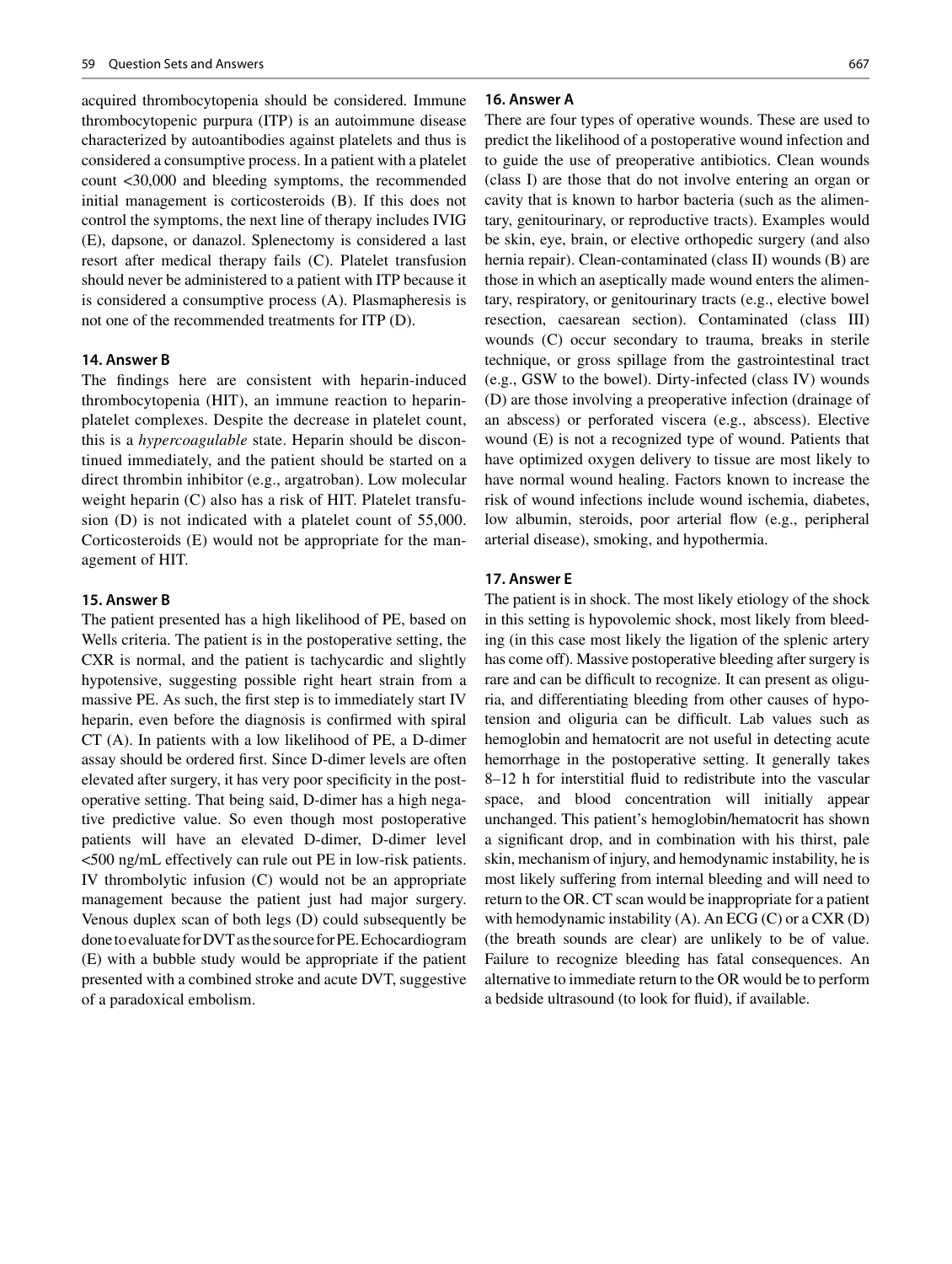acquired thrombocytopenia should be considered. Immune thrombocytopenic purpura (ITP) is an autoimmune disease characterized by autoantibodies against platelets and thus is considered a consumptive process. In a patient with a platelet count <30,000 and bleeding symptoms, the recommended initial management is corticosteroids (B). If this does not control the symptoms, the next line of therapy includes IVIG (E), dapsone, or danazol. Splenectomy is considered a last resort after medical therapy fails (C). Platelet transfusion should never be administered to a patient with ITP because it is considered a consumptive process (A). Plasmapheresis is not one of the recommended treatments for ITP (D).

### 14. Answer B

The findings here are consistent with heparin-induced thrombocytopenia (HIT), an immune reaction to heparin-platelet complexes. Despite the decrease in platelet count, this is a *hypercoagulable* state. Heparin should be discontinued immediately, and the patient should be started on a direct thrombin inhibitor (e.g., argatroban). Low molecular weight heparin (C) also has a risk of HIT. Platelet transfusion (D) is not indicated with a platelet count of 55,000. Corticosteroids (E) would not be appropriate for the management of HIT.

### 15. Answer B

The patient presented has a high likelihood of PE, based on Wells criteria. The patient is in the postoperative setting, the CXR is normal, and the patient is tachycardic and slightly hypotensive, suggesting possible right heart strain from a massive PE. As such, the first step is to immediately start IV heparin, even before the diagnosis is confirmed with spiral CT (A). In patients with a low likelihood of PE, a D-dimer assay should be ordered first. Since D-dimer levels are often elevated after surgery, it has very poor specificity in the postoperative setting. That being said, D-dimer has a high negative predictive value. So even though most postoperative patients will have an elevated D-dimer, D-dimer level <500 ng/mL effectively can rule out PE in low-risk patients. IV thrombolytic infusion (C) would not be an appropriate management because the patient just had major surgery. Venous duplex scan of both legs (D) could subsequently be done to evaluate for DVT as the source for PE. Echocardiogram (E) with a bubble study would be appropriate if the patient presented with a combined stroke and acute DVT, suggestive of a paradoxical embolism.

### 16. Answer A

There are four types of operative wounds. These are used to predict the likelihood of a postoperative wound infection and to guide the use of preoperative antibiotics. Clean wounds (class I) are those that do not involve entering an organ or cavity that is known to harbor bacteria (such as the alimentary, genitourinary, or reproductive tracts). Examples would be skin, eye, brain, or elective orthopedic surgery (and also hernia repair). Clean-contaminated (class II) wounds (B) are those in which an aseptically made wound enters the alimentary, respiratory, or genitourinary tracts (e.g., elective bowel resection, caesarean section). Contaminated (class III) wounds (C) occur secondary to trauma, breaks in sterile technique, or gross spillage from the gastrointestinal tract (e.g., GSW to the bowel). Dirty-infected (class IV) wounds (D) are those involving a preoperative infection (drainage of an abscess) or perforated viscera (e.g., abscess). Elective wound (E) is not a recognized type of wound. Patients that have optimized oxygen delivery to tissue are most likely to have normal wound healing. Factors known to increase the risk of wound infections include wound ischemia, diabetes, low albumin, steroids, poor arterial flow (e.g., peripheral arterial disease), smoking, and hypothermia.

### 17. Answer E

The patient is in shock. The most likely etiology of the shock in this setting is hypovolemic shock, most likely from bleeding (in this case most likely the ligation of the splenic artery has come off). Massive postoperative bleeding after surgery is rare and can be difficult to recognize. It can present as oliguria, and differentiating bleeding from other causes of hypotension and oliguria can be difficult. Lab values such as hemoglobin and hematocrit are not useful in detecting acute hemorrhage in the postoperative setting. It generally takes 8–12 h for interstitial fluid to redistribute into the vascular space, and blood concentration will initially appear unchanged. This patient's hemoglobin/hematocrit has shown a significant drop, and in combination with his thirst, pale skin, mechanism of injury, and hemodynamic instability, he is most likely suffering from internal bleeding and will need to return to the OR. CT scan would be inappropriate for a patient with hemodynamic instability (A). An ECG (C) or a CXR (D) (the breath sounds are clear) are unlikely to be of value. Failure to recognize bleeding has fatal consequences. An alternative to immediate return to the OR would be to perform a bedside ultrasound (to look for fluid), if available.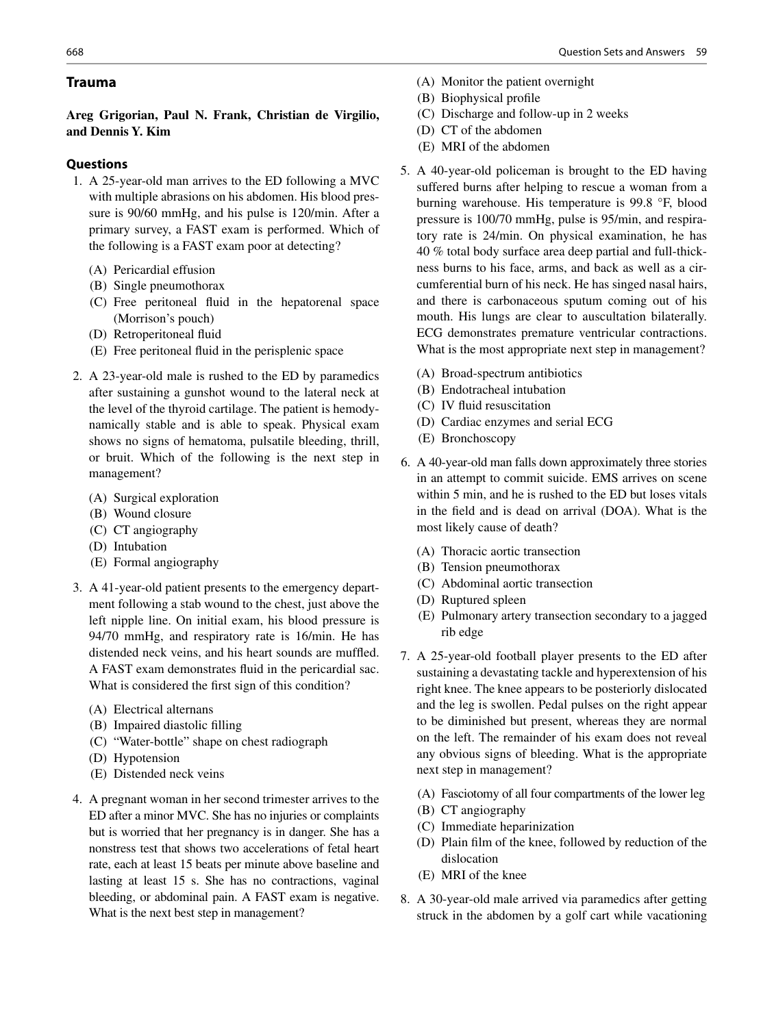## Trauma

**Areg Grigorian, Paul N. Frank, Christian de Virgilio, and Dennis Y. Kim**

### Questions

1. A 25-year-old man arrives to the ED following a MVC with multiple abrasions on his abdomen. His blood pressure is 90/60 mmHg, and his pulse is 120/min. After a primary survey, a FAST exam is performed. Which of the following is a FAST exam poor at detecting?

   (A) Pericardial effusion
   (B) Single pneumothorax
   (C) Free peritoneal fluid in the hepatorenal space (Morrison's pouch)
   (D) Retroperitoneal fluid
   (E) Free peritoneal fluid in the perisplenic space

2. A 23-year-old male is rushed to the ED by paramedics after sustaining a gunshot wound to the lateral neck at the level of the thyroid cartilage. The patient is hemodynamically stable and is able to speak. Physical exam shows no signs of hematoma, pulsatile bleeding, thrill, or bruit. Which of the following is the next step in management?

   (A) Surgical exploration
   (B) Wound closure
   (C) CT angiography
   (D) Intubation
   (E) Formal angiography

3. A 41-year-old patient presents to the emergency department following a stab wound to the chest, just above the left nipple line. On initial exam, his blood pressure is 94/70 mmHg, and respiratory rate is 16/min. He has distended neck veins, and his heart sounds are muffled. A FAST exam demonstrates fluid in the pericardial sac. What is considered the first sign of this condition?

   (A) Electrical alternans
   (B) Impaired diastolic filling
   (C) "Water-bottle" shape on chest radiograph
   (D) Hypotension
   (E) Distended neck veins

4. A pregnant woman in her second trimester arrives to the ED after a minor MVC. She has no injuries or complaints but is worried that her pregnancy is in danger. She has a nonstress test that shows two accelerations of fetal heart rate, each at least 15 beats per minute above baseline and lasting at least 15 s. She has no contractions, vaginal bleeding, or abdominal pain. A FAST exam is negative. What is the next best step in management?

   (A) Monitor the patient overnight
   (B) Biophysical profile
   (C) Discharge and follow-up in 2 weeks
   (D) CT of the abdomen
   (E) MRI of the abdomen

5. A 40-year-old policeman is brought to the ED having suffered burns after helping to rescue a woman from a burning warehouse. His temperature is 99.8 °F, blood pressure is 100/70 mmHg, pulse is 95/min, and respiratory rate is 24/min. On physical examination, he has 40 % total body surface area deep partial and full-thickness burns to his face, arms, and back as well as a circumferential burn of his neck. He has singed nasal hairs, and there is carbonaceous sputum coming out of his mouth. His lungs are clear to auscultation bilaterally. ECG demonstrates premature ventricular contractions. What is the most appropriate next step in management?

   (A) Broad-spectrum antibiotics
   (B) Endotracheal intubation
   (C) IV fluid resuscitation
   (D) Cardiac enzymes and serial ECG
   (E) Bronchoscopy

6. A 40-year-old man falls down approximately three stories in an attempt to commit suicide. EMS arrives on scene within 5 min, and he is rushed to the ED but loses vitals in the field and is dead on arrival (DOA). What is the most likely cause of death?

   (A) Thoracic aortic transection
   (B) Tension pneumothorax
   (C) Abdominal aortic transection
   (D) Ruptured spleen
   (E) Pulmonary artery transection secondary to a jagged rib edge

7. A 25-year-old football player presents to the ED after sustaining a devastating tackle and hyperextension of his right knee. The knee appears to be posteriorly dislocated and the leg is swollen. Pedal pulses on the right appear to be diminished but present, whereas they are normal on the left. The remainder of his exam does not reveal any obvious signs of bleeding. What is the appropriate next step in management?

   (A) Fasciotomy of all four compartments of the lower leg
   (B) CT angiography
   (C) Immediate heparinization
   (D) Plain film of the knee, followed by reduction of the dislocation
   (E) MRI of the knee

8. A 30-year-old male arrived via paramedics after getting struck in the abdomen by a golf cart while vacationing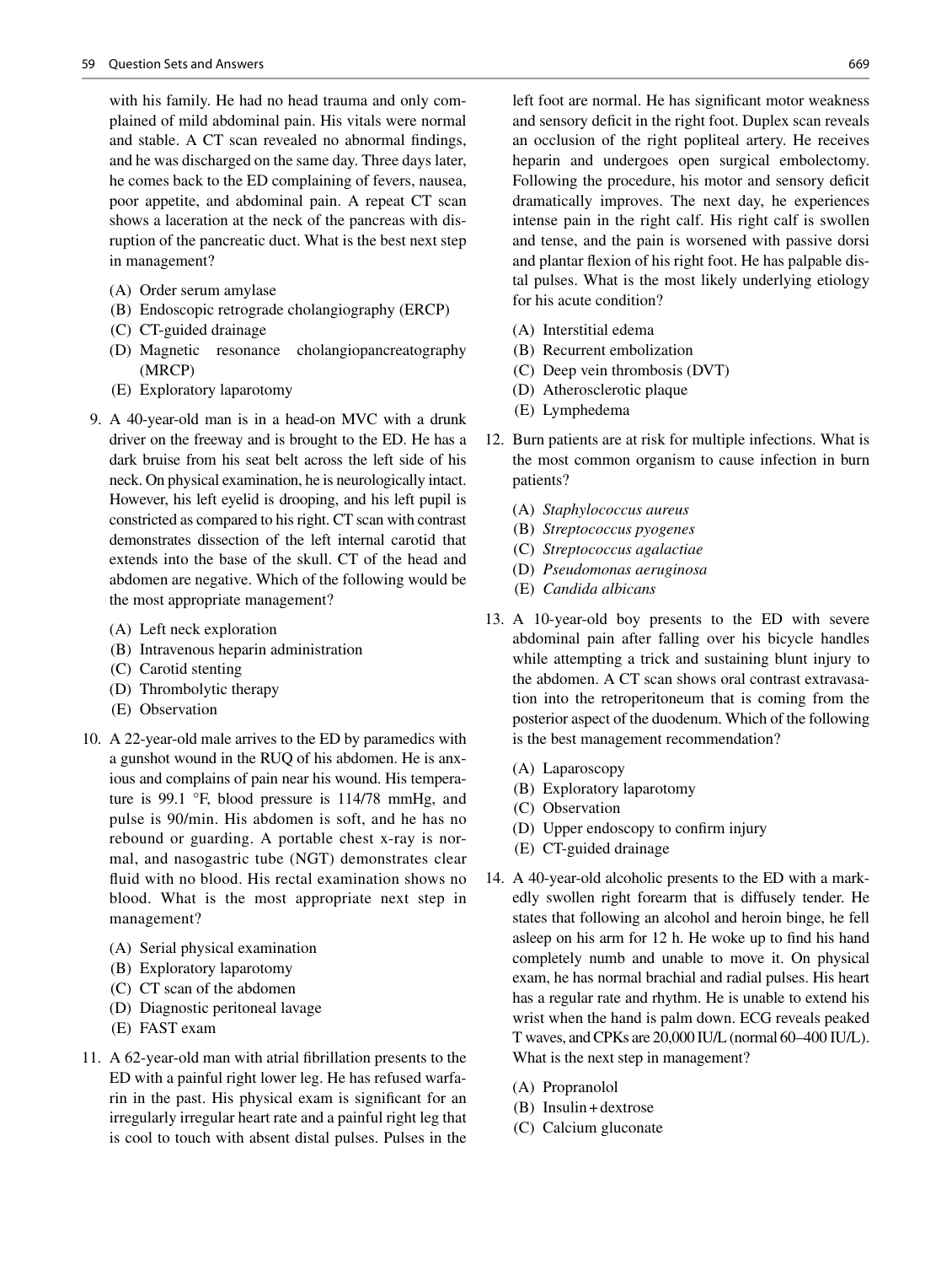with his family. He had no head trauma and only complained of mild abdominal pain. His vitals were normal and stable. A CT scan revealed no abnormal findings, and he was discharged on the same day. Three days later, he comes back to the ED complaining of fevers, nausea, poor appetite, and abdominal pain. A repeat CT scan shows a laceration at the neck of the pancreas with disruption of the pancreatic duct. What is the best next step in management?

(A) Order serum amylase
(B) Endoscopic retrograde cholangiography (ERCP)
(C) CT-guided drainage
(D) Magnetic resonance cholangiopancreatography (MRCP)
(E) Exploratory laparotomy

9. A 40-year-old man is in a head-on MVC with a drunk driver on the freeway and is brought to the ED. He has a dark bruise from his seat belt across the left side of his neck. On physical examination, he is neurologically intact. However, his left eyelid is drooping, and his left pupil is constricted as compared to his right. CT scan with contrast demonstrates dissection of the left internal carotid that extends into the base of the skull. CT of the head and abdomen are negative. Which of the following would be the most appropriate management?

(A) Left neck exploration
(B) Intravenous heparin administration
(C) Carotid stenting
(D) Thrombolytic therapy
(E) Observation

10. A 22-year-old male arrives to the ED by paramedics with a gunshot wound in the RUQ of his abdomen. He is anxious and complains of pain near his wound. His temperature is 99.1 °F, blood pressure is 114/78 mmHg, and pulse is 90/min. His abdomen is soft, and he has no rebound or guarding. A portable chest x-ray is normal, and nasogastric tube (NGT) demonstrates clear fluid with no blood. His rectal examination shows no blood. What is the most appropriate next step in management?

(A) Serial physical examination
(B) Exploratory laparotomy
(C) CT scan of the abdomen
(D) Diagnostic peritoneal lavage
(E) FAST exam

11. A 62-year-old man with atrial fibrillation presents to the ED with a painful right lower leg. He has refused warfarin in the past. His physical exam is significant for an irregularly irregular heart rate and a painful right leg that is cool to touch with absent distal pulses. Pulses in the left foot are normal. He has significant motor weakness and sensory deficit in the right foot. Duplex scan reveals an occlusion of the right popliteal artery. He receives heparin and undergoes open surgical embolectomy. Following the procedure, his motor and sensory deficit dramatically improves. The next day, he experiences intense pain in the right calf. His right calf is swollen and tense, and the pain is worsened with passive dorsi and plantar flexion of his right foot. He has palpable distal pulses. What is the most likely underlying etiology for his acute condition?

(A) Interstitial edema
(B) Recurrent embolization
(C) Deep vein thrombosis (DVT)
(D) Atherosclerotic plaque
(E) Lymphedema

12. Burn patients are at risk for multiple infections. What is the most common organism to cause infection in burn patients?

(A) *Staphylococcus aureus*
(B) *Streptococcus pyogenes*
(C) *Streptococcus agalactiae*
(D) *Pseudomonas aeruginosa*
(E) *Candida albicans*

13. A 10-year-old boy presents to the ED with severe abdominal pain after falling over his bicycle handles while attempting a trick and sustaining blunt injury to the abdomen. A CT scan shows oral contrast extravasation into the retroperitoneum that is coming from the posterior aspect of the duodenum. Which of the following is the best management recommendation?

(A) Laparoscopy
(B) Exploratory laparotomy
(C) Observation
(D) Upper endoscopy to confirm injury
(E) CT-guided drainage

14. A 40-year-old alcoholic presents to the ED with a markedly swollen right forearm that is diffusely tender. He states that following an alcohol and heroin binge, he fell asleep on his arm for 12 h. He woke up to find his hand completely numb and unable to move it. On physical exam, he has normal brachial and radial pulses. His heart has a regular rate and rhythm. He is unable to extend his wrist when the hand is palm down. ECG reveals peaked T waves, and CPKs are 20,000 IU/L (normal 60–400 IU/L). What is the next step in management?

(A) Propranolol
(B) Insulin + dextrose
(C) Calcium gluconate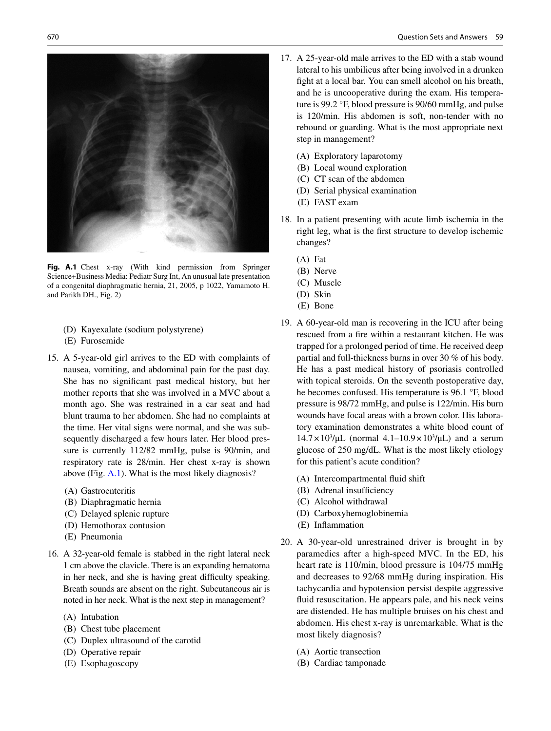**Fig. A.1** Chest x-ray (With kind permission from Springer Science+Business Media: Pediatr Surg Int, An unusual late presentation of a congenital diaphragmatic hernia, 21, 2005, p 1022, Yamamoto H. and Parikh DH., Fig. 2)

(D) Kayexalate (sodium polystyrene)
(E) Furosemide

15. A 5-year-old girl arrives to the ED with complaints of nausea, vomiting, and abdominal pain for the past day. She has no significant past medical history, but her mother reports that she was involved in a MVC about a month ago. She was restrained in a car seat and had blunt trauma to her abdomen. She had no complaints at the time. Her vital signs were normal, and she was subsequently discharged a few hours later. Her blood pressure is currently 112/82 mmHg, pulse is 90/min, and respiratory rate is 28/min. Her chest x-ray is shown above (Fig. A.1). What is the most likely diagnosis?

    (A) Gastroenteritis
    (B) Diaphragmatic hernia
    (C) Delayed splenic rupture
    (D) Hemothorax contusion
    (E) Pneumonia

16. A 32-year-old female is stabbed in the right lateral neck 1 cm above the clavicle. There is an expanding hematoma in her neck, and she is having great difficulty speaking. Breath sounds are absent on the right. Subcutaneous air is noted in her neck. What is the next step in management?

    (A) Intubation
    (B) Chest tube placement
    (C) Duplex ultrasound of the carotid
    (D) Operative repair
    (E) Esophagoscopy

17. A 25-year-old male arrives to the ED with a stab wound lateral to his umbilicus after being involved in a drunken fight at a local bar. You can smell alcohol on his breath, and he is uncooperative during the exam. His temperature is 99.2 °F, blood pressure is 90/60 mmHg, and pulse is 120/min. His abdomen is soft, non-tender with no rebound or guarding. What is the most appropriate next step in management?

    (A) Exploratory laparotomy
    (B) Local wound exploration
    (C) CT scan of the abdomen
    (D) Serial physical examination
    (E) FAST exam

18. In a patient presenting with acute limb ischemia in the right leg, what is the first structure to develop ischemic changes?

    (A) Fat
    (B) Nerve
    (C) Muscle
    (D) Skin
    (E) Bone

19. A 60-year-old man is recovering in the ICU after being rescued from a fire within a restaurant kitchen. He was trapped for a prolonged period of time. He received deep partial and full-thickness burns in over 30 % of his body. He has a past medical history of psoriasis controlled with topical steroids. On the seventh postoperative day, he becomes confused. His temperature is 96.1 °F, blood pressure is 98/72 mmHg, and pulse is 122/min. His burn wounds have focal areas with a brown color. His laboratory examination demonstrates a white blood count of $14.7 \times 10^3/\mu L$ (normal $4.1–10.9 \times 10^3/\mu L$) and a serum glucose of 250 mg/dL. What is the most likely etiology for this patient's acute condition?

    (A) Intercompartmental fluid shift
    (B) Adrenal insufficiency
    (C) Alcohol withdrawal
    (D) Carboxyhemoglobinemia
    (E) Inflammation

20. A 30-year-old unrestrained driver is brought in by paramedics after a high-speed MVC. In the ED, his heart rate is 110/min, blood pressure is 104/75 mmHg and decreases to 92/68 mmHg during inspiration. His tachycardia and hypotension persist despite aggressive fluid resuscitation. He appears pale, and his neck veins are distended. He has multiple bruises on his chest and abdomen. His chest x-ray is unremarkable. What is the most likely diagnosis?

    (A) Aortic transection
    (B) Cardiac tamponade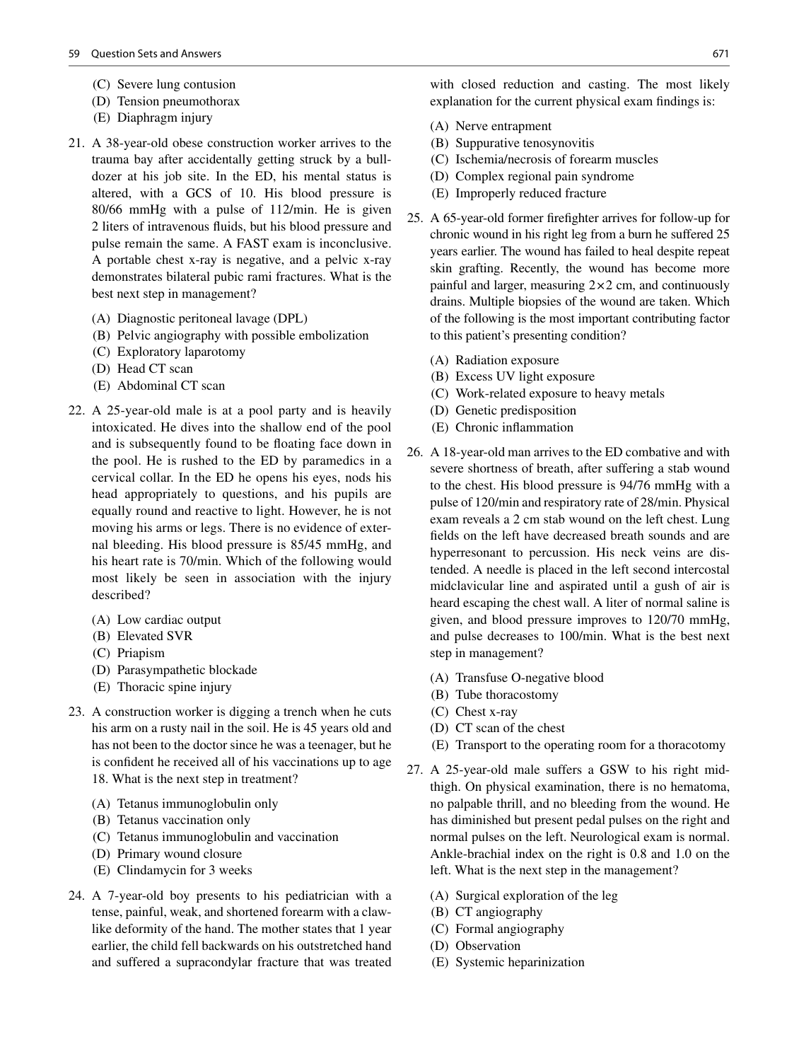(C) Severe lung contusion
(D) Tension pneumothorax
(E) Diaphragm injury

21. A 38-year-old obese construction worker arrives to the trauma bay after accidentally getting struck by a bulldozer at his job site. In the ED, his mental status is altered, with a GCS of 10. His blood pressure is 80/66 mmHg with a pulse of 112/min. He is given 2 liters of intravenous fluids, but his blood pressure and pulse remain the same. A FAST exam is inconclusive. A portable chest x-ray is negative, and a pelvic x-ray demonstrates bilateral pubic rami fractures. What is the best next step in management?

    (A) Diagnostic peritoneal lavage (DPL)
    (B) Pelvic angiography with possible embolization
    (C) Exploratory laparotomy
    (D) Head CT scan
    (E) Abdominal CT scan

22. A 25-year-old male is at a pool party and is heavily intoxicated. He dives into the shallow end of the pool and is subsequently found to be floating face down in the pool. He is rushed to the ED by paramedics in a cervical collar. In the ED he opens his eyes, nods his head appropriately to questions, and his pupils are equally round and reactive to light. However, he is not moving his arms or legs. There is no evidence of external bleeding. His blood pressure is 85/45 mmHg, and his heart rate is 70/min. Which of the following would most likely be seen in association with the injury described?

    (A) Low cardiac output
    (B) Elevated SVR
    (C) Priapism
    (D) Parasympathetic blockade
    (E) Thoracic spine injury

23. A construction worker is digging a trench when he cuts his arm on a rusty nail in the soil. He is 45 years old and has not been to the doctor since he was a teenager, but he is confident he received all of his vaccinations up to age 18. What is the next step in treatment?

    (A) Tetanus immunoglobulin only
    (B) Tetanus vaccination only
    (C) Tetanus immunoglobulin and vaccination
    (D) Primary wound closure
    (E) Clindamycin for 3 weeks

24. A 7-year-old boy presents to his pediatrician with a tense, painful, weak, and shortened forearm with a claw-like deformity of the hand. The mother states that 1 year earlier, the child fell backwards on his outstretched hand and suffered a supracondylar fracture that was treated with closed reduction and casting. The most likely explanation for the current physical exam findings is:

    (A) Nerve entrapment
    (B) Suppurative tenosynovitis
    (C) Ischemia/necrosis of forearm muscles
    (D) Complex regional pain syndrome
    (E) Improperly reduced fracture

25. A 65-year-old former firefighter arrives for follow-up for chronic wound in his right leg from a burn he suffered 25 years earlier. The wound has failed to heal despite repeat skin grafting. Recently, the wound has become more painful and larger, measuring 2×2 cm, and continuously drains. Multiple biopsies of the wound are taken. Which of the following is the most important contributing factor to this patient's presenting condition?

    (A) Radiation exposure
    (B) Excess UV light exposure
    (C) Work-related exposure to heavy metals
    (D) Genetic predisposition
    (E) Chronic inflammation

26. A 18-year-old man arrives to the ED combative and with severe shortness of breath, after suffering a stab wound to the chest. His blood pressure is 94/76 mmHg with a pulse of 120/min and respiratory rate of 28/min. Physical exam reveals a 2 cm stab wound on the left chest. Lung fields on the left have decreased breath sounds and are hyperresonant to percussion. His neck veins are distended. A needle is placed in the left second intercostal midclavicular line and aspirated until a gush of air is heard escaping the chest wall. A liter of normal saline is given, and blood pressure improves to 120/70 mmHg, and pulse decreases to 100/min. What is the best next step in management?

    (A) Transfuse O-negative blood
    (B) Tube thoracostomy
    (C) Chest x-ray
    (D) CT scan of the chest
    (E) Transport to the operating room for a thoracotomy

27. A 25-year-old male suffers a GSW to his right mid-thigh. On physical examination, there is no hematoma, no palpable thrill, and no bleeding from the wound. He has diminished but present pedal pulses on the right and normal pulses on the left. Neurological exam is normal. Ankle-brachial index on the right is 0.8 and 1.0 on the left. What is the next step in the management?

    (A) Surgical exploration of the leg
    (B) CT angiography
    (C) Formal angiography
    (D) Observation
    (E) Systemic heparinization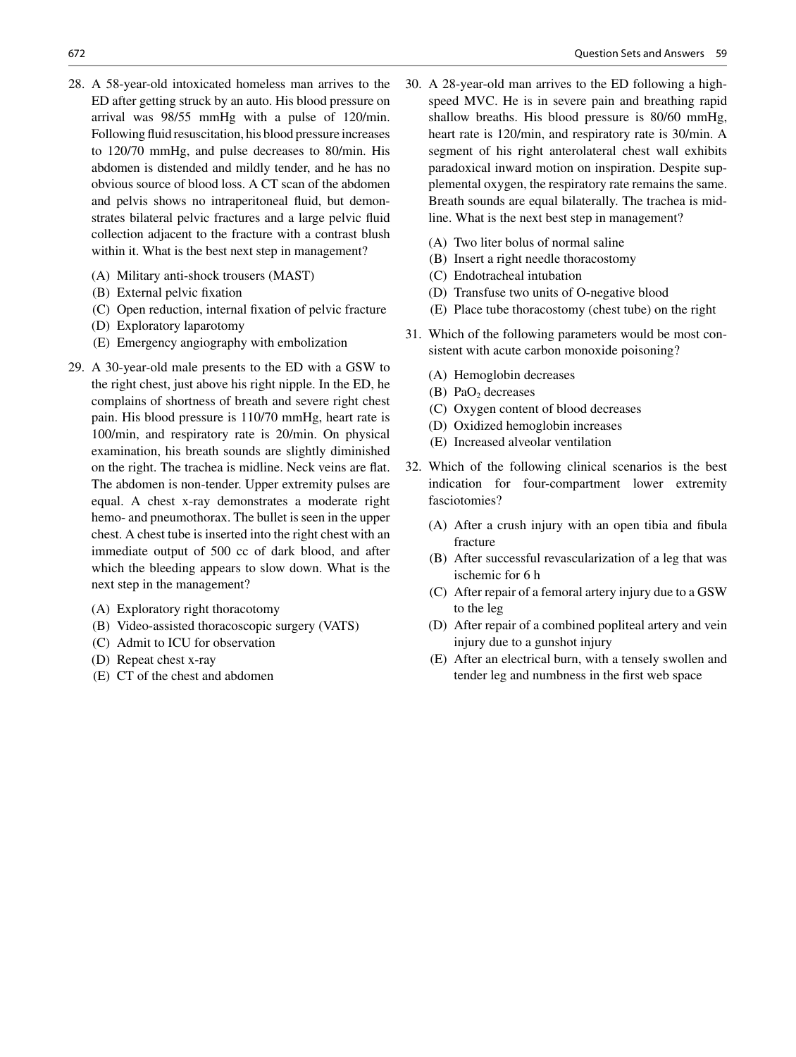28. A 58-year-old intoxicated homeless man arrives to the ED after getting struck by an auto. His blood pressure on arrival was 98/55 mmHg with a pulse of 120/min. Following fluid resuscitation, his blood pressure increases to 120/70 mmHg, and pulse decreases to 80/min. His abdomen is distended and mildly tender, and he has no obvious source of blood loss. A CT scan of the abdomen and pelvis shows no intraperitoneal fluid, but demonstrates bilateral pelvic fractures and a large pelvic fluid collection adjacent to the fracture with a contrast blush within it. What is the best next step in management?

    (A) Military anti-shock trousers (MAST)
    (B) External pelvic fixation
    (C) Open reduction, internal fixation of pelvic fracture
    (D) Exploratory laparotomy
    (E) Emergency angiography with embolization

29. A 30-year-old male presents to the ED with a GSW to the right chest, just above his right nipple. In the ED, he complains of shortness of breath and severe right chest pain. His blood pressure is 110/70 mmHg, heart rate is 100/min, and respiratory rate is 20/min. On physical examination, his breath sounds are slightly diminished on the right. The trachea is midline. Neck veins are flat. The abdomen is non-tender. Upper extremity pulses are equal. A chest x-ray demonstrates a moderate right hemo- and pneumothorax. The bullet is seen in the upper chest. A chest tube is inserted into the right chest with an immediate output of 500 cc of dark blood, and after which the bleeding appears to slow down. What is the next step in the management?

    (A) Exploratory right thoracotomy
    (B) Video-assisted thoracoscopic surgery (VATS)
    (C) Admit to ICU for observation
    (D) Repeat chest x-ray
    (E) CT of the chest and abdomen

30. A 28-year-old man arrives to the ED following a high-speed MVC. He is in severe pain and breathing rapid shallow breaths. His blood pressure is 80/60 mmHg, heart rate is 120/min, and respiratory rate is 30/min. A segment of his right anterolateral chest wall exhibits paradoxical inward motion on inspiration. Despite supplemental oxygen, the respiratory rate remains the same. Breath sounds are equal bilaterally. The trachea is midline. What is the next best step in management?

    (A) Two liter bolus of normal saline
    (B) Insert a right needle thoracostomy
    (C) Endotracheal intubation
    (D) Transfuse two units of O-negative blood
    (E) Place tube thoracostomy (chest tube) on the right

31. Which of the following parameters would be most consistent with acute carbon monoxide poisoning?

    (A) Hemoglobin decreases
    (B) $PaO_2$ decreases
    (C) Oxygen content of blood decreases
    (D) Oxidized hemoglobin increases
    (E) Increased alveolar ventilation

32. Which of the following clinical scenarios is the best indication for four-compartment lower extremity fasciotomies?

    (A) After a crush injury with an open tibia and fibula fracture
    (B) After successful revascularization of a leg that was ischemic for 6 h
    (C) After repair of a femoral artery injury due to a GSW to the leg
    (D) After repair of a combined popliteal artery and vein injury due to a gunshot injury
    (E) After an electrical burn, with a tensely swollen and tender leg and numbness in the first web space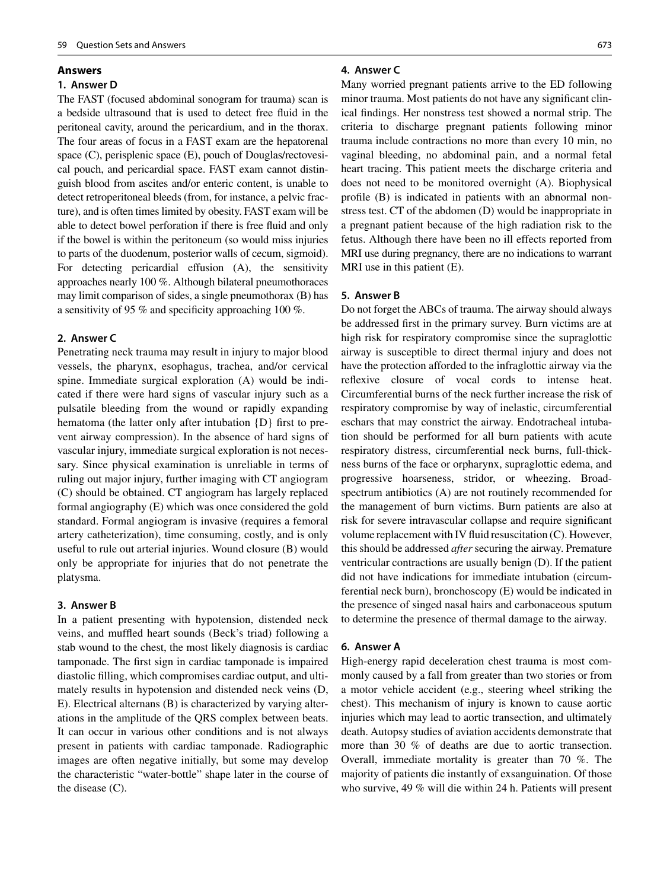## Answers

### 1. Answer D

The FAST (focused abdominal sonogram for trauma) scan is a bedside ultrasound that is used to detect free fluid in the peritoneal cavity, around the pericardium, and in the thorax. The four areas of focus in a FAST exam are the hepatorenal space (C), perisplenic space (E), pouch of Douglas/rectovesical pouch, and pericardial space. FAST exam cannot distinguish blood from ascites and/or enteric content, is unable to detect retroperitoneal bleeds (from, for instance, a pelvic fracture), and is often times limited by obesity. FAST exam will be able to detect bowel perforation if there is free fluid and only if the bowel is within the peritoneum (so would miss injuries to parts of the duodenum, posterior walls of cecum, sigmoid). For detecting pericardial effusion (A), the sensitivity approaches nearly 100 %. Although bilateral pneumothoraces may limit comparison of sides, a single pneumothorax (B) has a sensitivity of 95 % and specificity approaching 100 %.

### 2. Answer C

Penetrating neck trauma may result in injury to major blood vessels, the pharynx, esophagus, trachea, and/or cervical spine. Immediate surgical exploration (A) would be indicated if there were hard signs of vascular injury such as a pulsatile bleeding from the wound or rapidly expanding hematoma (the latter only after intubation {D} first to prevent airway compression). In the absence of hard signs of vascular injury, immediate surgical exploration is not necessary. Since physical examination is unreliable in terms of ruling out major injury, further imaging with CT angiogram (C) should be obtained. CT angiogram has largely replaced formal angiography (E) which was once considered the gold standard. Formal angiogram is invasive (requires a femoral artery catheterization), time consuming, costly, and is only useful to rule out arterial injuries. Wound closure (B) would only be appropriate for injuries that do not penetrate the platysma.

### 3. Answer B

In a patient presenting with hypotension, distended neck veins, and muffled heart sounds (Beck's triad) following a stab wound to the chest, the most likely diagnosis is cardiac tamponade. The first sign in cardiac tamponade is impaired diastolic filling, which compromises cardiac output, and ultimately results in hypotension and distended neck veins (D, E). Electrical alternans (B) is characterized by varying alterations in the amplitude of the QRS complex between beats. It can occur in various other conditions and is not always present in patients with cardiac tamponade. Radiographic images are often negative initially, but some may develop the characteristic "water-bottle" shape later in the course of the disease (C).

### 4. Answer C

Many worried pregnant patients arrive to the ED following minor trauma. Most patients do not have any significant clinical findings. Her nonstress test showed a normal strip. The criteria to discharge pregnant patients following minor trauma include contractions no more than every 10 min, no vaginal bleeding, no abdominal pain, and a normal fetal heart tracing. This patient meets the discharge criteria and does not need to be monitored overnight (A). Biophysical profile (B) is indicated in patients with an abnormal nonstress test. CT of the abdomen (D) would be inappropriate in a pregnant patient because of the high radiation risk to the fetus. Although there have been no ill effects reported from MRI use during pregnancy, there are no indications to warrant MRI use in this patient (E).

### 5. Answer B

Do not forget the ABCs of trauma. The airway should always be addressed first in the primary survey. Burn victims are at high risk for respiratory compromise since the supraglottic airway is susceptible to direct thermal injury and does not have the protection afforded to the infraglottic airway via the reflexive closure of vocal cords to intense heat. Circumferential burns of the neck further increase the risk of respiratory compromise by way of inelastic, circumferential eschars that may constrict the airway. Endotracheal intubation should be performed for all burn patients with acute respiratory distress, circumferential neck burns, full-thickness burns of the face or orpharynx, supraglottic edema, and progressive hoarseness, stridor, or wheezing. Broad-spectrum antibiotics (A) are not routinely recommended for the management of burn victims. Burn patients are also at risk for severe intravascular collapse and require significant volume replacement with IV fluid resuscitation (C). However, this should be addressed *after* securing the airway. Premature ventricular contractions are usually benign (D). If the patient did not have indications for immediate intubation (circumferential neck burn), bronchoscopy (E) would be indicated in the presence of singed nasal hairs and carbonaceous sputum to determine the presence of thermal damage to the airway.

### 6. Answer A

High-energy rapid deceleration chest trauma is most commonly caused by a fall from greater than two stories or from a motor vehicle accident (e.g., steering wheel striking the chest). This mechanism of injury is known to cause aortic injuries which may lead to aortic transection, and ultimately death. Autopsy studies of aviation accidents demonstrate that more than 30 % of deaths are due to aortic transection. Overall, immediate mortality is greater than 70 %. The majority of patients die instantly of exsanguination. Of those who survive, 49 % will die within 24 h. Patients will present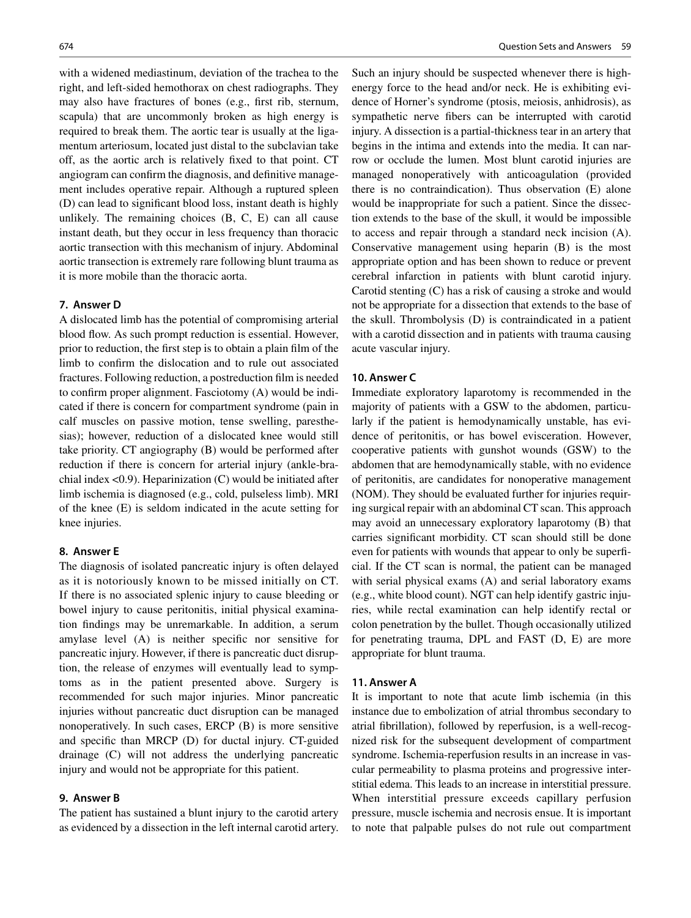with a widened mediastinum, deviation of the trachea to the right, and left-sided hemothorax on chest radiographs. They may also have fractures of bones (e.g., first rib, sternum, scapula) that are uncommonly broken as high energy is required to break them. The aortic tear is usually at the ligamentum arteriosum, located just distal to the subclavian take off, as the aortic arch is relatively fixed to that point. CT angiogram can confirm the diagnosis, and definitive management includes operative repair. Although a ruptured spleen (D) can lead to significant blood loss, instant death is highly unlikely. The remaining choices (B, C, E) can all cause instant death, but they occur in less frequency than thoracic aortic transection with this mechanism of injury. Abdominal aortic transection is extremely rare following blunt trauma as it is more mobile than the thoracic aorta.

#### 7. Answer D

A dislocated limb has the potential of compromising arterial blood flow. As such prompt reduction is essential. However, prior to reduction, the first step is to obtain a plain film of the limb to confirm the dislocation and to rule out associated fractures. Following reduction, a postreduction film is needed to confirm proper alignment. Fasciotomy (A) would be indicated if there is concern for compartment syndrome (pain in calf muscles on passive motion, tense swelling, paresthesias); however, reduction of a dislocated knee would still take priority. CT angiography (B) would be performed after reduction if there is concern for arterial injury (ankle-brachial index <0.9). Heparinization (C) would be initiated after limb ischemia is diagnosed (e.g., cold, pulseless limb). MRI of the knee (E) is seldom indicated in the acute setting for knee injuries.

#### 8. Answer E

The diagnosis of isolated pancreatic injury is often delayed as it is notoriously known to be missed initially on CT. If there is no associated splenic injury to cause bleeding or bowel injury to cause peritonitis, initial physical examination findings may be unremarkable. In addition, a serum amylase level (A) is neither specific nor sensitive for pancreatic injury. However, if there is pancreatic duct disruption, the release of enzymes will eventually lead to symptoms as in the patient presented above. Surgery is recommended for such major injuries. Minor pancreatic injuries without pancreatic duct disruption can be managed nonoperatively. In such cases, ERCP (B) is more sensitive and specific than MRCP (D) for ductal injury. CT-guided drainage (C) will not address the underlying pancreatic injury and would not be appropriate for this patient.

#### 9. Answer B

The patient has sustained a blunt injury to the carotid artery as evidenced by a dissection in the left internal carotid artery. Such an injury should be suspected whenever there is high-energy force to the head and/or neck. He is exhibiting evidence of Horner's syndrome (ptosis, meiosis, anhidrosis), as sympathetic nerve fibers can be interrupted with carotid injury. A dissection is a partial-thickness tear in an artery that begins in the intima and extends into the media. It can narrow or occlude the lumen. Most blunt carotid injuries are managed nonoperatively with anticoagulation (provided there is no contraindication). Thus observation (E) alone would be inappropriate for such a patient. Since the dissection extends to the base of the skull, it would be impossible to access and repair through a standard neck incision (A). Conservative management using heparin (B) is the most appropriate option and has been shown to reduce or prevent cerebral infarction in patients with blunt carotid injury. Carotid stenting (C) has a risk of causing a stroke and would not be appropriate for a dissection that extends to the base of the skull. Thrombolysis (D) is contraindicated in a patient with a carotid dissection and in patients with trauma causing acute vascular injury.

#### 10. Answer C

Immediate exploratory laparotomy is recommended in the majority of patients with a GSW to the abdomen, particularly if the patient is hemodynamically unstable, has evidence of peritonitis, or has bowel evisceration. However, cooperative patients with gunshot wounds (GSW) to the abdomen that are hemodynamically stable, with no evidence of peritonitis, are candidates for nonoperative management (NOM). They should be evaluated further for injuries requiring surgical repair with an abdominal CT scan. This approach may avoid an unnecessary exploratory laparotomy (B) that carries significant morbidity. CT scan should still be done even for patients with wounds that appear to only be superficial. If the CT scan is normal, the patient can be managed with serial physical exams (A) and serial laboratory exams (e.g., white blood count). NGT can help identify gastric injuries, while rectal examination can help identify rectal or colon penetration by the bullet. Though occasionally utilized for penetrating trauma, DPL and FAST (D, E) are more appropriate for blunt trauma.

#### 11. Answer A

It is important to note that acute limb ischemia (in this instance due to embolization of atrial thrombus secondary to atrial fibrillation), followed by reperfusion, is a well-recognized risk for the subsequent development of compartment syndrome. Ischemia-reperfusion results in an increase in vascular permeability to plasma proteins and progressive interstitial edema. This leads to an increase in interstitial pressure. When interstitial pressure exceeds capillary perfusion pressure, muscle ischemia and necrosis ensue. It is important to note that palpable pulses do not rule out compartment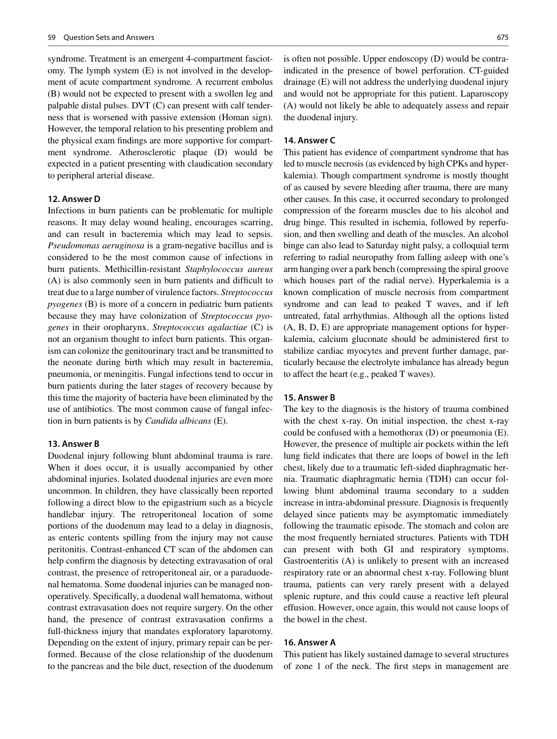syndrome. Treatment is an emergent 4-compartment fasciotomy. The lymph system (E) is not involved in the development of acute compartment syndrome. A recurrent embolus (B) would not be expected to present with a swollen leg and palpable distal pulses. DVT (C) can present with calf tenderness that is worsened with passive extension (Homan sign). However, the temporal relation to his presenting problem and the physical exam findings are more supportive for compartment syndrome. Atherosclerotic plaque (D) would be expected in a patient presenting with claudication secondary to peripheral arterial disease.

#### 12. Answer D

Infections in burn patients can be problematic for multiple reasons. It may delay wound healing, encourages scarring, and can result in bacteremia which may lead to sepsis. *Pseudomonas aeruginosa* is a gram-negative bacillus and is considered to be the most common cause of infections in burn patients. Methicillin-resistant *Staphylococcus aureus* (A) is also commonly seen in burn patients and difficult to treat due to a large number of virulence factors. *Streptococcus pyogenes* (B) is more of a concern in pediatric burn patients because they may have colonization of *Streptococcus pyogenes* in their oropharynx. *Streptococcus agalactiae* (C) is not an organism thought to infect burn patients. This organism can colonize the genitourinary tract and be transmitted to the neonate during birth which may result in bacteremia, pneumonia, or meningitis. Fungal infections tend to occur in burn patients during the later stages of recovery because by this time the majority of bacteria have been eliminated by the use of antibiotics. The most common cause of fungal infection in burn patients is by *Candida albicans* (E).

#### 13. Answer B

Duodenal injury following blunt abdominal trauma is rare. When it does occur, it is usually accompanied by other abdominal injuries. Isolated duodenal injuries are even more uncommon. In children, they have classically been reported following a direct blow to the epigastrium such as a bicycle handlebar injury. The retroperitoneal location of some portions of the duodenum may lead to a delay in diagnosis, as enteric contents spilling from the injury may not cause peritonitis. Contrast-enhanced CT scan of the abdomen can help confirm the diagnosis by detecting extravasation of oral contrast, the presence of retroperitoneal air, or a paraduodenal hematoma. Some duodenal injuries can be managed nonoperatively. Specifically, a duodenal wall hematoma, without contrast extravasation does not require surgery. On the other hand, the presence of contrast extravasation confirms a full-thickness injury that mandates exploratory laparotomy. Depending on the extent of injury, primary repair can be performed. Because of the close relationship of the duodenum to the pancreas and the bile duct, resection of the duodenum is often not possible. Upper endoscopy (D) would be contraindicated in the presence of bowel perforation. CT-guided drainage (E) will not address the underlying duodenal injury and would not be appropriate for this patient. Laparoscopy (A) would not likely be able to adequately assess and repair the duodenal injury.

#### 14. Answer C

This patient has evidence of compartment syndrome that has led to muscle necrosis (as evidenced by high CPKs and hyperkalemia). Though compartment syndrome is mostly thought of as caused by severe bleeding after trauma, there are many other causes. In this case, it occurred secondary to prolonged compression of the forearm muscles due to his alcohol and drug binge. This resulted in ischemia, followed by reperfusion, and then swelling and death of the muscles. An alcohol binge can also lead to Saturday night palsy, a colloquial term referring to radial neuropathy from falling asleep with one's arm hanging over a park bench (compressing the spiral groove which houses part of the radial nerve). Hyperkalemia is a known complication of muscle necrosis from compartment syndrome and can lead to peaked T waves, and if left untreated, fatal arrhythmias. Although all the options listed (A, B, D, E) are appropriate management options for hyperkalemia, calcium gluconate should be administered first to stabilize cardiac myocytes and prevent further damage, particularly because the electrolyte imbalance has already begun to affect the heart (e.g., peaked T waves).

#### 15. Answer B

The key to the diagnosis is the history of trauma combined with the chest x-ray. On initial inspection, the chest x-ray could be confused with a hemothorax (D) or pneumonia (E). However, the presence of multiple air pockets within the left lung field indicates that there are loops of bowel in the left chest, likely due to a traumatic left-sided diaphragmatic hernia. Traumatic diaphragmatic hernia (TDH) can occur following blunt abdominal trauma secondary to a sudden increase in intra-abdominal pressure. Diagnosis is frequently delayed since patients may be asymptomatic immediately following the traumatic episode. The stomach and colon are the most frequently herniated structures. Patients with TDH can present with both GI and respiratory symptoms. Gastroenteritis (A) is unlikely to present with an increased respiratory rate or an abnormal chest x-ray. Following blunt trauma, patients can very rarely present with a delayed splenic rupture, and this could cause a reactive left pleural effusion. However, once again, this would not cause loops of the bowel in the chest.

#### 16. Answer A

This patient has likely sustained damage to several structures of zone 1 of the neck. The first steps in management are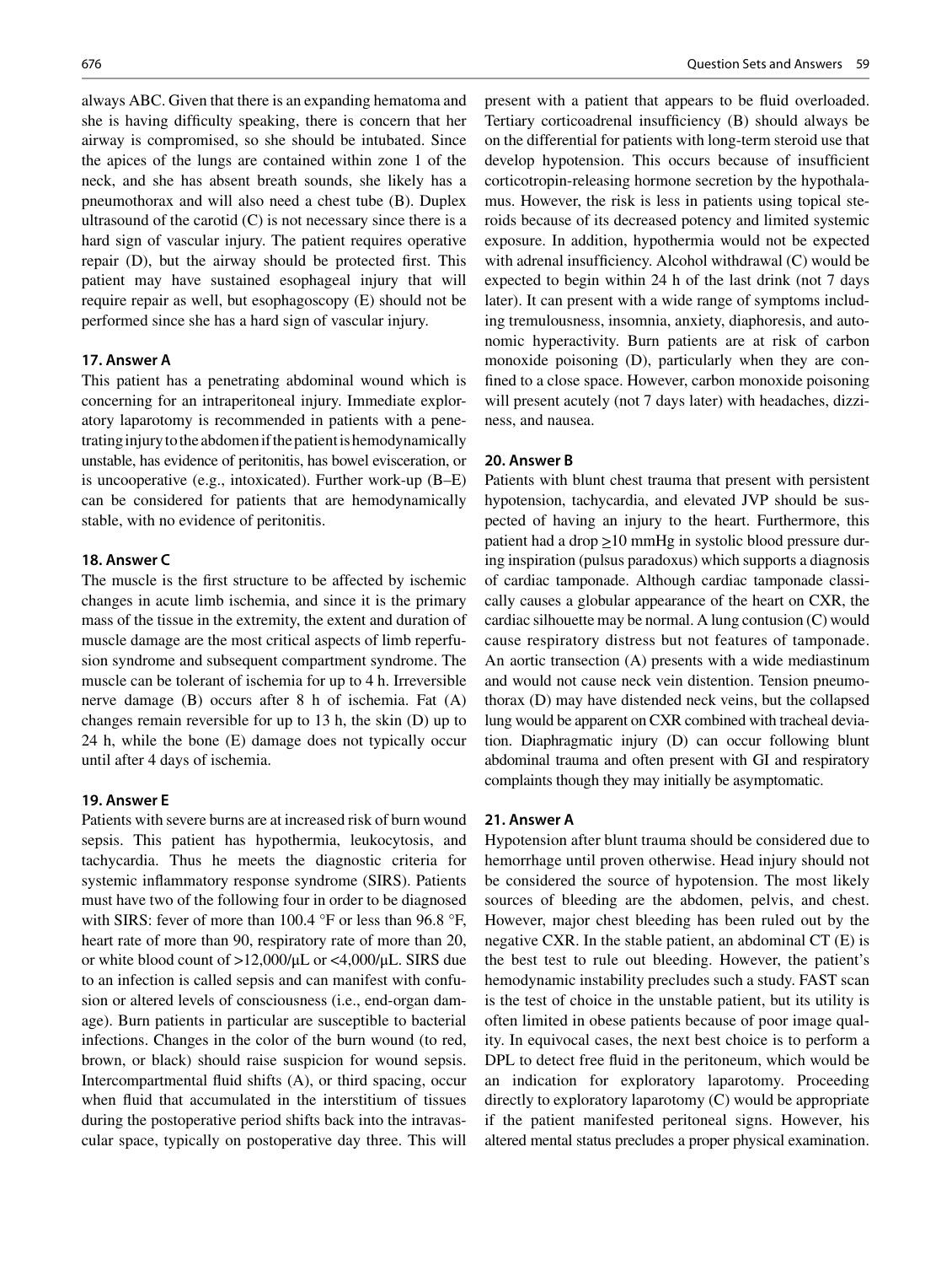always ABC. Given that there is an expanding hematoma and she is having difficulty speaking, there is concern that her airway is compromised, so she should be intubated. Since the apices of the lungs are contained within zone 1 of the neck, and she has absent breath sounds, she likely has a pneumothorax and will also need a chest tube (B). Duplex ultrasound of the carotid (C) is not necessary since there is a hard sign of vascular injury. The patient requires operative repair (D), but the airway should be protected first. This patient may have sustained esophageal injury that will require repair as well, but esophagoscopy (E) should not be performed since she has a hard sign of vascular injury.

### 17. Answer A

This patient has a penetrating abdominal wound which is concerning for an intraperitoneal injury. Immediate exploratory laparotomy is recommended in patients with a penetrating injury to the abdomen if the patient is hemodynamically unstable, has evidence of peritonitis, has bowel evisceration, or is uncooperative (e.g., intoxicated). Further work-up (B–E) can be considered for patients that are hemodynamically stable, with no evidence of peritonitis.

### 18. Answer C

The muscle is the first structure to be affected by ischemic changes in acute limb ischemia, and since it is the primary mass of the tissue in the extremity, the extent and duration of muscle damage are the most critical aspects of limb reperfusion syndrome and subsequent compartment syndrome. The muscle can be tolerant of ischemia for up to 4 h. Irreversible nerve damage (B) occurs after 8 h of ischemia. Fat (A) changes remain reversible for up to 13 h, the skin (D) up to 24 h, while the bone (E) damage does not typically occur until after 4 days of ischemia.

### 19. Answer E

Patients with severe burns are at increased risk of burn wound sepsis. This patient has hypothermia, leukocytosis, and tachycardia. Thus he meets the diagnostic criteria for systemic inflammatory response syndrome (SIRS). Patients must have two of the following four in order to be diagnosed with SIRS: fever of more than 100.4 °F or less than 96.8 °F, heart rate of more than 90, respiratory rate of more than 20, or white blood count of >12,000/μL or <4,000/μL. SIRS due to an infection is called sepsis and can manifest with confusion or altered levels of consciousness (i.e., end-organ damage). Burn patients in particular are susceptible to bacterial infections. Changes in the color of the burn wound (to red, brown, or black) should raise suspicion for wound sepsis. Intercompartmental fluid shifts (A), or third spacing, occur when fluid that accumulated in the interstitium of tissues during the postoperative period shifts back into the intravascular space, typically on postoperative day three. This will present with a patient that appears to be fluid overloaded. Tertiary corticoadrenal insufficiency (B) should always be on the differential for patients with long-term steroid use that develop hypotension. This occurs because of insufficient corticotropin-releasing hormone secretion by the hypothalamus. However, the risk is less in patients using topical steroids because of its decreased potency and limited systemic exposure. In addition, hypothermia would not be expected with adrenal insufficiency. Alcohol withdrawal (C) would be expected to begin within 24 h of the last drink (not 7 days later). It can present with a wide range of symptoms including tremulousness, insomnia, anxiety, diaphoresis, and autonomic hyperactivity. Burn patients are at risk of carbon monoxide poisoning (D), particularly when they are confined to a close space. However, carbon monoxide poisoning will present acutely (not 7 days later) with headaches, dizziness, and nausea.

### 20. Answer B

Patients with blunt chest trauma that present with persistent hypotension, tachycardia, and elevated JVP should be suspected of having an injury to the heart. Furthermore, this patient had a drop ≥10 mmHg in systolic blood pressure during inspiration (pulsus paradoxus) which supports a diagnosis of cardiac tamponade. Although cardiac tamponade classically causes a globular appearance of the heart on CXR, the cardiac silhouette may be normal. A lung contusion (C) would cause respiratory distress but not features of tamponade. An aortic transection (A) presents with a wide mediastinum and would not cause neck vein distention. Tension pneumothorax (D) may have distended neck veins, but the collapsed lung would be apparent on CXR combined with tracheal deviation. Diaphragmatic injury (D) can occur following blunt abdominal trauma and often present with GI and respiratory complaints though they may initially be asymptomatic.

### 21. Answer A

Hypotension after blunt trauma should be considered due to hemorrhage until proven otherwise. Head injury should not be considered the source of hypotension. The most likely sources of bleeding are the abdomen, pelvis, and chest. However, major chest bleeding has been ruled out by the negative CXR. In the stable patient, an abdominal CT (E) is the best test to rule out bleeding. However, the patient's hemodynamic instability precludes such a study. FAST scan is the test of choice in the unstable patient, but its utility is often limited in obese patients because of poor image quality. In equivocal cases, the next best choice is to perform a DPL to detect free fluid in the peritoneum, which would be an indication for exploratory laparotomy. Proceeding directly to exploratory laparotomy (C) would be appropriate if the patient manifested peritoneal signs. However, his altered mental status precludes a proper physical examination.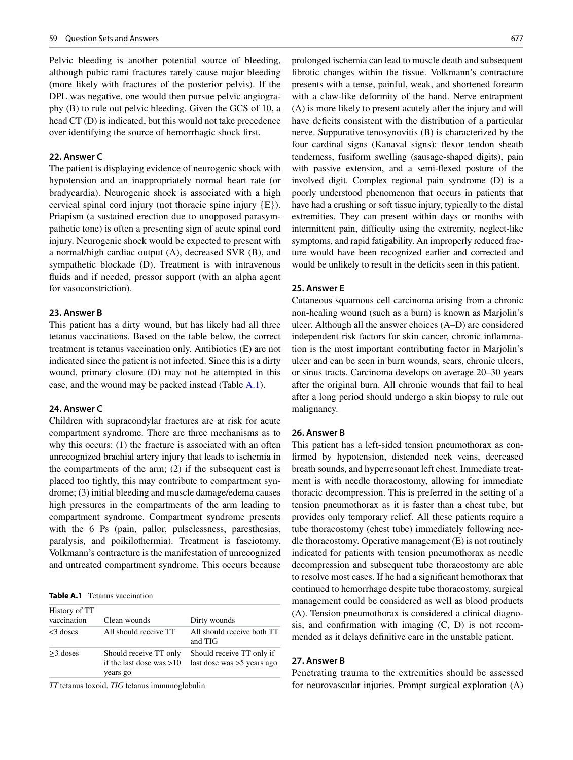Pelvic bleeding is another potential source of bleeding, although pubic rami fractures rarely cause major bleeding (more likely with fractures of the posterior pelvis). If the DPL was negative, one would then pursue pelvic angiography (B) to rule out pelvic bleeding. Given the GCS of 10, a head CT (D) is indicated, but this would not take precedence over identifying the source of hemorrhagic shock first.

## 22. Answer C

The patient is displaying evidence of neurogenic shock with hypotension and an inappropriately normal heart rate (or bradycardia). Neurogenic shock is associated with a high cervical spinal cord injury (not thoracic spine injury {E}). Priapism (a sustained erection due to unopposed parasympathetic tone) is often a presenting sign of acute spinal cord injury. Neurogenic shock would be expected to present with a normal/high cardiac output (A), decreased SVR (B), and sympathetic blockade (D). Treatment is with intravenous fluids and if needed, pressor support (with an alpha agent for vasoconstriction).

## 23. Answer B

This patient has a dirty wound, but has likely had all three tetanus vaccinations. Based on the table below, the correct treatment is tetanus vaccination only. Antibiotics (E) are not indicated since the patient is not infected. Since this is a dirty wound, primary closure (D) may not be attempted in this case, and the wound may be packed instead (Table A.1).

## 24. Answer C

Children with supracondylar fractures are at risk for acute compartment syndrome. There are three mechanisms as to why this occurs: (1) the fracture is associated with an often unrecognized brachial artery injury that leads to ischemia in the compartments of the arm; (2) if the subsequent cast is placed too tightly, this may contribute to compartment syndrome; (3) initial bleeding and muscle damage/edema causes high pressures in the compartments of the arm leading to compartment syndrome. Compartment syndrome presents with the 6 Ps (pain, pallor, pulselessness, paresthesias, paralysis, and poikilothermia). Treatment is fasciotomy. Volkmann's contracture is the manifestation of unrecognized and untreated compartment syndrome. This occurs because prolonged ischemia can lead to muscle death and subsequent fibrotic changes within the tissue. Volkmann's contracture presents with a tense, painful, weak, and shortened forearm with a claw-like deformity of the hand. Nerve entrapment (A) is more likely to present acutely after the injury and will have deficits consistent with the distribution of a particular nerve. Suppurative tenosynovitis (B) is characterized by the four cardinal signs (Kanaval signs): flexor tendon sheath tenderness, fusiform swelling (sausage-shaped digits), pain with passive extension, and a semi-flexed posture of the involved digit. Complex regional pain syndrome (D) is a poorly understood phenomenon that occurs in patients that have had a crushing or soft tissue injury, typically to the distal extremities. They can present within days or months with intermittent pain, difficulty using the extremity, neglect-like symptoms, and rapid fatigability. An improperly reduced fracture would have been recognized earlier and corrected and would be unlikely to result in the deficits seen in this patient.

**Table A.1** Tetanus vaccination

| History of TT vaccination | Clean wounds | Dirty wounds |
|---|---|---|
| <3 doses | All should receive TT | All should receive both TT and TIG |
| ≥3 doses | Should receive TT only if the last dose was >10 years go | Should receive TT only if last dose was >5 years ago |

*TT* tetanus toxoid, *TIG* tetanus immunoglobulin

## 25. Answer E

Cutaneous squamous cell carcinoma arising from a chronic non-healing wound (such as a burn) is known as Marjolin's ulcer. Although all the answer choices (A–D) are considered independent risk factors for skin cancer, chronic inflammation is the most important contributing factor in Marjolin's ulcer and can be seen in burn wounds, scars, chronic ulcers, or sinus tracts. Carcinoma develops on average 20–30 years after the original burn. All chronic wounds that fail to heal after a long period should undergo a skin biopsy to rule out malignancy.

## 26. Answer B

This patient has a left-sided tension pneumothorax as confirmed by hypotension, distended neck veins, decreased breath sounds, and hyperresonant left chest. Immediate treatment is with needle thoracostomy, allowing for immediate thoracic decompression. This is preferred in the setting of a tension pneumothorax as it is faster than a chest tube, but provides only temporary relief. All these patients require a tube thoracostomy (chest tube) immediately following needle thoracostomy. Operative management (E) is not routinely indicated for patients with tension pneumothorax as needle decompression and subsequent tube thoracostomy are able to resolve most cases. If he had a significant hemothorax that continued to hemorrhage despite tube thoracostomy, surgical management could be considered as well as blood products (A). Tension pneumothorax is considered a clinical diagnosis, and confirmation with imaging (C, D) is not recommended as it delays definitive care in the unstable patient.

## 27. Answer B

Penetrating trauma to the extremities should be assessed for neurovascular injuries. Prompt surgical exploration (A)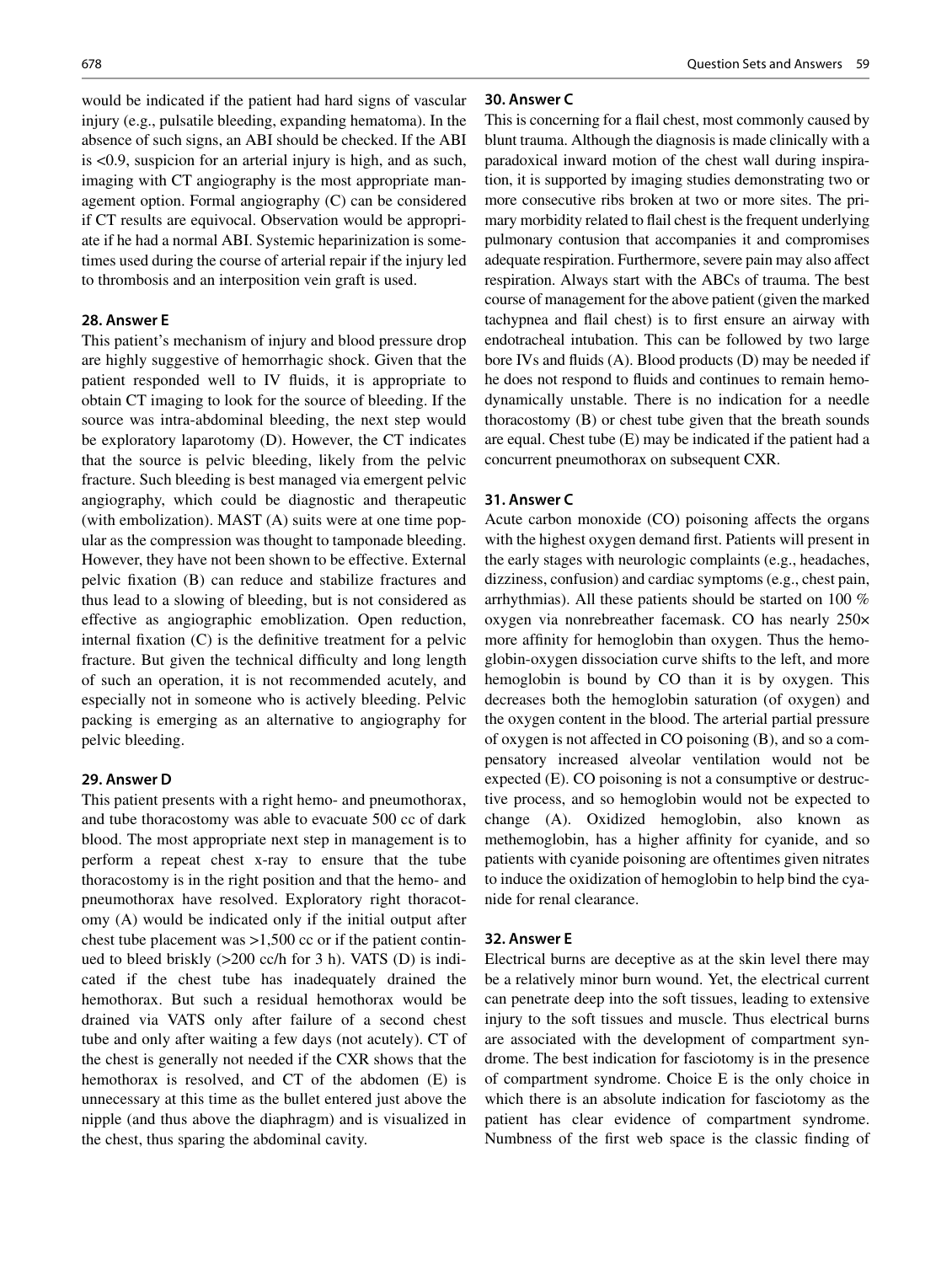would be indicated if the patient had hard signs of vascular injury (e.g., pulsatile bleeding, expanding hematoma). In the absence of such signs, an ABI should be checked. If the ABI is <0.9, suspicion for an arterial injury is high, and as such, imaging with CT angiography is the most appropriate management option. Formal angiography (C) can be considered if CT results are equivocal. Observation would be appropriate if he had a normal ABI. Systemic heparinization is sometimes used during the course of arterial repair if the injury led to thrombosis and an interposition vein graft is used.

### 28. Answer E

This patient's mechanism of injury and blood pressure drop are highly suggestive of hemorrhagic shock. Given that the patient responded well to IV fluids, it is appropriate to obtain CT imaging to look for the source of bleeding. If the source was intra-abdominal bleeding, the next step would be exploratory laparotomy (D). However, the CT indicates that the source is pelvic bleeding, likely from the pelvic fracture. Such bleeding is best managed via emergent pelvic angiography, which could be diagnostic and therapeutic (with embolization). MAST (A) suits were at one time popular as the compression was thought to tamponade bleeding. However, they have not been shown to be effective. External pelvic fixation (B) can reduce and stabilize fractures and thus lead to a slowing of bleeding, but is not considered as effective as angiographic emobilization. Open reduction, internal fixation (C) is the definitive treatment for a pelvic fracture. But given the technical difficulty and long length of such an operation, it is not recommended acutely, and especially not in someone who is actively bleeding. Pelvic packing is emerging as an alternative to angiography for pelvic bleeding.

### 29. Answer D

This patient presents with a right hemo- and pneumothorax, and tube thoracostomy was able to evacuate 500 cc of dark blood. The most appropriate next step in management is to perform a repeat chest x-ray to ensure that the tube thoracostomy is in the right position and that the hemo- and pneumothorax have resolved. Exploratory right thoracotomy (A) would be indicated only if the initial output after chest tube placement was >1,500 cc or if the patient continued to bleed briskly (>200 cc/h for 3 h). VATS (D) is indicated if the chest tube has inadequately drained the hemothorax. But such a residual hemothorax would be drained via VATS only after failure of a second chest tube and only after waiting a few days (not acutely). CT of the chest is generally not needed if the CXR shows that the hemothorax is resolved, and CT of the abdomen (E) is unnecessary at this time as the bullet entered just above the nipple (and thus above the diaphragm) and is visualized in the chest, thus sparing the abdominal cavity.

### 30. Answer C

This is concerning for a flail chest, most commonly caused by blunt trauma. Although the diagnosis is made clinically with a paradoxical inward motion of the chest wall during inspiration, it is supported by imaging studies demonstrating two or more consecutive ribs broken at two or more sites. The primary morbidity related to flail chest is the frequent underlying pulmonary contusion that accompanies it and compromises adequate respiration. Furthermore, severe pain may also affect respiration. Always start with the ABCs of trauma. The best course of management for the above patient (given the marked tachypnea and flail chest) is to first ensure an airway with endotracheal intubation. This can be followed by two large bore IVs and fluids (A). Blood products (D) may be needed if he does not respond to fluids and continues to remain hemodynamically unstable. There is no indication for a needle thoracostomy (B) or chest tube given that the breath sounds are equal. Chest tube (E) may be indicated if the patient had a concurrent pneumothorax on subsequent CXR.

### 31. Answer C

Acute carbon monoxide (CO) poisoning affects the organs with the highest oxygen demand first. Patients will present in the early stages with neurologic complaints (e.g., headaches, dizziness, confusion) and cardiac symptoms (e.g., chest pain, arrhythmias). All these patients should be started on 100 % oxygen via nonrebreather facemask. CO has nearly 250× more affinity for hemoglobin than oxygen. Thus the hemoglobin-oxygen dissociation curve shifts to the left, and more hemoglobin is bound by CO than it is by oxygen. This decreases both the hemoglobin saturation (of oxygen) and the oxygen content in the blood. The arterial partial pressure of oxygen is not affected in CO poisoning (B), and so a compensatory increased alveolar ventilation would not be expected (E). CO poisoning is not a consumptive or destructive process, and so hemoglobin would not be expected to change (A). Oxidized hemoglobin, also known as methemoglobin, has a higher affinity for cyanide, and so patients with cyanide poisoning are oftentimes given nitrates to induce the oxidization of hemoglobin to help bind the cyanide for renal clearance.

### 32. Answer E

Electrical burns are deceptive as at the skin level there may be a relatively minor burn wound. Yet, the electrical current can penetrate deep into the soft tissues, leading to extensive injury to the soft tissues and muscle. Thus electrical burns are associated with the development of compartment syndrome. The best indication for fasciotomy is in the presence of compartment syndrome. Choice E is the only choice in which there is an absolute indication for fasciotomy as the patient has clear evidence of compartment syndrome. Numbness of the first web space is the classic finding of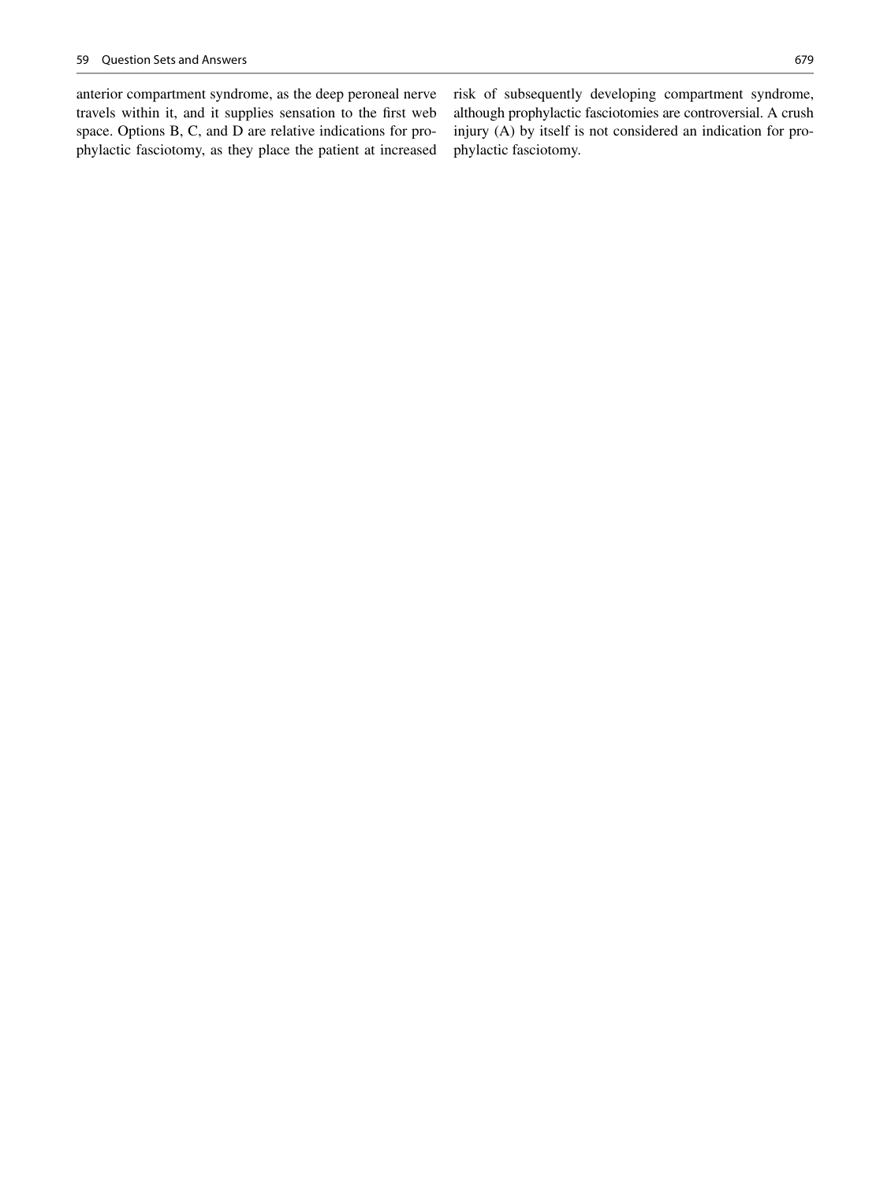anterior compartment syndrome, as the deep peroneal nerve travels within it, and it supplies sensation to the first web space. Options B, C, and D are relative indications for prophylactic fasciotomy, as they place the patient at increased risk of subsequently developing compartment syndrome, although prophylactic fasciotomies are controversial. A crush injury (A) by itself is not considered an indication for prophylactic fasciotomy.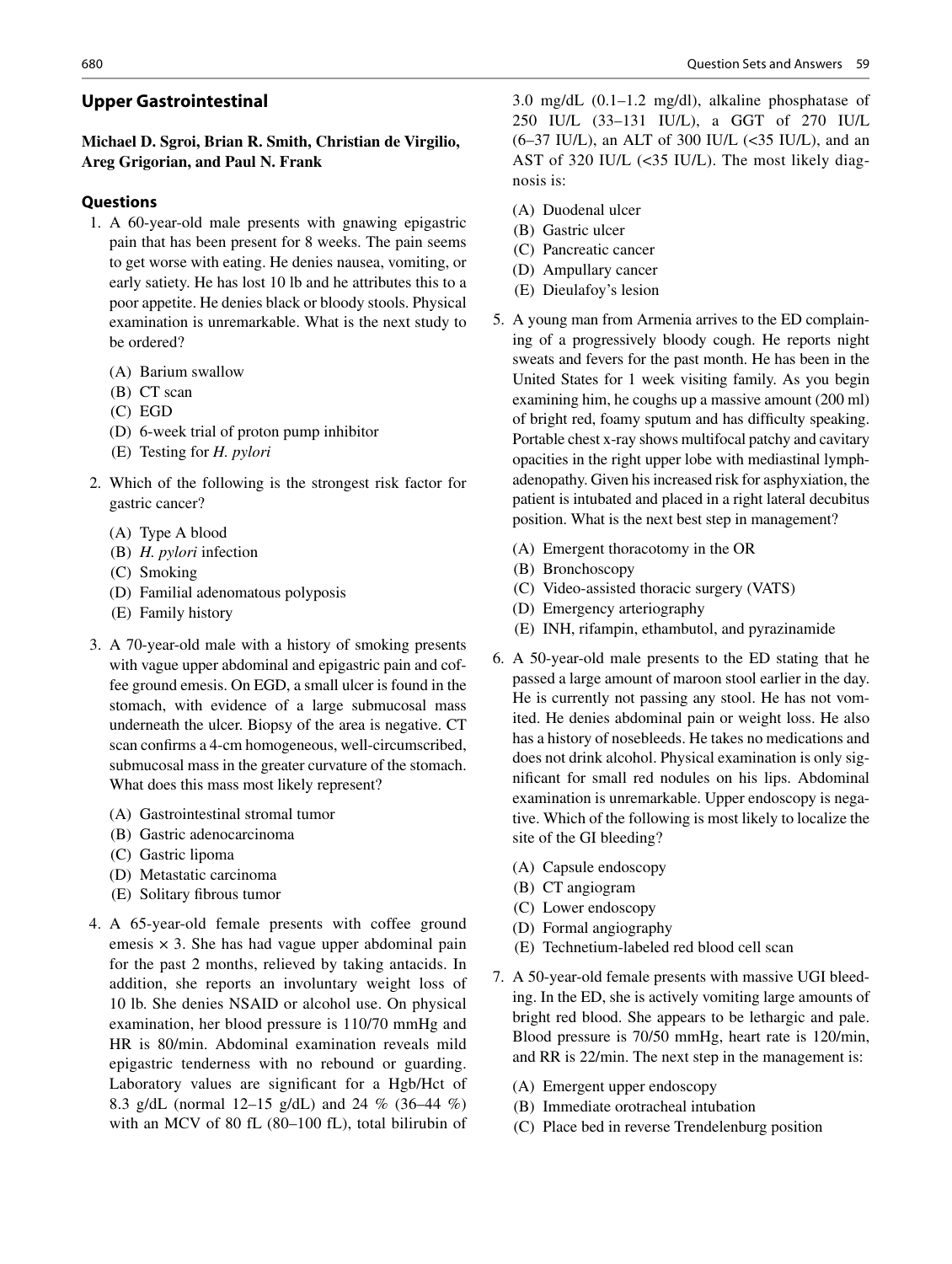## Upper Gastrointestinal

**Michael D. Sgroi, Brian R. Smith, Christian de Virgilio, Areg Grigorian, and Paul N. Frank**

### Questions

1. A 60-year-old male presents with gnawing epigastric pain that has been present for 8 weeks. The pain seems to get worse with eating. He denies nausea, vomiting, or early satiety. He has lost 10 lb and he attributes this to a poor appetite. He denies black or bloody stools. Physical examination is unremarkable. What is the next study to be ordered?

   (A) Barium swallow
   (B) CT scan
   (C) EGD
   (D) 6-week trial of proton pump inhibitor
   (E) Testing for *H. pylori*

2. Which of the following is the strongest risk factor for gastric cancer?

   (A) Type A blood
   (B) *H. pylori* infection
   (C) Smoking
   (D) Familial adenomatous polyposis
   (E) Family history

3. A 70-year-old male with a history of smoking presents with vague upper abdominal and epigastric pain and coffee ground emesis. On EGD, a small ulcer is found in the stomach, with evidence of a large submucosal mass underneath the ulcer. Biopsy of the area is negative. CT scan confirms a 4-cm homogeneous, well-circumscribed, submucosal mass in the greater curvature of the stomach. What does this mass most likely represent?

   (A) Gastrointestinal stromal tumor
   (B) Gastric adenocarcinoma
   (C) Gastric lipoma
   (D) Metastatic carcinoma
   (E) Solitary fibrous tumor

4. A 65-year-old female presents with coffee ground emesis × 3. She has had vague upper abdominal pain for the past 2 months, relieved by taking antacids. In addition, she reports an involuntary weight loss of 10 lb. She denies NSAID or alcohol use. On physical examination, her blood pressure is 110/70 mmHg and HR is 80/min. Abdominal examination reveals mild epigastric tenderness with no rebound or guarding. Laboratory values are significant for a Hgb/Hct of 8.3 g/dL (normal 12–15 g/dL) and 24 % (36–44 %) with an MCV of 80 fL (80–100 fL), total bilirubin of 3.0 mg/dL (0.1–1.2 mg/dl), alkaline phosphatase of 250 IU/L (33–131 IU/L), a GGT of 270 IU/L (6–37 IU/L), an ALT of 300 IU/L (<35 IU/L), and an AST of 320 IU/L (<35 IU/L). The most likely diagnosis is:

   (A) Duodenal ulcer
   (B) Gastric ulcer
   (C) Pancreatic cancer
   (D) Ampullary cancer
   (E) Dieulafoy's lesion

5. A young man from Armenia arrives to the ED complaining of a progressively bloody cough. He reports night sweats and fevers for the past month. He has been in the United States for 1 week visiting family. As you begin examining him, he coughs up a massive amount (200 ml) of bright red, foamy sputum and has difficulty speaking. Portable chest x-ray shows multifocal patchy and cavitary opacities in the right upper lobe with mediastinal lymphadenopathy. Given his increased risk for asphyxiation, the patient is intubated and placed in a right lateral decubitus position. What is the next best step in management?

   (A) Emergent thoracotomy in the OR
   (B) Bronchoscopy
   (C) Video-assisted thoracic surgery (VATS)
   (D) Emergency arteriography
   (E) INH, rifampin, ethambutol, and pyrazinamide

6. A 50-year-old male presents to the ED stating that he passed a large amount of maroon stool earlier in the day. He is currently not passing any stool. He has not vomited. He denies abdominal pain or weight loss. He also has a history of nosebleeds. He takes no medications and does not drink alcohol. Physical examination is only significant for small red nodules on his lips. Abdominal examination is unremarkable. Upper endoscopy is negative. Which of the following is most likely to localize the site of the GI bleeding?

   (A) Capsule endoscopy
   (B) CT angiogram
   (C) Lower endoscopy
   (D) Formal angiography
   (E) Technetium-labeled red blood cell scan

7. A 50-year-old female presents with massive UGI bleeding. In the ED, she is actively vomiting large amounts of bright red blood. She appears to be lethargic and pale. Blood pressure is 70/50 mmHg, heart rate is 120/min, and RR is 22/min. The next step in the management is:

   (A) Emergent upper endoscopy
   (B) Immediate orotracheal intubation
   (C) Place bed in reverse Trendelenburg position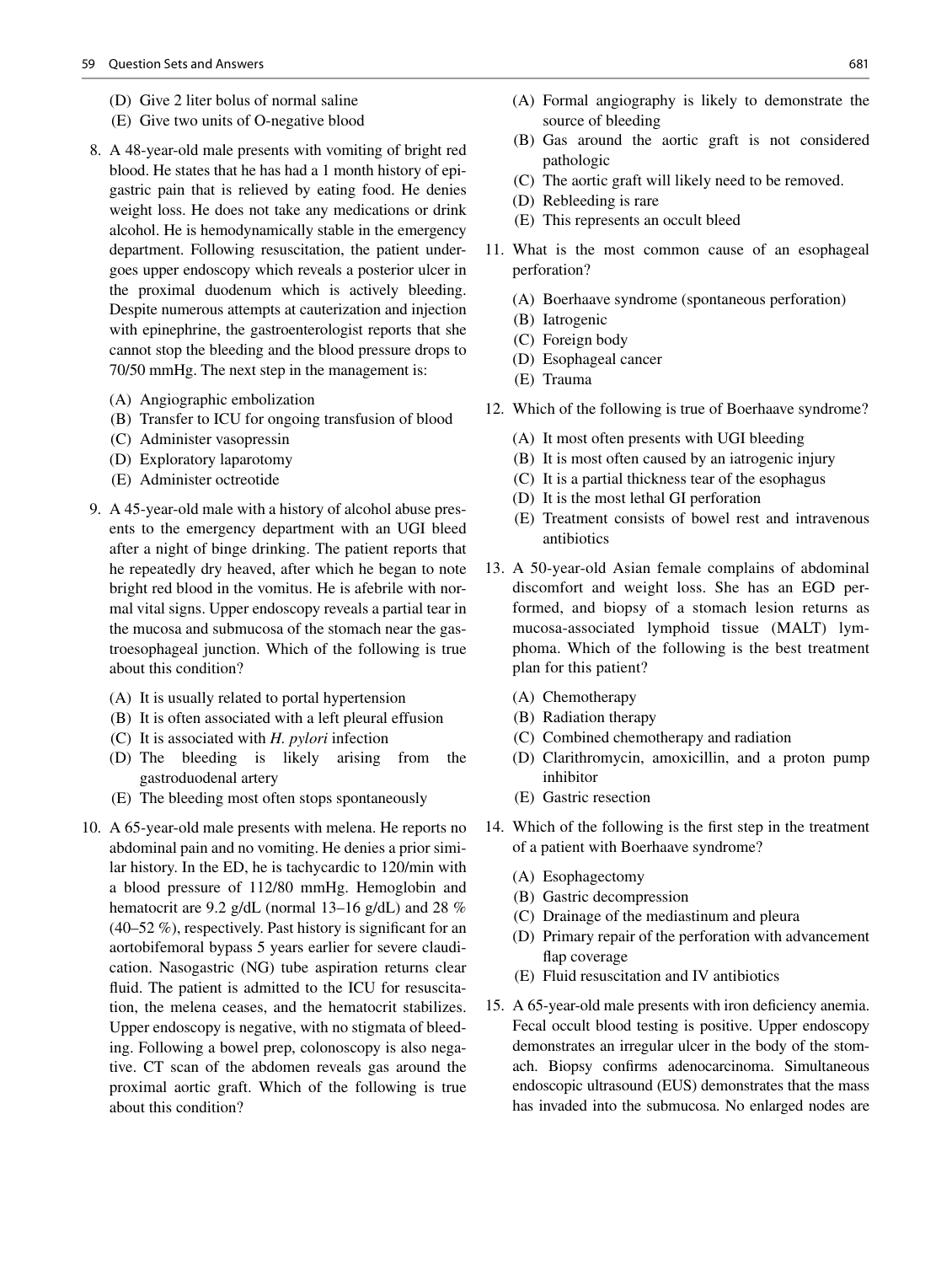(D) Give 2 liter bolus of normal saline
(E) Give two units of O-negative blood

8. A 48-year-old male presents with vomiting of bright red blood. He states that he has had a 1 month history of epigastric pain that is relieved by eating food. He denies weight loss. He does not take any medications or drink alcohol. He is hemodynamically stable in the emergency department. Following resuscitation, the patient undergoes upper endoscopy which reveals a posterior ulcer in the proximal duodenum which is actively bleeding. Despite numerous attempts at cauterization and injection with epinephrine, the gastroenterologist reports that she cannot stop the bleeding and the blood pressure drops to 70/50 mmHg. The next step in the management is:

   (A) Angiographic embolization
   (B) Transfer to ICU for ongoing transfusion of blood
   (C) Administer vasopressin
   (D) Exploratory laparotomy
   (E) Administer octreotide

9. A 45-year-old male with a history of alcohol abuse presents to the emergency department with an UGI bleed after a night of binge drinking. The patient reports that he repeatedly dry heaved, after which he began to note bright red blood in the vomitus. He is afebrile with normal vital signs. Upper endoscopy reveals a partial tear in the mucosa and submucosa of the stomach near the gastroesophageal junction. Which of the following is true about this condition?

   (A) It is usually related to portal hypertension
   (B) It is often associated with a left pleural effusion
   (C) It is associated with *H. pylori* infection
   (D) The bleeding is likely arising from the gastroduodenal artery
   (E) The bleeding most often stops spontaneously

10. A 65-year-old male presents with melena. He reports no abdominal pain and no vomiting. He denies a prior similar history. In the ED, he is tachycardic to 120/min with a blood pressure of 112/80 mmHg. Hemoglobin and hematocrit are 9.2 g/dL (normal 13–16 g/dL) and 28 % (40–52 %), respectively. Past history is significant for an aortobifemoral bypass 5 years earlier for severe claudication. Nasogastric (NG) tube aspiration returns clear fluid. The patient is admitted to the ICU for resuscitation, the melena ceases, and the hematocrit stabilizes. Upper endoscopy is negative, with no stigmata of bleeding. Following a bowel prep, colonoscopy is also negative. CT scan of the abdomen reveals gas around the proximal aortic graft. Which of the following is true about this condition?

   (A) Formal angiography is likely to demonstrate the source of bleeding
   (B) Gas around the aortic graft is not considered pathologic
   (C) The aortic graft will likely need to be removed.
   (D) Rebleeding is rare
   (E) This represents an occult bleed

11. What is the most common cause of an esophageal perforation?

   (A) Boerhaave syndrome (spontaneous perforation)
   (B) Iatrogenic
   (C) Foreign body
   (D) Esophageal cancer
   (E) Trauma

12. Which of the following is true of Boerhaave syndrome?

   (A) It most often presents with UGI bleeding
   (B) It is most often caused by an iatrogenic injury
   (C) It is a partial thickness tear of the esophagus
   (D) It is the most lethal GI perforation
   (E) Treatment consists of bowel rest and intravenous antibiotics

13. A 50-year-old Asian female complains of abdominal discomfort and weight loss. She has an EGD performed, and biopsy of a stomach lesion returns as mucosa-associated lymphoid tissue (MALT) lymphoma. Which of the following is the best treatment plan for this patient?

   (A) Chemotherapy
   (B) Radiation therapy
   (C) Combined chemotherapy and radiation
   (D) Clarithromycin, amoxicillin, and a proton pump inhibitor
   (E) Gastric resection

14. Which of the following is the first step in the treatment of a patient with Boerhaave syndrome?

   (A) Esophagectomy
   (B) Gastric decompression
   (C) Drainage of the mediastinum and pleura
   (D) Primary repair of the perforation with advancement flap coverage
   (E) Fluid resuscitation and IV antibiotics

15. A 65-year-old male presents with iron deficiency anemia. Fecal occult blood testing is positive. Upper endoscopy demonstrates an irregular ulcer in the body of the stomach. Biopsy confirms adenocarcinoma. Simultaneous endoscopic ultrasound (EUS) demonstrates that the mass has invaded into the submucosa. No enlarged nodes are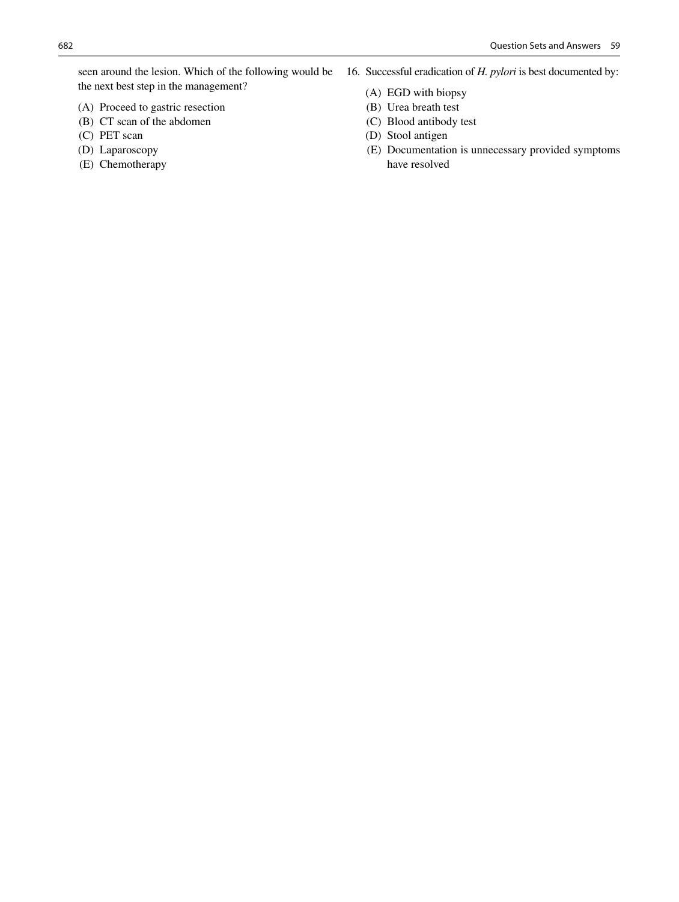seen around the lesion. Which of the following would be the next best step in the management?

(A) Proceed to gastric resection
(B) CT scan of the abdomen
(C) PET scan
(D) Laparoscopy
(E) Chemotherapy

16. Successful eradication of *H. pylori* is best documented by:

(A) EGD with biopsy
(B) Urea breath test
(C) Blood antibody test
(D) Stool antigen
(E) Documentation is unnecessary provided symptoms have resolved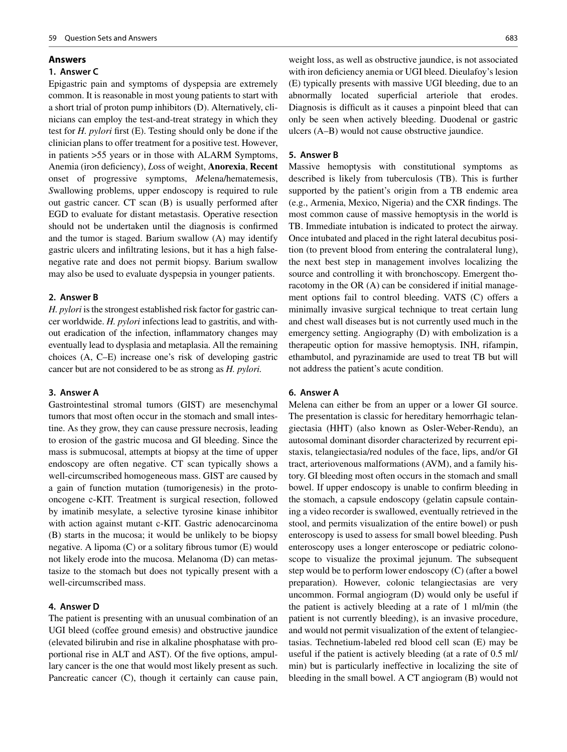## Answers

### 1. Answer C

Epigastric pain and symptoms of dyspepsia are extremely common. It is reasonable in most young patients to start with a short trial of proton pump inhibitors (D). Alternatively, clinicians can employ the test-and-treat strategy in which they test for *H. pylori* first (E). Testing should only be done if the clinician plans to offer treatment for a positive test. However, in patients >55 years or in those with ALARM Symptoms, Anemia (iron deficiency), *L*oss of weight, **Anorexia**, **Recent** onset of progressive symptoms, *M*elena/hematemesis, *S*wallowing problems, upper endoscopy is required to rule out gastric cancer. CT scan (B) is usually performed after EGD to evaluate for distant metastasis. Operative resection should not be undertaken until the diagnosis is confirmed and the tumor is staged. Barium swallow (A) may identify gastric ulcers and infiltrating lesions, but it has a high false-negative rate and does not permit biopsy. Barium swallow may also be used to evaluate dyspepsia in younger patients.

### 2. Answer B

*H. pylori* is the strongest established risk factor for gastric cancer worldwide. *H. pylori* infections lead to gastritis, and without eradication of the infection, inflammatory changes may eventually lead to dysplasia and metaplasia. All the remaining choices (A, C–E) increase one's risk of developing gastric cancer but are not considered to be as strong as *H. pylori.*

### 3. Answer A

Gastrointestinal stromal tumors (GIST) are mesenchymal tumors that most often occur in the stomach and small intestine. As they grow, they can cause pressure necrosis, leading to erosion of the gastric mucosa and GI bleeding. Since the mass is submucosal, attempts at biopsy at the time of upper endoscopy are often negative. CT scan typically shows a well-circumscribed homogeneous mass. GIST are caused by a gain of function mutation (tumorigenesis) in the proto-oncogene c-KIT. Treatment is surgical resection, followed by imatinib mesylate, a selective tyrosine kinase inhibitor with action against mutant c-KIT. Gastric adenocarcinoma (B) starts in the mucosa; it would be unlikely to be biopsy negative. A lipoma (C) or a solitary fibrous tumor (E) would not likely erode into the mucosa. Melanoma (D) can metastasize to the stomach but does not typically present with a well-circumscribed mass.

### 4. Answer D

The patient is presenting with an unusual combination of an UGI bleed (coffee ground emesis) and obstructive jaundice (elevated bilirubin and rise in alkaline phosphatase with proportional rise in ALT and AST). Of the five options, ampullary cancer is the one that would most likely present as such. Pancreatic cancer (C), though it certainly can cause pain, weight loss, as well as obstructive jaundice, is not associated with iron deficiency anemia or UGI bleed. Dieulafoy's lesion (E) typically presents with massive UGI bleeding, due to an abnormally located superficial arteriole that erodes. Diagnosis is difficult as it causes a pinpoint bleed that can only be seen when actively bleeding. Duodenal or gastric ulcers (A–B) would not cause obstructive jaundice.

### 5. Answer B

Massive hemoptysis with constitutional symptoms as described is likely from tuberculosis (TB). This is further supported by the patient's origin from a TB endemic area (e.g., Armenia, Mexico, Nigeria) and the CXR findings. The most common cause of massive hemoptysis in the world is TB. Immediate intubation is indicated to protect the airway. Once intubated and placed in the right lateral decubitus position (to prevent blood from entering the contralateral lung), the next best step in management involves localizing the source and controlling it with bronchoscopy. Emergent thoracotomy in the OR (A) can be considered if initial management options fail to control bleeding. VATS (C) offers a minimally invasive surgical technique to treat certain lung and chest wall diseases but is not currently used much in the emergency setting. Angiography (D) with embolization is a therapeutic option for massive hemoptysis. INH, rifampin, ethambutol, and pyrazinamide are used to treat TB but will not address the patient's acute condition.

### 6. Answer A

Melena can either be from an upper or a lower GI source. The presentation is classic for hereditary hemorrhagic telangiectasia (HHT) (also known as Osler-Weber-Rendu), an autosomal dominant disorder characterized by recurrent epistaxis, telangiectasia/red nodules of the face, lips, and/or GI tract, arteriovenous malformations (AVM), and a family history. GI bleeding most often occurs in the stomach and small bowel. If upper endoscopy is unable to confirm bleeding in the stomach, a capsule endoscopy (gelatin capsule containing a video recorder is swallowed, eventually retrieved in the stool, and permits visualization of the entire bowel) or push enteroscopy is used to assess for small bowel bleeding. Push enteroscopy uses a longer enteroscope or pediatric colonoscope to visualize the proximal jejunum. The subsequent step would be to perform lower endoscopy (C) (after a bowel preparation). However, colonic telangiectasias are very uncommon. Formal angiogram (D) would only be useful if the patient is actively bleeding at a rate of 1 ml/min (the patient is not currently bleeding), is an invasive procedure, and would not permit visualization of the extent of telangiectasias. Technetium-labeled red blood cell scan (E) may be useful if the patient is actively bleeding (at a rate of 0.5 ml/min) but is particularly ineffective in localizing the site of bleeding in the small bowel. A CT angiogram (B) would not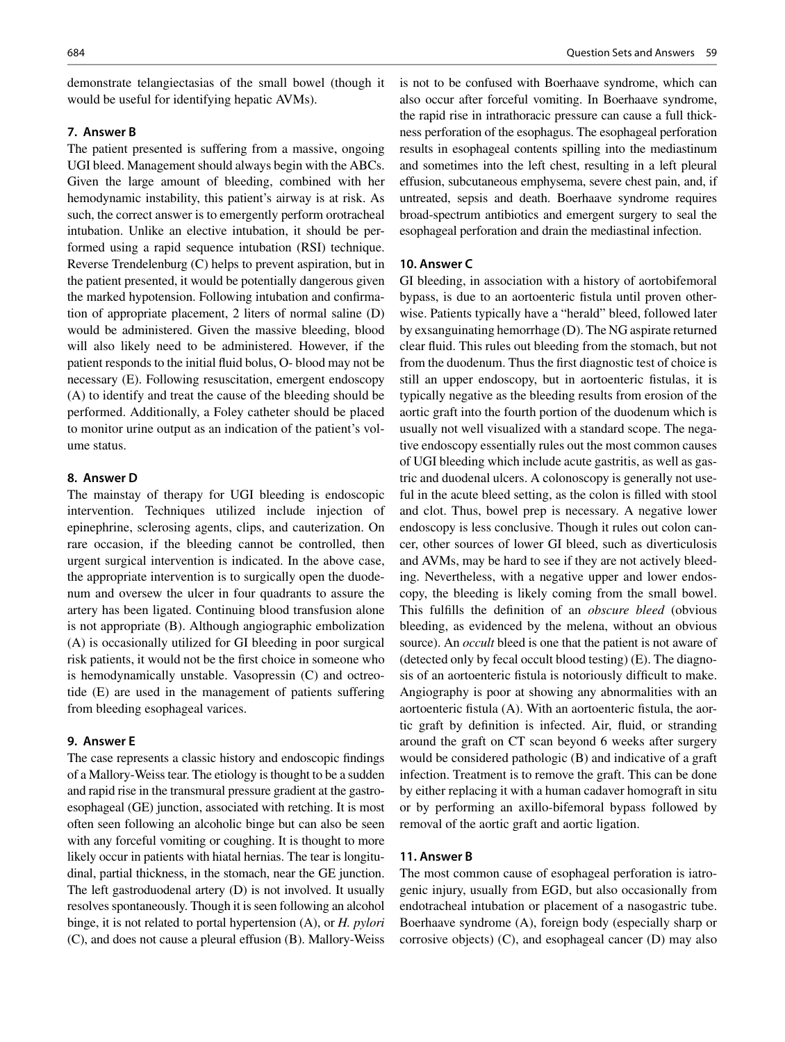demonstrate telangiectasias of the small bowel (though it would be useful for identifying hepatic AVMs).

#### 7. Answer B

The patient presented is suffering from a massive, ongoing UGI bleed. Management should always begin with the ABCs. Given the large amount of bleeding, combined with her hemodynamic instability, this patient's airway is at risk. As such, the correct answer is to emergently perform orotracheal intubation. Unlike an elective intubation, it should be performed using a rapid sequence intubation (RSI) technique. Reverse Trendelenburg (C) helps to prevent aspiration, but in the patient presented, it would be potentially dangerous given the marked hypotension. Following intubation and confirmation of appropriate placement, 2 liters of normal saline (D) would be administered. Given the massive bleeding, blood will also likely need to be administered. However, if the patient responds to the initial fluid bolus, O- blood may not be necessary (E). Following resuscitation, emergent endoscopy (A) to identify and treat the cause of the bleeding should be performed. Additionally, a Foley catheter should be placed to monitor urine output as an indication of the patient's volume status.

#### 8. Answer D

The mainstay of therapy for UGI bleeding is endoscopic intervention. Techniques utilized include injection of epinephrine, sclerosing agents, clips, and cauterization. On rare occasion, if the bleeding cannot be controlled, then urgent surgical intervention is indicated. In the above case, the appropriate intervention is to surgically open the duodenum and oversew the ulcer in four quadrants to assure the artery has been ligated. Continuing blood transfusion alone is not appropriate (B). Although angiographic embolization (A) is occasionally utilized for GI bleeding in poor surgical risk patients, it would not be the first choice in someone who is hemodynamically unstable. Vasopressin (C) and octreotide (E) are used in the management of patients suffering from bleeding esophageal varices.

#### 9. Answer E

The case represents a classic history and endoscopic findings of a Mallory-Weiss tear. The etiology is thought to be a sudden and rapid rise in the transmural pressure gradient at the gastroesophageal (GE) junction, associated with retching. It is most often seen following an alcoholic binge but can also be seen with any forceful vomiting or coughing. It is thought to more likely occur in patients with hiatal hernias. The tear is longitudinal, partial thickness, in the stomach, near the GE junction. The left gastroduodenal artery (D) is not involved. It usually resolves spontaneously. Though it is seen following an alcohol binge, it is not related to portal hypertension (A), or *H. pylori* (C), and does not cause a pleural effusion (B). Mallory-Weiss is not to be confused with Boerhaave syndrome, which can also occur after forceful vomiting. In Boerhaave syndrome, the rapid rise in intrathoracic pressure can cause a full thickness perforation of the esophagus. The esophageal perforation results in esophageal contents spilling into the mediastinum and sometimes into the left chest, resulting in a left pleural effusion, subcutaneous emphysema, severe chest pain, and, if untreated, sepsis and death. Boerhaave syndrome requires broad-spectrum antibiotics and emergent surgery to seal the esophageal perforation and drain the mediastinal infection.

#### 10. Answer C

GI bleeding, in association with a history of aortobifemoral bypass, is due to an aortoenteric fistula until proven otherwise. Patients typically have a "herald" bleed, followed later by exsanguinating hemorrhage (D). The NG aspirate returned clear fluid. This rules out bleeding from the stomach, but not from the duodenum. Thus the first diagnostic test of choice is still an upper endoscopy, but in aortoenteric fistulas, it is typically negative as the bleeding results from erosion of the aortic graft into the fourth portion of the duodenum which is usually not well visualized with a standard scope. The negative endoscopy essentially rules out the most common causes of UGI bleeding which include acute gastritis, as well as gastric and duodenal ulcers. A colonoscopy is generally not useful in the acute bleed setting, as the colon is filled with stool and clot. Thus, bowel prep is necessary. A negative lower endoscopy is less conclusive. Though it rules out colon cancer, other sources of lower GI bleed, such as diverticulosis and AVMs, may be hard to see if they are not actively bleeding. Nevertheless, with a negative upper and lower endoscopy, the bleeding is likely coming from the small bowel. This fulfills the definition of an *obscure bleed* (obvious bleeding, as evidenced by the melena, without an obvious source). An *occult* bleed is one that the patient is not aware of (detected only by fecal occult blood testing) (E). The diagnosis of an aortoenteric fistula is notoriously difficult to make. Angiography is poor at showing any abnormalities with an aortoenteric fistula (A). With an aortoenteric fistula, the aortic graft by definition is infected. Air, fluid, or stranding around the graft on CT scan beyond 6 weeks after surgery would be considered pathologic (B) and indicative of a graft infection. Treatment is to remove the graft. This can be done by either replacing it with a human cadaver homograft in situ or by performing an axillo-bifemoral bypass followed by removal of the aortic graft and aortic ligation.

#### 11. Answer B

The most common cause of esophageal perforation is iatrogenic injury, usually from EGD, but also occasionally from endotracheal intubation or placement of a nasogastric tube. Boerhaave syndrome (A), foreign body (especially sharp or corrosive objects) (C), and esophageal cancer (D) may also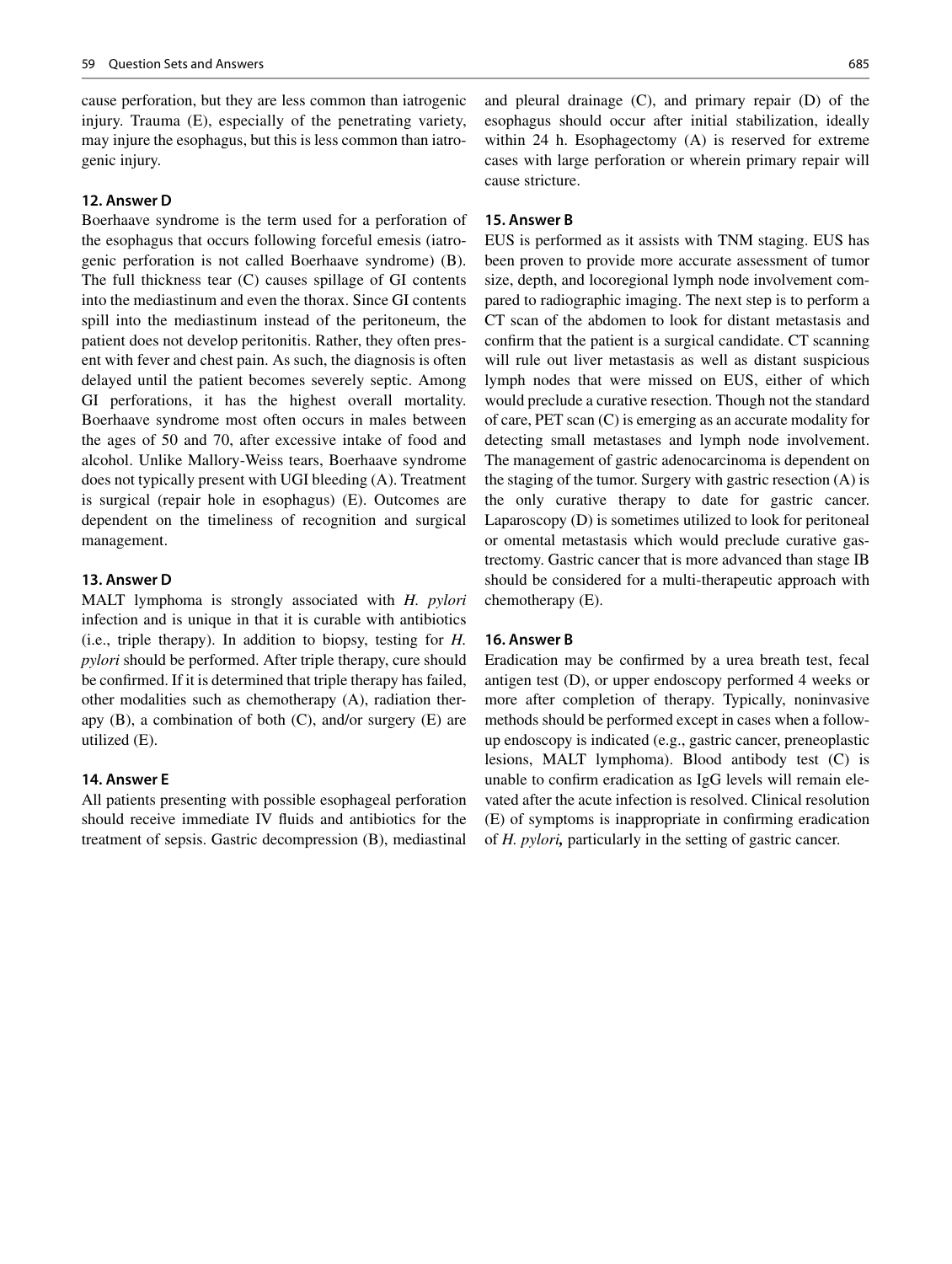cause perforation, but they are less common than iatrogenic injury. Trauma (E), especially of the penetrating variety, may injure the esophagus, but this is less common than iatrogenic injury.

**12. Answer D**

Boerhaave syndrome is the term used for a perforation of the esophagus that occurs following forceful emesis (iatrogenic perforation is not called Boerhaave syndrome) (B). The full thickness tear (C) causes spillage of GI contents into the mediastinum and even the thorax. Since GI contents spill into the mediastinum instead of the peritoneum, the patient does not develop peritonitis. Rather, they often present with fever and chest pain. As such, the diagnosis is often delayed until the patient becomes severely septic. Among GI perforations, it has the highest overall mortality. Boerhaave syndrome most often occurs in males between the ages of 50 and 70, after excessive intake of food and alcohol. Unlike Mallory-Weiss tears, Boerhaave syndrome does not typically present with UGI bleeding (A). Treatment is surgical (repair hole in esophagus) (E). Outcomes are dependent on the timeliness of recognition and surgical management.

**13. Answer D**

MALT lymphoma is strongly associated with *H. pylori* infection and is unique in that it is curable with antibiotics (i.e., triple therapy). In addition to biopsy, testing for *H. pylori* should be performed. After triple therapy, cure should be confirmed. If it is determined that triple therapy has failed, other modalities such as chemotherapy (A), radiation therapy (B), a combination of both (C), and/or surgery (E) are utilized (E).

**14. Answer E**

All patients presenting with possible esophageal perforation should receive immediate IV fluids and antibiotics for the treatment of sepsis. Gastric decompression (B), mediastinal and pleural drainage (C), and primary repair (D) of the esophagus should occur after initial stabilization, ideally within 24 h. Esophagectomy (A) is reserved for extreme cases with large perforation or wherein primary repair will cause stricture.

**15. Answer B**

EUS is performed as it assists with TNM staging. EUS has been proven to provide more accurate assessment of tumor size, depth, and locoregional lymph node involvement compared to radiographic imaging. The next step is to perform a CT scan of the abdomen to look for distant metastasis and confirm that the patient is a surgical candidate. CT scanning will rule out liver metastasis as well as distant suspicious lymph nodes that were missed on EUS, either of which would preclude a curative resection. Though not the standard of care, PET scan (C) is emerging as an accurate modality for detecting small metastases and lymph node involvement. The management of gastric adenocarcinoma is dependent on the staging of the tumor. Surgery with gastric resection (A) is the only curative therapy to date for gastric cancer. Laparoscopy (D) is sometimes utilized to look for peritoneal or omental metastasis which would preclude curative gastrectomy. Gastric cancer that is more advanced than stage IB should be considered for a multi-therapeutic approach with chemotherapy (E).

**16. Answer B**

Eradication may be confirmed by a urea breath test, fecal antigen test (D), or upper endoscopy performed 4 weeks or more after completion of therapy. Typically, noninvasive methods should be performed except in cases when a follow-up endoscopy is indicated (e.g., gastric cancer, preneoplastic lesions, MALT lymphoma). Blood antibody test (C) is unable to confirm eradication as IgG levels will remain elevated after the acute infection is resolved. Clinical resolution (E) of symptoms is inappropriate in confirming eradication of *H. pylori,* particularly in the setting of gastric cancer.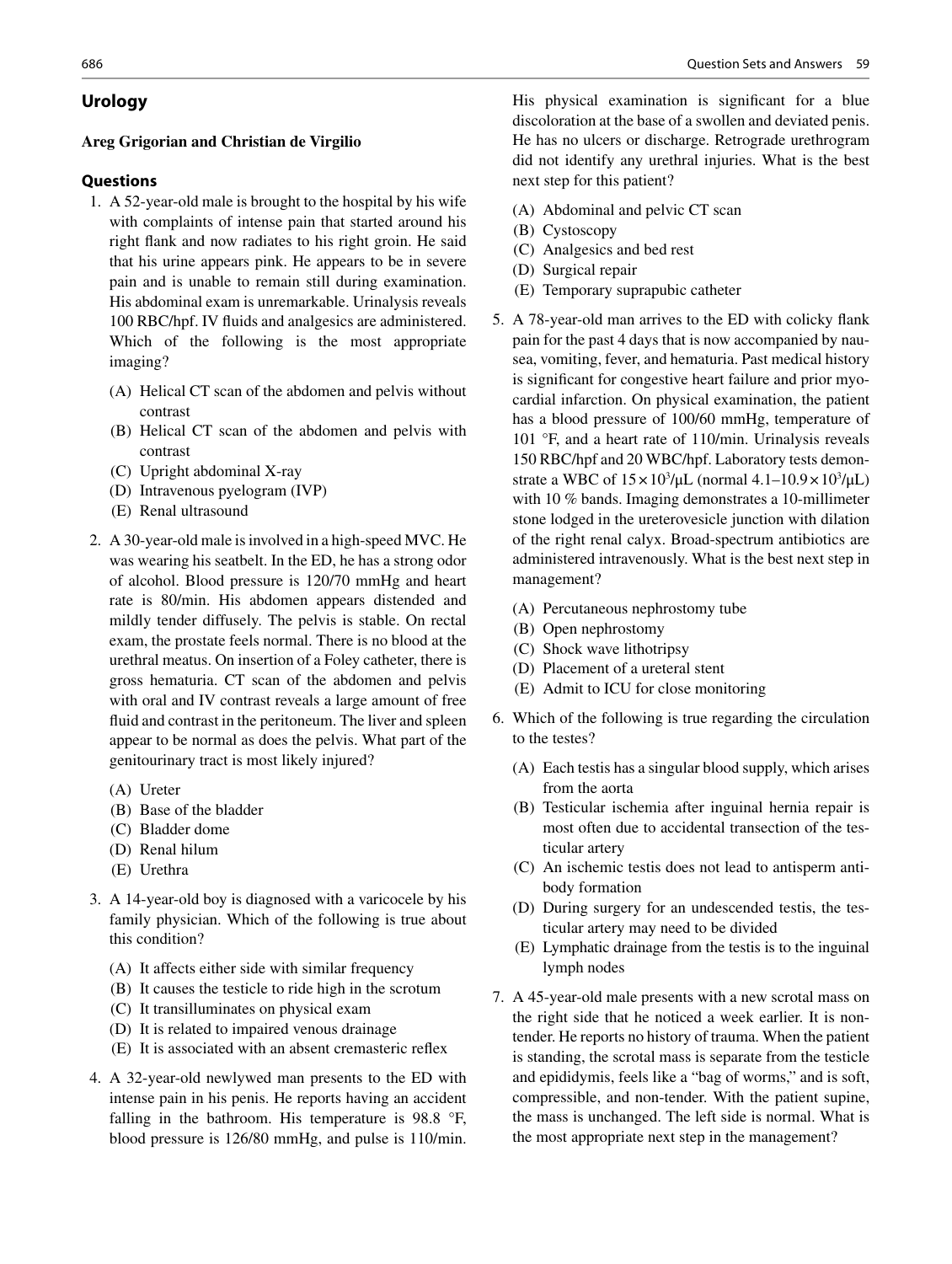## Urology

**Areg Grigorian and Christian de Virgilio**

### Questions

1. A 52-year-old male is brought to the hospital by his wife with complaints of intense pain that started around his right flank and now radiates to his right groin. He said that his urine appears pink. He appears to be in severe pain and is unable to remain still during examination. His abdominal exam is unremarkable. Urinalysis reveals 100 RBC/hpf. IV fluids and analgesics are administered. Which of the following is the most appropriate imaging?

   (A) Helical CT scan of the abdomen and pelvis without contrast
   (B) Helical CT scan of the abdomen and pelvis with contrast
   (C) Upright abdominal X-ray
   (D) Intravenous pyelogram (IVP)
   (E) Renal ultrasound

2. A 30-year-old male is involved in a high-speed MVC. He was wearing his seatbelt. In the ED, he has a strong odor of alcohol. Blood pressure is 120/70 mmHg and heart rate is 80/min. His abdomen appears distended and mildly tender diffusely. The pelvis is stable. On rectal exam, the prostate feels normal. There is no blood at the urethral meatus. On insertion of a Foley catheter, there is gross hematuria. CT scan of the abdomen and pelvis with oral and IV contrast reveals a large amount of free fluid and contrast in the peritoneum. The liver and spleen appear to be normal as does the pelvis. What part of the genitourinary tract is most likely injured?

   (A) Ureter
   (B) Base of the bladder
   (C) Bladder dome
   (D) Renal hilum
   (E) Urethra

3. A 14-year-old boy is diagnosed with a varicocele by his family physician. Which of the following is true about this condition?

   (A) It affects either side with similar frequency
   (B) It causes the testicle to ride high in the scrotum
   (C) It transilluminates on physical exam
   (D) It is related to impaired venous drainage
   (E) It is associated with an absent cremasteric reflex

4. A 32-year-old newlywed man presents to the ED with intense pain in his penis. He reports having an accident falling in the bathroom. His temperature is 98.8 °F, blood pressure is 126/80 mmHg, and pulse is 110/min. His physical examination is significant for a blue discoloration at the base of a swollen and deviated penis. He has no ulcers or discharge. Retrograde urethrogram did not identify any urethral injuries. What is the best next step for this patient?

   (A) Abdominal and pelvic CT scan
   (B) Cystoscopy
   (C) Analgesics and bed rest
   (D) Surgical repair
   (E) Temporary suprapubic catheter

5. A 78-year-old man arrives to the ED with colicky flank pain for the past 4 days that is now accompanied by nausea, vomiting, fever, and hematuria. Past medical history is significant for congestive heart failure and prior myocardial infarction. On physical examination, the patient has a blood pressure of 100/60 mmHg, temperature of 101 °F, and a heart rate of 110/min. Urinalysis reveals 150 RBC/hpf and 20 WBC/hpf. Laboratory tests demonstrate a WBC of $15 \times 10^3/\mu L$ (normal $4.1–10.9 \times 10^3/\mu L$) with 10 % bands. Imaging demonstrates a 10-millimeter stone lodged in the ureterovesicle junction with dilation of the right renal calyx. Broad-spectrum antibiotics are administered intravenously. What is the best next step in management?

   (A) Percutaneous nephrostomy tube
   (B) Open nephrostomy
   (C) Shock wave lithotripsy
   (D) Placement of a ureteral stent
   (E) Admit to ICU for close monitoring

6. Which of the following is true regarding the circulation to the testes?

   (A) Each testis has a singular blood supply, which arises from the aorta
   (B) Testicular ischemia after inguinal hernia repair is most often due to accidental transection of the testicular artery
   (C) An ischemic testis does not lead to antisperm antibody formation
   (D) During surgery for an undescended testis, the testicular artery may need to be divided
   (E) Lymphatic drainage from the testis is to the inguinal lymph nodes

7. A 45-year-old male presents with a new scrotal mass on the right side that he noticed a week earlier. It is non-tender. He reports no history of trauma. When the patient is standing, the scrotal mass is separate from the testicle and epididymis, feels like a "bag of worms," and is soft, compressible, and non-tender. With the patient supine, the mass is unchanged. The left side is normal. What is the most appropriate next step in the management?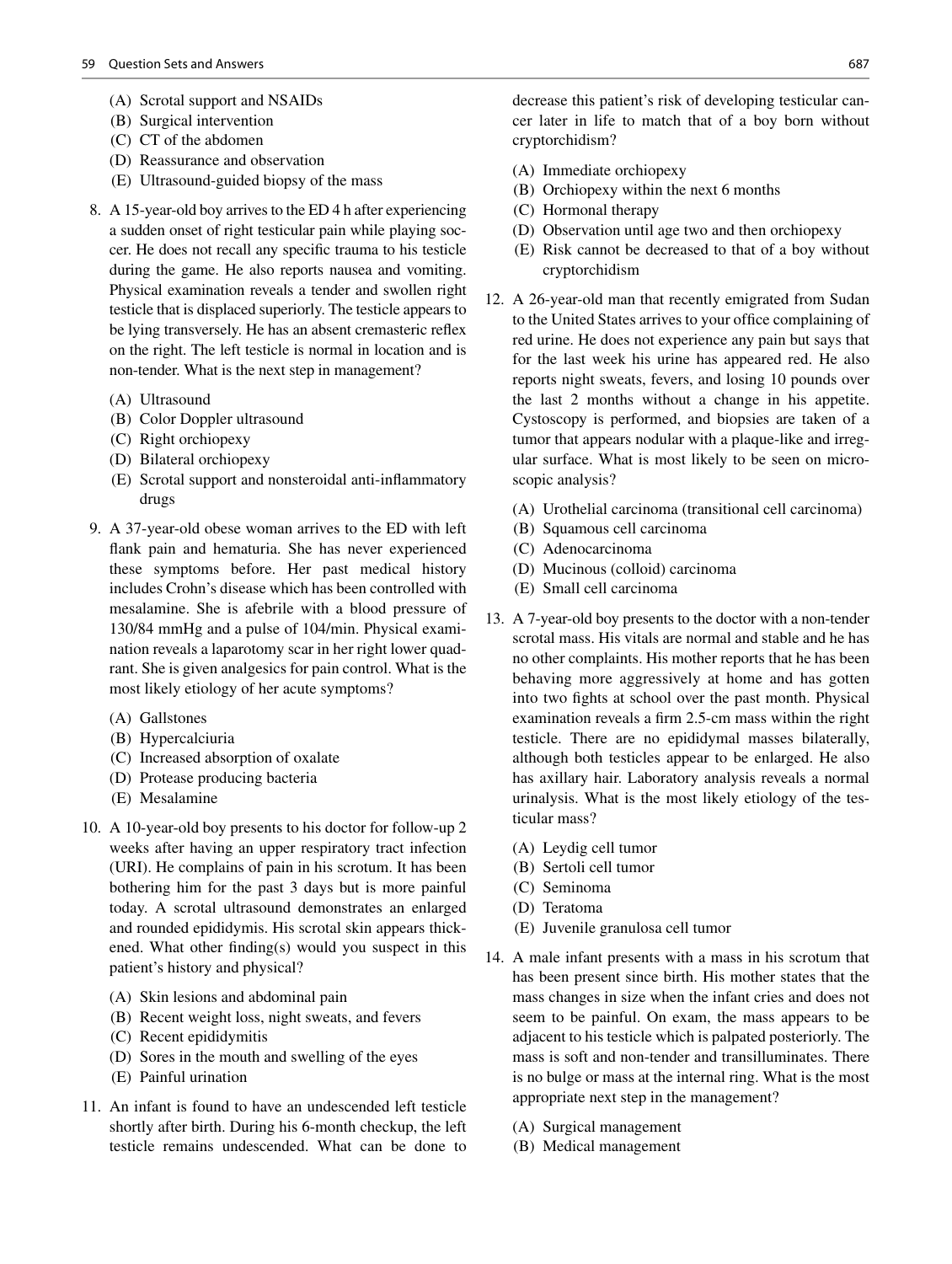(A) Scrotal support and NSAIDs
(B) Surgical intervention
(C) CT of the abdomen
(D) Reassurance and observation
(E) Ultrasound-guided biopsy of the mass

8. A 15-year-old boy arrives to the ED 4 h after experiencing a sudden onset of right testicular pain while playing soccer. He does not recall any specific trauma to his testicle during the game. He also reports nausea and vomiting. Physical examination reveals a tender and swollen right testicle that is displaced superiorly. The testicle appears to be lying transversely. He has an absent cremasteric reflex on the right. The left testicle is normal in location and is non-tender. What is the next step in management?

   (A) Ultrasound
   (B) Color Doppler ultrasound
   (C) Right orchiopexy
   (D) Bilateral orchiopexy
   (E) Scrotal support and nonsteroidal anti-inflammatory drugs

9. A 37-year-old obese woman arrives to the ED with left flank pain and hematuria. She has never experienced these symptoms before. Her past medical history includes Crohn's disease which has been controlled with mesalamine. She is afebrile with a blood pressure of 130/84 mmHg and a pulse of 104/min. Physical examination reveals a laparotomy scar in her right lower quadrant. She is given analgesics for pain control. What is the most likely etiology of her acute symptoms?

   (A) Gallstones
   (B) Hypercalciuria
   (C) Increased absorption of oxalate
   (D) Protease producing bacteria
   (E) Mesalamine

10. A 10-year-old boy presents to his doctor for follow-up 2 weeks after having an upper respiratory tract infection (URI). He complains of pain in his scrotum. It has been bothering him for the past 3 days but is more painful today. A scrotal ultrasound demonstrates an enlarged and rounded epididymis. His scrotal skin appears thickened. What other finding(s) would you suspect in this patient's history and physical?

    (A) Skin lesions and abdominal pain
    (B) Recent weight loss, night sweats, and fevers
    (C) Recent epididymitis
    (D) Sores in the mouth and swelling of the eyes
    (E) Painful urination

11. An infant is found to have an undescended left testicle shortly after birth. During his 6-month checkup, the left testicle remains undescended. What can be done to decrease this patient's risk of developing testicular cancer later in life to match that of a boy born without cryptorchidism?

    (A) Immediate orchiopexy
    (B) Orchiopexy within the next 6 months
    (C) Hormonal therapy
    (D) Observation until age two and then orchiopexy
    (E) Risk cannot be decreased to that of a boy without cryptorchidism

12. A 26-year-old man that recently emigrated from Sudan to the United States arrives to your office complaining of red urine. He does not experience any pain but says that for the last week his urine has appeared red. He also reports night sweats, fevers, and losing 10 pounds over the last 2 months without a change in his appetite. Cystoscopy is performed, and biopsies are taken of a tumor that appears nodular with a plaque-like and irregular surface. What is most likely to be seen on microscopic analysis?

    (A) Urothelial carcinoma (transitional cell carcinoma)
    (B) Squamous cell carcinoma
    (C) Adenocarcinoma
    (D) Mucinous (colloid) carcinoma
    (E) Small cell carcinoma

13. A 7-year-old boy presents to the doctor with a non-tender scrotal mass. His vitals are normal and stable and he has no other complaints. His mother reports that he has been behaving more aggressively at home and has gotten into two fights at school over the past month. Physical examination reveals a firm 2.5-cm mass within the right testicle. There are no epididymal masses bilaterally, although both testicles appear to be enlarged. He also has axillary hair. Laboratory analysis reveals a normal urinalysis. What is the most likely etiology of the testicular mass?

    (A) Leydig cell tumor
    (B) Sertoli cell tumor
    (C) Seminoma
    (D) Teratoma
    (E) Juvenile granulosa cell tumor

14. A male infant presents with a mass in his scrotum that has been present since birth. His mother states that the mass changes in size when the infant cries and does not seem to be painful. On exam, the mass appears to be adjacent to his testicle which is palpated posteriorly. The mass is soft and non-tender and transilluminates. There is no bulge or mass at the internal ring. What is the most appropriate next step in the management?

    (A) Surgical management
    (B) Medical management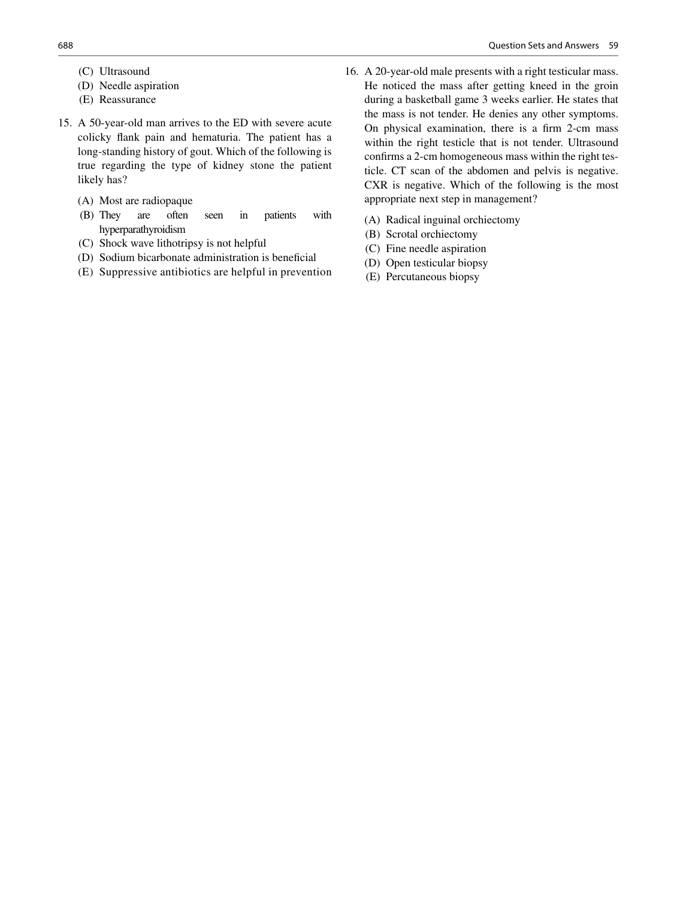(C) Ultrasound
(D) Needle aspiration
(E) Reassurance

15. A 50-year-old man arrives to the ED with severe acute colicky flank pain and hematuria. The patient has a long-standing history of gout. Which of the following is true regarding the type of kidney stone the patient likely has?

(A) Most are radiopaque
(B) They are often seen in patients with hyperparathyroidism
(C) Shock wave lithotripsy is not helpful
(D) Sodium bicarbonate administration is beneficial
(E) Suppressive antibiotics are helpful in prevention

16. A 20-year-old male presents with a right testicular mass. He noticed the mass after getting kneed in the groin during a basketball game 3 weeks earlier. He states that the mass is not tender. He denies any other symptoms. On physical examination, there is a firm 2-cm mass within the right testicle that is not tender. Ultrasound confirms a 2-cm homogeneous mass within the right testicle. CT scan of the abdomen and pelvis is negative. CXR is negative. Which of the following is the most appropriate next step in management?

(A) Radical inguinal orchiectomy
(B) Scrotal orchiectomy
(C) Fine needle aspiration
(D) Open testicular biopsy
(E) Percutaneous biopsy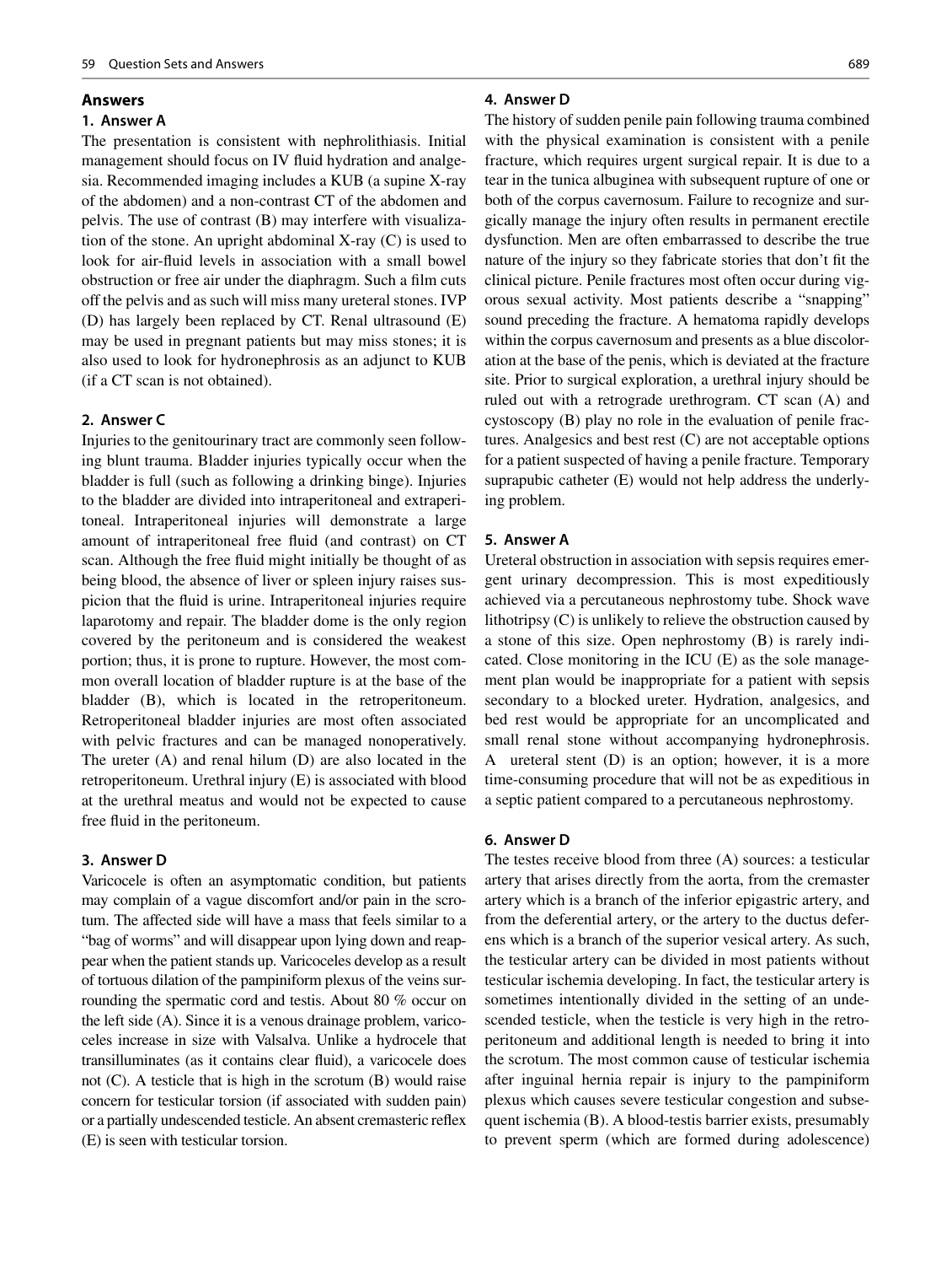## Answers

### 1. Answer A

The presentation is consistent with nephrolithiasis. Initial management should focus on IV fluid hydration and analgesia. Recommended imaging includes a KUB (a supine X-ray of the abdomen) and a non-contrast CT of the abdomen and pelvis. The use of contrast (B) may interfere with visualization of the stone. An upright abdominal X-ray (C) is used to look for air-fluid levels in association with a small bowel obstruction or free air under the diaphragm. Such a film cuts off the pelvis and as such will miss many ureteral stones. IVP (D) has largely been replaced by CT. Renal ultrasound (E) may be used in pregnant patients but may miss stones; it is also used to look for hydronephrosis as an adjunct to KUB (if a CT scan is not obtained).

### 2. Answer C

Injuries to the genitourinary tract are commonly seen following blunt trauma. Bladder injuries typically occur when the bladder is full (such as following a drinking binge). Injuries to the bladder are divided into intraperitoneal and extraperitoneal. Intraperitoneal injuries will demonstrate a large amount of intraperitoneal free fluid (and contrast) on CT scan. Although the free fluid might initially be thought of as being blood, the absence of liver or spleen injury raises suspicion that the fluid is urine. Intraperitoneal injuries require laparotomy and repair. The bladder dome is the only region covered by the peritoneum and is considered the weakest portion; thus, it is prone to rupture. However, the most common overall location of bladder rupture is at the base of the bladder (B), which is located in the retroperitoneum. Retroperitoneal bladder injuries are most often associated with pelvic fractures and can be managed nonoperatively. The ureter (A) and renal hilum (D) are also located in the retroperitoneum. Urethral injury (E) is associated with blood at the urethral meatus and would not be expected to cause free fluid in the peritoneum.

### 3. Answer D

Varicocele is often an asymptomatic condition, but patients may complain of a vague discomfort and/or pain in the scrotum. The affected side will have a mass that feels similar to a "bag of worms" and will disappear upon lying down and reappear when the patient stands up. Varicoceles develop as a result of tortuous dilation of the pampiniform plexus of the veins surrounding the spermatic cord and testis. About 80 % occur on the left side (A). Since it is a venous drainage problem, varicoceles increase in size with Valsalva. Unlike a hydrocele that transilluminates (as it contains clear fluid), a varicocele does not (C). A testicle that is high in the scrotum (B) would raise concern for testicular torsion (if associated with sudden pain) or a partially undescended testicle. An absent cremasteric reflex (E) is seen with testicular torsion.

### 4. Answer D

The history of sudden penile pain following trauma combined with the physical examination is consistent with a penile fracture, which requires urgent surgical repair. It is due to a tear in the tunica albuginea with subsequent rupture of one or both of the corpus cavernosum. Failure to recognize and surgically manage the injury often results in permanent erectile dysfunction. Men are often embarrassed to describe the true nature of the injury so they fabricate stories that don't fit the clinical picture. Penile fractures most often occur during vigorous sexual activity. Most patients describe a "snapping" sound preceding the fracture. A hematoma rapidly develops within the corpus cavernosum and presents as a blue discoloration at the base of the penis, which is deviated at the fracture site. Prior to surgical exploration, a urethral injury should be ruled out with a retrograde urethrogram. CT scan (A) and cystoscopy (B) play no role in the evaluation of penile fractures. Analgesics and best rest (C) are not acceptable options for a patient suspected of having a penile fracture. Temporary suprapubic catheter (E) would not help address the underlying problem.

### 5. Answer A

Ureteral obstruction in association with sepsis requires emergent urinary decompression. This is most expeditiously achieved via a percutaneous nephrostomy tube. Shock wave lithotripsy (C) is unlikely to relieve the obstruction caused by a stone of this size. Open nephrostomy (B) is rarely indicated. Close monitoring in the ICU (E) as the sole management plan would be inappropriate for a patient with sepsis secondary to a blocked ureter. Hydration, analgesics, and bed rest would be appropriate for an uncomplicated and small renal stone without accompanying hydronephrosis. A ureteral stent (D) is an option; however, it is a more time-consuming procedure that will not be as expeditious in a septic patient compared to a percutaneous nephrostomy.

### 6. Answer D

The testes receive blood from three (A) sources: a testicular artery that arises directly from the aorta, from the cremaster artery which is a branch of the inferior epigastric artery, and from the deferential artery, or the artery to the ductus deferens which is a branch of the superior vesical artery. As such, the testicular artery can be divided in most patients without testicular ischemia developing. In fact, the testicular artery is sometimes intentionally divided in the setting of an undescended testicle, when the testicle is very high in the retroperitoneum and additional length is needed to bring it into the scrotum. The most common cause of testicular ischemia after inguinal hernia repair is injury to the pampiniform plexus which causes severe testicular congestion and subsequent ischemia (B). A blood-testis barrier exists, presumably to prevent sperm (which are formed during adolescence)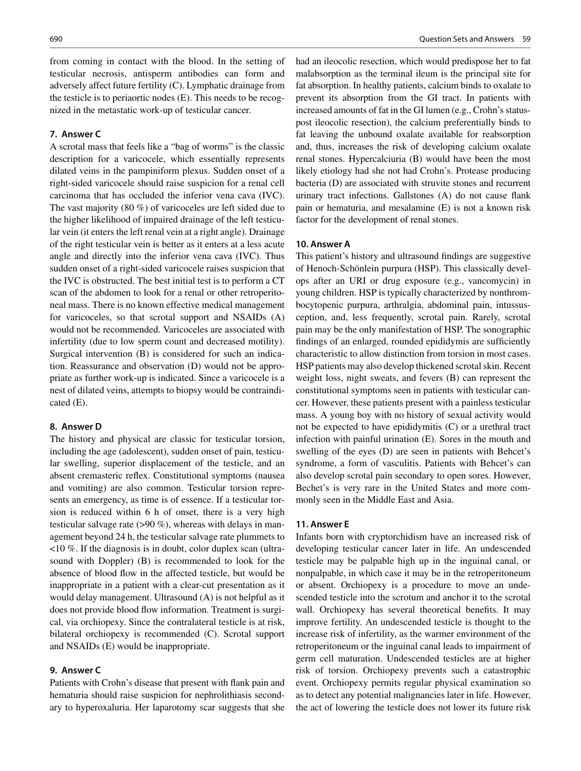from coming in contact with the blood. In the setting of testicular necrosis, antisperm antibodies can form and adversely affect future fertility (C). Lymphatic drainage from the testicle is to periaortic nodes (E). This needs to be recognized in the metastatic work-up of testicular cancer.

### 7. Answer C

A scrotal mass that feels like a "bag of worms" is the classic description for a varicocele, which essentially represents dilated veins in the pampiniform plexus. Sudden onset of a right-sided varicocele should raise suspicion for a renal cell carcinoma that has occluded the inferior vena cava (IVC). The vast majority (80 %) of varicoceles are left sided due to the higher likelihood of impaired drainage of the left testicular vein (it enters the left renal vein at a right angle). Drainage of the right testicular vein is better as it enters at a less acute angle and directly into the inferior vena cava (IVC). Thus sudden onset of a right-sided varicocele raises suspicion that the IVC is obstructed. The best initial test is to perform a CT scan of the abdomen to look for a renal or other retroperitoneal mass. There is no known effective medical management for varicoceles, so that scrotal support and NSAIDs (A) would not be recommended. Varicoceles are associated with infertility (due to low sperm count and decreased motility). Surgical intervention (B) is considered for such an indication. Reassurance and observation (D) would not be appropriate as further work-up is indicated. Since a varicocele is a nest of dilated veins, attempts to biopsy would be contraindicated (E).

### 8. Answer D

The history and physical are classic for testicular torsion, including the age (adolescent), sudden onset of pain, testicular swelling, superior displacement of the testicle, and an absent cremasteric reflex. Constitutional symptoms (nausea and vomiting) are also common. Testicular torsion represents an emergency, as time is of essence. If a testicular torsion is reduced within 6 h of onset, there is a very high testicular salvage rate (>90 %), whereas with delays in management beyond 24 h, the testicular salvage rate plummets to <10 %. If the diagnosis is in doubt, color duplex scan (ultrasound with Doppler) (B) is recommended to look for the absence of blood flow in the affected testicle, but would be inappropriate in a patient with a clear-cut presentation as it would delay management. Ultrasound (A) is not helpful as it does not provide blood flow information. Treatment is surgical, via orchiopexy. Since the contralateral testicle is at risk, bilateral orchiopexy is recommended (C). Scrotal support and NSAIDs (E) would be inappropriate.

### 9. Answer C

Patients with Crohn's disease that present with flank pain and hematuria should raise suspicion for nephrolithiasis secondary to hyperoxaluria. Her laparotomy scar suggests that she had an ileocolic resection, which would predispose her to fat malabsorption as the terminal ileum is the principal site for fat absorption. In healthy patients, calcium binds to oxalate to prevent its absorption from the GI tract. In patients with increased amounts of fat in the GI lumen (e.g., Crohn's status-post ileocolic resection), the calcium preferentially binds to fat leaving the unbound oxalate available for reabsorption and, thus, increases the risk of developing calcium oxalate renal stones. Hypercalciuria (B) would have been the most likely etiology had she not had Crohn's. Protease producing bacteria (D) are associated with struvite stones and recurrent urinary tract infections. Gallstones (A) do not cause flank pain or hematuria, and mesalamine (E) is not a known risk factor for the development of renal stones.

### 10. Answer A

This patient's history and ultrasound findings are suggestive of Henoch-Schönlein purpura (HSP). This classically develops after an URI or drug exposure (e.g., vancomycin) in young children. HSP is typically characterized by nonthrombocytopenic purpura, arthralgia, abdominal pain, intussusception, and, less frequently, scrotal pain. Rarely, scrotal pain may be the only manifestation of HSP. The sonographic findings of an enlarged, rounded epididymis are sufficiently characteristic to allow distinction from torsion in most cases. HSP patients may also develop thickened scrotal skin. Recent weight loss, night sweats, and fevers (B) can represent the constitutional symptoms seen in patients with testicular cancer. However, these patients present with a painless testicular mass. A young boy with no history of sexual activity would not be expected to have epididymitis (C) or a urethral tract infection with painful urination (E). Sores in the mouth and swelling of the eyes (D) are seen in patients with Behcet's syndrome, a form of vasculitis. Patients with Behcet's can also develop scrotal pain secondary to open sores. However, Bechet's is very rare in the United States and more commonly seen in the Middle East and Asia.

### 11. Answer E

Infants born with cryptorchidism have an increased risk of developing testicular cancer later in life. An undescended testicle may be palpable high up in the inguinal canal, or nonpalpable, in which case it may be in the retroperitoneum or absent. Orchiopexy is a procedure to move an undescended testicle into the scrotum and anchor it to the scrotal wall. Orchiopexy has several theoretical benefits. It may improve fertility. An undescended testicle is thought to the increase risk of infertility, as the warmer environment of the retroperitoneum or the inguinal canal leads to impairment of germ cell maturation. Undescended testicles are at higher risk of torsion. Orchiopexy prevents such a catastrophic event. Orchiopexy permits regular physical examination so as to detect any potential malignancies later in life. However, the act of lowering the testicle does not lower its future risk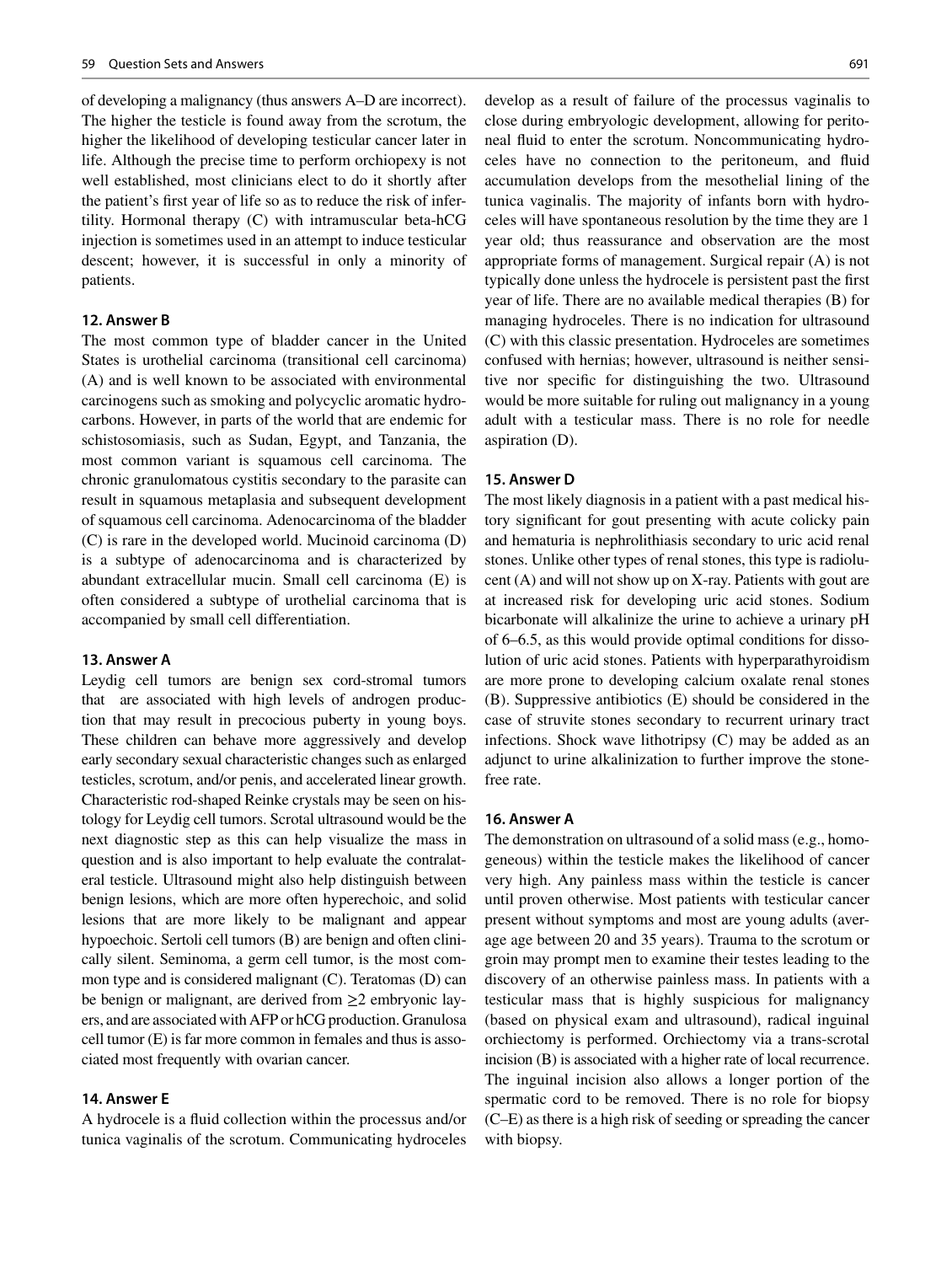of developing a malignancy (thus answers A–D are incorrect). The higher the testicle is found away from the scrotum, the higher the likelihood of developing testicular cancer later in life. Although the precise time to perform orchiopexy is not well established, most clinicians elect to do it shortly after the patient's first year of life so as to reduce the risk of infertility. Hormonal therapy (C) with intramuscular beta-hCG injection is sometimes used in an attempt to induce testicular descent; however, it is successful in only a minority of patients.

### 12. Answer B

The most common type of bladder cancer in the United States is urothelial carcinoma (transitional cell carcinoma) (A) and is well known to be associated with environmental carcinogens such as smoking and polycyclic aromatic hydrocarbons. However, in parts of the world that are endemic for schistosomiasis, such as Sudan, Egypt, and Tanzania, the most common variant is squamous cell carcinoma. The chronic granulomatous cystitis secondary to the parasite can result in squamous metaplasia and subsequent development of squamous cell carcinoma. Adenocarcinoma of the bladder (C) is rare in the developed world. Mucinoid carcinoma (D) is a subtype of adenocarcinoma and is characterized by abundant extracellular mucin. Small cell carcinoma (E) is often considered a subtype of urothelial carcinoma that is accompanied by small cell differentiation.

### 13. Answer A

Leydig cell tumors are benign sex cord-stromal tumors that are associated with high levels of androgen production that may result in precocious puberty in young boys. These children can behave more aggressively and develop early secondary sexual characteristic changes such as enlarged testicles, scrotum, and/or penis, and accelerated linear growth. Characteristic rod-shaped Reinke crystals may be seen on histology for Leydig cell tumors. Scrotal ultrasound would be the next diagnostic step as this can help visualize the mass in question and is also important to help evaluate the contralateral testicle. Ultrasound might also help distinguish between benign lesions, which are more often hyperechoic, and solid lesions that are more likely to be malignant and appear hypoechoic. Sertoli cell tumors (B) are benign and often clinically silent. Seminoma, a germ cell tumor, is the most common type and is considered malignant (C). Teratomas (D) can be benign or malignant, are derived from ≥2 embryonic layers, and are associated with AFP or hCG production. Granulosa cell tumor (E) is far more common in females and thus is associated most frequently with ovarian cancer.

### 14. Answer E

A hydrocele is a fluid collection within the processus and/or tunica vaginalis of the scrotum. Communicating hydroceles develop as a result of failure of the processus vaginalis to close during embryologic development, allowing for peritoneal fluid to enter the scrotum. Noncommunicating hydroceles have no connection to the peritoneum, and fluid accumulation develops from the mesothelial lining of the tunica vaginalis. The majority of infants born with hydroceles will have spontaneous resolution by the time they are 1 year old; thus reassurance and observation are the most appropriate forms of management. Surgical repair (A) is not typically done unless the hydrocele is persistent past the first year of life. There are no available medical therapies (B) for managing hydroceles. There is no indication for ultrasound (C) with this classic presentation. Hydroceles are sometimes confused with hernias; however, ultrasound is neither sensitive nor specific for distinguishing the two. Ultrasound would be more suitable for ruling out malignancy in a young adult with a testicular mass. There is no role for needle aspiration (D).

### 15. Answer D

The most likely diagnosis in a patient with a past medical history significant for gout presenting with acute colicky pain and hematuria is nephrolithiasis secondary to uric acid renal stones. Unlike other types of renal stones, this type is radiolucent (A) and will not show up on X-ray. Patients with gout are at increased risk for developing uric acid stones. Sodium bicarbonate will alkalinize the urine to achieve a urinary pH of 6–6.5, as this would provide optimal conditions for dissolution of uric acid stones. Patients with hyperparathyroidism are more prone to developing calcium oxalate renal stones (B). Suppressive antibiotics (E) should be considered in the case of struvite stones secondary to recurrent urinary tract infections. Shock wave lithotripsy (C) may be added as an adjunct to urine alkalinization to further improve the stone-free rate.

### 16. Answer A

The demonstration on ultrasound of a solid mass (e.g., homogeneous) within the testicle makes the likelihood of cancer very high. Any painless mass within the testicle is cancer until proven otherwise. Most patients with testicular cancer present without symptoms and most are young adults (average age between 20 and 35 years). Trauma to the scrotum or groin may prompt men to examine their testes leading to the discovery of an otherwise painless mass. In patients with a testicular mass that is highly suspicious for malignancy (based on physical exam and ultrasound), radical inguinal orchiectomy is performed. Orchiectomy via a trans-scrotal incision (B) is associated with a higher rate of local recurrence. The inguinal incision also allows a longer portion of the spermatic cord to be removed. There is no role for biopsy (C–E) as there is a high risk of seeding or spreading the cancer with biopsy.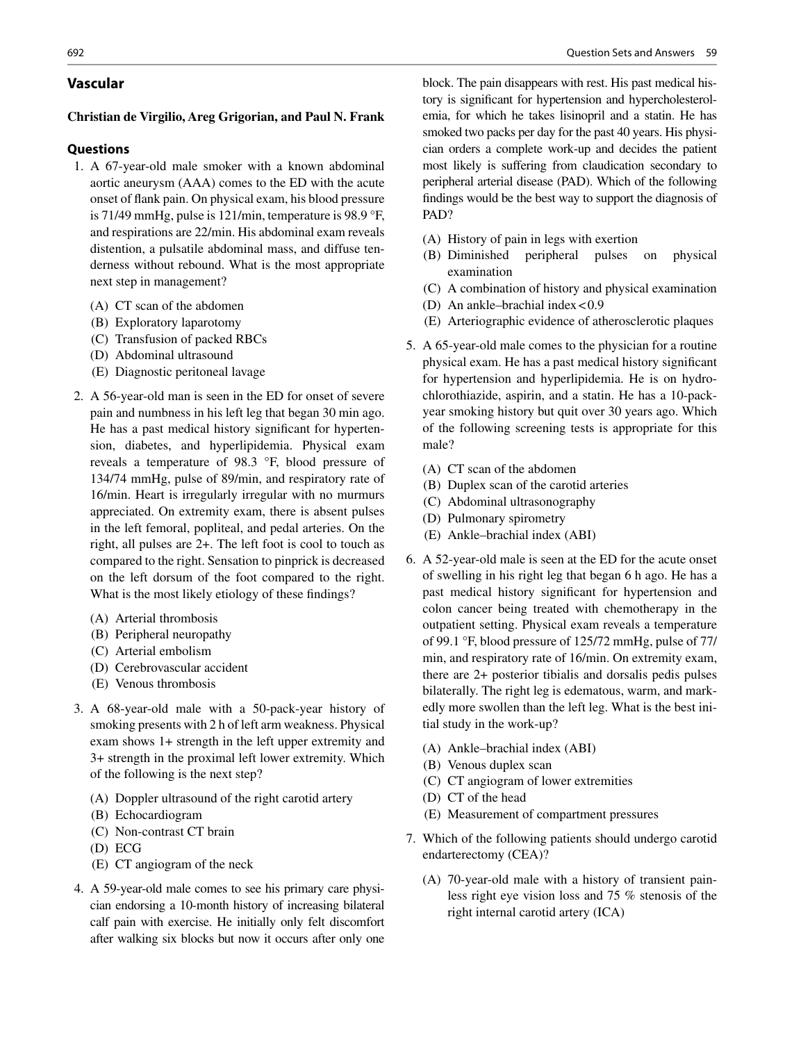## Vascular

**Christian de Virgilio, Areg Grigorian, and Paul N. Frank**

### Questions

1. A 67-year-old male smoker with a known abdominal aortic aneurysm (AAA) comes to the ED with the acute onset of flank pain. On physical exam, his blood pressure is 71/49 mmHg, pulse is 121/min, temperature is 98.9 °F, and respirations are 22/min. His abdominal exam reveals distention, a pulsatile abdominal mass, and diffuse tenderness without rebound. What is the most appropriate next step in management?

   (A) CT scan of the abdomen
   (B) Exploratory laparotomy
   (C) Transfusion of packed RBCs
   (D) Abdominal ultrasound
   (E) Diagnostic peritoneal lavage

2. A 56-year-old man is seen in the ED for onset of severe pain and numbness in his left leg that began 30 min ago. He has a past medical history significant for hypertension, diabetes, and hyperlipidemia. Physical exam reveals a temperature of 98.3 °F, blood pressure of 134/74 mmHg, pulse of 89/min, and respiratory rate of 16/min. Heart is irregularly irregular with no murmurs appreciated. On extremity exam, there is absent pulses in the left femoral, popliteal, and pedal arteries. On the right, all pulses are 2+. The left foot is cool to touch as compared to the right. Sensation to pinprick is decreased on the left dorsum of the foot compared to the right. What is the most likely etiology of these findings?

   (A) Arterial thrombosis
   (B) Peripheral neuropathy
   (C) Arterial embolism
   (D) Cerebrovascular accident
   (E) Venous thrombosis

3. A 68-year-old male with a 50-pack-year history of smoking presents with 2 h of left arm weakness. Physical exam shows 1+ strength in the left upper extremity and 3+ strength in the proximal left lower extremity. Which of the following is the next step?

   (A) Doppler ultrasound of the right carotid artery
   (B) Echocardiogram
   (C) Non-contrast CT brain
   (D) ECG
   (E) CT angiogram of the neck

4. A 59-year-old male comes to see his primary care physician endorsing a 10-month history of increasing bilateral calf pain with exercise. He initially only felt discomfort after walking six blocks but now it occurs after only one block. The pain disappears with rest. His past medical history is significant for hypertension and hypercholesterolemia, for which he takes lisinopril and a statin. He has smoked two packs per day for the past 40 years. His physician orders a complete work-up and decides the patient most likely is suffering from claudication secondary to peripheral arterial disease (PAD). Which of the following findings would be the best way to support the diagnosis of PAD?

   (A) History of pain in legs with exertion
   (B) Diminished peripheral pulses on physical examination
   (C) A combination of history and physical examination
   (D) An ankle–brachial index < 0.9
   (E) Arteriographic evidence of atherosclerotic plaques

5. A 65-year-old male comes to the physician for a routine physical exam. He has a past medical history significant for hypertension and hyperlipidemia. He is on hydrochlorothiazide, aspirin, and a statin. He has a 10-pack-year smoking history but quit over 30 years ago. Which of the following screening tests is appropriate for this male?

   (A) CT scan of the abdomen
   (B) Duplex scan of the carotid arteries
   (C) Abdominal ultrasonography
   (D) Pulmonary spirometry
   (E) Ankle–brachial index (ABI)

6. A 52-year-old male is seen at the ED for the acute onset of swelling in his right leg that began 6 h ago. He has a past medical history significant for hypertension and colon cancer being treated with chemotherapy in the outpatient setting. Physical exam reveals a temperature of 99.1 °F, blood pressure of 125/72 mmHg, pulse of 77/min, and respiratory rate of 16/min. On extremity exam, there are 2+ posterior tibialis and dorsalis pedis pulses bilaterally. The right leg is edematous, warm, and markedly more swollen than the left leg. What is the best initial study in the work-up?

   (A) Ankle–brachial index (ABI)
   (B) Venous duplex scan
   (C) CT angiogram of lower extremities
   (D) CT of the head
   (E) Measurement of compartment pressures

7. Which of the following patients should undergo carotid endarterectomy (CEA)?

   (A) 70-year-old male with a history of transient painless right eye vision loss and 75 % stenosis of the right internal carotid artery (ICA)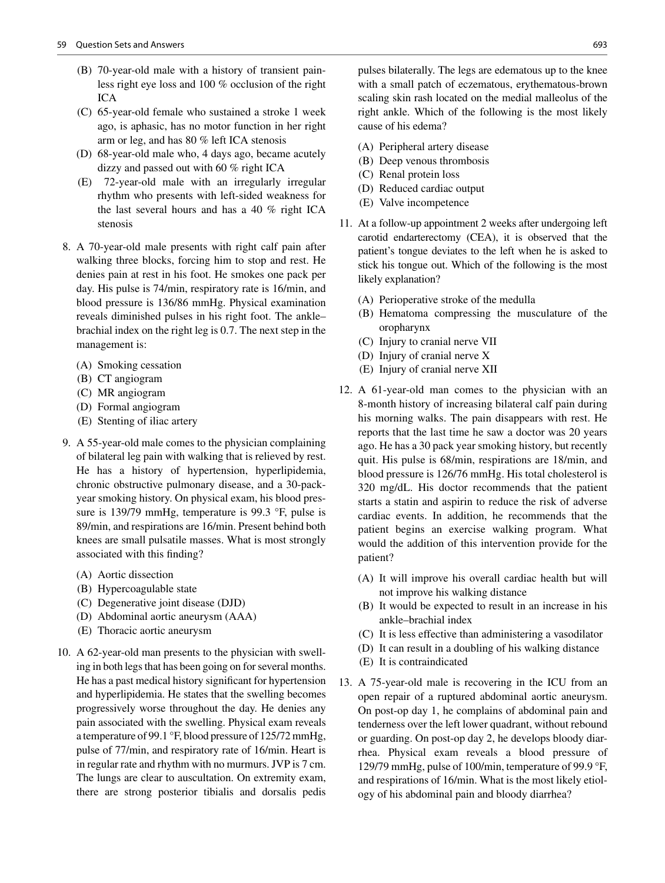(B) 70-year-old male with a history of transient painless right eye loss and 100 % occlusion of the right ICA
(C) 65-year-old female who sustained a stroke 1 week ago, is aphasic, has no motor function in her right arm or leg, and has 80 % left ICA stenosis
(D) 68-year-old male who, 4 days ago, became acutely dizzy and passed out with 60 % right ICA
(E) 72-year-old male with an irregularly irregular rhythm who presents with left-sided weakness for the last several hours and has a 40 % right ICA stenosis

8. A 70-year-old male presents with right calf pain after walking three blocks, forcing him to stop and rest. He denies pain at rest in his foot. He smokes one pack per day. His pulse is 74/min, respiratory rate is 16/min, and blood pressure is 136/86 mmHg. Physical examination reveals diminished pulses in his right foot. The ankle–brachial index on the right leg is 0.7. The next step in the management is:

   (A) Smoking cessation
   (B) CT angiogram
   (C) MR angiogram
   (D) Formal angiogram
   (E) Stenting of iliac artery

9. A 55-year-old male comes to the physician complaining of bilateral leg pain with walking that is relieved by rest. He has a history of hypertension, hyperlipidemia, chronic obstructive pulmonary disease, and a 30-pack-year smoking history. On physical exam, his blood pressure is 139/79 mmHg, temperature is 99.3 °F, pulse is 89/min, and respirations are 16/min. Present behind both knees are small pulsatile masses. What is most strongly associated with this finding?

   (A) Aortic dissection
   (B) Hypercoagulable state
   (C) Degenerative joint disease (DJD)
   (D) Abdominal aortic aneurysm (AAA)
   (E) Thoracic aortic aneurysm

10. A 62-year-old man presents to the physician with swelling in both legs that has been going on for several months. He has a past medical history significant for hypertension and hyperlipidemia. He states that the swelling becomes progressively worse throughout the day. He denies any pain associated with the swelling. Physical exam reveals a temperature of 99.1 °F, blood pressure of 125/72 mmHg, pulse of 77/min, and respiratory rate of 16/min. Heart is in regular rate and rhythm with no murmurs. JVP is 7 cm. The lungs are clear to auscultation. On extremity exam, there are strong posterior tibialis and dorsalis pedis pulses bilaterally. The legs are edematous up to the knee with a small patch of eczematous, erythematous-brown scaling skin rash located on the medial malleolus of the right ankle. Which of the following is the most likely cause of his edema?

    (A) Peripheral artery disease
    (B) Deep venous thrombosis
    (C) Renal protein loss
    (D) Reduced cardiac output
    (E) Valve incompetence

11. At a follow-up appointment 2 weeks after undergoing left carotid endarterectomy (CEA), it is observed that the patient's tongue deviates to the left when he is asked to stick his tongue out. Which of the following is the most likely explanation?

    (A) Perioperative stroke of the medulla
    (B) Hematoma compressing the musculature of the oropharynx
    (C) Injury to cranial nerve VII
    (D) Injury of cranial nerve X
    (E) Injury of cranial nerve XII

12. A 61-year-old man comes to the physician with an 8-month history of increasing bilateral calf pain during his morning walks. The pain disappears with rest. He reports that the last time he saw a doctor was 20 years ago. He has a 30 pack year smoking history, but recently quit. His pulse is 68/min, respirations are 18/min, and blood pressure is 126/76 mmHg. His total cholesterol is 320 mg/dL. His doctor recommends that the patient starts a statin and aspirin to reduce the risk of adverse cardiac events. In addition, he recommends that the patient begins an exercise walking program. What would the addition of this intervention provide for the patient?

    (A) It will improve his overall cardiac health but will not improve his walking distance
    (B) It would be expected to result in an increase in his ankle–brachial index
    (C) It is less effective than administering a vasodilator
    (D) It can result in a doubling of his walking distance
    (E) It is contraindicated

13. A 75-year-old male is recovering in the ICU from an open repair of a ruptured abdominal aortic aneurysm. On post-op day 1, he complains of abdominal pain and tenderness over the left lower quadrant, without rebound or guarding. On post-op day 2, he develops bloody diarrhea. Physical exam reveals a blood pressure of 129/79 mmHg, pulse of 100/min, temperature of 99.9 °F, and respirations of 16/min. What is the most likely etiology of his abdominal pain and bloody diarrhea?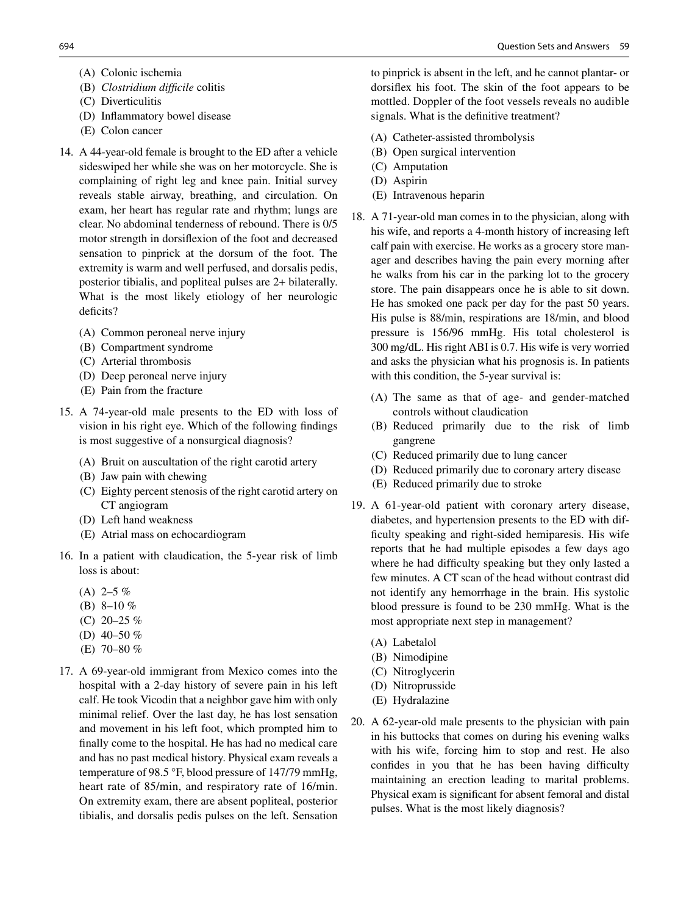(A) Colonic ischemia
(B) *Clostridium difficile* colitis
(C) Diverticulitis
(D) Inflammatory bowel disease
(E) Colon cancer

14. A 44-year-old female is brought to the ED after a vehicle sideswiped her while she was on her motorcycle. She is complaining of right leg and knee pain. Initial survey reveals stable airway, breathing, and circulation. On exam, her heart has regular rate and rhythm; lungs are clear. No abdominal tenderness of rebound. There is 0/5 motor strength in dorsiflexion of the foot and decreased sensation to pinprick at the dorsum of the foot. The extremity is warm and well perfused, and dorsalis pedis, posterior tibialis, and popliteal pulses are 2+ bilaterally. What is the most likely etiology of her neurologic deficits?

    (A) Common peroneal nerve injury
    (B) Compartment syndrome
    (C) Arterial thrombosis
    (D) Deep peroneal nerve injury
    (E) Pain from the fracture

15. A 74-year-old male presents to the ED with loss of vision in his right eye. Which of the following findings is most suggestive of a nonsurgical diagnosis?

    (A) Bruit on auscultation of the right carotid artery
    (B) Jaw pain with chewing
    (C) Eighty percent stenosis of the right carotid artery on CT angiogram
    (D) Left hand weakness
    (E) Atrial mass on echocardiogram

16. In a patient with claudication, the 5-year risk of limb loss is about:

    (A) 2–5 %
    (B) 8–10 %
    (C) 20–25 %
    (D) 40–50 %
    (E) 70–80 %

17. A 69-year-old immigrant from Mexico comes into the hospital with a 2-day history of severe pain in his left calf. He took Vicodin that a neighbor gave him with only minimal relief. Over the last day, he has lost sensation and movement in his left foot, which prompted him to finally come to the hospital. He has had no medical care and has no past medical history. Physical exam reveals a temperature of 98.5 °F, blood pressure of 147/79 mmHg, heart rate of 85/min, and respiratory rate of 16/min. On extremity exam, there are absent popliteal, posterior tibialis, and dorsalis pedis pulses on the left. Sensation to pinprick is absent in the left, and he cannot plantar- or dorsiflex his foot. The skin of the foot appears to be mottled. Doppler of the foot vessels reveals no audible signals. What is the definitive treatment?

    (A) Catheter-assisted thrombolysis
    (B) Open surgical intervention
    (C) Amputation
    (D) Aspirin
    (E) Intravenous heparin

18. A 71-year-old man comes in to the physician, along with his wife, and reports a 4-month history of increasing left calf pain with exercise. He works as a grocery store manager and describes having the pain every morning after he walks from his car in the parking lot to the grocery store. The pain disappears once he is able to sit down. He has smoked one pack per day for the past 50 years. His pulse is 88/min, respirations are 18/min, and blood pressure is 156/96 mmHg. His total cholesterol is 300 mg/dL. His right ABI is 0.7. His wife is very worried and asks the physician what his prognosis is. In patients with this condition, the 5-year survival is:

    (A) The same as that of age- and gender-matched controls without claudication
    (B) Reduced primarily due to the risk of limb gangrene
    (C) Reduced primarily due to lung cancer
    (D) Reduced primarily due to coronary artery disease
    (E) Reduced primarily due to stroke

19. A 61-year-old patient with coronary artery disease, diabetes, and hypertension presents to the ED with difficulty speaking and right-sided hemiparesis. His wife reports that he had multiple episodes a few days ago where he had difficulty speaking but they only lasted a few minutes. A CT scan of the head without contrast did not identify any hemorrhage in the brain. His systolic blood pressure is found to be 230 mmHg. What is the most appropriate next step in management?

    (A) Labetalol
    (B) Nimodipine
    (C) Nitroglycerin
    (D) Nitroprusside
    (E) Hydralazine

20. A 62-year-old male presents to the physician with pain in his buttocks that comes on during his evening walks with his wife, forcing him to stop and rest. He also confides in you that he has been having difficulty maintaining an erection leading to marital problems. Physical exam is significant for absent femoral and distal pulses. What is the most likely diagnosis?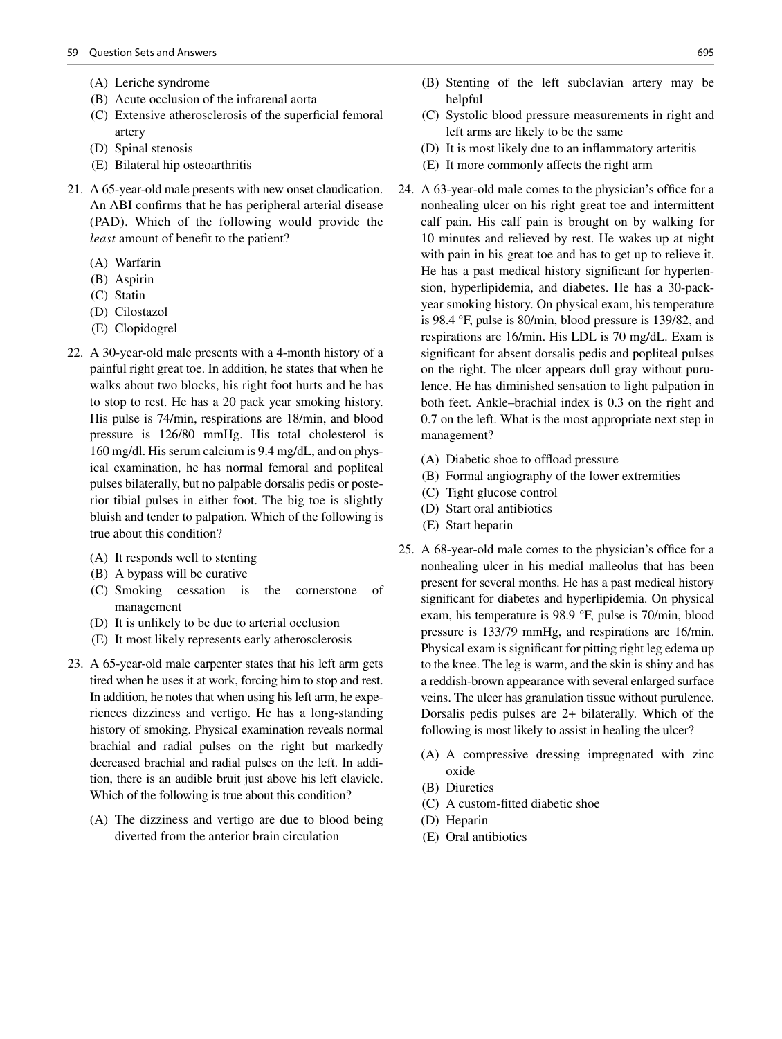(A) Leriche syndrome
(B) Acute occlusion of the infrarenal aorta
(C) Extensive atherosclerosis of the superficial femoral artery
(D) Spinal stenosis
(E) Bilateral hip osteoarthritis

21. A 65-year-old male presents with new onset claudication. An ABI confirms that he has peripheral arterial disease (PAD). Which of the following would provide the *least* amount of benefit to the patient?

    (A) Warfarin
    (B) Aspirin
    (C) Statin
    (D) Cilostazol
    (E) Clopidogrel

22. A 30-year-old male presents with a 4-month history of a painful right great toe. In addition, he states that when he walks about two blocks, his right foot hurts and he has to stop to rest. He has a 20 pack year smoking history. His pulse is 74/min, respirations are 18/min, and blood pressure is 126/80 mmHg. His total cholesterol is 160 mg/dl. His serum calcium is 9.4 mg/dL, and on physical examination, he has normal femoral and popliteal pulses bilaterally, but no palpable dorsalis pedis or posterior tibial pulses in either foot. The big toe is slightly bluish and tender to palpation. Which of the following is true about this condition?

    (A) It responds well to stenting
    (B) A bypass will be curative
    (C) Smoking cessation is the cornerstone of management
    (D) It is unlikely to be due to arterial occlusion
    (E) It most likely represents early atherosclerosis

23. A 65-year-old male carpenter states that his left arm gets tired when he uses it at work, forcing him to stop and rest. In addition, he notes that when using his left arm, he experiences dizziness and vertigo. He has a long-standing history of smoking. Physical examination reveals normal brachial and radial pulses on the right but markedly decreased brachial and radial pulses on the left. In addition, there is an audible bruit just above his left clavicle. Which of the following is true about this condition?

    (A) The dizziness and vertigo are due to blood being diverted from the anterior brain circulation
    (B) Stenting of the left subclavian artery may be helpful
    (C) Systolic blood pressure measurements in right and left arms are likely to be the same
    (D) It is most likely due to an inflammatory arteritis
    (E) It more commonly affects the right arm

24. A 63-year-old male comes to the physician's office for a nonhealing ulcer on his right great toe and intermittent calf pain. His calf pain is brought on by walking for 10 minutes and relieved by rest. He wakes up at night with pain in his great toe and has to get up to relieve it. He has a past medical history significant for hypertension, hyperlipidemia, and diabetes. He has a 30-pack-year smoking history. On physical exam, his temperature is 98.4 °F, pulse is 80/min, blood pressure is 139/82, and respirations are 16/min. His LDL is 70 mg/dL. Exam is significant for absent dorsalis pedis and popliteal pulses on the right. The ulcer appears dull gray without purulence. He has diminished sensation to light palpation in both feet. Ankle–brachial index is 0.3 on the right and 0.7 on the left. What is the most appropriate next step in management?

    (A) Diabetic shoe to offload pressure
    (B) Formal angiography of the lower extremities
    (C) Tight glucose control
    (D) Start oral antibiotics
    (E) Start heparin

25. A 68-year-old male comes to the physician's office for a nonhealing ulcer in his medial malleolus that has been present for several months. He has a past medical history significant for diabetes and hyperlipidemia. On physical exam, his temperature is 98.9 °F, pulse is 70/min, blood pressure is 133/79 mmHg, and respirations are 16/min. Physical exam is significant for pitting right leg edema up to the knee. The leg is warm, and the skin is shiny and has a reddish-brown appearance with several enlarged surface veins. The ulcer has granulation tissue without purulence. Dorsalis pedis pulses are 2+ bilaterally. Which of the following is most likely to assist in healing the ulcer?

    (A) A compressive dressing impregnated with zinc oxide
    (B) Diuretics
    (C) A custom-fitted diabetic shoe
    (D) Heparin
    (E) Oral antibiotics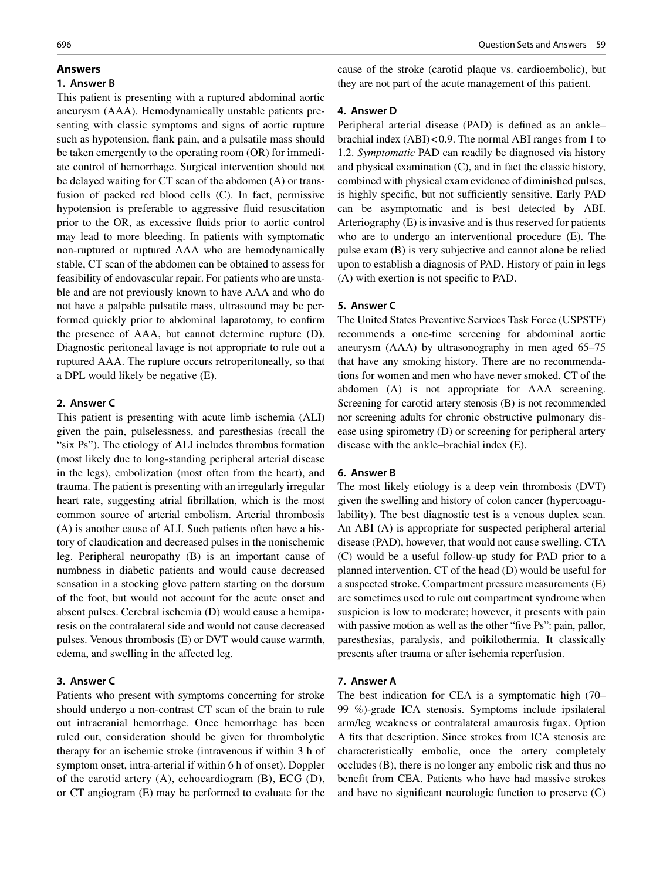## Answers

### 1. Answer B

This patient is presenting with a ruptured abdominal aortic aneurysm (AAA). Hemodynamically unstable patients presenting with classic symptoms and signs of aortic rupture such as hypotension, flank pain, and a pulsatile mass should be taken emergently to the operating room (OR) for immediate control of hemorrhage. Surgical intervention should not be delayed waiting for CT scan of the abdomen (A) or transfusion of packed red blood cells (C). In fact, permissive hypotension is preferable to aggressive fluid resuscitation prior to the OR, as excessive fluids prior to aortic control may lead to more bleeding. In patients with symptomatic non-ruptured or ruptured AAA who are hemodynamically stable, CT scan of the abdomen can be obtained to assess for feasibility of endovascular repair. For patients who are unstable and are not previously known to have AAA and who do not have a palpable pulsatile mass, ultrasound may be performed quickly prior to abdominal laparotomy, to confirm the presence of AAA, but cannot determine rupture (D). Diagnostic peritoneal lavage is not appropriate to rule out a ruptured AAA. The rupture occurs retroperitoneally, so that a DPL would likely be negative (E).

### 2. Answer C

This patient is presenting with acute limb ischemia (ALI) given the pain, pulselessness, and paresthesias (recall the "six Ps"). The etiology of ALI includes thrombus formation (most likely due to long-standing peripheral arterial disease in the legs), embolization (most often from the heart), and trauma. The patient is presenting with an irregularly irregular heart rate, suggesting atrial fibrillation, which is the most common source of arterial embolism. Arterial thrombosis (A) is another cause of ALI. Such patients often have a history of claudication and decreased pulses in the nonischemic leg. Peripheral neuropathy (B) is an important cause of numbness in diabetic patients and would cause decreased sensation in a stocking glove pattern starting on the dorsum of the foot, but would not account for the acute onset and absent pulses. Cerebral ischemia (D) would cause a hemiparesis on the contralateral side and would not cause decreased pulses. Venous thrombosis (E) or DVT would cause warmth, edema, and swelling in the affected leg.

### 3. Answer C

Patients who present with symptoms concerning for stroke should undergo a non-contrast CT scan of the brain to rule out intracranial hemorrhage. Once hemorrhage has been ruled out, consideration should be given for thrombolytic therapy for an ischemic stroke (intravenous if within 3 h of symptom onset, intra-arterial if within 6 h of onset). Doppler of the carotid artery (A), echocardiogram (B), ECG (D), or CT angiogram (E) may be performed to evaluate for the cause of the stroke (carotid plaque vs. cardioembolic), but they are not part of the acute management of this patient.

### 4. Answer D

Peripheral arterial disease (PAD) is defined as an ankle–brachial index (ABI) < 0.9. The normal ABI ranges from 1 to 1.2. *Symptomatic* PAD can readily be diagnosed via history and physical examination (C), and in fact the classic history, combined with physical exam evidence of diminished pulses, is highly specific, but not sufficiently sensitive. Early PAD can be asymptomatic and is best detected by ABI. Arteriography (E) is invasive and is thus reserved for patients who are to undergo an interventional procedure (E). The pulse exam (B) is very subjective and cannot alone be relied upon to establish a diagnosis of PAD. History of pain in legs (A) with exertion is not specific to PAD.

### 5. Answer C

The United States Preventive Services Task Force (USPSTF) recommends a one-time screening for abdominal aortic aneurysm (AAA) by ultrasonography in men aged 65–75 that have any smoking history. There are no recommendations for women and men who have never smoked. CT of the abdomen (A) is not appropriate for AAA screening. Screening for carotid artery stenosis (B) is not recommended nor screening adults for chronic obstructive pulmonary disease using spirometry (D) or screening for peripheral artery disease with the ankle–brachial index (E).

### 6. Answer B

The most likely etiology is a deep vein thrombosis (DVT) given the swelling and history of colon cancer (hypercoagulability). The best diagnostic test is a venous duplex scan. An ABI (A) is appropriate for suspected peripheral arterial disease (PAD), however, that would not cause swelling. CTA (C) would be a useful follow-up study for PAD prior to a planned intervention. CT of the head (D) would be useful for a suspected stroke. Compartment pressure measurements (E) are sometimes used to rule out compartment syndrome when suspicion is low to moderate; however, it presents with pain with passive motion as well as the other "five Ps": pain, pallor, paresthesias, paralysis, and poikilothermia. It classically presents after trauma or after ischemia reperfusion.

### 7. Answer A

The best indication for CEA is a symptomatic high (70–99 %)-grade ICA stenosis. Symptoms include ipsilateral arm/leg weakness or contralateral amaurosis fugax. Option A fits that description. Since strokes from ICA stenosis are characteristically embolic, once the artery completely occludes (B), there is no longer any embolic risk and thus no benefit from CEA. Patients who have had massive strokes and have no significant neurologic function to preserve (C)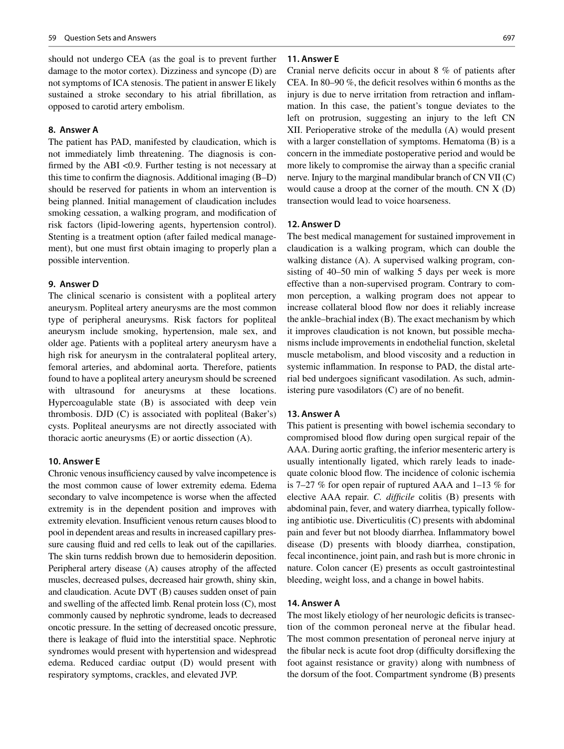should not undergo CEA (as the goal is to prevent further damage to the motor cortex). Dizziness and syncope (D) are not symptoms of ICA stenosis. The patient in answer E likely sustained a stroke secondary to his atrial fibrillation, as opposed to carotid artery embolism.

### 8. Answer A

The patient has PAD, manifested by claudication, which is not immediately limb threatening. The diagnosis is confirmed by the ABI <0.9. Further testing is not necessary at this time to confirm the diagnosis. Additional imaging (B–D) should be reserved for patients in whom an intervention is being planned. Initial management of claudication includes smoking cessation, a walking program, and modification of risk factors (lipid-lowering agents, hypertension control). Stenting is a treatment option (after failed medical management), but one must first obtain imaging to properly plan a possible intervention.

### 9. Answer D

The clinical scenario is consistent with a popliteal artery aneurysm. Popliteal artery aneurysms are the most common type of peripheral aneurysms. Risk factors for popliteal aneurysm include smoking, hypertension, male sex, and older age. Patients with a popliteal artery aneurysm have a high risk for aneurysm in the contralateral popliteal artery, femoral arteries, and abdominal aorta. Therefore, patients found to have a popliteal artery aneurysm should be screened with ultrasound for aneurysms at these locations. Hypercoagulable state (B) is associated with deep vein thrombosis. DJD (C) is associated with popliteal (Baker's) cysts. Popliteal aneurysms are not directly associated with thoracic aortic aneurysms (E) or aortic dissection (A).

### 10. Answer E

Chronic venous insufficiency caused by valve incompetence is the most common cause of lower extremity edema. Edema secondary to valve incompetence is worse when the affected extremity is in the dependent position and improves with extremity elevation. Insufficient venous return causes blood to pool in dependent areas and results in increased capillary pressure causing fluid and red cells to leak out of the capillaries. The skin turns reddish brown due to hemosiderin deposition. Peripheral artery disease (A) causes atrophy of the affected muscles, decreased pulses, decreased hair growth, shiny skin, and claudication. Acute DVT (B) causes sudden onset of pain and swelling of the affected limb. Renal protein loss (C), most commonly caused by nephrotic syndrome, leads to decreased oncotic pressure. In the setting of decreased oncotic pressure, there is leakage of fluid into the interstitial space. Nephrotic syndromes would present with hypertension and widespread edema. Reduced cardiac output (D) would present with respiratory symptoms, crackles, and elevated JVP.

### 11. Answer E

Cranial nerve deficits occur in about 8 % of patients after CEA. In 80–90 %, the deficit resolves within 6 months as the injury is due to nerve irritation from retraction and inflammation. In this case, the patient's tongue deviates to the left on protrusion, suggesting an injury to the left CN XII. Perioperative stroke of the medulla (A) would present with a larger constellation of symptoms. Hematoma (B) is a concern in the immediate postoperative period and would be more likely to compromise the airway than a specific cranial nerve. Injury to the marginal mandibular branch of CN VII (C) would cause a droop at the corner of the mouth. CN X (D) transection would lead to voice hoarseness.

### 12. Answer D

The best medical management for sustained improvement in claudication is a walking program, which can double the walking distance (A). A supervised walking program, consisting of 40–50 min of walking 5 days per week is more effective than a non-supervised program. Contrary to common perception, a walking program does not appear to increase collateral blood flow nor does it reliably increase the ankle–brachial index (B). The exact mechanism by which it improves claudication is not known, but possible mechanisms include improvements in endothelial function, skeletal muscle metabolism, and blood viscosity and a reduction in systemic inflammation. In response to PAD, the distal arterial bed undergoes significant vasodilation. As such, administering pure vasodilators (C) are of no benefit.

### 13. Answer A

This patient is presenting with bowel ischemia secondary to compromised blood flow during open surgical repair of the AAA. During aortic grafting, the inferior mesenteric artery is usually intentionally ligated, which rarely leads to inadequate colonic blood flow. The incidence of colonic ischemia is 7–27 % for open repair of ruptured AAA and 1–13 % for elective AAA repair. *C. difficile* colitis (B) presents with abdominal pain, fever, and watery diarrhea, typically following antibiotic use. Diverticulitis (C) presents with abdominal pain and fever but not bloody diarrhea. Inflammatory bowel disease (D) presents with bloody diarrhea, constipation, fecal incontinence, joint pain, and rash but is more chronic in nature. Colon cancer (E) presents as occult gastrointestinal bleeding, weight loss, and a change in bowel habits.

### 14. Answer A

The most likely etiology of her neurologic deficits is transection of the common peroneal nerve at the fibular head. The most common presentation of peroneal nerve injury at the fibular neck is acute foot drop (difficulty dorsiflexing the foot against resistance or gravity) along with numbness of the dorsum of the foot. Compartment syndrome (B) presents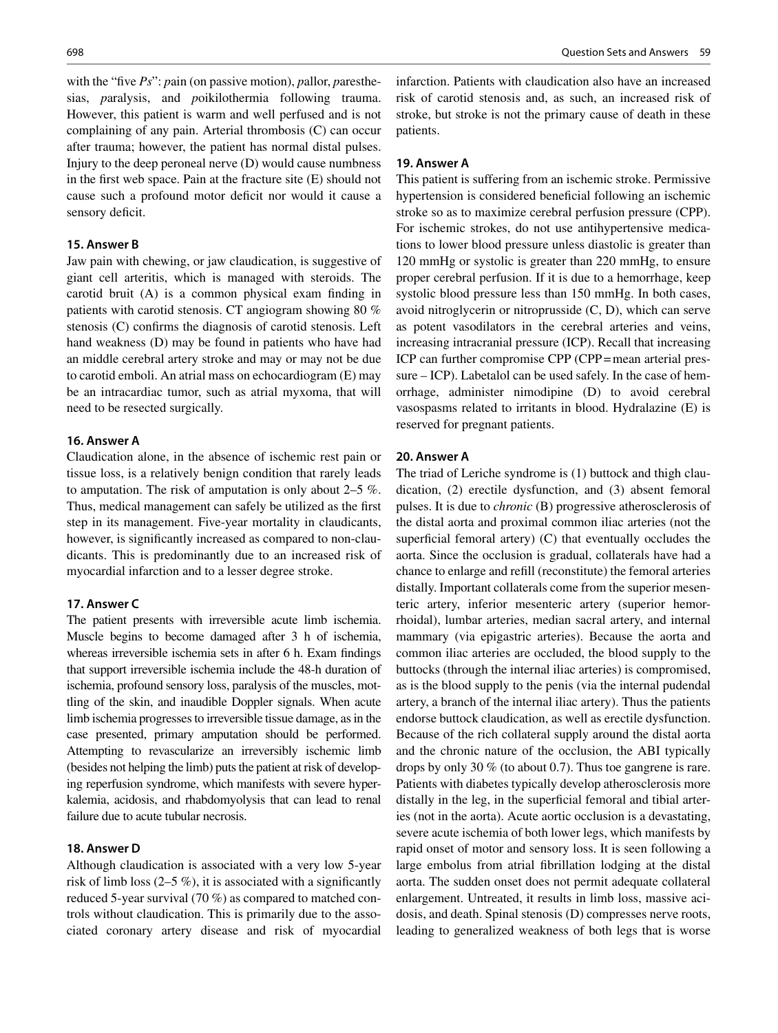with the "five *Ps*": *p*ain (on passive motion), *p*allor, *p*aresthesias, *p*aralysis, and *p*oikilothermia following trauma. However, this patient is warm and well perfused and is not complaining of any pain. Arterial thrombosis (C) can occur after trauma; however, the patient has normal distal pulses. Injury to the deep peroneal nerve (D) would cause numbness in the first web space. Pain at the fracture site (E) should not cause such a profound motor deficit nor would it cause a sensory deficit.

### 15. Answer B

Jaw pain with chewing, or jaw claudication, is suggestive of giant cell arteritis, which is managed with steroids. The carotid bruit (A) is a common physical exam finding in patients with carotid stenosis. CT angiogram showing 80 % stenosis (C) confirms the diagnosis of carotid stenosis. Left hand weakness (D) may be found in patients who have had an middle cerebral artery stroke and may or may not be due to carotid emboli. An atrial mass on echocardiogram (E) may be an intracardiac tumor, such as atrial myxoma, that will need to be resected surgically.

### 16. Answer A

Claudication alone, in the absence of ischemic rest pain or tissue loss, is a relatively benign condition that rarely leads to amputation. The risk of amputation is only about 2–5 %. Thus, medical management can safely be utilized as the first step in its management. Five-year mortality in claudicants, however, is significantly increased as compared to non-claudicants. This is predominantly due to an increased risk of myocardial infarction and to a lesser degree stroke.

### 17. Answer C

The patient presents with irreversible acute limb ischemia. Muscle begins to become damaged after 3 h of ischemia, whereas irreversible ischemia sets in after 6 h. Exam findings that support irreversible ischemia include the 48-h duration of ischemia, profound sensory loss, paralysis of the muscles, mottling of the skin, and inaudible Doppler signals. When acute limb ischemia progresses to irreversible tissue damage, as in the case presented, primary amputation should be performed. Attempting to revascularize an irreversibly ischemic limb (besides not helping the limb) puts the patient at risk of developing reperfusion syndrome, which manifests with severe hyperkalemia, acidosis, and rhabdomyolysis that can lead to renal failure due to acute tubular necrosis.

### 18. Answer D

Although claudication is associated with a very low 5-year risk of limb loss (2–5 %), it is associated with a significantly reduced 5-year survival (70 %) as compared to matched controls without claudication. This is primarily due to the associated coronary artery disease and risk of myocardial infarction. Patients with claudication also have an increased risk of carotid stenosis and, as such, an increased risk of stroke, but stroke is not the primary cause of death in these patients.

### 19. Answer A

This patient is suffering from an ischemic stroke. Permissive hypertension is considered beneficial following an ischemic stroke so as to maximize cerebral perfusion pressure (CPP). For ischemic strokes, do not use antihypertensive medications to lower blood pressure unless diastolic is greater than 120 mmHg or systolic is greater than 220 mmHg, to ensure proper cerebral perfusion. If it is due to a hemorrhage, keep systolic blood pressure less than 150 mmHg. In both cases, avoid nitroglycerin or nitroprusside (C, D), which can serve as potent vasodilators in the cerebral arteries and veins, increasing intracranial pressure (ICP). Recall that increasing ICP can further compromise CPP (CPP = mean arterial pressure – ICP). Labetalol can be used safely. In the case of hemorrhage, administer nimodipine (D) to avoid cerebral vasospasms related to irritants in blood. Hydralazine (E) is reserved for pregnant patients.

### 20. Answer A

The triad of Leriche syndrome is (1) buttock and thigh claudication, (2) erectile dysfunction, and (3) absent femoral pulses. It is due to *chronic* (B) progressive atherosclerosis of the distal aorta and proximal common iliac arteries (not the superficial femoral artery) (C) that eventually occludes the aorta. Since the occlusion is gradual, collaterals have had a chance to enlarge and refill (reconstitute) the femoral arteries distally. Important collaterals come from the superior mesenteric artery, inferior mesenteric artery (superior hemorrhoidal), lumbar arteries, median sacral artery, and internal mammary (via epigastric arteries). Because the aorta and common iliac arteries are occluded, the blood supply to the buttocks (through the internal iliac arteries) is compromised, as is the blood supply to the penis (via the internal pudendal artery, a branch of the internal iliac artery). Thus the patients endorse buttock claudication, as well as erectile dysfunction. Because of the rich collateral supply around the distal aorta and the chronic nature of the occlusion, the ABI typically drops by only 30 % (to about 0.7). Thus toe gangrene is rare. Patients with diabetes typically develop atherosclerosis more distally in the leg, in the superficial femoral and tibial arteries (not in the aorta). Acute aortic occlusion is a devastating, severe acute ischemia of both lower legs, which manifests by rapid onset of motor and sensory loss. It is seen following a large embolus from atrial fibrillation lodging at the distal aorta. The sudden onset does not permit adequate collateral enlargement. Untreated, it results in limb loss, massive acidosis, and death. Spinal stenosis (D) compresses nerve roots, leading to generalized weakness of both legs that is worse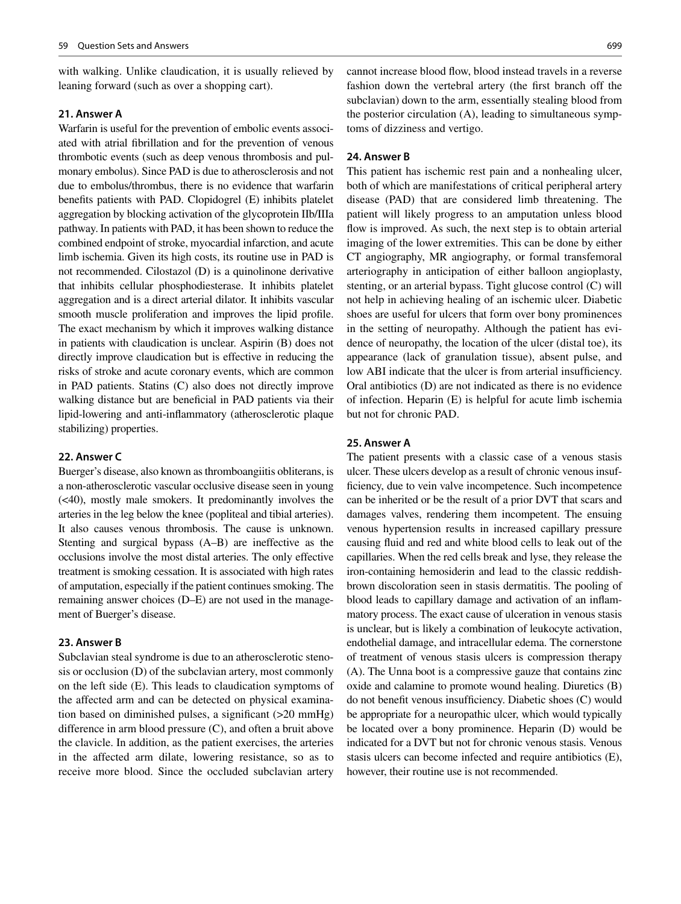with walking. Unlike claudication, it is usually relieved by leaning forward (such as over a shopping cart).

### 21. Answer A

Warfarin is useful for the prevention of embolic events associated with atrial fibrillation and for the prevention of venous thrombotic events (such as deep venous thrombosis and pulmonary embolus). Since PAD is due to atherosclerosis and not due to embolus/thrombus, there is no evidence that warfarin benefits patients with PAD. Clopidogrel (E) inhibits platelet aggregation by blocking activation of the glycoprotein IIb/IIIa pathway. In patients with PAD, it has been shown to reduce the combined endpoint of stroke, myocardial infarction, and acute limb ischemia. Given its high costs, its routine use in PAD is not recommended. Cilostazol (D) is a quinolinone derivative that inhibits cellular phosphodiesterase. It inhibits platelet aggregation and is a direct arterial dilator. It inhibits vascular smooth muscle proliferation and improves the lipid profile. The exact mechanism by which it improves walking distance in patients with claudication is unclear. Aspirin (B) does not directly improve claudication but is effective in reducing the risks of stroke and acute coronary events, which are common in PAD patients. Statins (C) also does not directly improve walking distance but are beneficial in PAD patients via their lipid-lowering and anti-inflammatory (atherosclerotic plaque stabilizing) properties.

### 22. Answer C

Buerger's disease, also known as thromboangiitis obliterans, is a non-atherosclerotic vascular occlusive disease seen in young (<40), mostly male smokers. It predominantly involves the arteries in the leg below the knee (popliteal and tibial arteries). It also causes venous thrombosis. The cause is unknown. Stenting and surgical bypass (A–B) are ineffective as the occlusions involve the most distal arteries. The only effective treatment is smoking cessation. It is associated with high rates of amputation, especially if the patient continues smoking. The remaining answer choices (D–E) are not used in the management of Buerger's disease.

### 23. Answer B

Subclavian steal syndrome is due to an atherosclerotic stenosis or occlusion (D) of the subclavian artery, most commonly on the left side (E). This leads to claudication symptoms of the affected arm and can be detected on physical examination based on diminished pulses, a significant (>20 mmHg) difference in arm blood pressure (C), and often a bruit above the clavicle. In addition, as the patient exercises, the arteries in the affected arm dilate, lowering resistance, so as to receive more blood. Since the occluded subclavian artery cannot increase blood flow, blood instead travels in a reverse fashion down the vertebral artery (the first branch off the subclavian) down to the arm, essentially stealing blood from the posterior circulation (A), leading to simultaneous symptoms of dizziness and vertigo.

### 24. Answer B

This patient has ischemic rest pain and a nonhealing ulcer, both of which are manifestations of critical peripheral artery disease (PAD) that are considered limb threatening. The patient will likely progress to an amputation unless blood flow is improved. As such, the next step is to obtain arterial imaging of the lower extremities. This can be done by either CT angiography, MR angiography, or formal transfemoral arteriography in anticipation of either balloon angioplasty, stenting, or an arterial bypass. Tight glucose control (C) will not help in achieving healing of an ischemic ulcer. Diabetic shoes are useful for ulcers that form over bony prominences in the setting of neuropathy. Although the patient has evidence of neuropathy, the location of the ulcer (distal toe), its appearance (lack of granulation tissue), absent pulse, and low ABI indicate that the ulcer is from arterial insufficiency. Oral antibiotics (D) are not indicated as there is no evidence of infection. Heparin (E) is helpful for acute limb ischemia but not for chronic PAD.

### 25. Answer A

The patient presents with a classic case of a venous stasis ulcer. These ulcers develop as a result of chronic venous insufficiency, due to vein valve incompetence. Such incompetence can be inherited or be the result of a prior DVT that scars and damages valves, rendering them incompetent. The ensuing venous hypertension results in increased capillary pressure causing fluid and red and white blood cells to leak out of the capillaries. When the red cells break and lyse, they release the iron-containing hemosiderin and lead to the classic reddish-brown discoloration seen in stasis dermatitis. The pooling of blood leads to capillary damage and activation of an inflammatory process. The exact cause of ulceration in venous stasis is unclear, but is likely a combination of leukocyte activation, endothelial damage, and intracellular edema. The cornerstone of treatment of venous stasis ulcers is compression therapy (A). The Unna boot is a compressive gauze that contains zinc oxide and calamine to promote wound healing. Diuretics (B) do not benefit venous insufficiency. Diabetic shoes (C) would be appropriate for a neuropathic ulcer, which would typically be located over a bony prominence. Heparin (D) would be indicated for a DVT but not for chronic venous stasis. Venous stasis ulcers can become infected and require antibiotics (E), however, their routine use is not recommended.